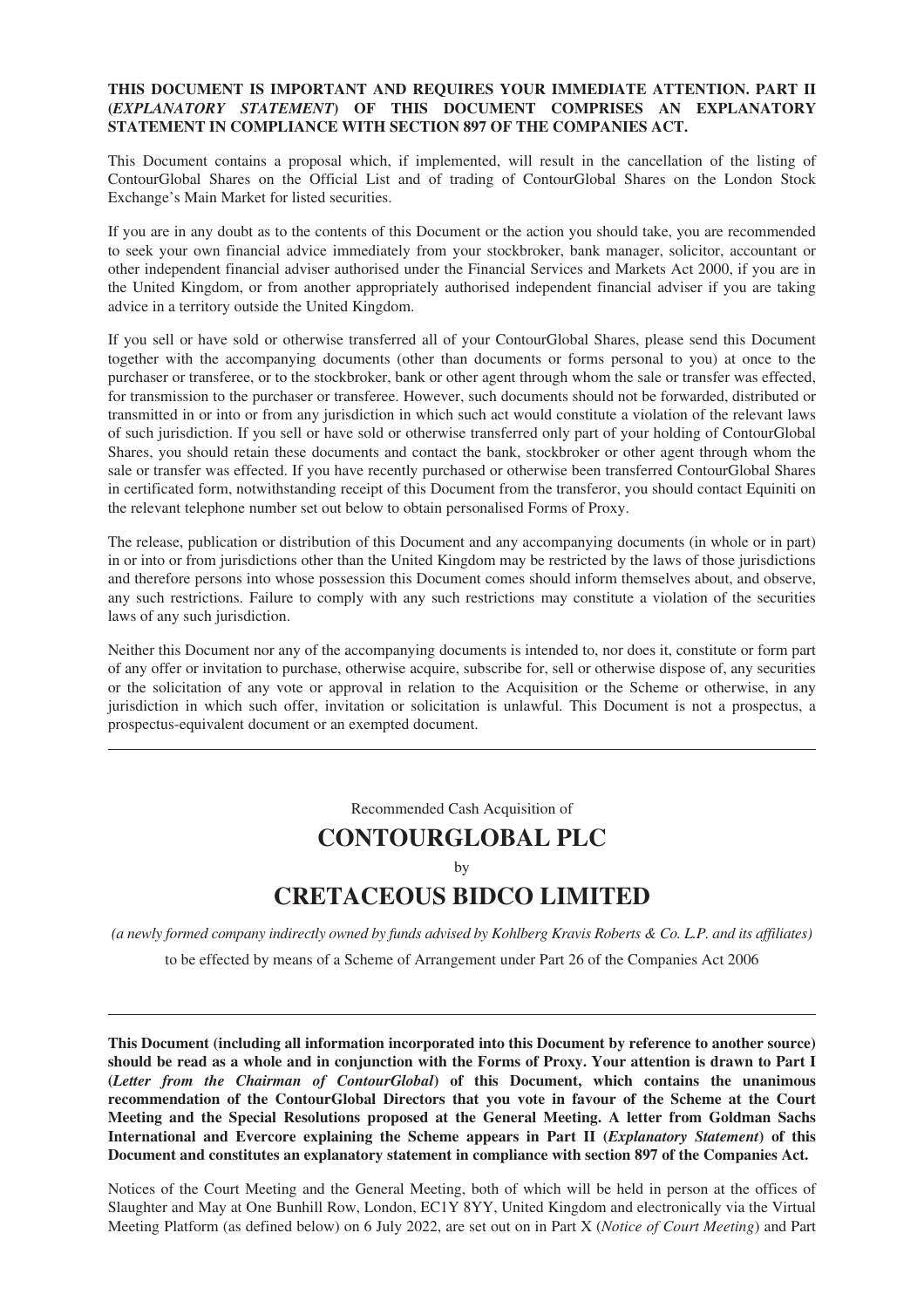**THIS DOCUMENT IS IMPORTANT AND REQUIRES YOUR IMMEDIATE ATTENTION. PART II (*EXPLANATORY STATEMENT*) OF THIS DOCUMENT COMPRISES AN EXPLANATORY STATEMENT IN COMPLIANCE WITH SECTION 897 OF THE COMPANIES ACT.**

This Document contains a proposal which, if implemented, will result in the cancellation of the listing of ContourGlobal Shares on the Official List and of trading of ContourGlobal Shares on the London Stock Exchange's Main Market for listed securities.

If you are in any doubt as to the contents of this Document or the action you should take, you are recommended to seek your own financial advice immediately from your stockbroker, bank manager, solicitor, accountant or other independent financial adviser authorised under the Financial Services and Markets Act 2000, if you are in the United Kingdom, or from another appropriately authorised independent financial adviser if you are taking advice in a territory outside the United Kingdom.

If you sell or have sold or otherwise transferred all of your ContourGlobal Shares, please send this Document together with the accompanying documents (other than documents or forms personal to you) at once to the purchaser or transferee, or to the stockbroker, bank or other agent through whom the sale or transfer was effected, for transmission to the purchaser or transferee. However, such documents should not be forwarded, distributed or transmitted in or into or from any jurisdiction in which such act would constitute a violation of the relevant laws of such jurisdiction. If you sell or have sold or otherwise transferred only part of your holding of ContourGlobal Shares, you should retain these documents and contact the bank, stockbroker or other agent through whom the sale or transfer was effected. If you have recently purchased or otherwise been transferred ContourGlobal Shares in certificated form, notwithstanding receipt of this Document from the transferor, you should contact Equiniti on the relevant telephone number set out below to obtain personalised Forms of Proxy.

The release, publication or distribution of this Document and any accompanying documents (in whole or in part) in or into or from jurisdictions other than the United Kingdom may be restricted by the laws of those jurisdictions and therefore persons into whose possession this Document comes should inform themselves about, and observe, any such restrictions. Failure to comply with any such restrictions may constitute a violation of the securities laws of any such jurisdiction.

Neither this Document nor any of the accompanying documents is intended to, nor does it, constitute or form part of any offer or invitation to purchase, otherwise acquire, subscribe for, sell or otherwise dispose of, any securities or the solicitation of any vote or approval in relation to the Acquisition or the Scheme or otherwise, in any jurisdiction in which such offer, invitation or solicitation is unlawful. This Document is not a prospectus, a prospectus-equivalent document or an exempted document.

---

Recommended Cash Acquisition of

# CONTOURGLOBAL PLC

by

# CRETACEOUS BIDCO LIMITED

*(a newly formed company indirectly owned by funds advised by Kohlberg Kravis Roberts & Co. L.P. and its affiliates)*

to be effected by means of a Scheme of Arrangement under Part 26 of the Companies Act 2006

---

**This Document (including all information incorporated into this Document by reference to another source) should be read as a whole and in conjunction with the Forms of Proxy. Your attention is drawn to Part I (*Letter from the Chairman of ContourGlobal*) of this Document, which contains the unanimous recommendation of the ContourGlobal Directors that you vote in favour of the Scheme at the Court Meeting and the Special Resolutions proposed at the General Meeting. A letter from Goldman Sachs International and Evercore explaining the Scheme appears in Part II (*Explanatory Statement*) of this Document and constitutes an explanatory statement in compliance with section 897 of the Companies Act.**

Notices of the Court Meeting and the General Meeting, both of which will be held in person at the offices of Slaughter and May at One Bunhill Row, London, EC1Y 8YY, United Kingdom and electronically via the Virtual Meeting Platform (as defined below) on 6 July 2022, are set out on in Part X (*Notice of Court Meeting*) and Part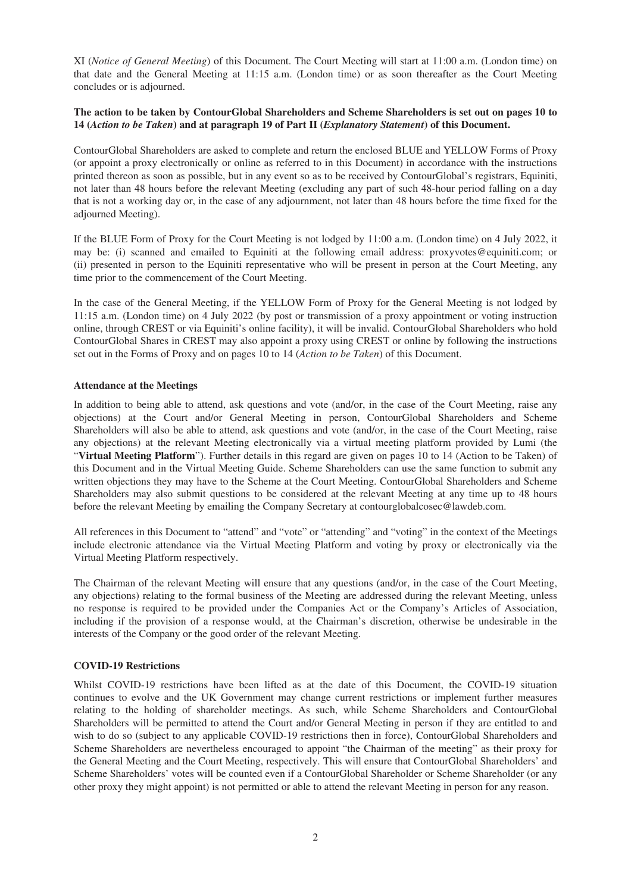XI (*Notice of General Meeting*) of this Document. The Court Meeting will start at 11:00 a.m. (London time) on that date and the General Meeting at 11:15 a.m. (London time) or as soon thereafter as the Court Meeting concludes or is adjourned.

**The action to be taken by ContourGlobal Shareholders and Scheme Shareholders is set out on pages 10 to 14 (*Action to be Taken*) and at paragraph 19 of Part II (*Explanatory Statement*) of this Document.**

ContourGlobal Shareholders are asked to complete and return the enclosed BLUE and YELLOW Forms of Proxy (or appoint a proxy electronically or online as referred to in this Document) in accordance with the instructions printed thereon as soon as possible, but in any event so as to be received by ContourGlobal's registrars, Equiniti, not later than 48 hours before the relevant Meeting (excluding any part of such 48-hour period falling on a day that is not a working day or, in the case of any adjournment, not later than 48 hours before the time fixed for the adjourned Meeting).

If the BLUE Form of Proxy for the Court Meeting is not lodged by 11:00 a.m. (London time) on 4 July 2022, it may be: (i) scanned and emailed to Equiniti at the following email address: proxyvotes@equiniti.com; or (ii) presented in person to the Equiniti representative who will be present in person at the Court Meeting, any time prior to the commencement of the Court Meeting.

In the case of the General Meeting, if the YELLOW Form of Proxy for the General Meeting is not lodged by 11:15 a.m. (London time) on 4 July 2022 (by post or transmission of a proxy appointment or voting instruction online, through CREST or via Equiniti's online facility), it will be invalid. ContourGlobal Shareholders who hold ContourGlobal Shares in CREST may also appoint a proxy using CREST or online by following the instructions set out in the Forms of Proxy and on pages 10 to 14 (*Action to be Taken*) of this Document.

**Attendance at the Meetings**

In addition to being able to attend, ask questions and vote (and/or, in the case of the Court Meeting, raise any objections) at the Court and/or General Meeting in person, ContourGlobal Shareholders and Scheme Shareholders will also be able to attend, ask questions and vote (and/or, in the case of the Court Meeting, raise any objections) at the relevant Meeting electronically via a virtual meeting platform provided by Lumi (the "**Virtual Meeting Platform**"). Further details in this regard are given on pages 10 to 14 (Action to be Taken) of this Document and in the Virtual Meeting Guide. Scheme Shareholders can use the same function to submit any written objections they may have to the Scheme at the Court Meeting. ContourGlobal Shareholders and Scheme Shareholders may also submit questions to be considered at the relevant Meeting at any time up to 48 hours before the relevant Meeting by emailing the Company Secretary at contourglobalcosec@lawdeb.com.

All references in this Document to "attend" and "vote" or "attending" and "voting" in the context of the Meetings include electronic attendance via the Virtual Meeting Platform and voting by proxy or electronically via the Virtual Meeting Platform respectively.

The Chairman of the relevant Meeting will ensure that any questions (and/or, in the case of the Court Meeting, any objections) relating to the formal business of the Meeting are addressed during the relevant Meeting, unless no response is required to be provided under the Companies Act or the Company's Articles of Association, including if the provision of a response would, at the Chairman's discretion, otherwise be undesirable in the interests of the Company or the good order of the relevant Meeting.

**COVID-19 Restrictions**

Whilst COVID-19 restrictions have been lifted as at the date of this Document, the COVID-19 situation continues to evolve and the UK Government may change current restrictions or implement further measures relating to the holding of shareholder meetings. As such, while Scheme Shareholders and ContourGlobal Shareholders will be permitted to attend the Court and/or General Meeting in person if they are entitled to and wish to do so (subject to any applicable COVID-19 restrictions then in force), ContourGlobal Shareholders and Scheme Shareholders are nevertheless encouraged to appoint "the Chairman of the meeting" as their proxy for the General Meeting and the Court Meeting, respectively. This will ensure that ContourGlobal Shareholders' and Scheme Shareholders' votes will be counted even if a ContourGlobal Shareholder or Scheme Shareholder (or any other proxy they might appoint) is not permitted or able to attend the relevant Meeting in person for any reason.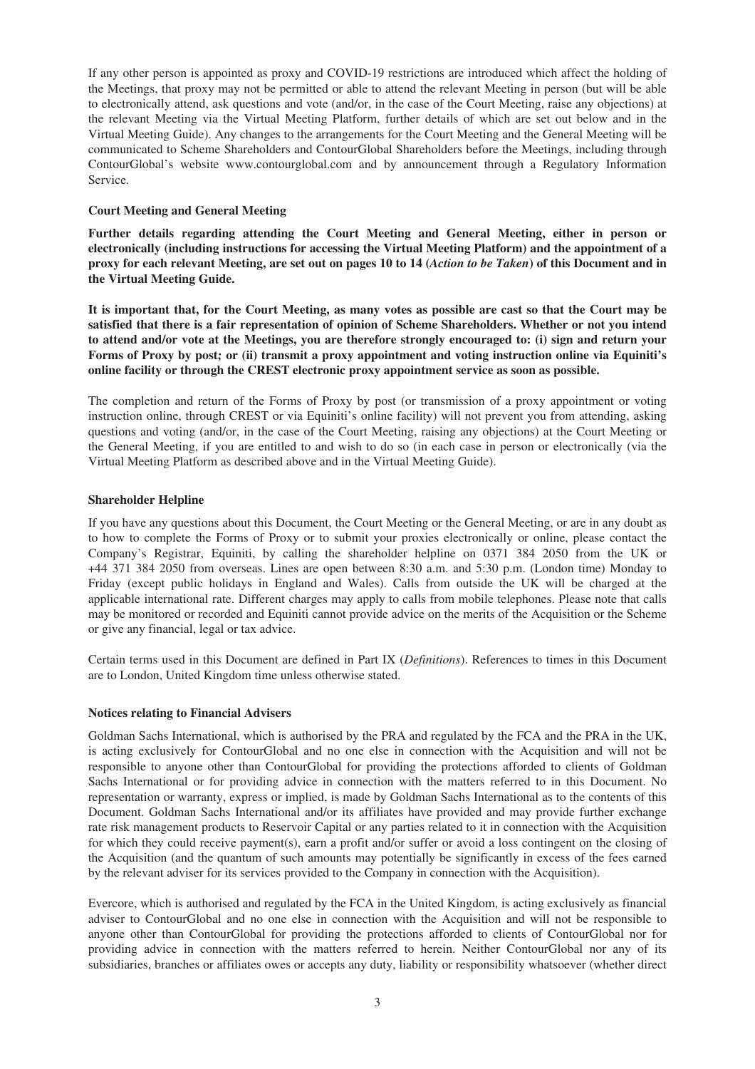If any other person is appointed as proxy and COVID-19 restrictions are introduced which affect the holding of the Meetings, that proxy may not be permitted or able to attend the relevant Meeting in person (but will be able to electronically attend, ask questions and vote (and/or, in the case of the Court Meeting, raise any objections) at the relevant Meeting via the Virtual Meeting Platform, further details of which are set out below and in the Virtual Meeting Guide). Any changes to the arrangements for the Court Meeting and the General Meeting will be communicated to Scheme Shareholders and ContourGlobal Shareholders before the Meetings, including through ContourGlobal's website www.contourglobal.com and by announcement through a Regulatory Information Service.

**Court Meeting and General Meeting**

**Further details regarding attending the Court Meeting and General Meeting, either in person or electronically (including instructions for accessing the Virtual Meeting Platform) and the appointment of a proxy for each relevant Meeting, are set out on pages 10 to 14 (*Action to be Taken*) of this Document and in the Virtual Meeting Guide.**

**It is important that, for the Court Meeting, as many votes as possible are cast so that the Court may be satisfied that there is a fair representation of opinion of Scheme Shareholders. Whether or not you intend to attend and/or vote at the Meetings, you are therefore strongly encouraged to: (i) sign and return your Forms of Proxy by post; or (ii) transmit a proxy appointment and voting instruction online via Equiniti's online facility or through the CREST electronic proxy appointment service as soon as possible.**

The completion and return of the Forms of Proxy by post (or transmission of a proxy appointment or voting instruction online, through CREST or via Equiniti's online facility) will not prevent you from attending, asking questions and voting (and/or, in the case of the Court Meeting, raising any objections) at the Court Meeting or the General Meeting, if you are entitled to and wish to do so (in each case in person or electronically (via the Virtual Meeting Platform as described above and in the Virtual Meeting Guide).

**Shareholder Helpline**

If you have any questions about this Document, the Court Meeting or the General Meeting, or are in any doubt as to how to complete the Forms of Proxy or to submit your proxies electronically or online, please contact the Company's Registrar, Equiniti, by calling the shareholder helpline on 0371 384 2050 from the UK or +44 371 384 2050 from overseas. Lines are open between 8:30 a.m. and 5:30 p.m. (London time) Monday to Friday (except public holidays in England and Wales). Calls from outside the UK will be charged at the applicable international rate. Different charges may apply to calls from mobile telephones. Please note that calls may be monitored or recorded and Equiniti cannot provide advice on the merits of the Acquisition or the Scheme or give any financial, legal or tax advice.

Certain terms used in this Document are defined in Part IX (*Definitions*). References to times in this Document are to London, United Kingdom time unless otherwise stated.

**Notices relating to Financial Advisers**

Goldman Sachs International, which is authorised by the PRA and regulated by the FCA and the PRA in the UK, is acting exclusively for ContourGlobal and no one else in connection with the Acquisition and will not be responsible to anyone other than ContourGlobal for providing the protections afforded to clients of Goldman Sachs International or for providing advice in connection with the matters referred to in this Document. No representation or warranty, express or implied, is made by Goldman Sachs International as to the contents of this Document. Goldman Sachs International and/or its affiliates have provided and may provide further exchange rate risk management products to Reservoir Capital or any parties related to it in connection with the Acquisition for which they could receive payment(s), earn a profit and/or suffer or avoid a loss contingent on the closing of the Acquisition (and the quantum of such amounts may potentially be significantly in excess of the fees earned by the relevant adviser for its services provided to the Company in connection with the Acquisition).

Evercore, which is authorised and regulated by the FCA in the United Kingdom, is acting exclusively as financial adviser to ContourGlobal and no one else in connection with the Acquisition and will not be responsible to anyone other than ContourGlobal for providing the protections afforded to clients of ContourGlobal nor for providing advice in connection with the matters referred to herein. Neither ContourGlobal nor any of its subsidiaries, branches or affiliates owes or accepts any duty, liability or responsibility whatsoever (whether direct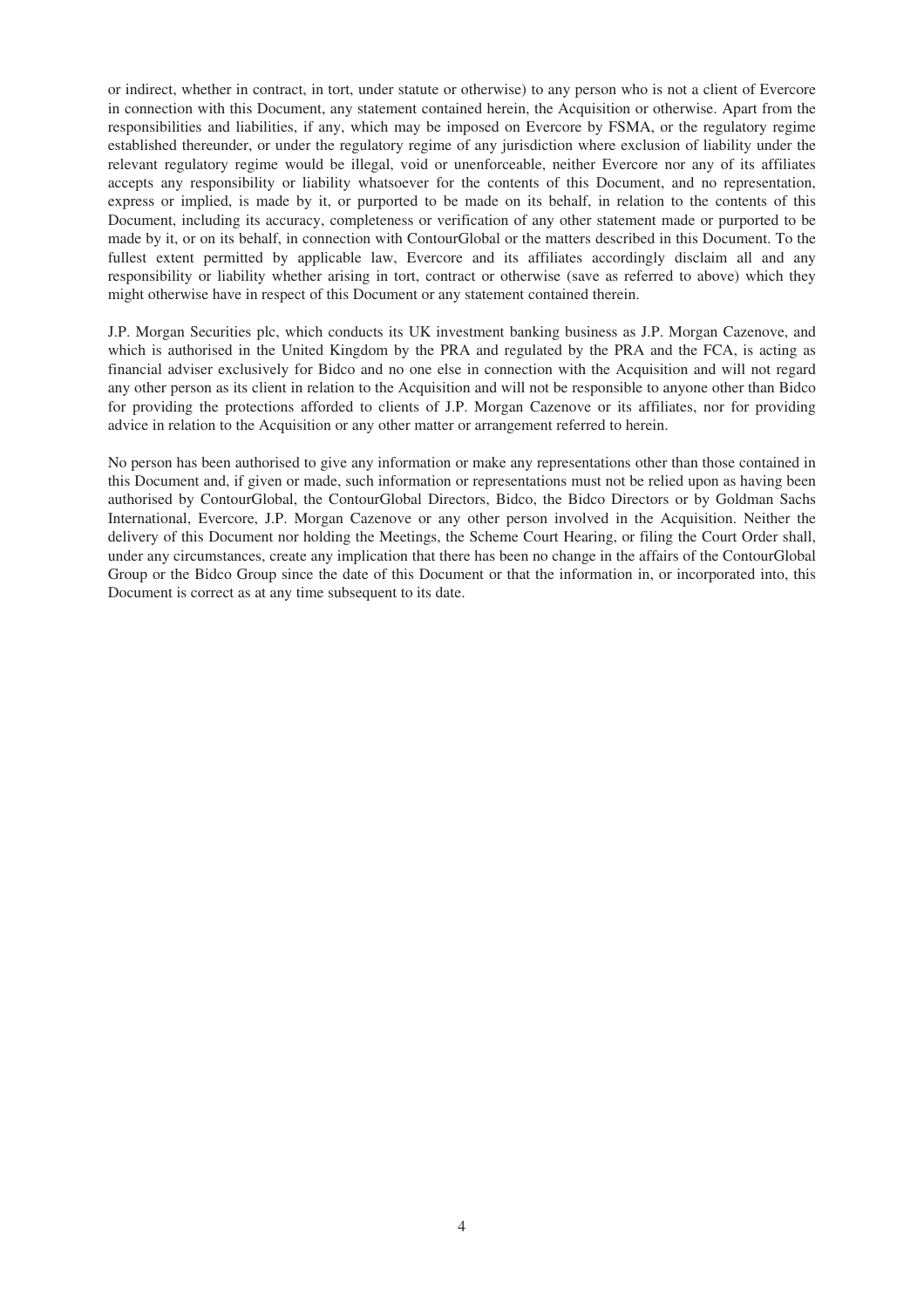or indirect, whether in contract, in tort, under statute or otherwise) to any person who is not a client of Evercore in connection with this Document, any statement contained herein, the Acquisition or otherwise. Apart from the responsibilities and liabilities, if any, which may be imposed on Evercore by FSMA, or the regulatory regime established thereunder, or under the regulatory regime of any jurisdiction where exclusion of liability under the relevant regulatory regime would be illegal, void or unenforceable, neither Evercore nor any of its affiliates accepts any responsibility or liability whatsoever for the contents of this Document, and no representation, express or implied, is made by it, or purported to be made on its behalf, in relation to the contents of this Document, including its accuracy, completeness or verification of any other statement made or purported to be made by it, or on its behalf, in connection with ContourGlobal or the matters described in this Document. To the fullest extent permitted by applicable law, Evercore and its affiliates accordingly disclaim all and any responsibility or liability whether arising in tort, contract or otherwise (save as referred to above) which they might otherwise have in respect of this Document or any statement contained therein.

J.P. Morgan Securities plc, which conducts its UK investment banking business as J.P. Morgan Cazenove, and which is authorised in the United Kingdom by the PRA and regulated by the PRA and the FCA, is acting as financial adviser exclusively for Bidco and no one else in connection with the Acquisition and will not regard any other person as its client in relation to the Acquisition and will not be responsible to anyone other than Bidco for providing the protections afforded to clients of J.P. Morgan Cazenove or its affiliates, nor for providing advice in relation to the Acquisition or any other matter or arrangement referred to herein.

No person has been authorised to give any information or make any representations other than those contained in this Document and, if given or made, such information or representations must not be relied upon as having been authorised by ContourGlobal, the ContourGlobal Directors, Bidco, the Bidco Directors or by Goldman Sachs International, Evercore, J.P. Morgan Cazenove or any other person involved in the Acquisition. Neither the delivery of this Document nor holding the Meetings, the Scheme Court Hearing, or filing the Court Order shall, under any circumstances, create any implication that there has been no change in the affairs of the ContourGlobal Group or the Bidco Group since the date of this Document or that the information in, or incorporated into, this Document is correct as at any time subsequent to its date.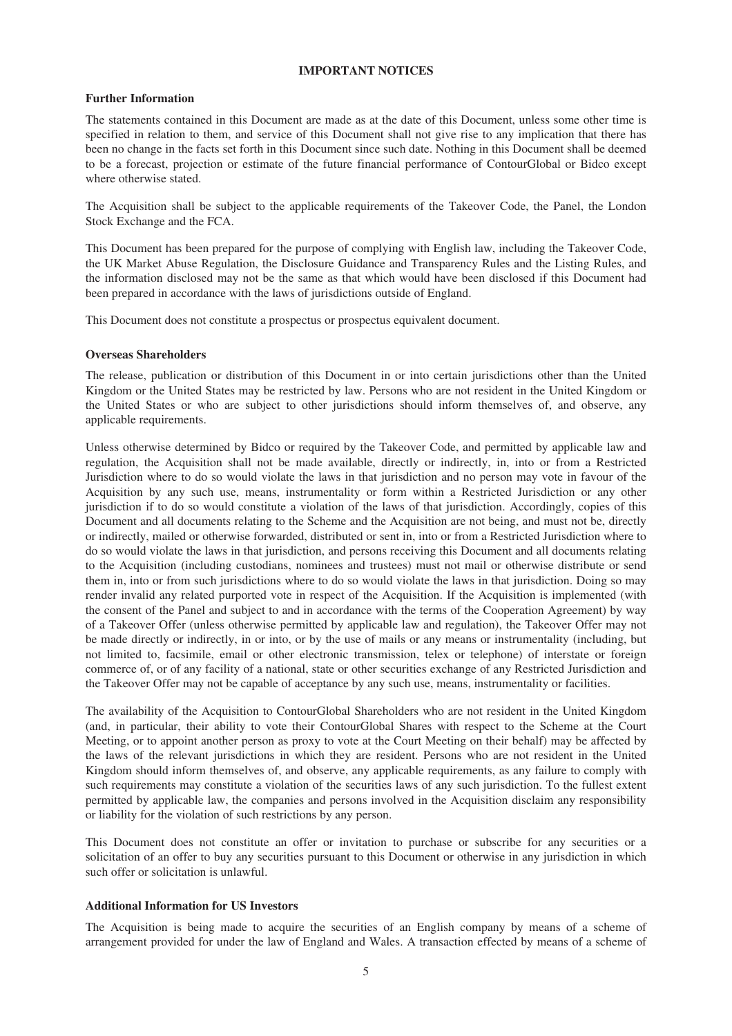# IMPORTANT NOTICES

## Further Information

The statements contained in this Document are made as at the date of this Document, unless some other time is specified in relation to them, and service of this Document shall not give rise to any implication that there has been no change in the facts set forth in this Document since such date. Nothing in this Document shall be deemed to be a forecast, projection or estimate of the future financial performance of ContourGlobal or Bidco except where otherwise stated.

The Acquisition shall be subject to the applicable requirements of the Takeover Code, the Panel, the London Stock Exchange and the FCA.

This Document has been prepared for the purpose of complying with English law, including the Takeover Code, the UK Market Abuse Regulation, the Disclosure Guidance and Transparency Rules and the Listing Rules, and the information disclosed may not be the same as that which would have been disclosed if this Document had been prepared in accordance with the laws of jurisdictions outside of England.

This Document does not constitute a prospectus or prospectus equivalent document.

## Overseas Shareholders

The release, publication or distribution of this Document in or into certain jurisdictions other than the United Kingdom or the United States may be restricted by law. Persons who are not resident in the United Kingdom or the United States or who are subject to other jurisdictions should inform themselves of, and observe, any applicable requirements.

Unless otherwise determined by Bidco or required by the Takeover Code, and permitted by applicable law and regulation, the Acquisition shall not be made available, directly or indirectly, in, into or from a Restricted Jurisdiction where to do so would violate the laws in that jurisdiction and no person may vote in favour of the Acquisition by any such use, means, instrumentality or form within a Restricted Jurisdiction or any other jurisdiction if to do so would constitute a violation of the laws of that jurisdiction. Accordingly, copies of this Document and all documents relating to the Scheme and the Acquisition are not being, and must not be, directly or indirectly, mailed or otherwise forwarded, distributed or sent in, into or from a Restricted Jurisdiction where to do so would violate the laws in that jurisdiction, and persons receiving this Document and all documents relating to the Acquisition (including custodians, nominees and trustees) must not mail or otherwise distribute or send them in, into or from such jurisdictions where to do so would violate the laws in that jurisdiction. Doing so may render invalid any related purported vote in respect of the Acquisition. If the Acquisition is implemented (with the consent of the Panel and subject to and in accordance with the terms of the Cooperation Agreement) by way of a Takeover Offer (unless otherwise permitted by applicable law and regulation), the Takeover Offer may not be made directly or indirectly, in or into, or by the use of mails or any means or instrumentality (including, but not limited to, facsimile, email or other electronic transmission, telex or telephone) of interstate or foreign commerce of, or of any facility of a national, state or other securities exchange of any Restricted Jurisdiction and the Takeover Offer may not be capable of acceptance by any such use, means, instrumentality or facilities.

The availability of the Acquisition to ContourGlobal Shareholders who are not resident in the United Kingdom (and, in particular, their ability to vote their ContourGlobal Shares with respect to the Scheme at the Court Meeting, or to appoint another person as proxy to vote at the Court Meeting on their behalf) may be affected by the laws of the relevant jurisdictions in which they are resident. Persons who are not resident in the United Kingdom should inform themselves of, and observe, any applicable requirements, as any failure to comply with such requirements may constitute a violation of the securities laws of any such jurisdiction. To the fullest extent permitted by applicable law, the companies and persons involved in the Acquisition disclaim any responsibility or liability for the violation of such restrictions by any person.

This Document does not constitute an offer or invitation to purchase or subscribe for any securities or a solicitation of an offer to buy any securities pursuant to this Document or otherwise in any jurisdiction in which such offer or solicitation is unlawful.

## Additional Information for US Investors

The Acquisition is being made to acquire the securities of an English company by means of a scheme of arrangement provided for under the law of England and Wales. A transaction effected by means of a scheme of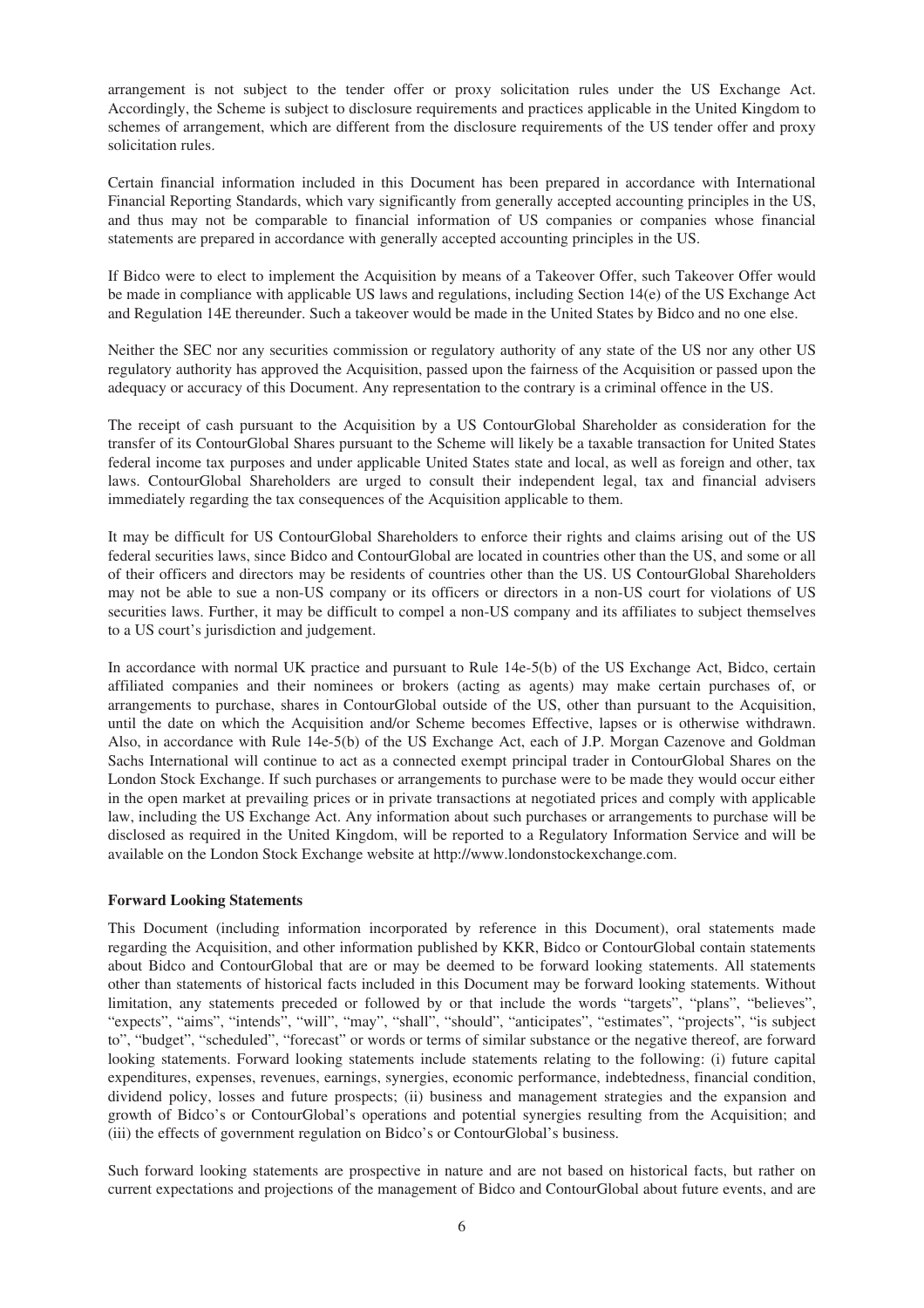arrangement is not subject to the tender offer or proxy solicitation rules under the US Exchange Act. Accordingly, the Scheme is subject to disclosure requirements and practices applicable in the United Kingdom to schemes of arrangement, which are different from the disclosure requirements of the US tender offer and proxy solicitation rules.

Certain financial information included in this Document has been prepared in accordance with International Financial Reporting Standards, which vary significantly from generally accepted accounting principles in the US, and thus may not be comparable to financial information of US companies or companies whose financial statements are prepared in accordance with generally accepted accounting principles in the US.

If Bidco were to elect to implement the Acquisition by means of a Takeover Offer, such Takeover Offer would be made in compliance with applicable US laws and regulations, including Section 14(e) of the US Exchange Act and Regulation 14E thereunder. Such a takeover would be made in the United States by Bidco and no one else.

Neither the SEC nor any securities commission or regulatory authority of any state of the US nor any other US regulatory authority has approved the Acquisition, passed upon the fairness of the Acquisition or passed upon the adequacy or accuracy of this Document. Any representation to the contrary is a criminal offence in the US.

The receipt of cash pursuant to the Acquisition by a US ContourGlobal Shareholder as consideration for the transfer of its ContourGlobal Shares pursuant to the Scheme will likely be a taxable transaction for United States federal income tax purposes and under applicable United States state and local, as well as foreign and other, tax laws. ContourGlobal Shareholders are urged to consult their independent legal, tax and financial advisers immediately regarding the tax consequences of the Acquisition applicable to them.

It may be difficult for US ContourGlobal Shareholders to enforce their rights and claims arising out of the US federal securities laws, since Bidco and ContourGlobal are located in countries other than the US, and some or all of their officers and directors may be residents of countries other than the US. US ContourGlobal Shareholders may not be able to sue a non-US company or its officers or directors in a non-US court for violations of US securities laws. Further, it may be difficult to compel a non-US company and its affiliates to subject themselves to a US court's jurisdiction and judgement.

In accordance with normal UK practice and pursuant to Rule 14e-5(b) of the US Exchange Act, Bidco, certain affiliated companies and their nominees or brokers (acting as agents) may make certain purchases of, or arrangements to purchase, shares in ContourGlobal outside of the US, other than pursuant to the Acquisition, until the date on which the Acquisition and/or Scheme becomes Effective, lapses or is otherwise withdrawn. Also, in accordance with Rule 14e-5(b) of the US Exchange Act, each of J.P. Morgan Cazenove and Goldman Sachs International will continue to act as a connected exempt principal trader in ContourGlobal Shares on the London Stock Exchange. If such purchases or arrangements to purchase were to be made they would occur either in the open market at prevailing prices or in private transactions at negotiated prices and comply with applicable law, including the US Exchange Act. Any information about such purchases or arrangements to purchase will be disclosed as required in the United Kingdom, will be reported to a Regulatory Information Service and will be available on the London Stock Exchange website at http://www.londonstockexchange.com.

**Forward Looking Statements**

This Document (including information incorporated by reference in this Document), oral statements made regarding the Acquisition, and other information published by KKR, Bidco or ContourGlobal contain statements about Bidco and ContourGlobal that are or may be deemed to be forward looking statements. All statements other than statements of historical facts included in this Document may be forward looking statements. Without limitation, any statements preceded or followed by or that include the words "targets", "plans", "believes", "expects", "aims", "intends", "will", "may", "shall", "should", "anticipates", "estimates", "projects", "is subject to", "budget", "scheduled", "forecast" or words or terms of similar substance or the negative thereof, are forward looking statements. Forward looking statements include statements relating to the following: (i) future capital expenditures, expenses, revenues, earnings, synergies, economic performance, indebtedness, financial condition, dividend policy, losses and future prospects; (ii) business and management strategies and the expansion and growth of Bidco's or ContourGlobal's operations and potential synergies resulting from the Acquisition; and (iii) the effects of government regulation on Bidco's or ContourGlobal's business.

Such forward looking statements are prospective in nature and are not based on historical facts, but rather on current expectations and projections of the management of Bidco and ContourGlobal about future events, and are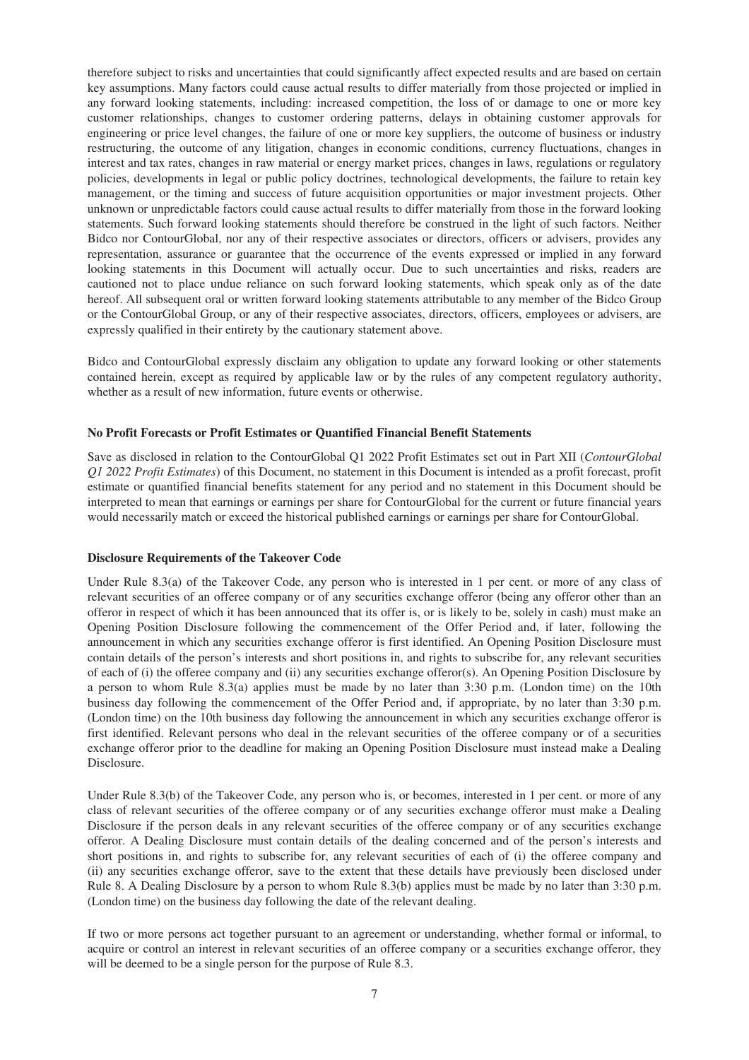therefore subject to risks and uncertainties that could significantly affect expected results and are based on certain key assumptions. Many factors could cause actual results to differ materially from those projected or implied in any forward looking statements, including: increased competition, the loss of or damage to one or more key customer relationships, changes to customer ordering patterns, delays in obtaining customer approvals for engineering or price level changes, the failure of one or more key suppliers, the outcome of business or industry restructuring, the outcome of any litigation, changes in economic conditions, currency fluctuations, changes in interest and tax rates, changes in raw material or energy market prices, changes in laws, regulations or regulatory policies, developments in legal or public policy doctrines, technological developments, the failure to retain key management, or the timing and success of future acquisition opportunities or major investment projects. Other unknown or unpredictable factors could cause actual results to differ materially from those in the forward looking statements. Such forward looking statements should therefore be construed in the light of such factors. Neither Bidco nor ContourGlobal, nor any of their respective associates or directors, officers or advisers, provides any representation, assurance or guarantee that the occurrence of the events expressed or implied in any forward looking statements in this Document will actually occur. Due to such uncertainties and risks, readers are cautioned not to place undue reliance on such forward looking statements, which speak only as of the date hereof. All subsequent oral or written forward looking statements attributable to any member of the Bidco Group or the ContourGlobal Group, or any of their respective associates, directors, officers, employees or advisers, are expressly qualified in their entirety by the cautionary statement above.

Bidco and ContourGlobal expressly disclaim any obligation to update any forward looking or other statements contained herein, except as required by applicable law or by the rules of any competent regulatory authority, whether as a result of new information, future events or otherwise.

**No Profit Forecasts or Profit Estimates or Quantified Financial Benefit Statements**

Save as disclosed in relation to the ContourGlobal Q1 2022 Profit Estimates set out in Part XII (*ContourGlobal Q1 2022 Profit Estimates*) of this Document, no statement in this Document is intended as a profit forecast, profit estimate or quantified financial benefits statement for any period and no statement in this Document should be interpreted to mean that earnings or earnings per share for ContourGlobal for the current or future financial years would necessarily match or exceed the historical published earnings or earnings per share for ContourGlobal.

**Disclosure Requirements of the Takeover Code**

Under Rule 8.3(a) of the Takeover Code, any person who is interested in 1 per cent. or more of any class of relevant securities of an offeree company or of any securities exchange offeror (being any offeror other than an offeror in respect of which it has been announced that its offer is, or is likely to be, solely in cash) must make an Opening Position Disclosure following the commencement of the Offer Period and, if later, following the announcement in which any securities exchange offeror is first identified. An Opening Position Disclosure must contain details of the person's interests and short positions in, and rights to subscribe for, any relevant securities of each of (i) the offeree company and (ii) any securities exchange offeror(s). An Opening Position Disclosure by a person to whom Rule 8.3(a) applies must be made by no later than 3:30 p.m. (London time) on the 10th business day following the commencement of the Offer Period and, if appropriate, by no later than 3:30 p.m. (London time) on the 10th business day following the announcement in which any securities exchange offeror is first identified. Relevant persons who deal in the relevant securities of the offeree company or of a securities exchange offeror prior to the deadline for making an Opening Position Disclosure must instead make a Dealing Disclosure.

Under Rule 8.3(b) of the Takeover Code, any person who is, or becomes, interested in 1 per cent. or more of any class of relevant securities of the offeree company or of any securities exchange offeror must make a Dealing Disclosure if the person deals in any relevant securities of the offeree company or of any securities exchange offeror. A Dealing Disclosure must contain details of the dealing concerned and of the person's interests and short positions in, and rights to subscribe for, any relevant securities of each of (i) the offeree company and (ii) any securities exchange offeror, save to the extent that these details have previously been disclosed under Rule 8. A Dealing Disclosure by a person to whom Rule 8.3(b) applies must be made by no later than 3:30 p.m. (London time) on the business day following the date of the relevant dealing.

If two or more persons act together pursuant to an agreement or understanding, whether formal or informal, to acquire or control an interest in relevant securities of an offeree company or a securities exchange offeror, they will be deemed to be a single person for the purpose of Rule 8.3.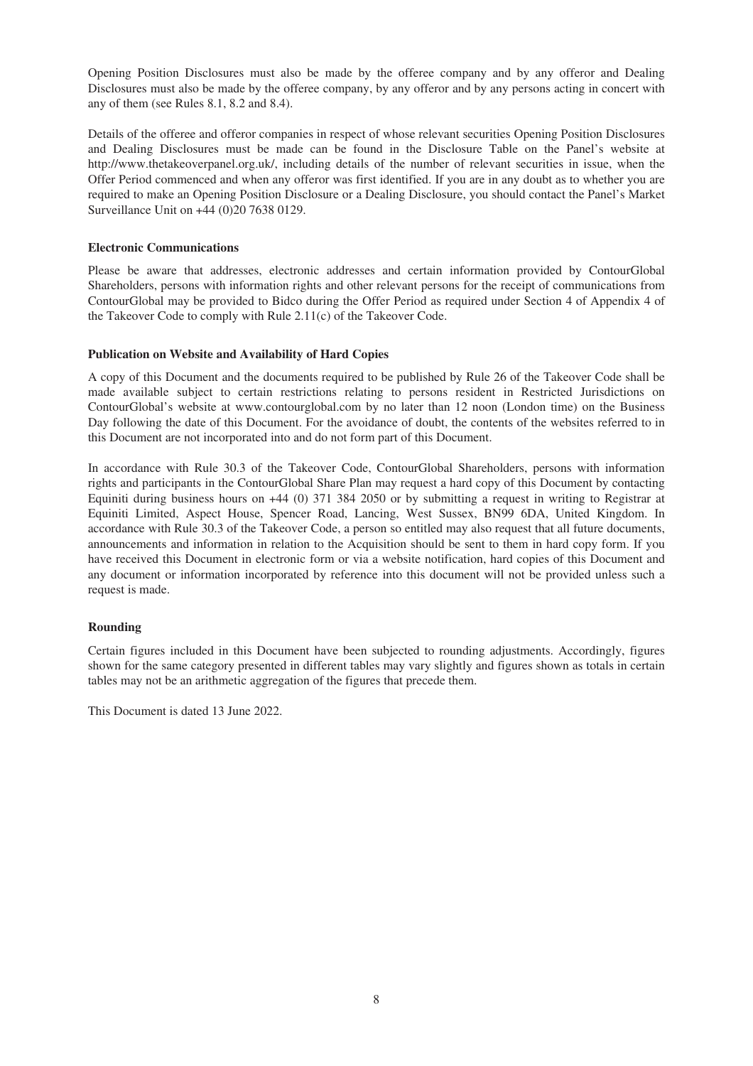Opening Position Disclosures must also be made by the offeree company and by any offeror and Dealing Disclosures must also be made by the offeree company, by any offeror and by any persons acting in concert with any of them (see Rules 8.1, 8.2 and 8.4).

Details of the offeree and offeror companies in respect of whose relevant securities Opening Position Disclosures and Dealing Disclosures must be made can be found in the Disclosure Table on the Panel's website at http://www.thetakeoverpanel.org.uk/, including details of the number of relevant securities in issue, when the Offer Period commenced and when any offeror was first identified. If you are in any doubt as to whether you are required to make an Opening Position Disclosure or a Dealing Disclosure, you should contact the Panel's Market Surveillance Unit on +44 (0)20 7638 0129.

**Electronic Communications**

Please be aware that addresses, electronic addresses and certain information provided by ContourGlobal Shareholders, persons with information rights and other relevant persons for the receipt of communications from ContourGlobal may be provided to Bidco during the Offer Period as required under Section 4 of Appendix 4 of the Takeover Code to comply with Rule 2.11(c) of the Takeover Code.

**Publication on Website and Availability of Hard Copies**

A copy of this Document and the documents required to be published by Rule 26 of the Takeover Code shall be made available subject to certain restrictions relating to persons resident in Restricted Jurisdictions on ContourGlobal's website at www.contourglobal.com by no later than 12 noon (London time) on the Business Day following the date of this Document. For the avoidance of doubt, the contents of the websites referred to in this Document are not incorporated into and do not form part of this Document.

In accordance with Rule 30.3 of the Takeover Code, ContourGlobal Shareholders, persons with information rights and participants in the ContourGlobal Share Plan may request a hard copy of this Document by contacting Equiniti during business hours on +44 (0) 371 384 2050 or by submitting a request in writing to Registrar at Equiniti Limited, Aspect House, Spencer Road, Lancing, West Sussex, BN99 6DA, United Kingdom. In accordance with Rule 30.3 of the Takeover Code, a person so entitled may also request that all future documents, announcements and information in relation to the Acquisition should be sent to them in hard copy form. If you have received this Document in electronic form or via a website notification, hard copies of this Document and any document or information incorporated by reference into this document will not be provided unless such a request is made.

**Rounding**

Certain figures included in this Document have been subjected to rounding adjustments. Accordingly, figures shown for the same category presented in different tables may vary slightly and figures shown as totals in certain tables may not be an arithmetic aggregation of the figures that precede them.

This Document is dated 13 June 2022.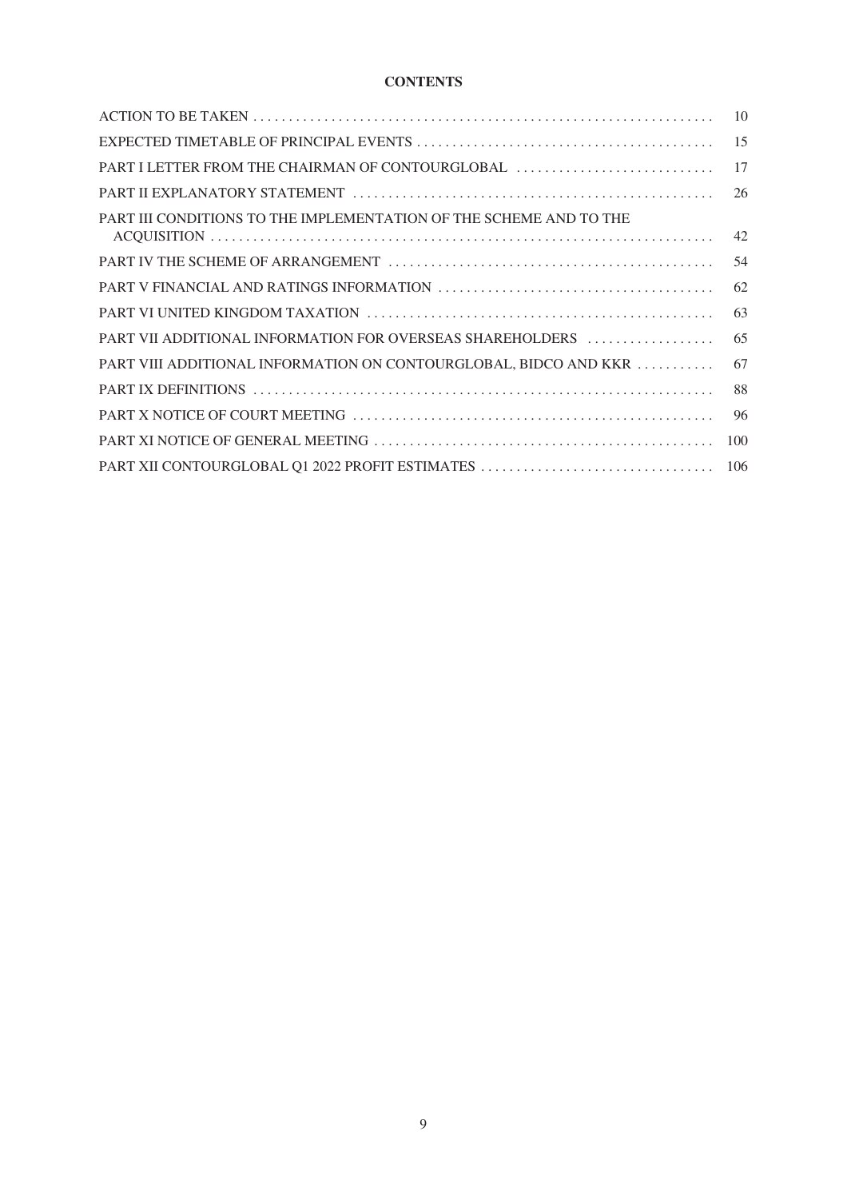# CONTENTS

| | |
|---|---|
| ACTION TO BE TAKEN | 10 |
| EXPECTED TIMETABLE OF PRINCIPAL EVENTS | 15 |
| PART I LETTER FROM THE CHAIRMAN OF CONTOURGLOBAL | 17 |
| PART II EXPLANATORY STATEMENT | 26 |
| PART III CONDITIONS TO THE IMPLEMENTATION OF THE SCHEME AND TO THE ACQUISITION | 42 |
| PART IV THE SCHEME OF ARRANGEMENT | 54 |
| PART V FINANCIAL AND RATINGS INFORMATION | 62 |
| PART VI UNITED KINGDOM TAXATION | 63 |
| PART VII ADDITIONAL INFORMATION FOR OVERSEAS SHAREHOLDERS | 65 |
| PART VIII ADDITIONAL INFORMATION ON CONTOURGLOBAL, BIDCO AND KKR | 67 |
| PART IX DEFINITIONS | 88 |
| PART X NOTICE OF COURT MEETING | 96 |
| PART XI NOTICE OF GENERAL MEETING | 100 |
| PART XII CONTOURGLOBAL Q1 2022 PROFIT ESTIMATES | 106 |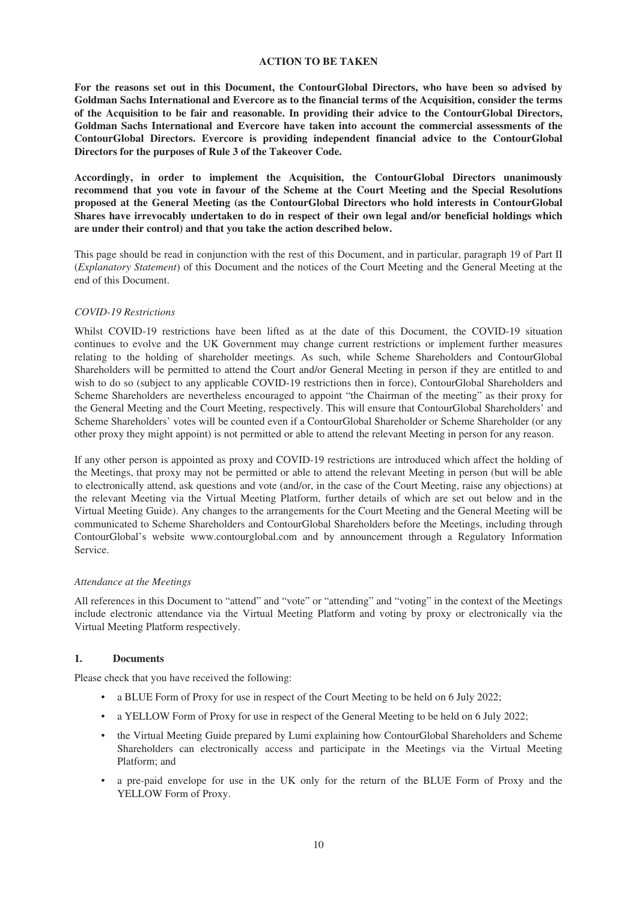## ACTION TO BE TAKEN

**For the reasons set out in this Document, the ContourGlobal Directors, who have been so advised by Goldman Sachs International and Evercore as to the financial terms of the Acquisition, consider the terms of the Acquisition to be fair and reasonable. In providing their advice to the ContourGlobal Directors, Goldman Sachs International and Evercore have taken into account the commercial assessments of the ContourGlobal Directors. Evercore is providing independent financial advice to the ContourGlobal Directors for the purposes of Rule 3 of the Takeover Code.**

**Accordingly, in order to implement the Acquisition, the ContourGlobal Directors unanimously recommend that you vote in favour of the Scheme at the Court Meeting and the Special Resolutions proposed at the General Meeting (as the ContourGlobal Directors who hold interests in ContourGlobal Shares have irrevocably undertaken to do in respect of their own legal and/or beneficial holdings which are under their control) and that you take the action described below.**

This page should be read in conjunction with the rest of this Document, and in particular, paragraph 19 of Part II (*Explanatory Statement*) of this Document and the notices of the Court Meeting and the General Meeting at the end of this Document.

*COVID-19 Restrictions*

Whilst COVID-19 restrictions have been lifted as at the date of this Document, the COVID-19 situation continues to evolve and the UK Government may change current restrictions or implement further measures relating to the holding of shareholder meetings. As such, while Scheme Shareholders and ContourGlobal Shareholders will be permitted to attend the Court and/or General Meeting in person if they are entitled to and wish to do so (subject to any applicable COVID-19 restrictions then in force), ContourGlobal Shareholders and Scheme Shareholders are nevertheless encouraged to appoint "the Chairman of the meeting" as their proxy for the General Meeting and the Court Meeting, respectively. This will ensure that ContourGlobal Shareholders' and Scheme Shareholders' votes will be counted even if a ContourGlobal Shareholder or Scheme Shareholder (or any other proxy they might appoint) is not permitted or able to attend the relevant Meeting in person for any reason.

If any other person is appointed as proxy and COVID-19 restrictions are introduced which affect the holding of the Meetings, that proxy may not be permitted or able to attend the relevant Meeting in person (but will be able to electronically attend, ask questions and vote (and/or, in the case of the Court Meeting, raise any objections) at the relevant Meeting via the Virtual Meeting Platform, further details of which are set out below and in the Virtual Meeting Guide). Any changes to the arrangements for the Court Meeting and the General Meeting will be communicated to Scheme Shareholders and ContourGlobal Shareholders before the Meetings, including through ContourGlobal's website www.contourglobal.com and by announcement through a Regulatory Information Service.

*Attendance at the Meetings*

All references in this Document to "attend" and "vote" or "attending" and "voting" in the context of the Meetings include electronic attendance via the Virtual Meeting Platform and voting by proxy or electronically via the Virtual Meeting Platform respectively.

### 1. Documents

Please check that you have received the following:

- a BLUE Form of Proxy for use in respect of the Court Meeting to be held on 6 July 2022;
- a YELLOW Form of Proxy for use in respect of the General Meeting to be held on 6 July 2022;
- the Virtual Meeting Guide prepared by Lumi explaining how ContourGlobal Shareholders and Scheme Shareholders can electronically access and participate in the Meetings via the Virtual Meeting Platform; and
- a pre-paid envelope for use in the UK only for the return of the BLUE Form of Proxy and the YELLOW Form of Proxy.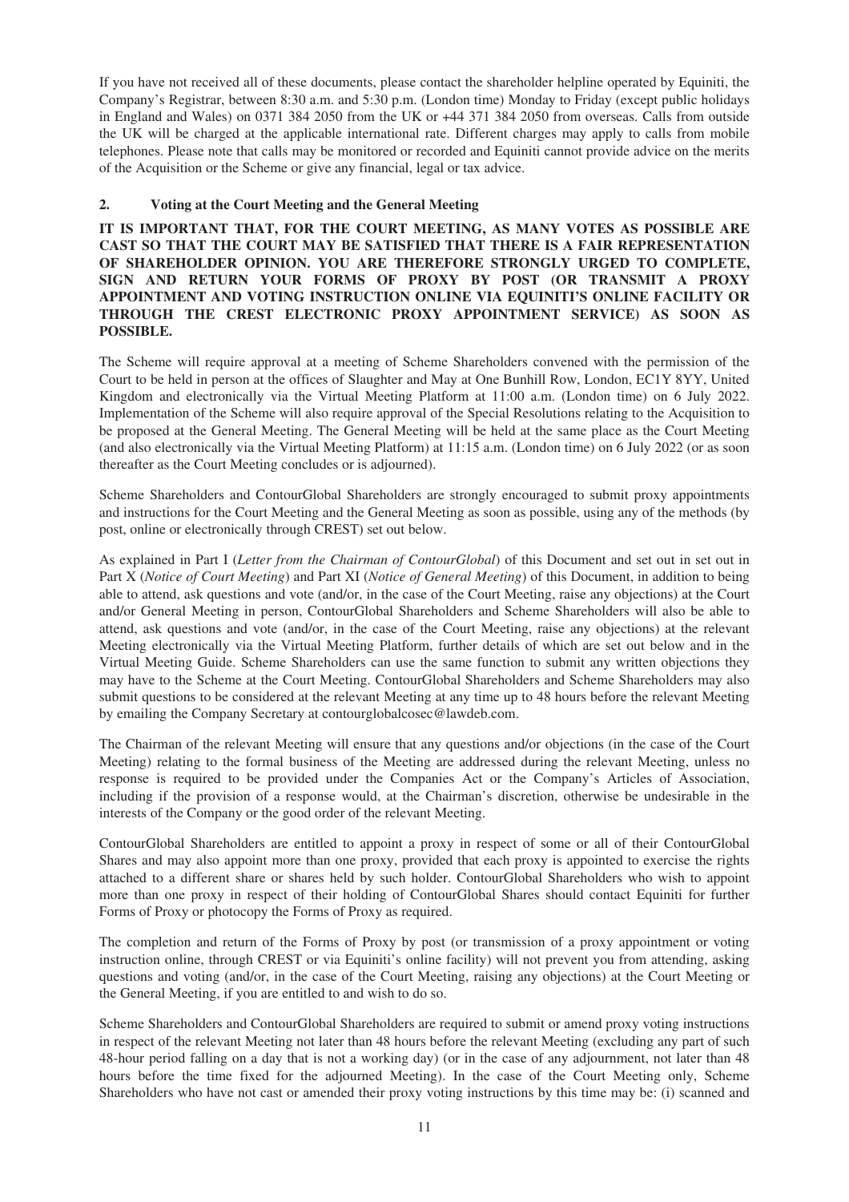If you have not received all of these documents, please contact the shareholder helpline operated by Equiniti, the Company's Registrar, between 8:30 a.m. and 5:30 p.m. (London time) Monday to Friday (except public holidays in England and Wales) on 0371 384 2050 from the UK or +44 371 384 2050 from overseas. Calls from outside the UK will be charged at the applicable international rate. Different charges may apply to calls from mobile telephones. Please note that calls may be monitored or recorded and Equiniti cannot provide advice on the merits of the Acquisition or the Scheme or give any financial, legal or tax advice.

## 2. Voting at the Court Meeting and the General Meeting

**IT IS IMPORTANT THAT, FOR THE COURT MEETING, AS MANY VOTES AS POSSIBLE ARE CAST SO THAT THE COURT MAY BE SATISFIED THAT THERE IS A FAIR REPRESENTATION OF SHAREHOLDER OPINION. YOU ARE THEREFORE STRONGLY URGED TO COMPLETE, SIGN AND RETURN YOUR FORMS OF PROXY BY POST (OR TRANSMIT A PROXY APPOINTMENT AND VOTING INSTRUCTION ONLINE VIA EQUINITI'S ONLINE FACILITY OR THROUGH THE CREST ELECTRONIC PROXY APPOINTMENT SERVICE) AS SOON AS POSSIBLE.**

The Scheme will require approval at a meeting of Scheme Shareholders convened with the permission of the Court to be held in person at the offices of Slaughter and May at One Bunhill Row, London, EC1Y 8YY, United Kingdom and electronically via the Virtual Meeting Platform at 11:00 a.m. (London time) on 6 July 2022. Implementation of the Scheme will also require approval of the Special Resolutions relating to the Acquisition to be proposed at the General Meeting. The General Meeting will be held at the same place as the Court Meeting (and also electronically via the Virtual Meeting Platform) at 11:15 a.m. (London time) on 6 July 2022 (or as soon thereafter as the Court Meeting concludes or is adjourned).

Scheme Shareholders and ContourGlobal Shareholders are strongly encouraged to submit proxy appointments and instructions for the Court Meeting and the General Meeting as soon as possible, using any of the methods (by post, online or electronically through CREST) set out below.

As explained in Part I (*Letter from the Chairman of ContourGlobal*) of this Document and set out in set out in Part X (*Notice of Court Meeting*) and Part XI (*Notice of General Meeting*) of this Document, in addition to being able to attend, ask questions and vote (and/or, in the case of the Court Meeting, raise any objections) at the Court and/or General Meeting in person, ContourGlobal Shareholders and Scheme Shareholders will also be able to attend, ask questions and vote (and/or, in the case of the Court Meeting, raise any objections) at the relevant Meeting electronically via the Virtual Meeting Platform, further details of which are set out below and in the Virtual Meeting Guide. Scheme Shareholders can use the same function to submit any written objections they may have to the Scheme at the Court Meeting. ContourGlobal Shareholders and Scheme Shareholders may also submit questions to be considered at the relevant Meeting at any time up to 48 hours before the relevant Meeting by emailing the Company Secretary at contourglobalcosec@lawdeb.com.

The Chairman of the relevant Meeting will ensure that any questions and/or objections (in the case of the Court Meeting) relating to the formal business of the Meeting are addressed during the relevant Meeting, unless no response is required to be provided under the Companies Act or the Company's Articles of Association, including if the provision of a response would, at the Chairman's discretion, otherwise be undesirable in the interests of the Company or the good order of the relevant Meeting.

ContourGlobal Shareholders are entitled to appoint a proxy in respect of some or all of their ContourGlobal Shares and may also appoint more than one proxy, provided that each proxy is appointed to exercise the rights attached to a different share or shares held by such holder. ContourGlobal Shareholders who wish to appoint more than one proxy in respect of their holding of ContourGlobal Shares should contact Equiniti for further Forms of Proxy or photocopy the Forms of Proxy as required.

The completion and return of the Forms of Proxy by post (or transmission of a proxy appointment or voting instruction online, through CREST or via Equiniti's online facility) will not prevent you from attending, asking questions and voting (and/or, in the case of the Court Meeting, raising any objections) at the Court Meeting or the General Meeting, if you are entitled to and wish to do so.

Scheme Shareholders and ContourGlobal Shareholders are required to submit or amend proxy voting instructions in respect of the relevant Meeting not later than 48 hours before the relevant Meeting (excluding any part of such 48-hour period falling on a day that is not a working day) (or in the case of any adjournment, not later than 48 hours before the time fixed for the adjourned Meeting). In the case of the Court Meeting only, Scheme Shareholders who have not cast or amended their proxy voting instructions by this time may be: (i) scanned and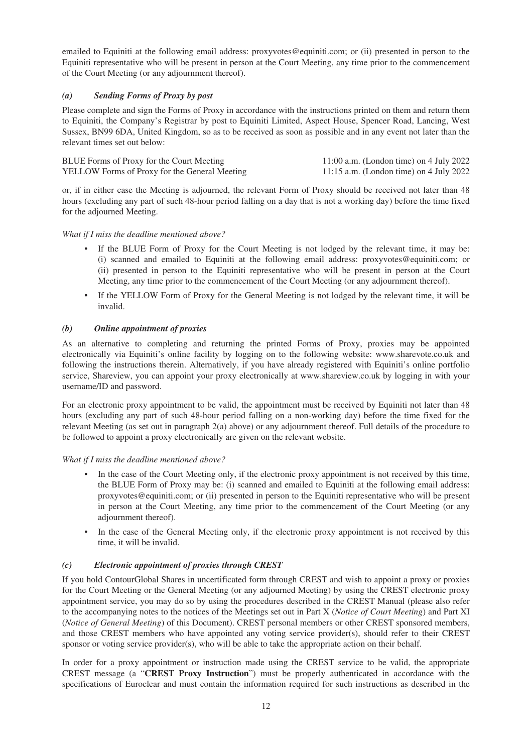emailed to Equiniti at the following email address: proxyvotes@equiniti.com; or (ii) presented in person to the Equiniti representative who will be present in person at the Court Meeting, any time prior to the commencement of the Court Meeting (or any adjournment thereof).

### *(a) Sending Forms of Proxy by post*

Please complete and sign the Forms of Proxy in accordance with the instructions printed on them and return them to Equiniti, the Company's Registrar by post to Equiniti Limited, Aspect House, Spencer Road, Lancing, West Sussex, BN99 6DA, United Kingdom, so as to be received as soon as possible and in any event not later than the relevant times set out below:

| | |
|---|---|
| BLUE Forms of Proxy for the Court Meeting | 11:00 a.m. (London time) on 4 July 2022 |
| YELLOW Forms of Proxy for the General Meeting | 11:15 a.m. (London time) on 4 July 2022 |

or, if in either case the Meeting is adjourned, the relevant Form of Proxy should be received not later than 48 hours (excluding any part of such 48-hour period falling on a day that is not a working day) before the time fixed for the adjourned Meeting.

*What if I miss the deadline mentioned above?*

- If the BLUE Form of Proxy for the Court Meeting is not lodged by the relevant time, it may be: (i) scanned and emailed to Equiniti at the following email address: proxyvotes@equiniti.com; or (ii) presented in person to the Equiniti representative who will be present in person at the Court Meeting, any time prior to the commencement of the Court Meeting (or any adjournment thereof).
- If the YELLOW Form of Proxy for the General Meeting is not lodged by the relevant time, it will be invalid.

### *(b) Online appointment of proxies*

As an alternative to completing and returning the printed Forms of Proxy, proxies may be appointed electronically via Equiniti's online facility by logging on to the following website: www.sharevote.co.uk and following the instructions therein. Alternatively, if you have already registered with Equiniti's online portfolio service, Shareview, you can appoint your proxy electronically at www.shareview.co.uk by logging in with your username/ID and password.

For an electronic proxy appointment to be valid, the appointment must be received by Equiniti not later than 48 hours (excluding any part of such 48-hour period falling on a non-working day) before the time fixed for the relevant Meeting (as set out in paragraph 2(a) above) or any adjournment thereof. Full details of the procedure to be followed to appoint a proxy electronically are given on the relevant website.

*What if I miss the deadline mentioned above?*

- In the case of the Court Meeting only, if the electronic proxy appointment is not received by this time, the BLUE Form of Proxy may be: (i) scanned and emailed to Equiniti at the following email address: proxyvotes@equiniti.com; or (ii) presented in person to the Equiniti representative who will be present in person at the Court Meeting, any time prior to the commencement of the Court Meeting (or any adjournment thereof).
- In the case of the General Meeting only, if the electronic proxy appointment is not received by this time, it will be invalid.

### *(c) Electronic appointment of proxies through CREST*

If you hold ContourGlobal Shares in uncertificated form through CREST and wish to appoint a proxy or proxies for the Court Meeting or the General Meeting (or any adjourned Meeting) by using the CREST electronic proxy appointment service, you may do so by using the procedures described in the CREST Manual (please also refer to the accompanying notes to the notices of the Meetings set out in Part X (*Notice of Court Meeting*) and Part XI (*Notice of General Meeting*) of this Document). CREST personal members or other CREST sponsored members, and those CREST members who have appointed any voting service provider(s), should refer to their CREST sponsor or voting service provider(s), who will be able to take the appropriate action on their behalf.

In order for a proxy appointment or instruction made using the CREST service to be valid, the appropriate CREST message (a "**CREST Proxy Instruction**") must be properly authenticated in accordance with the specifications of Euroclear and must contain the information required for such instructions as described in the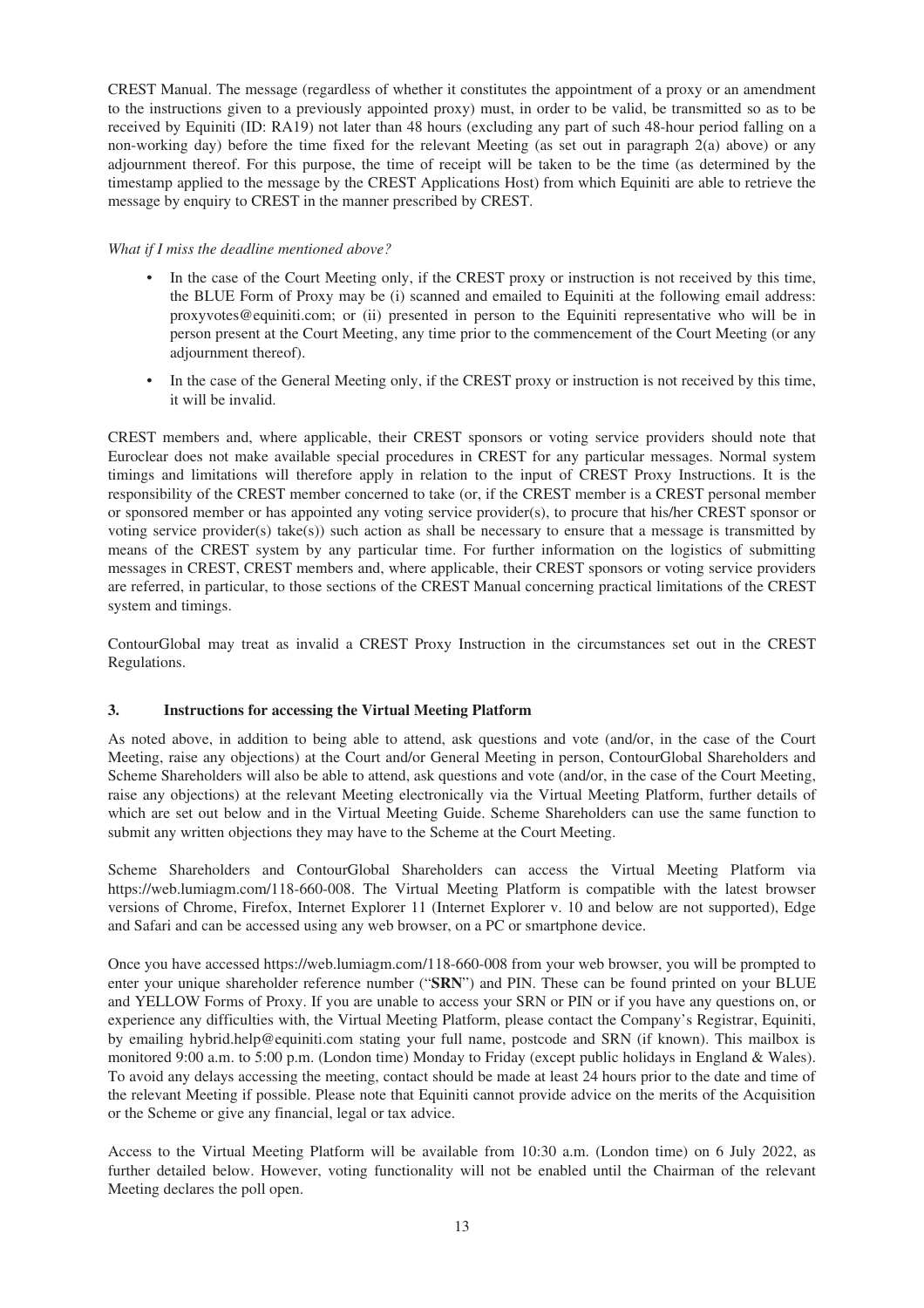CREST Manual. The message (regardless of whether it constitutes the appointment of a proxy or an amendment to the instructions given to a previously appointed proxy) must, in order to be valid, be transmitted so as to be received by Equiniti (ID: RA19) not later than 48 hours (excluding any part of such 48-hour period falling on a non-working day) before the time fixed for the relevant Meeting (as set out in paragraph 2(a) above) or any adjournment thereof. For this purpose, the time of receipt will be taken to be the time (as determined by the timestamp applied to the message by the CREST Applications Host) from which Equiniti are able to retrieve the message by enquiry to CREST in the manner prescribed by CREST.

*What if I miss the deadline mentioned above?*

- In the case of the Court Meeting only, if the CREST proxy or instruction is not received by this time, the BLUE Form of Proxy may be (i) scanned and emailed to Equiniti at the following email address: proxyvotes@equiniti.com; or (ii) presented in person to the Equiniti representative who will be in person present at the Court Meeting, any time prior to the commencement of the Court Meeting (or any adjournment thereof).
- In the case of the General Meeting only, if the CREST proxy or instruction is not received by this time, it will be invalid.

CREST members and, where applicable, their CREST sponsors or voting service providers should note that Euroclear does not make available special procedures in CREST for any particular messages. Normal system timings and limitations will therefore apply in relation to the input of CREST Proxy Instructions. It is the responsibility of the CREST member concerned to take (or, if the CREST member is a CREST personal member or sponsored member or has appointed any voting service provider(s), to procure that his/her CREST sponsor or voting service provider(s) take(s)) such action as shall be necessary to ensure that a message is transmitted by means of the CREST system by any particular time. For further information on the logistics of submitting messages in CREST, CREST members and, where applicable, their CREST sponsors or voting service providers are referred, in particular, to those sections of the CREST Manual concerning practical limitations of the CREST system and timings.

ContourGlobal may treat as invalid a CREST Proxy Instruction in the circumstances set out in the CREST Regulations.

## 3. Instructions for accessing the Virtual Meeting Platform

As noted above, in addition to being able to attend, ask questions and vote (and/or, in the case of the Court Meeting, raise any objections) at the Court and/or General Meeting in person, ContourGlobal Shareholders and Scheme Shareholders will also be able to attend, ask questions and vote (and/or, in the case of the Court Meeting, raise any objections) at the relevant Meeting electronically via the Virtual Meeting Platform, further details of which are set out below and in the Virtual Meeting Guide. Scheme Shareholders can use the same function to submit any written objections they may have to the Scheme at the Court Meeting.

Scheme Shareholders and ContourGlobal Shareholders can access the Virtual Meeting Platform via https://web.lumiagm.com/118-660-008. The Virtual Meeting Platform is compatible with the latest browser versions of Chrome, Firefox, Internet Explorer 11 (Internet Explorer v. 10 and below are not supported), Edge and Safari and can be accessed using any web browser, on a PC or smartphone device.

Once you have accessed https://web.lumiagm.com/118-660-008 from your web browser, you will be prompted to enter your unique shareholder reference number ("**SRN**") and PIN. These can be found printed on your BLUE and YELLOW Forms of Proxy. If you are unable to access your SRN or PIN or if you have any questions on, or experience any difficulties with, the Virtual Meeting Platform, please contact the Company's Registrar, Equiniti, by emailing hybrid.help@equiniti.com stating your full name, postcode and SRN (if known). This mailbox is monitored 9:00 a.m. to 5:00 p.m. (London time) Monday to Friday (except public holidays in England & Wales). To avoid any delays accessing the meeting, contact should be made at least 24 hours prior to the date and time of the relevant Meeting if possible. Please note that Equiniti cannot provide advice on the merits of the Acquisition or the Scheme or give any financial, legal or tax advice.

Access to the Virtual Meeting Platform will be available from 10:30 a.m. (London time) on 6 July 2022, as further detailed below. However, voting functionality will not be enabled until the Chairman of the relevant Meeting declares the poll open.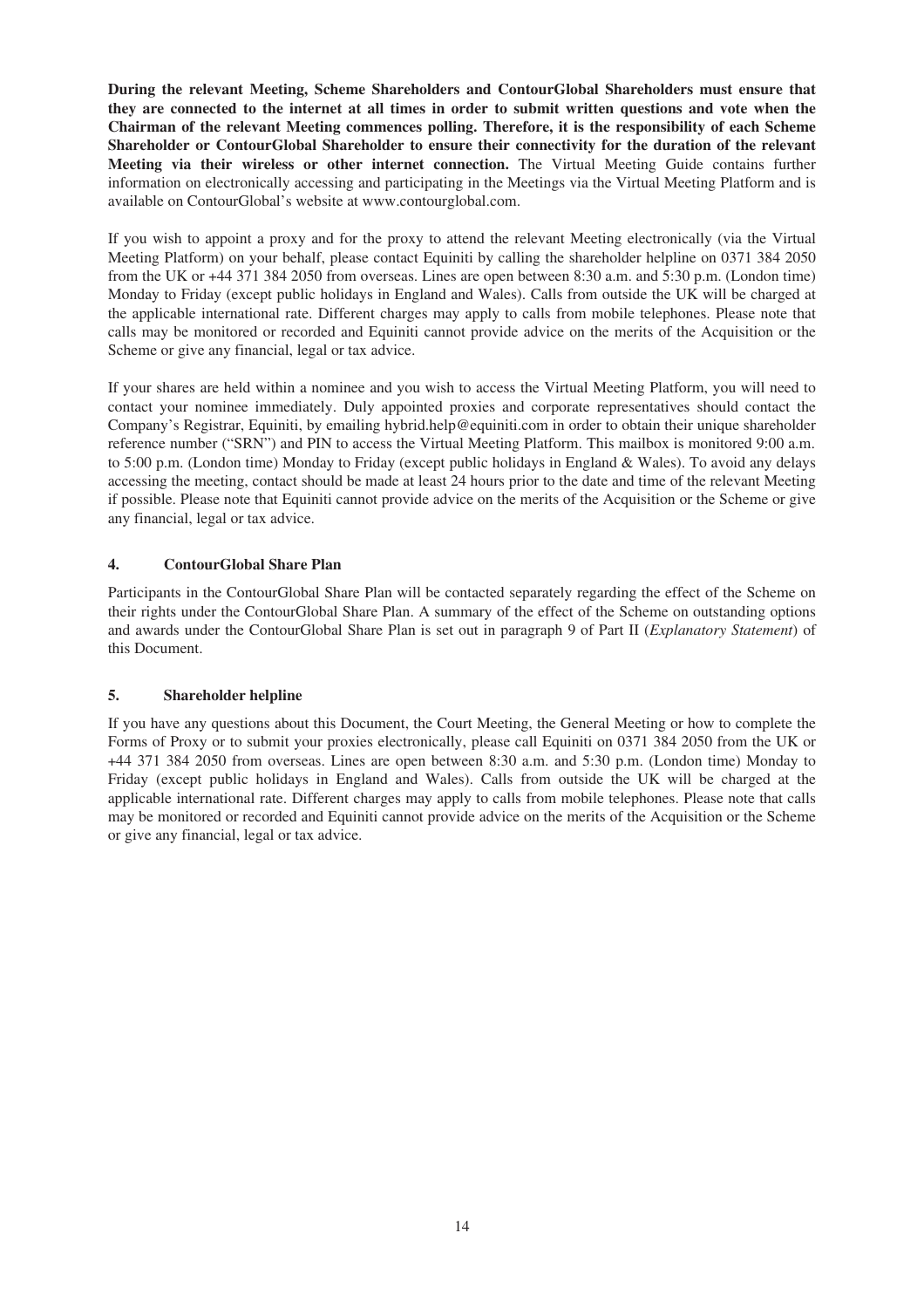**During the relevant Meeting, Scheme Shareholders and ContourGlobal Shareholders must ensure that they are connected to the internet at all times in order to submit written questions and vote when the Chairman of the relevant Meeting commences polling. Therefore, it is the responsibility of each Scheme Shareholder or ContourGlobal Shareholder to ensure their connectivity for the duration of the relevant Meeting via their wireless or other internet connection.** The Virtual Meeting Guide contains further information on electronically accessing and participating in the Meetings via the Virtual Meeting Platform and is available on ContourGlobal's website at www.contourglobal.com.

If you wish to appoint a proxy and for the proxy to attend the relevant Meeting electronically (via the Virtual Meeting Platform) on your behalf, please contact Equiniti by calling the shareholder helpline on 0371 384 2050 from the UK or +44 371 384 2050 from overseas. Lines are open between 8:30 a.m. and 5:30 p.m. (London time) Monday to Friday (except public holidays in England and Wales). Calls from outside the UK will be charged at the applicable international rate. Different charges may apply to calls from mobile telephones. Please note that calls may be monitored or recorded and Equiniti cannot provide advice on the merits of the Acquisition or the Scheme or give any financial, legal or tax advice.

If your shares are held within a nominee and you wish to access the Virtual Meeting Platform, you will need to contact your nominee immediately. Duly appointed proxies and corporate representatives should contact the Company's Registrar, Equiniti, by emailing hybrid.help@equiniti.com in order to obtain their unique shareholder reference number ("SRN") and PIN to access the Virtual Meeting Platform. This mailbox is monitored 9:00 a.m. to 5:00 p.m. (London time) Monday to Friday (except public holidays in England & Wales). To avoid any delays accessing the meeting, contact should be made at least 24 hours prior to the date and time of the relevant Meeting if possible. Please note that Equiniti cannot provide advice on the merits of the Acquisition or the Scheme or give any financial, legal or tax advice.

## 4. ContourGlobal Share Plan

Participants in the ContourGlobal Share Plan will be contacted separately regarding the effect of the Scheme on their rights under the ContourGlobal Share Plan. A summary of the effect of the Scheme on outstanding options and awards under the ContourGlobal Share Plan is set out in paragraph 9 of Part II (*Explanatory Statement*) of this Document.

## 5. Shareholder helpline

If you have any questions about this Document, the Court Meeting, the General Meeting or how to complete the Forms of Proxy or to submit your proxies electronically, please call Equiniti on 0371 384 2050 from the UK or +44 371 384 2050 from overseas. Lines are open between 8:30 a.m. and 5:30 p.m. (London time) Monday to Friday (except public holidays in England and Wales). Calls from outside the UK will be charged at the applicable international rate. Different charges may apply to calls from mobile telephones. Please note that calls may be monitored or recorded and Equiniti cannot provide advice on the merits of the Acquisition or the Scheme or give any financial, legal or tax advice.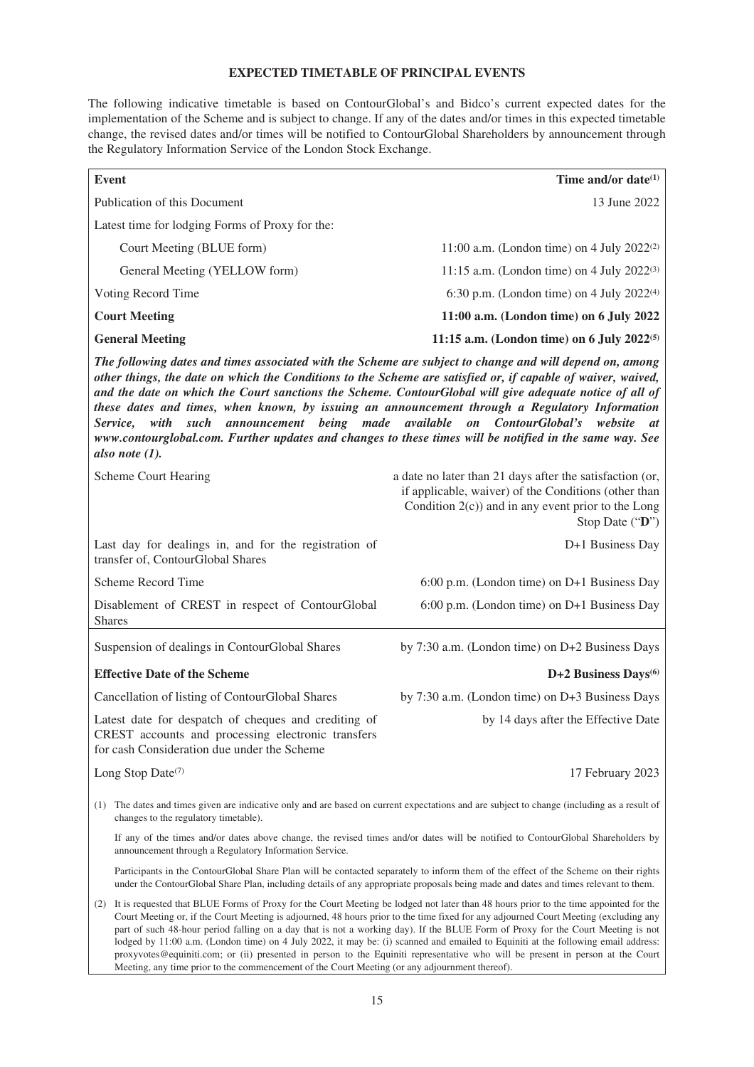## EXPECTED TIMETABLE OF PRINCIPAL EVENTS

The following indicative timetable is based on ContourGlobal's and Bidco's current expected dates for the implementation of the Scheme and is subject to change. If any of the dates and/or times in this expected timetable change, the revised dates and/or times will be notified to ContourGlobal Shareholders by announcement through the Regulatory Information Service of the London Stock Exchange.

| **Event** | **Time and/or date**[(1)] |
|---|---|
| Publication of this Document | 13 June 2022 |
| Latest time for lodging Forms of Proxy for the: | |
| Court Meeting (BLUE form) | 11:00 a.m. (London time) on 4 July 2022[(2)] |
| General Meeting (YELLOW form) | 11:15 a.m. (London time) on 4 July 2022[(3)] |
| Voting Record Time | 6:30 p.m. (London time) on 4 July 2022[(4)] |
| **Court Meeting** | **11:00 a.m. (London time) on 6 July 2022** |
| **General Meeting** | **11:15 a.m. (London time) on 6 July 2022**[(5)] |

***The following dates and times associated with the Scheme are subject to change and will depend on, among other things, the date on which the Conditions to the Scheme are satisfied or, if capable of waiver, waived, and the date on which the Court sanctions the Scheme. ContourGlobal will give adequate notice of all of these dates and times, when known, by issuing an announcement through a Regulatory Information Service, with such announcement being made available on ContourGlobal's website at www.contourglobal.com. Further updates and changes to these times will be notified in the same way. See also note (1).***

| | |
|---|---|
| Scheme Court Hearing | a date no later than 21 days after the satisfaction (or, if applicable, waiver) of the Conditions (other than Condition 2(c)) and in any event prior to the Long Stop Date ("**D**") |
| Last day for dealings in, and for the registration of transfer of, ContourGlobal Shares | D+1 Business Day |
| Scheme Record Time | 6:00 p.m. (London time) on D+1 Business Day |
| Disablement of CREST in respect of ContourGlobal Shares | 6:00 p.m. (London time) on D+1 Business Day |
| Suspension of dealings in ContourGlobal Shares | by 7:30 a.m. (London time) on D+2 Business Days |
| **Effective Date of the Scheme** | **D+2 Business Days**[(6)] |
| Cancellation of listing of ContourGlobal Shares | by 7:30 a.m. (London time) on D+3 Business Days |
| Latest date for despatch of cheques and crediting of CREST accounts and processing electronic transfers for cash Consideration due under the Scheme | by 14 days after the Effective Date |
| Long Stop Date[(7)] | 17 February 2023 |

(1) The dates and times given are indicative only and are based on current expectations and are subject to change (including as a result of changes to the regulatory timetable).

If any of the times and/or dates above change, the revised times and/or dates will be notified to ContourGlobal Shareholders by announcement through a Regulatory Information Service.

Participants in the ContourGlobal Share Plan will be contacted separately to inform them of the effect of the Scheme on their rights under the ContourGlobal Share Plan, including details of any appropriate proposals being made and dates and times relevant to them.

(2) It is requested that BLUE Forms of Proxy for the Court Meeting be lodged not later than 48 hours prior to the time appointed for the Court Meeting or, if the Court Meeting is adjourned, 48 hours prior to the time fixed for any adjourned Court Meeting (excluding any part of such 48-hour period falling on a day that is not a working day). If the BLUE Form of Proxy for the Court Meeting is not lodged by 11:00 a.m. (London time) on 4 July 2022, it may be: (i) scanned and emailed to Equiniti at the following email address: proxyvotes@equiniti.com; or (ii) presented in person to the Equiniti representative who will be present in person at the Court Meeting, any time prior to the commencement of the Court Meeting (or any adjournment thereof).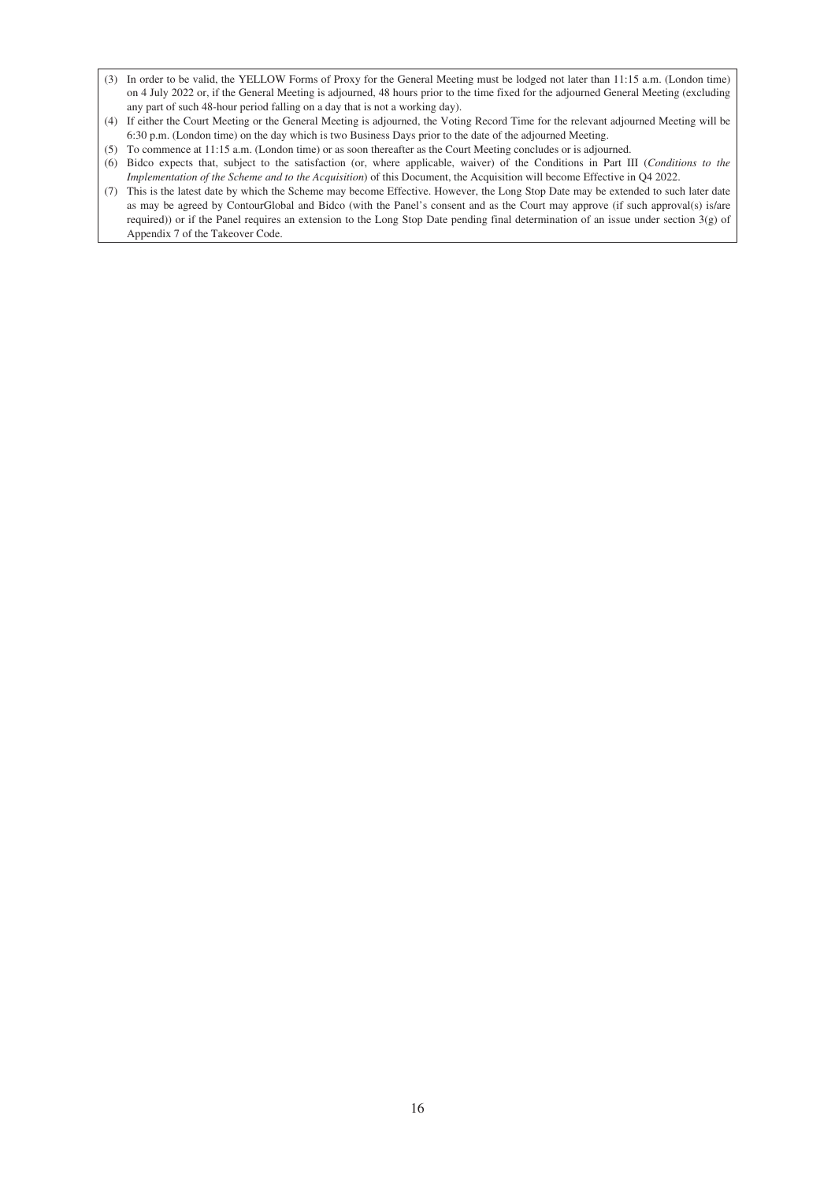(3) In order to be valid, the YELLOW Forms of Proxy for the General Meeting must be lodged not later than 11:15 a.m. (London time) on 4 July 2022 or, if the General Meeting is adjourned, 48 hours prior to the time fixed for the adjourned General Meeting (excluding any part of such 48-hour period falling on a day that is not a working day).

(4) If either the Court Meeting or the General Meeting is adjourned, the Voting Record Time for the relevant adjourned Meeting will be 6:30 p.m. (London time) on the day which is two Business Days prior to the date of the adjourned Meeting.

(5) To commence at 11:15 a.m. (London time) or as soon thereafter as the Court Meeting concludes or is adjourned.

(6) Bidco expects that, subject to the satisfaction (or, where applicable, waiver) of the Conditions in Part III (*Conditions to the Implementation of the Scheme and to the Acquisition*) of this Document, the Acquisition will become Effective in Q4 2022.

(7) This is the latest date by which the Scheme may become Effective. However, the Long Stop Date may be extended to such later date as may be agreed by ContourGlobal and Bidco (with the Panel's consent and as the Court may approve (if such approval(s) is/are required)) or if the Panel requires an extension to the Long Stop Date pending final determination of an issue under section 3(g) of Appendix 7 of the Takeover Code.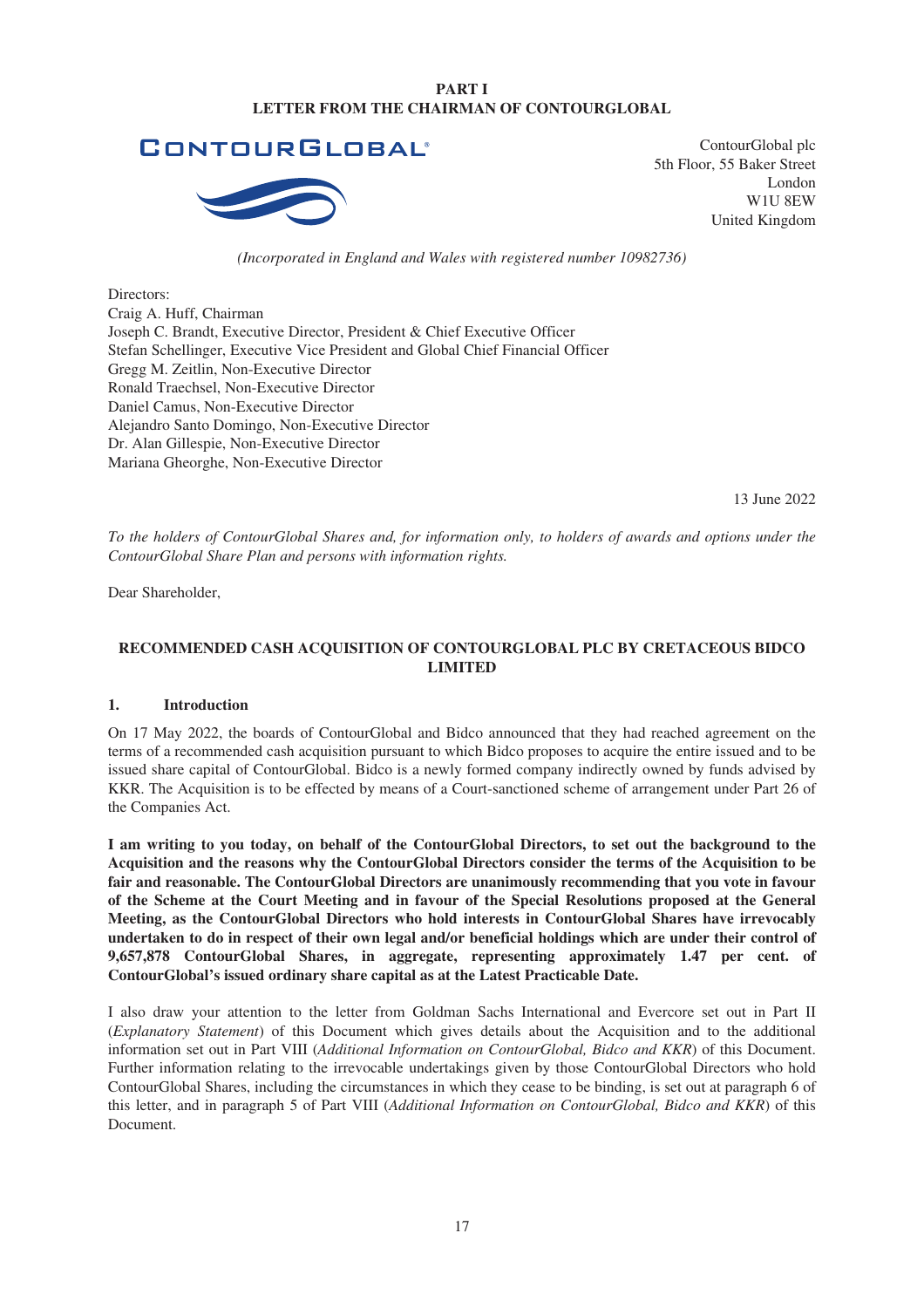## PART I
## LETTER FROM THE CHAIRMAN OF CONTOURGLOBAL

ContourGlobal plc
5th Floor, 55 Baker Street
London
W1U 8EW
United Kingdom

*(Incorporated in England and Wales with registered number 10982736)*

Directors:
Craig A. Huff, Chairman
Joseph C. Brandt, Executive Director, President & Chief Executive Officer
Stefan Schellinger, Executive Vice President and Global Chief Financial Officer
Gregg M. Zeitlin, Non-Executive Director
Ronald Traechsel, Non-Executive Director
Daniel Camus, Non-Executive Director
Alejandro Santo Domingo, Non-Executive Director
Dr. Alan Gillespie, Non-Executive Director
Mariana Gheorghe, Non-Executive Director

13 June 2022

*To the holders of ContourGlobal Shares and, for information only, to holders of awards and options under the ContourGlobal Share Plan and persons with information rights.*

Dear Shareholder,

**RECOMMENDED CASH ACQUISITION OF CONTOURGLOBAL PLC BY CRETACEOUS BIDCO LIMITED**

### 1. Introduction

On 17 May 2022, the boards of ContourGlobal and Bidco announced that they had reached agreement on the terms of a recommended cash acquisition pursuant to which Bidco proposes to acquire the entire issued and to be issued share capital of ContourGlobal. Bidco is a newly formed company indirectly owned by funds advised by KKR. The Acquisition is to be effected by means of a Court-sanctioned scheme of arrangement under Part 26 of the Companies Act.

**I am writing to you today, on behalf of the ContourGlobal Directors, to set out the background to the Acquisition and the reasons why the ContourGlobal Directors consider the terms of the Acquisition to be fair and reasonable. The ContourGlobal Directors are unanimously recommending that you vote in favour of the Scheme at the Court Meeting and in favour of the Special Resolutions proposed at the General Meeting, as the ContourGlobal Directors who hold interests in ContourGlobal Shares have irrevocably undertaken to do in respect of their own legal and/or beneficial holdings which are under their control of 9,657,878 ContourGlobal Shares, in aggregate, representing approximately 1.47 per cent. of ContourGlobal's issued ordinary share capital as at the Latest Practicable Date.**

I also draw your attention to the letter from Goldman Sachs International and Evercore set out in Part II (*Explanatory Statement*) of this Document which gives details about the Acquisition and to the additional information set out in Part VIII (*Additional Information on ContourGlobal, Bidco and KKR*) of this Document. Further information relating to the irrevocable undertakings given by those ContourGlobal Directors who hold ContourGlobal Shares, including the circumstances in which they cease to be binding, is set out at paragraph 6 of this letter, and in paragraph 5 of Part VIII (*Additional Information on ContourGlobal, Bidco and KKR*) of this Document.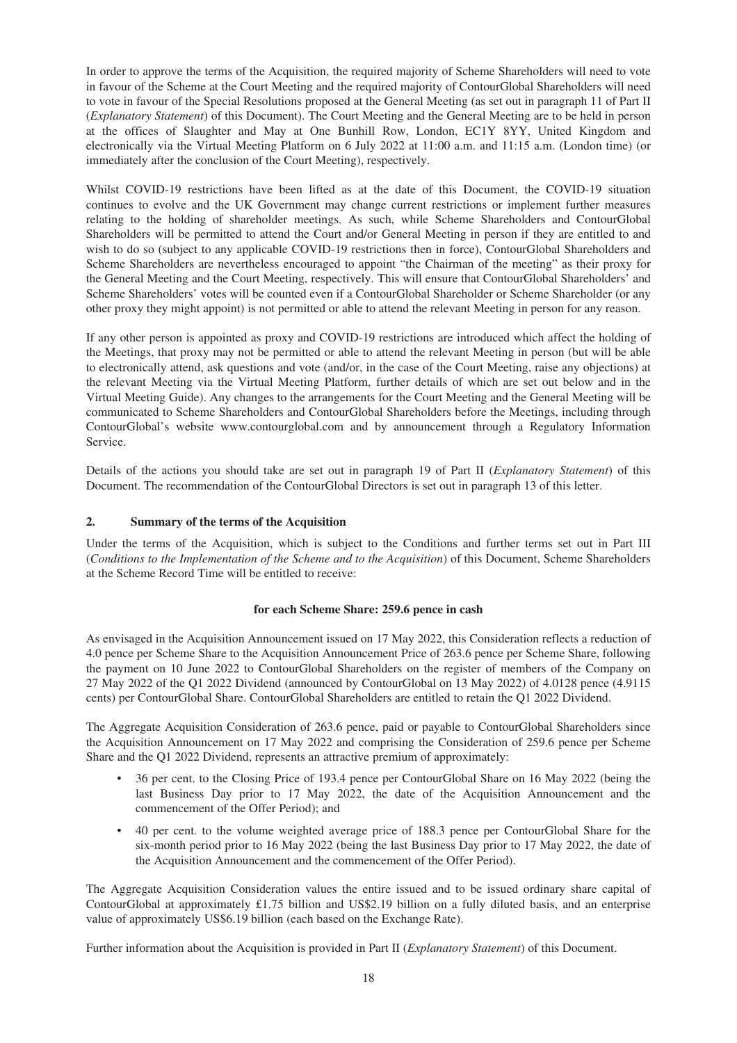In order to approve the terms of the Acquisition, the required majority of Scheme Shareholders will need to vote in favour of the Scheme at the Court Meeting and the required majority of ContourGlobal Shareholders will need to vote in favour of the Special Resolutions proposed at the General Meeting (as set out in paragraph 11 of Part II (*Explanatory Statement*) of this Document). The Court Meeting and the General Meeting are to be held in person at the offices of Slaughter and May at One Bunhill Row, London, EC1Y 8YY, United Kingdom and electronically via the Virtual Meeting Platform on 6 July 2022 at 11:00 a.m. and 11:15 a.m. (London time) (or immediately after the conclusion of the Court Meeting), respectively.

Whilst COVID-19 restrictions have been lifted as at the date of this Document, the COVID-19 situation continues to evolve and the UK Government may change current restrictions or implement further measures relating to the holding of shareholder meetings. As such, while Scheme Shareholders and ContourGlobal Shareholders will be permitted to attend the Court and/or General Meeting in person if they are entitled to and wish to do so (subject to any applicable COVID-19 restrictions then in force), ContourGlobal Shareholders and Scheme Shareholders are nevertheless encouraged to appoint "the Chairman of the meeting" as their proxy for the General Meeting and the Court Meeting, respectively. This will ensure that ContourGlobal Shareholders' and Scheme Shareholders' votes will be counted even if a ContourGlobal Shareholder or Scheme Shareholder (or any other proxy they might appoint) is not permitted or able to attend the relevant Meeting in person for any reason.

If any other person is appointed as proxy and COVID-19 restrictions are introduced which affect the holding of the Meetings, that proxy may not be permitted or able to attend the relevant Meeting in person (but will be able to electronically attend, ask questions and vote (and/or, in the case of the Court Meeting, raise any objections) at the relevant Meeting via the Virtual Meeting Platform, further details of which are set out below and in the Virtual Meeting Guide). Any changes to the arrangements for the Court Meeting and the General Meeting will be communicated to Scheme Shareholders and ContourGlobal Shareholders before the Meetings, including through ContourGlobal's website www.contourglobal.com and by announcement through a Regulatory Information Service.

Details of the actions you should take are set out in paragraph 19 of Part II (*Explanatory Statement*) of this Document. The recommendation of the ContourGlobal Directors is set out in paragraph 13 of this letter.

## 2. Summary of the terms of the Acquisition

Under the terms of the Acquisition, which is subject to the Conditions and further terms set out in Part III (*Conditions to the Implementation of the Scheme and to the Acquisition*) of this Document, Scheme Shareholders at the Scheme Record Time will be entitled to receive:

**for each Scheme Share: 259.6 pence in cash**

As envisaged in the Acquisition Announcement issued on 17 May 2022, this Consideration reflects a reduction of 4.0 pence per Scheme Share to the Acquisition Announcement Price of 263.6 pence per Scheme Share, following the payment on 10 June 2022 to ContourGlobal Shareholders on the register of members of the Company on 27 May 2022 of the Q1 2022 Dividend (announced by ContourGlobal on 13 May 2022) of 4.0128 pence (4.9115 cents) per ContourGlobal Share. ContourGlobal Shareholders are entitled to retain the Q1 2022 Dividend.

The Aggregate Acquisition Consideration of 263.6 pence, paid or payable to ContourGlobal Shareholders since the Acquisition Announcement on 17 May 2022 and comprising the Consideration of 259.6 pence per Scheme Share and the Q1 2022 Dividend, represents an attractive premium of approximately:

- 36 per cent. to the Closing Price of 193.4 pence per ContourGlobal Share on 16 May 2022 (being the last Business Day prior to 17 May 2022, the date of the Acquisition Announcement and the commencement of the Offer Period); and
- 40 per cent. to the volume weighted average price of 188.3 pence per ContourGlobal Share for the six-month period prior to 16 May 2022 (being the last Business Day prior to 17 May 2022, the date of the Acquisition Announcement and the commencement of the Offer Period).

The Aggregate Acquisition Consideration values the entire issued and to be issued ordinary share capital of ContourGlobal at approximately £1.75 billion and US$2.19 billion on a fully diluted basis, and an enterprise value of approximately US$6.19 billion (each based on the Exchange Rate).

Further information about the Acquisition is provided in Part II (*Explanatory Statement*) of this Document.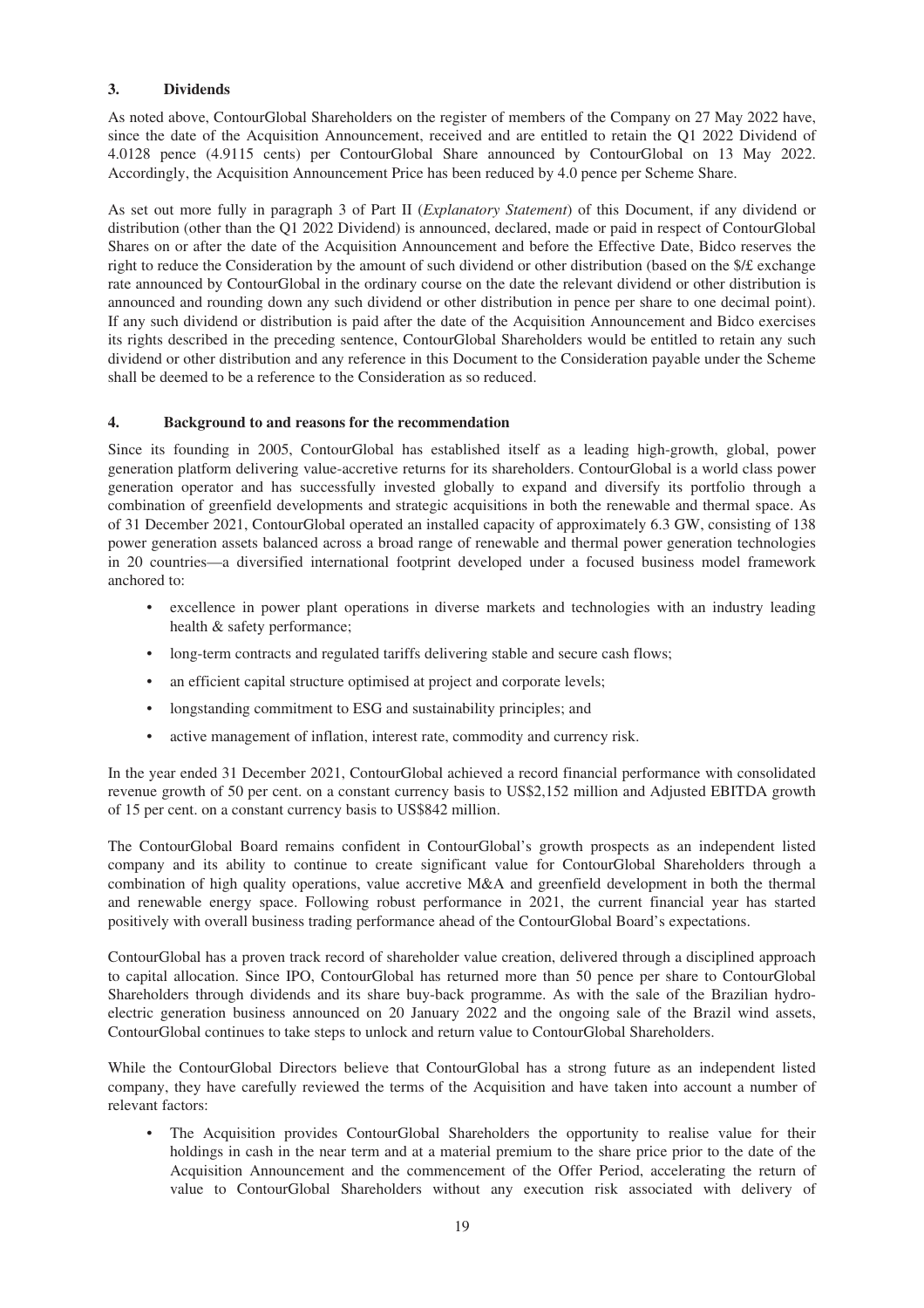## 3. Dividends

As noted above, ContourGlobal Shareholders on the register of members of the Company on 27 May 2022 have, since the date of the Acquisition Announcement, received and are entitled to retain the Q1 2022 Dividend of 4.0128 pence (4.9115 cents) per ContourGlobal Share announced by ContourGlobal on 13 May 2022. Accordingly, the Acquisition Announcement Price has been reduced by 4.0 pence per Scheme Share.

As set out more fully in paragraph 3 of Part II (*Explanatory Statement*) of this Document, if any dividend or distribution (other than the Q1 2022 Dividend) is announced, declared, made or paid in respect of ContourGlobal Shares on or after the date of the Acquisition Announcement and before the Effective Date, Bidco reserves the right to reduce the Consideration by the amount of such dividend or other distribution (based on the $/£ exchange rate announced by ContourGlobal in the ordinary course on the date the relevant dividend or other distribution is announced and rounding down any such dividend or other distribution in pence per share to one decimal point). If any such dividend or distribution is paid after the date of the Acquisition Announcement and Bidco exercises its rights described in the preceding sentence, ContourGlobal Shareholders would be entitled to retain any such dividend or other distribution and any reference in this Document to the Consideration payable under the Scheme shall be deemed to be a reference to the Consideration as so reduced.

## 4. Background to and reasons for the recommendation

Since its founding in 2005, ContourGlobal has established itself as a leading high-growth, global, power generation platform delivering value-accretive returns for its shareholders. ContourGlobal is a world class power generation operator and has successfully invested globally to expand and diversify its portfolio through a combination of greenfield developments and strategic acquisitions in both the renewable and thermal space. As of 31 December 2021, ContourGlobal operated an installed capacity of approximately 6.3 GW, consisting of 138 power generation assets balanced across a broad range of renewable and thermal power generation technologies in 20 countries—a diversified international footprint developed under a focused business model framework anchored to:

- excellence in power plant operations in diverse markets and technologies with an industry leading health & safety performance;
- long-term contracts and regulated tariffs delivering stable and secure cash flows;
- an efficient capital structure optimised at project and corporate levels;
- longstanding commitment to ESG and sustainability principles; and
- active management of inflation, interest rate, commodity and currency risk.

In the year ended 31 December 2021, ContourGlobal achieved a record financial performance with consolidated revenue growth of 50 per cent. on a constant currency basis to US$2,152 million and Adjusted EBITDA growth of 15 per cent. on a constant currency basis to US$842 million.

The ContourGlobal Board remains confident in ContourGlobal's growth prospects as an independent listed company and its ability to continue to create significant value for ContourGlobal Shareholders through a combination of high quality operations, value accretive M&A and greenfield development in both the thermal and renewable energy space. Following robust performance in 2021, the current financial year has started positively with overall business trading performance ahead of the ContourGlobal Board's expectations.

ContourGlobal has a proven track record of shareholder value creation, delivered through a disciplined approach to capital allocation. Since IPO, ContourGlobal has returned more than 50 pence per share to ContourGlobal Shareholders through dividends and its share buy-back programme. As with the sale of the Brazilian hydro-electric generation business announced on 20 January 2022 and the ongoing sale of the Brazil wind assets, ContourGlobal continues to take steps to unlock and return value to ContourGlobal Shareholders.

While the ContourGlobal Directors believe that ContourGlobal has a strong future as an independent listed company, they have carefully reviewed the terms of the Acquisition and have taken into account a number of relevant factors:

- The Acquisition provides ContourGlobal Shareholders the opportunity to realise value for their holdings in cash in the near term and at a material premium to the share price prior to the date of the Acquisition Announcement and the commencement of the Offer Period, accelerating the return of value to ContourGlobal Shareholders without any execution risk associated with delivery of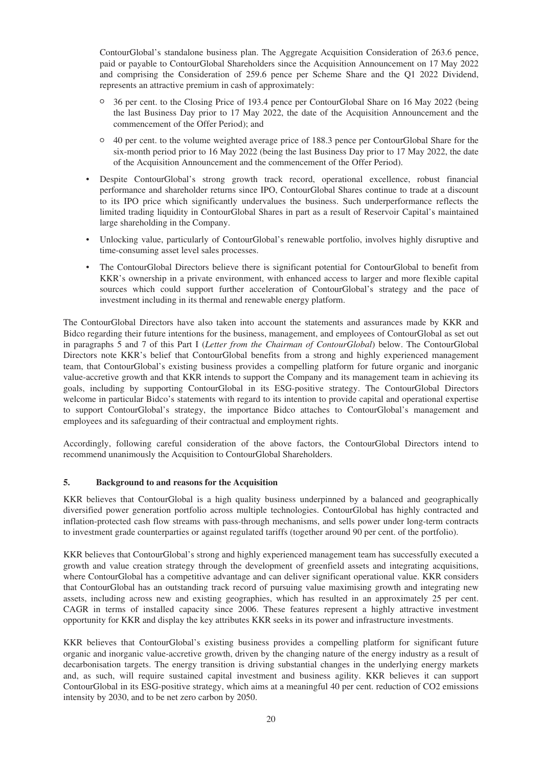ContourGlobal's standalone business plan. The Aggregate Acquisition Consideration of 263.6 pence, paid or payable to ContourGlobal Shareholders since the Acquisition Announcement on 17 May 2022 and comprising the Consideration of 259.6 pence per Scheme Share and the Q1 2022 Dividend, represents an attractive premium in cash of approximately:

  - 36 per cent. to the Closing Price of 193.4 pence per ContourGlobal Share on 16 May 2022 (being the last Business Day prior to 17 May 2022, the date of the Acquisition Announcement and the commencement of the Offer Period); and
  - 40 per cent. to the volume weighted average price of 188.3 pence per ContourGlobal Share for the six-month period prior to 16 May 2022 (being the last Business Day prior to 17 May 2022, the date of the Acquisition Announcement and the commencement of the Offer Period).

- Despite ContourGlobal's strong growth track record, operational excellence, robust financial performance and shareholder returns since IPO, ContourGlobal Shares continue to trade at a discount to its IPO price which significantly undervalues the business. Such underperformance reflects the limited trading liquidity in ContourGlobal Shares in part as a result of Reservoir Capital's maintained large shareholding in the Company.
- Unlocking value, particularly of ContourGlobal's renewable portfolio, involves highly disruptive and time-consuming asset level sales processes.
- The ContourGlobal Directors believe there is significant potential for ContourGlobal to benefit from KKR's ownership in a private environment, with enhanced access to larger and more flexible capital sources which could support further acceleration of ContourGlobal's strategy and the pace of investment including in its thermal and renewable energy platform.

The ContourGlobal Directors have also taken into account the statements and assurances made by KKR and Bidco regarding their future intentions for the business, management, and employees of ContourGlobal as set out in paragraphs 5 and 7 of this Part I (*Letter from the Chairman of ContourGlobal*) below. The ContourGlobal Directors note KKR's belief that ContourGlobal benefits from a strong and highly experienced management team, that ContourGlobal's existing business provides a compelling platform for future organic and inorganic value-accretive growth and that KKR intends to support the Company and its management team in achieving its goals, including by supporting ContourGlobal in its ESG-positive strategy. The ContourGlobal Directors welcome in particular Bidco's statements with regard to its intention to provide capital and operational expertise to support ContourGlobal's strategy, the importance Bidco attaches to ContourGlobal's management and employees and its safeguarding of their contractual and employment rights.

Accordingly, following careful consideration of the above factors, the ContourGlobal Directors intend to recommend unanimously the Acquisition to ContourGlobal Shareholders.

## 5. Background to and reasons for the Acquisition

KKR believes that ContourGlobal is a high quality business underpinned by a balanced and geographically diversified power generation portfolio across multiple technologies. ContourGlobal has highly contracted and inflation-protected cash flow streams with pass-through mechanisms, and sells power under long-term contracts to investment grade counterparties or against regulated tariffs (together around 90 per cent. of the portfolio).

KKR believes that ContourGlobal's strong and highly experienced management team has successfully executed a growth and value creation strategy through the development of greenfield assets and integrating acquisitions, where ContourGlobal has a competitive advantage and can deliver significant operational value. KKR considers that ContourGlobal has an outstanding track record of pursuing value maximising growth and integrating new assets, including across new and existing geographies, which has resulted in an approximately 25 per cent. CAGR in terms of installed capacity since 2006. These features represent a highly attractive investment opportunity for KKR and display the key attributes KKR seeks in its power and infrastructure investments.

KKR believes that ContourGlobal's existing business provides a compelling platform for significant future organic and inorganic value-accretive growth, driven by the changing nature of the energy industry as a result of decarbonisation targets. The energy transition is driving substantial changes in the underlying energy markets and, as such, will require sustained capital investment and business agility. KKR believes it can support ContourGlobal in its ESG-positive strategy, which aims at a meaningful 40 per cent. reduction of $CO_2$ emissions intensity by 2030, and to be net zero carbon by 2050.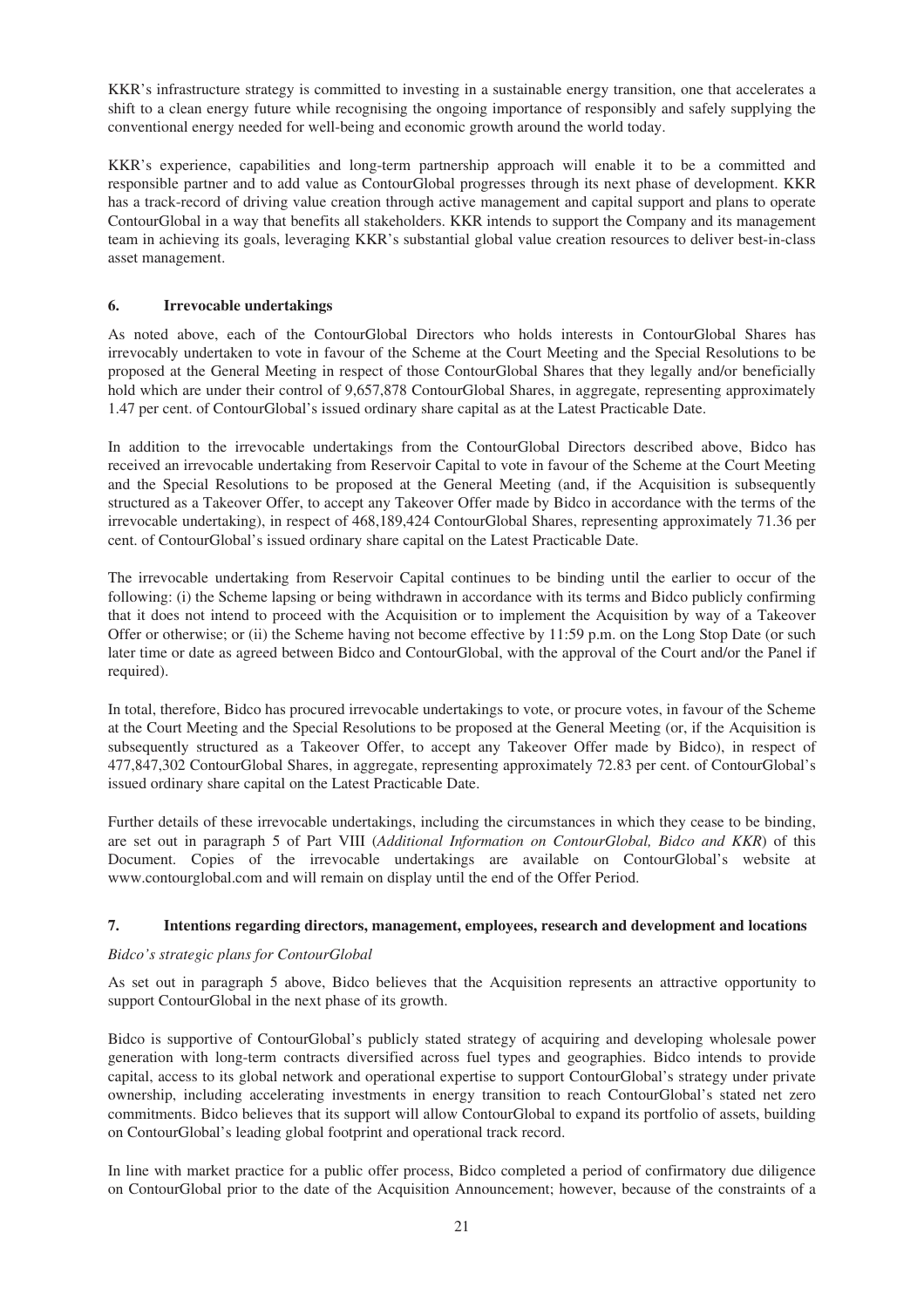KKR's infrastructure strategy is committed to investing in a sustainable energy transition, one that accelerates a shift to a clean energy future while recognising the ongoing importance of responsibly and safely supplying the conventional energy needed for well-being and economic growth around the world today.

KKR's experience, capabilities and long-term partnership approach will enable it to be a committed and responsible partner and to add value as ContourGlobal progresses through its next phase of development. KKR has a track-record of driving value creation through active management and capital support and plans to operate ContourGlobal in a way that benefits all stakeholders. KKR intends to support the Company and its management team in achieving its goals, leveraging KKR's substantial global value creation resources to deliver best-in-class asset management.

## 6. Irrevocable undertakings

As noted above, each of the ContourGlobal Directors who holds interests in ContourGlobal Shares has irrevocably undertaken to vote in favour of the Scheme at the Court Meeting and the Special Resolutions to be proposed at the General Meeting in respect of those ContourGlobal Shares that they legally and/or beneficially hold which are under their control of 9,657,878 ContourGlobal Shares, in aggregate, representing approximately 1.47 per cent. of ContourGlobal's issued ordinary share capital as at the Latest Practicable Date.

In addition to the irrevocable undertakings from the ContourGlobal Directors described above, Bidco has received an irrevocable undertaking from Reservoir Capital to vote in favour of the Scheme at the Court Meeting and the Special Resolutions to be proposed at the General Meeting (and, if the Acquisition is subsequently structured as a Takeover Offer, to accept any Takeover Offer made by Bidco in accordance with the terms of the irrevocable undertaking), in respect of 468,189,424 ContourGlobal Shares, representing approximately 71.36 per cent. of ContourGlobal's issued ordinary share capital on the Latest Practicable Date.

The irrevocable undertaking from Reservoir Capital continues to be binding until the earlier to occur of the following: (i) the Scheme lapsing or being withdrawn in accordance with its terms and Bidco publicly confirming that it does not intend to proceed with the Acquisition or to implement the Acquisition by way of a Takeover Offer or otherwise; or (ii) the Scheme having not become effective by 11:59 p.m. on the Long Stop Date (or such later time or date as agreed between Bidco and ContourGlobal, with the approval of the Court and/or the Panel if required).

In total, therefore, Bidco has procured irrevocable undertakings to vote, or procure votes, in favour of the Scheme at the Court Meeting and the Special Resolutions to be proposed at the General Meeting (or, if the Acquisition is subsequently structured as a Takeover Offer, to accept any Takeover Offer made by Bidco), in respect of 477,847,302 ContourGlobal Shares, in aggregate, representing approximately 72.83 per cent. of ContourGlobal's issued ordinary share capital on the Latest Practicable Date.

Further details of these irrevocable undertakings, including the circumstances in which they cease to be binding, are set out in paragraph 5 of Part VIII (*Additional Information on ContourGlobal, Bidco and KKR*) of this Document. Copies of the irrevocable undertakings are available on ContourGlobal's website at www.contourglobal.com and will remain on display until the end of the Offer Period.

## 7. Intentions regarding directors, management, employees, research and development and locations

*Bidco's strategic plans for ContourGlobal*

As set out in paragraph 5 above, Bidco believes that the Acquisition represents an attractive opportunity to support ContourGlobal in the next phase of its growth.

Bidco is supportive of ContourGlobal's publicly stated strategy of acquiring and developing wholesale power generation with long-term contracts diversified across fuel types and geographies. Bidco intends to provide capital, access to its global network and operational expertise to support ContourGlobal's strategy under private ownership, including accelerating investments in energy transition to reach ContourGlobal's stated net zero commitments. Bidco believes that its support will allow ContourGlobal to expand its portfolio of assets, building on ContourGlobal's leading global footprint and operational track record.

In line with market practice for a public offer process, Bidco completed a period of confirmatory due diligence on ContourGlobal prior to the date of the Acquisition Announcement; however, because of the constraints of a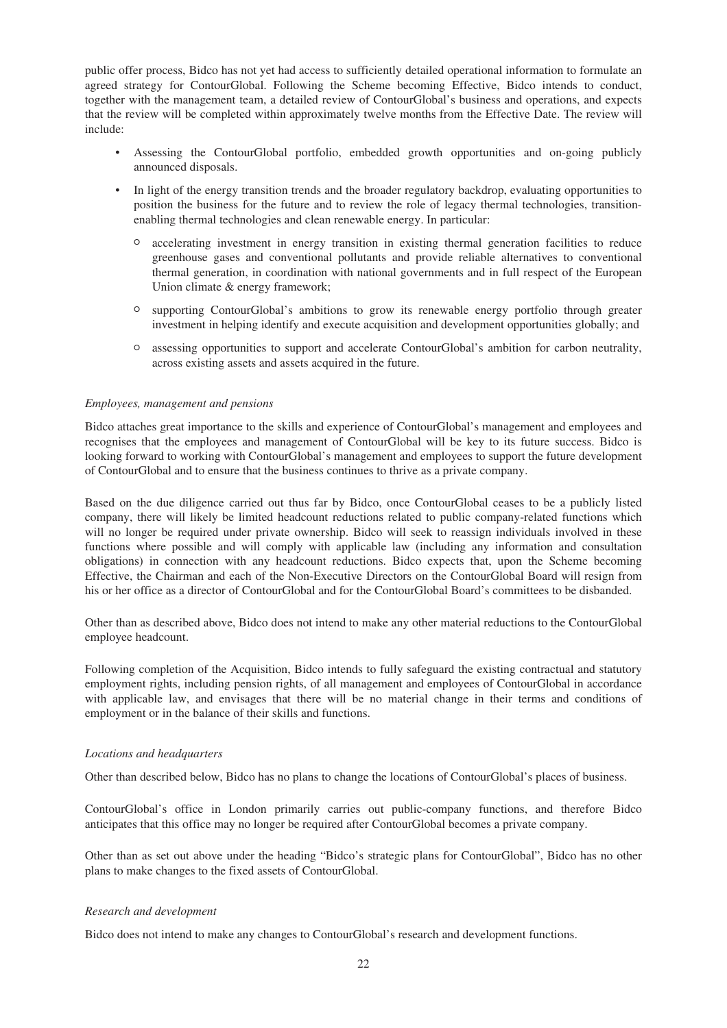public offer process, Bidco has not yet had access to sufficiently detailed operational information to formulate an agreed strategy for ContourGlobal. Following the Scheme becoming Effective, Bidco intends to conduct, together with the management team, a detailed review of ContourGlobal's business and operations, and expects that the review will be completed within approximately twelve months from the Effective Date. The review will include:

- Assessing the ContourGlobal portfolio, embedded growth opportunities and on-going publicly announced disposals.
- In light of the energy transition trends and the broader regulatory backdrop, evaluating opportunities to position the business for the future and to review the role of legacy thermal technologies, transition-enabling thermal technologies and clean renewable energy. In particular:
  - accelerating investment in energy transition in existing thermal generation facilities to reduce greenhouse gases and conventional pollutants and provide reliable alternatives to conventional thermal generation, in coordination with national governments and in full respect of the European Union climate & energy framework;
  - supporting ContourGlobal's ambitions to grow its renewable energy portfolio through greater investment in helping identify and execute acquisition and development opportunities globally; and
  - assessing opportunities to support and accelerate ContourGlobal's ambition for carbon neutrality, across existing assets and assets acquired in the future.

*Employees, management and pensions*

Bidco attaches great importance to the skills and experience of ContourGlobal's management and employees and recognises that the employees and management of ContourGlobal will be key to its future success. Bidco is looking forward to working with ContourGlobal's management and employees to support the future development of ContourGlobal and to ensure that the business continues to thrive as a private company.

Based on the due diligence carried out thus far by Bidco, once ContourGlobal ceases to be a publicly listed company, there will likely be limited headcount reductions related to public company-related functions which will no longer be required under private ownership. Bidco will seek to reassign individuals involved in these functions where possible and will comply with applicable law (including any information and consultation obligations) in connection with any headcount reductions. Bidco expects that, upon the Scheme becoming Effective, the Chairman and each of the Non-Executive Directors on the ContourGlobal Board will resign from his or her office as a director of ContourGlobal and for the ContourGlobal Board's committees to be disbanded.

Other than as described above, Bidco does not intend to make any other material reductions to the ContourGlobal employee headcount.

Following completion of the Acquisition, Bidco intends to fully safeguard the existing contractual and statutory employment rights, including pension rights, of all management and employees of ContourGlobal in accordance with applicable law, and envisages that there will be no material change in their terms and conditions of employment or in the balance of their skills and functions.

*Locations and headquarters*

Other than described below, Bidco has no plans to change the locations of ContourGlobal's places of business.

ContourGlobal's office in London primarily carries out public-company functions, and therefore Bidco anticipates that this office may no longer be required after ContourGlobal becomes a private company.

Other than as set out above under the heading "Bidco's strategic plans for ContourGlobal", Bidco has no other plans to make changes to the fixed assets of ContourGlobal.

*Research and development*

Bidco does not intend to make any changes to ContourGlobal's research and development functions.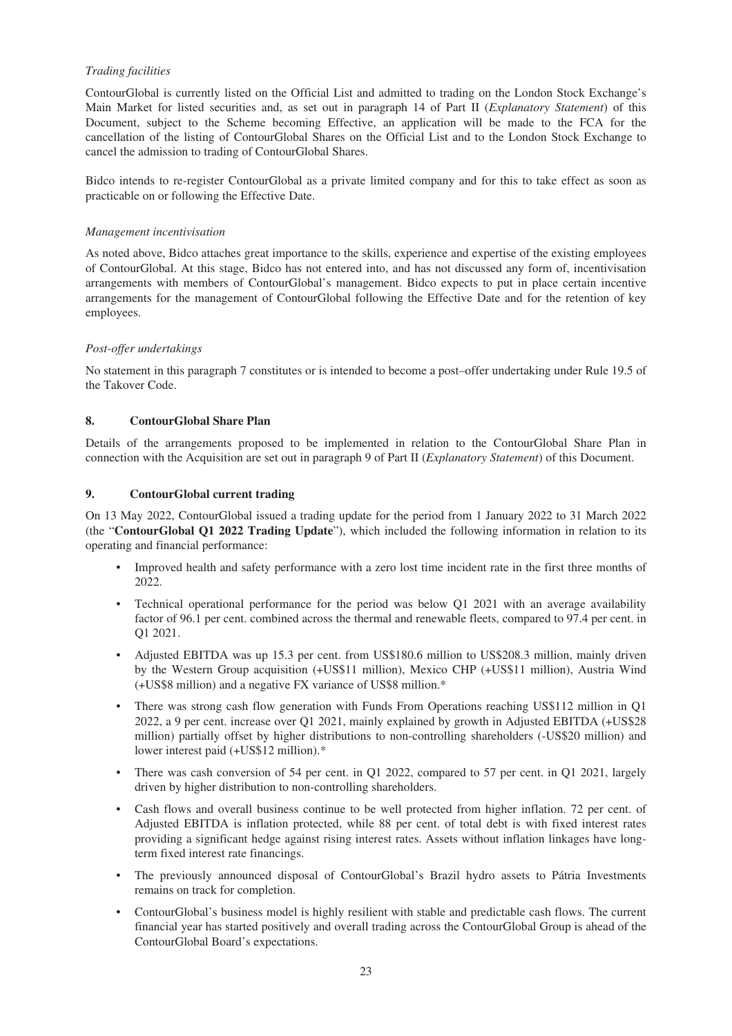*Trading facilities*

ContourGlobal is currently listed on the Official List and admitted to trading on the London Stock Exchange's Main Market for listed securities and, as set out in paragraph 14 of Part II (*Explanatory Statement*) of this Document, subject to the Scheme becoming Effective, an application will be made to the FCA for the cancellation of the listing of ContourGlobal Shares on the Official List and to the London Stock Exchange to cancel the admission to trading of ContourGlobal Shares.

Bidco intends to re-register ContourGlobal as a private limited company and for this to take effect as soon as practicable on or following the Effective Date.

*Management incentivisation*

As noted above, Bidco attaches great importance to the skills, experience and expertise of the existing employees of ContourGlobal. At this stage, Bidco has not entered into, and has not discussed any form of, incentivisation arrangements with members of ContourGlobal's management. Bidco expects to put in place certain incentive arrangements for the management of ContourGlobal following the Effective Date and for the retention of key employees.

*Post-offer undertakings*

No statement in this paragraph 7 constitutes or is intended to become a post–offer undertaking under Rule 19.5 of the Takover Code.

## 8. ContourGlobal Share Plan

Details of the arrangements proposed to be implemented in relation to the ContourGlobal Share Plan in connection with the Acquisition are set out in paragraph 9 of Part II (*Explanatory Statement*) of this Document.

## 9. ContourGlobal current trading

On 13 May 2022, ContourGlobal issued a trading update for the period from 1 January 2022 to 31 March 2022 (the "**ContourGlobal Q1 2022 Trading Update**"), which included the following information in relation to its operating and financial performance:

- Improved health and safety performance with a zero lost time incident rate in the first three months of 2022.
- Technical operational performance for the period was below Q1 2021 with an average availability factor of 96.1 per cent. combined across the thermal and renewable fleets, compared to 97.4 per cent. in Q1 2021.
- Adjusted EBITDA was up 15.3 per cent. from US$180.6 million to US$208.3 million, mainly driven by the Western Group acquisition (+US$11 million), Mexico CHP (+US$11 million), Austria Wind (+US$8 million) and a negative FX variance of US$8 million.*
- There was strong cash flow generation with Funds From Operations reaching US$112 million in Q1 2022, a 9 per cent. increase over Q1 2021, mainly explained by growth in Adjusted EBITDA (+US$28 million) partially offset by higher distributions to non-controlling shareholders (-US$20 million) and lower interest paid (+US$12 million).*
- There was cash conversion of 54 per cent. in Q1 2022, compared to 57 per cent. in Q1 2021, largely driven by higher distribution to non-controlling shareholders.
- Cash flows and overall business continue to be well protected from higher inflation. 72 per cent. of Adjusted EBITDA is inflation protected, while 88 per cent. of total debt is with fixed interest rates providing a significant hedge against rising interest rates. Assets without inflation linkages have long-term fixed interest rate financings.
- The previously announced disposal of ContourGlobal's Brazil hydro assets to Pátria Investments remains on track for completion.
- ContourGlobal's business model is highly resilient with stable and predictable cash flows. The current financial year has started positively and overall trading across the ContourGlobal Group is ahead of the ContourGlobal Board's expectations.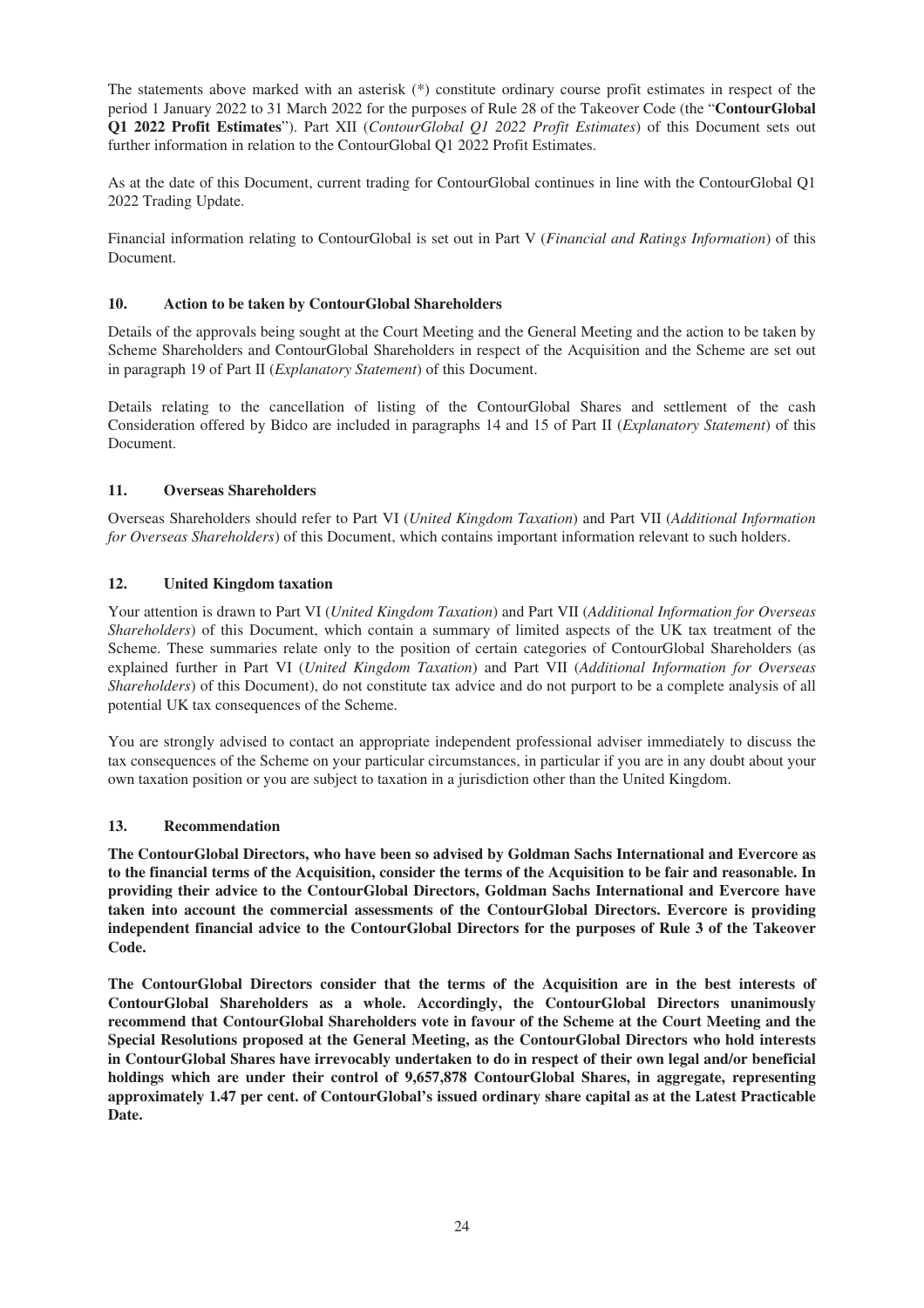The statements above marked with an asterisk (*) constitute ordinary course profit estimates in respect of the period 1 January 2022 to 31 March 2022 for the purposes of Rule 28 of the Takeover Code (the "**ContourGlobal Q1 2022 Profit Estimates**"). Part XII (*ContourGlobal Q1 2022 Profit Estimates*) of this Document sets out further information in relation to the ContourGlobal Q1 2022 Profit Estimates.

As at the date of this Document, current trading for ContourGlobal continues in line with the ContourGlobal Q1 2022 Trading Update.

Financial information relating to ContourGlobal is set out in Part V (*Financial and Ratings Information*) of this Document.

## 10. Action to be taken by ContourGlobal Shareholders

Details of the approvals being sought at the Court Meeting and the General Meeting and the action to be taken by Scheme Shareholders and ContourGlobal Shareholders in respect of the Acquisition and the Scheme are set out in paragraph 19 of Part II (*Explanatory Statement*) of this Document.

Details relating to the cancellation of listing of the ContourGlobal Shares and settlement of the cash Consideration offered by Bidco are included in paragraphs 14 and 15 of Part II (*Explanatory Statement*) of this Document.

## 11. Overseas Shareholders

Overseas Shareholders should refer to Part VI (*United Kingdom Taxation*) and Part VII (*Additional Information for Overseas Shareholders*) of this Document, which contains important information relevant to such holders.

## 12. United Kingdom taxation

Your attention is drawn to Part VI (*United Kingdom Taxation*) and Part VII (*Additional Information for Overseas Shareholders*) of this Document, which contain a summary of limited aspects of the UK tax treatment of the Scheme. These summaries relate only to the position of certain categories of ContourGlobal Shareholders (as explained further in Part VI (*United Kingdom Taxation*) and Part VII (*Additional Information for Overseas Shareholders*) of this Document), do not constitute tax advice and do not purport to be a complete analysis of all potential UK tax consequences of the Scheme.

You are strongly advised to contact an appropriate independent professional adviser immediately to discuss the tax consequences of the Scheme on your particular circumstances, in particular if you are in any doubt about your own taxation position or you are subject to taxation in a jurisdiction other than the United Kingdom.

## 13. Recommendation

**The ContourGlobal Directors, who have been so advised by Goldman Sachs International and Evercore as to the financial terms of the Acquisition, consider the terms of the Acquisition to be fair and reasonable. In providing their advice to the ContourGlobal Directors, Goldman Sachs International and Evercore have taken into account the commercial assessments of the ContourGlobal Directors. Evercore is providing independent financial advice to the ContourGlobal Directors for the purposes of Rule 3 of the Takeover Code.**

**The ContourGlobal Directors consider that the terms of the Acquisition are in the best interests of ContourGlobal Shareholders as a whole. Accordingly, the ContourGlobal Directors unanimously recommend that ContourGlobal Shareholders vote in favour of the Scheme at the Court Meeting and the Special Resolutions proposed at the General Meeting, as the ContourGlobal Directors who hold interests in ContourGlobal Shares have irrevocably undertaken to do in respect of their own legal and/or beneficial holdings which are under their control of 9,657,878 ContourGlobal Shares, in aggregate, representing approximately 1.47 per cent. of ContourGlobal's issued ordinary share capital as at the Latest Practicable Date.**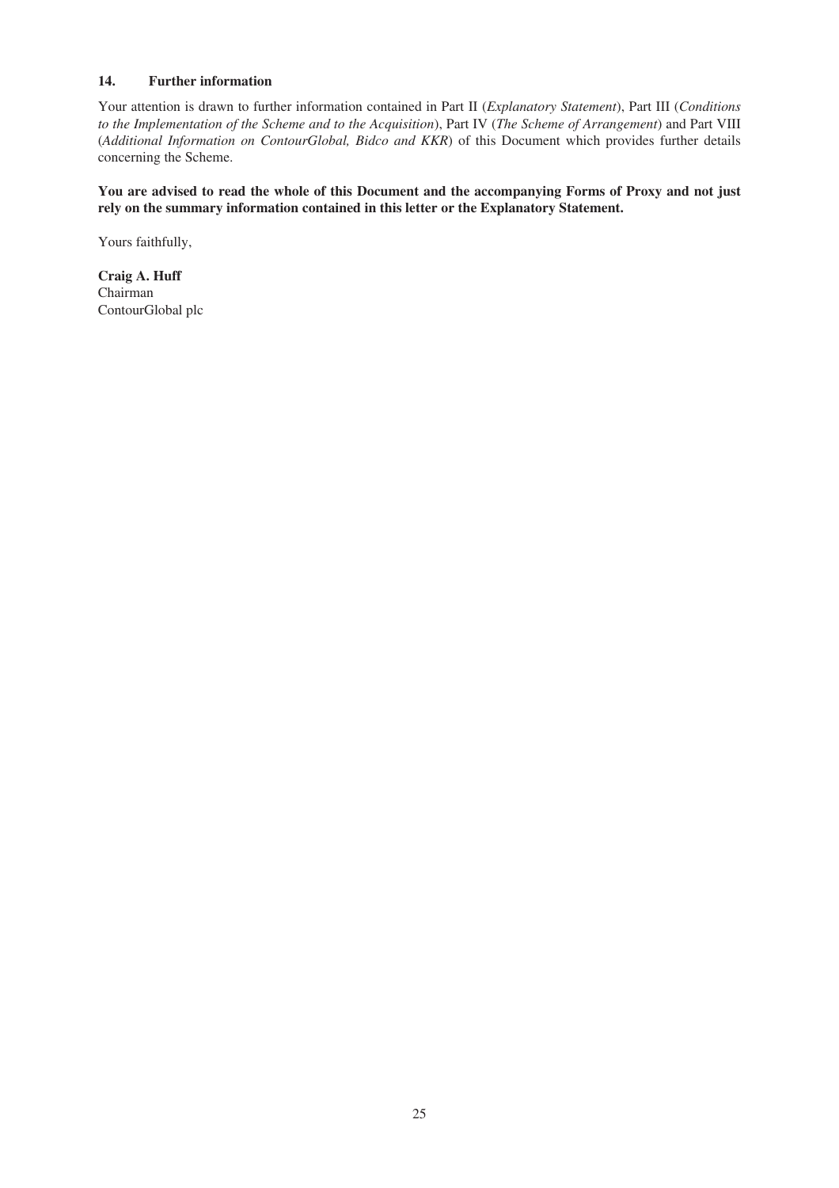### 14. Further information

Your attention is drawn to further information contained in Part II (*Explanatory Statement*), Part III (*Conditions to the Implementation of the Scheme and to the Acquisition*), Part IV (*The Scheme of Arrangement*) and Part VIII (*Additional Information on ContourGlobal, Bidco and KKR*) of this Document which provides further details concerning the Scheme.

**You are advised to read the whole of this Document and the accompanying Forms of Proxy and not just rely on the summary information contained in this letter or the Explanatory Statement.**

Yours faithfully,

**Craig A. Huff**
Chairman
ContourGlobal plc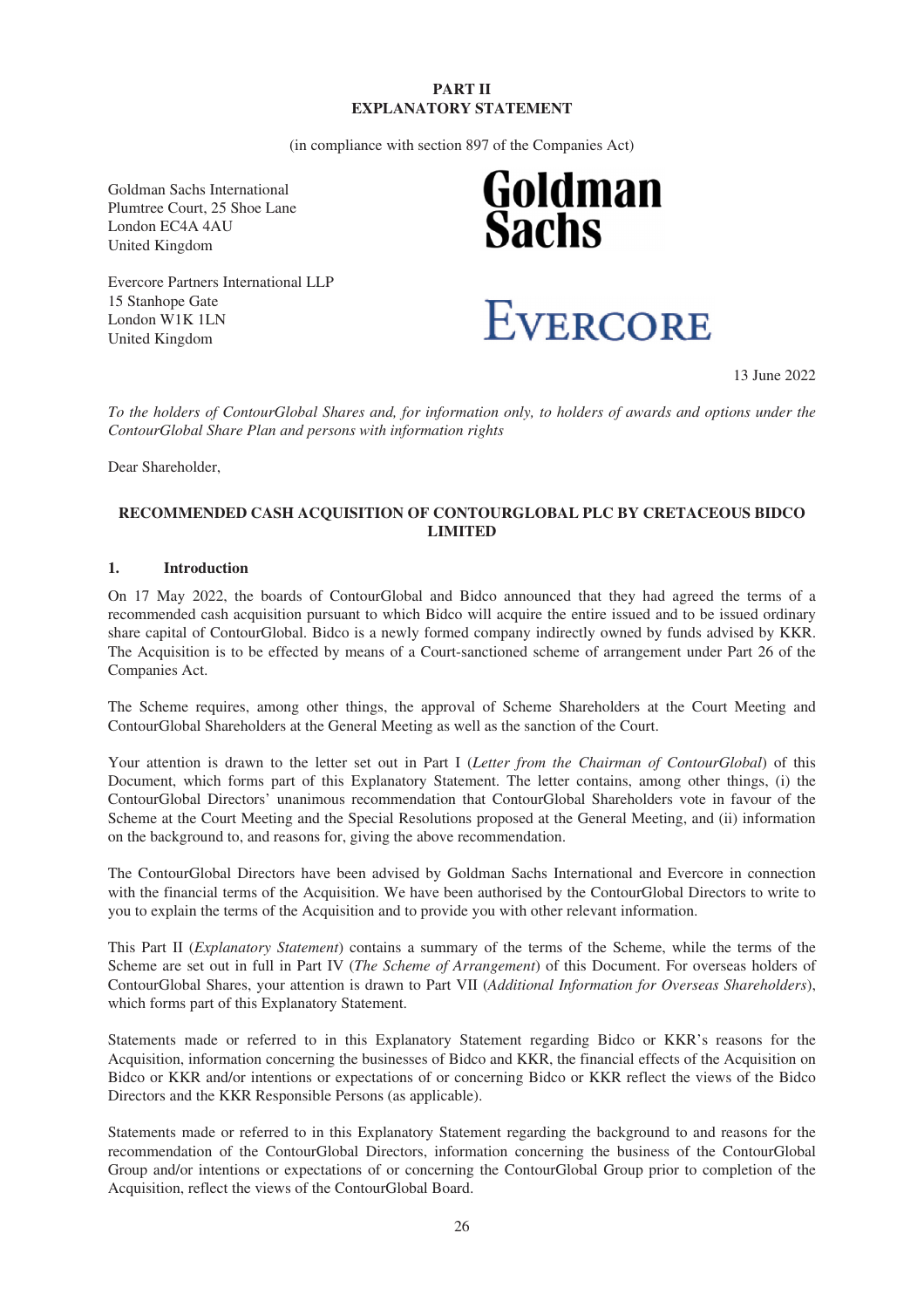# PART II
# EXPLANATORY STATEMENT

(in compliance with section 897 of the Companies Act)

Goldman Sachs International
Plumtree Court, 25 Shoe Lane
London EC4A 4AU
United Kingdom

Goldman Sachs

Evercore Partners International LLP
15 Stanhope Gate
London W1K 1LN
United Kingdom

Evercore

13 June 2022

*To the holders of ContourGlobal Shares and, for information only, to holders of awards and options under the ContourGlobal Share Plan and persons with information rights*

Dear Shareholder,

**RECOMMENDED CASH ACQUISITION OF CONTOURGLOBAL PLC BY CRETACEOUS BIDCO LIMITED**

## 1. Introduction

On 17 May 2022, the boards of ContourGlobal and Bidco announced that they had agreed the terms of a recommended cash acquisition pursuant to which Bidco will acquire the entire issued and to be issued ordinary share capital of ContourGlobal. Bidco is a newly formed company indirectly owned by funds advised by KKR. The Acquisition is to be effected by means of a Court-sanctioned scheme of arrangement under Part 26 of the Companies Act.

The Scheme requires, among other things, the approval of Scheme Shareholders at the Court Meeting and ContourGlobal Shareholders at the General Meeting as well as the sanction of the Court.

Your attention is drawn to the letter set out in Part I (*Letter from the Chairman of ContourGlobal*) of this Document, which forms part of this Explanatory Statement. The letter contains, among other things, (i) the ContourGlobal Directors' unanimous recommendation that ContourGlobal Shareholders vote in favour of the Scheme at the Court Meeting and the Special Resolutions proposed at the General Meeting, and (ii) information on the background to, and reasons for, giving the above recommendation.

The ContourGlobal Directors have been advised by Goldman Sachs International and Evercore in connection with the financial terms of the Acquisition. We have been authorised by the ContourGlobal Directors to write to you to explain the terms of the Acquisition and to provide you with other relevant information.

This Part II (*Explanatory Statement*) contains a summary of the terms of the Scheme, while the terms of the Scheme are set out in full in Part IV (*The Scheme of Arrangement*) of this Document. For overseas holders of ContourGlobal Shares, your attention is drawn to Part VII (*Additional Information for Overseas Shareholders*), which forms part of this Explanatory Statement.

Statements made or referred to in this Explanatory Statement regarding Bidco or KKR's reasons for the Acquisition, information concerning the businesses of Bidco and KKR, the financial effects of the Acquisition on Bidco or KKR and/or intentions or expectations of or concerning Bidco or KKR reflect the views of the Bidco Directors and the KKR Responsible Persons (as applicable).

Statements made or referred to in this Explanatory Statement regarding the background to and reasons for the recommendation of the ContourGlobal Directors, information concerning the business of the ContourGlobal Group and/or intentions or expectations of or concerning the ContourGlobal Group prior to completion of the Acquisition, reflect the views of the ContourGlobal Board.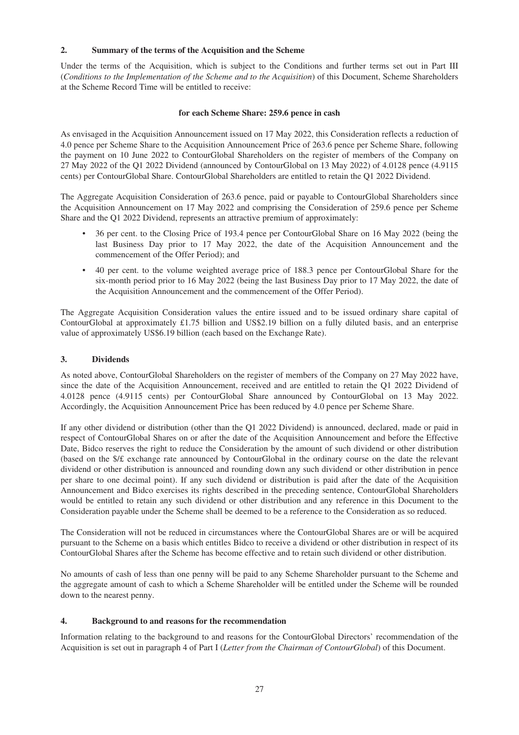## 2. Summary of the terms of the Acquisition and the Scheme

Under the terms of the Acquisition, which is subject to the Conditions and further terms set out in Part III (*Conditions to the Implementation of the Scheme and to the Acquisition*) of this Document, Scheme Shareholders at the Scheme Record Time will be entitled to receive:

**for each Scheme Share: 259.6 pence in cash**

As envisaged in the Acquisition Announcement issued on 17 May 2022, this Consideration reflects a reduction of 4.0 pence per Scheme Share to the Acquisition Announcement Price of 263.6 pence per Scheme Share, following the payment on 10 June 2022 to ContourGlobal Shareholders on the register of members of the Company on 27 May 2022 of the Q1 2022 Dividend (announced by ContourGlobal on 13 May 2022) of 4.0128 pence (4.9115 cents) per ContourGlobal Share. ContourGlobal Shareholders are entitled to retain the Q1 2022 Dividend.

The Aggregate Acquisition Consideration of 263.6 pence, paid or payable to ContourGlobal Shareholders since the Acquisition Announcement on 17 May 2022 and comprising the Consideration of 259.6 pence per Scheme Share and the Q1 2022 Dividend, represents an attractive premium of approximately:

- 36 per cent. to the Closing Price of 193.4 pence per ContourGlobal Share on 16 May 2022 (being the last Business Day prior to 17 May 2022, the date of the Acquisition Announcement and the commencement of the Offer Period); and
- 40 per cent. to the volume weighted average price of 188.3 pence per ContourGlobal Share for the six-month period prior to 16 May 2022 (being the last Business Day prior to 17 May 2022, the date of the Acquisition Announcement and the commencement of the Offer Period).

The Aggregate Acquisition Consideration values the entire issued and to be issued ordinary share capital of ContourGlobal at approximately £1.75 billion and US$2.19 billion on a fully diluted basis, and an enterprise value of approximately US$6.19 billion (each based on the Exchange Rate).

## 3. Dividends

As noted above, ContourGlobal Shareholders on the register of members of the Company on 27 May 2022 have, since the date of the Acquisition Announcement, received and are entitled to retain the Q1 2022 Dividend of 4.0128 pence (4.9115 cents) per ContourGlobal Share announced by ContourGlobal on 13 May 2022. Accordingly, the Acquisition Announcement Price has been reduced by 4.0 pence per Scheme Share.

If any other dividend or distribution (other than the Q1 2022 Dividend) is announced, declared, made or paid in respect of ContourGlobal Shares on or after the date of the Acquisition Announcement and before the Effective Date, Bidco reserves the right to reduce the Consideration by the amount of such dividend or other distribution (based on the $/£ exchange rate announced by ContourGlobal in the ordinary course on the date the relevant dividend or other distribution is announced and rounding down any such dividend or other distribution in pence per share to one decimal point). If any such dividend or distribution is paid after the date of the Acquisition Announcement and Bidco exercises its rights described in the preceding sentence, ContourGlobal Shareholders would be entitled to retain any such dividend or other distribution and any reference in this Document to the Consideration payable under the Scheme shall be deemed to be a reference to the Consideration as so reduced.

The Consideration will not be reduced in circumstances where the ContourGlobal Shares are or will be acquired pursuant to the Scheme on a basis which entitles Bidco to receive a dividend or other distribution in respect of its ContourGlobal Shares after the Scheme has become effective and to retain such dividend or other distribution.

No amounts of cash of less than one penny will be paid to any Scheme Shareholder pursuant to the Scheme and the aggregate amount of cash to which a Scheme Shareholder will be entitled under the Scheme will be rounded down to the nearest penny.

## 4. Background to and reasons for the recommendation

Information relating to the background to and reasons for the ContourGlobal Directors' recommendation of the Acquisition is set out in paragraph 4 of Part I (*Letter from the Chairman of ContourGlobal*) of this Document.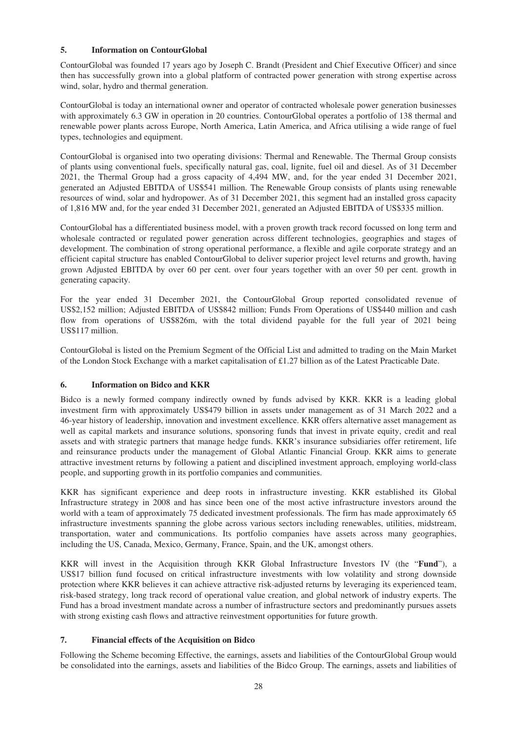## 5. Information on ContourGlobal

ContourGlobal was founded 17 years ago by Joseph C. Brandt (President and Chief Executive Officer) and since then has successfully grown into a global platform of contracted power generation with strong expertise across wind, solar, hydro and thermal generation.

ContourGlobal is today an international owner and operator of contracted wholesale power generation businesses with approximately 6.3 GW in operation in 20 countries. ContourGlobal operates a portfolio of 138 thermal and renewable power plants across Europe, North America, Latin America, and Africa utilising a wide range of fuel types, technologies and equipment.

ContourGlobal is organised into two operating divisions: Thermal and Renewable. The Thermal Group consists of plants using conventional fuels, specifically natural gas, coal, lignite, fuel oil and diesel. As of 31 December 2021, the Thermal Group had a gross capacity of 4,494 MW, and, for the year ended 31 December 2021, generated an Adjusted EBITDA of US$541 million. The Renewable Group consists of plants using renewable resources of wind, solar and hydropower. As of 31 December 2021, this segment had an installed gross capacity of 1,816 MW and, for the year ended 31 December 2021, generated an Adjusted EBITDA of US$335 million.

ContourGlobal has a differentiated business model, with a proven growth track record focussed on long term and wholesale contracted or regulated power generation across different technologies, geographies and stages of development. The combination of strong operational performance, a flexible and agile corporate strategy and an efficient capital structure has enabled ContourGlobal to deliver superior project level returns and growth, having grown Adjusted EBITDA by over 60 per cent. over four years together with an over 50 per cent. growth in generating capacity.

For the year ended 31 December 2021, the ContourGlobal Group reported consolidated revenue of US$2,152 million; Adjusted EBITDA of US$842 million; Funds From Operations of US$440 million and cash flow from operations of US$826m, with the total dividend payable for the full year of 2021 being US$117 million.

ContourGlobal is listed on the Premium Segment of the Official List and admitted to trading on the Main Market of the London Stock Exchange with a market capitalisation of £1.27 billion as of the Latest Practicable Date.

## 6. Information on Bidco and KKR

Bidco is a newly formed company indirectly owned by funds advised by KKR. KKR is a leading global investment firm with approximately US$479 billion in assets under management as of 31 March 2022 and a 46-year history of leadership, innovation and investment excellence. KKR offers alternative asset management as well as capital markets and insurance solutions, sponsoring funds that invest in private equity, credit and real assets and with strategic partners that manage hedge funds. KKR's insurance subsidiaries offer retirement, life and reinsurance products under the management of Global Atlantic Financial Group. KKR aims to generate attractive investment returns by following a patient and disciplined investment approach, employing world-class people, and supporting growth in its portfolio companies and communities.

KKR has significant experience and deep roots in infrastructure investing. KKR established its Global Infrastructure strategy in 2008 and has since been one of the most active infrastructure investors around the world with a team of approximately 75 dedicated investment professionals. The firm has made approximately 65 infrastructure investments spanning the globe across various sectors including renewables, utilities, midstream, transportation, water and communications. Its portfolio companies have assets across many geographies, including the US, Canada, Mexico, Germany, France, Spain, and the UK, amongst others.

KKR will invest in the Acquisition through KKR Global Infrastructure Investors IV (the "**Fund**"), a US$17 billion fund focused on critical infrastructure investments with low volatility and strong downside protection where KKR believes it can achieve attractive risk-adjusted returns by leveraging its experienced team, risk-based strategy, long track record of operational value creation, and global network of industry experts. The Fund has a broad investment mandate across a number of infrastructure sectors and predominantly pursues assets with strong existing cash flows and attractive reinvestment opportunities for future growth.

## 7. Financial effects of the Acquisition on Bidco

Following the Scheme becoming Effective, the earnings, assets and liabilities of the ContourGlobal Group would be consolidated into the earnings, assets and liabilities of the Bidco Group. The earnings, assets and liabilities of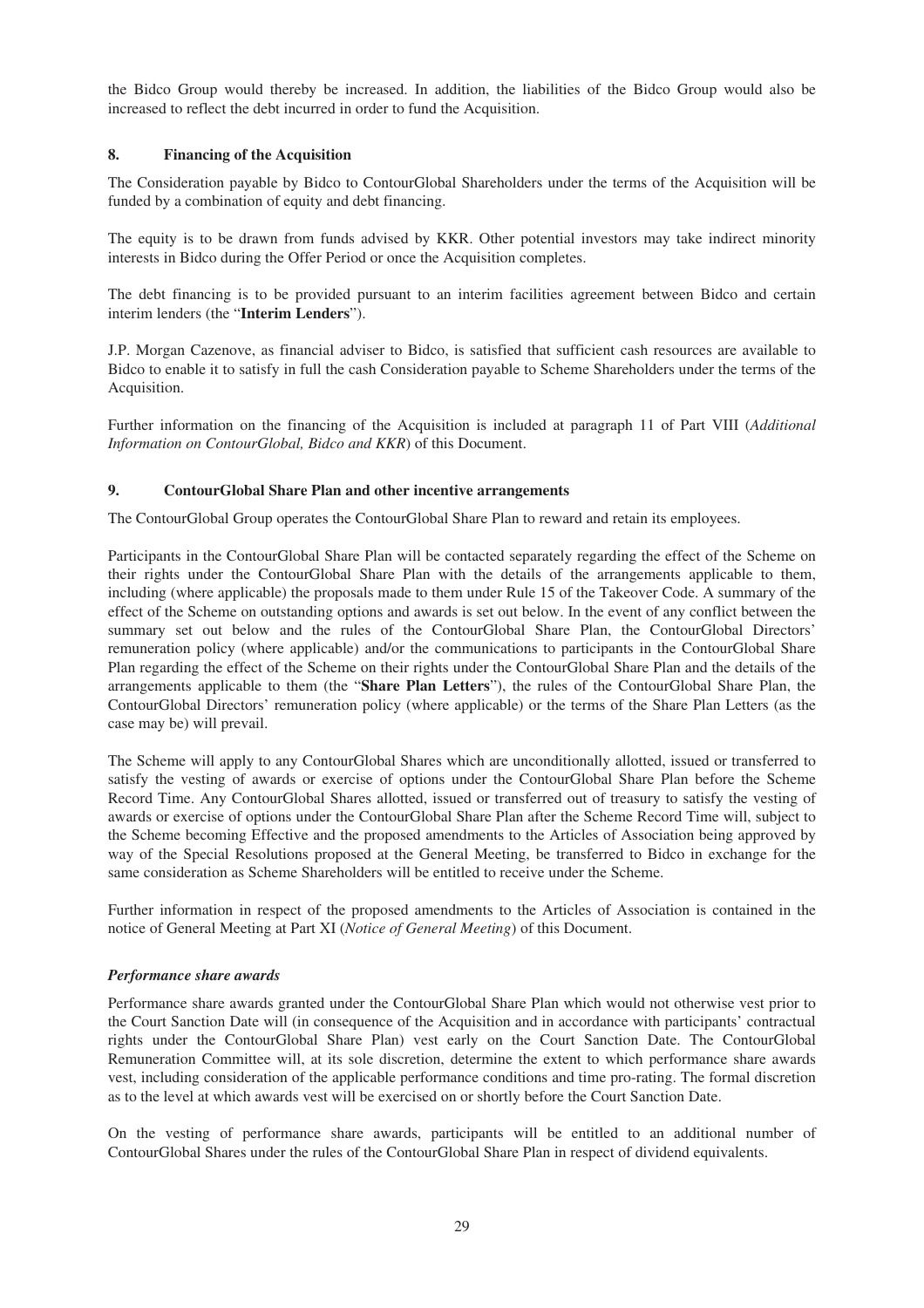the Bidco Group would thereby be increased. In addition, the liabilities of the Bidco Group would also be increased to reflect the debt incurred in order to fund the Acquisition.

## 8. Financing of the Acquisition

The Consideration payable by Bidco to ContourGlobal Shareholders under the terms of the Acquisition will be funded by a combination of equity and debt financing.

The equity is to be drawn from funds advised by KKR. Other potential investors may take indirect minority interests in Bidco during the Offer Period or once the Acquisition completes.

The debt financing is to be provided pursuant to an interim facilities agreement between Bidco and certain interim lenders (the "**Interim Lenders**").

J.P. Morgan Cazenove, as financial adviser to Bidco, is satisfied that sufficient cash resources are available to Bidco to enable it to satisfy in full the cash Consideration payable to Scheme Shareholders under the terms of the Acquisition.

Further information on the financing of the Acquisition is included at paragraph 11 of Part VIII (*Additional Information on ContourGlobal, Bidco and KKR*) of this Document.

## 9. ContourGlobal Share Plan and other incentive arrangements

The ContourGlobal Group operates the ContourGlobal Share Plan to reward and retain its employees.

Participants in the ContourGlobal Share Plan will be contacted separately regarding the effect of the Scheme on their rights under the ContourGlobal Share Plan with the details of the arrangements applicable to them, including (where applicable) the proposals made to them under Rule 15 of the Takeover Code. A summary of the effect of the Scheme on outstanding options and awards is set out below. In the event of any conflict between the summary set out below and the rules of the ContourGlobal Share Plan, the ContourGlobal Directors' remuneration policy (where applicable) and/or the communications to participants in the ContourGlobal Share Plan regarding the effect of the Scheme on their rights under the ContourGlobal Share Plan and the details of the arrangements applicable to them (the "**Share Plan Letters**"), the rules of the ContourGlobal Share Plan, the ContourGlobal Directors' remuneration policy (where applicable) or the terms of the Share Plan Letters (as the case may be) will prevail.

The Scheme will apply to any ContourGlobal Shares which are unconditionally allotted, issued or transferred to satisfy the vesting of awards or exercise of options under the ContourGlobal Share Plan before the Scheme Record Time. Any ContourGlobal Shares allotted, issued or transferred out of treasury to satisfy the vesting of awards or exercise of options under the ContourGlobal Share Plan after the Scheme Record Time will, subject to the Scheme becoming Effective and the proposed amendments to the Articles of Association being approved by way of the Special Resolutions proposed at the General Meeting, be transferred to Bidco in exchange for the same consideration as Scheme Shareholders will be entitled to receive under the Scheme.

Further information in respect of the proposed amendments to the Articles of Association is contained in the notice of General Meeting at Part XI (*Notice of General Meeting*) of this Document.

### *Performance share awards*

Performance share awards granted under the ContourGlobal Share Plan which would not otherwise vest prior to the Court Sanction Date will (in consequence of the Acquisition and in accordance with participants' contractual rights under the ContourGlobal Share Plan) vest early on the Court Sanction Date. The ContourGlobal Remuneration Committee will, at its sole discretion, determine the extent to which performance share awards vest, including consideration of the applicable performance conditions and time pro-rating. The formal discretion as to the level at which awards vest will be exercised on or shortly before the Court Sanction Date.

On the vesting of performance share awards, participants will be entitled to an additional number of ContourGlobal Shares under the rules of the ContourGlobal Share Plan in respect of dividend equivalents.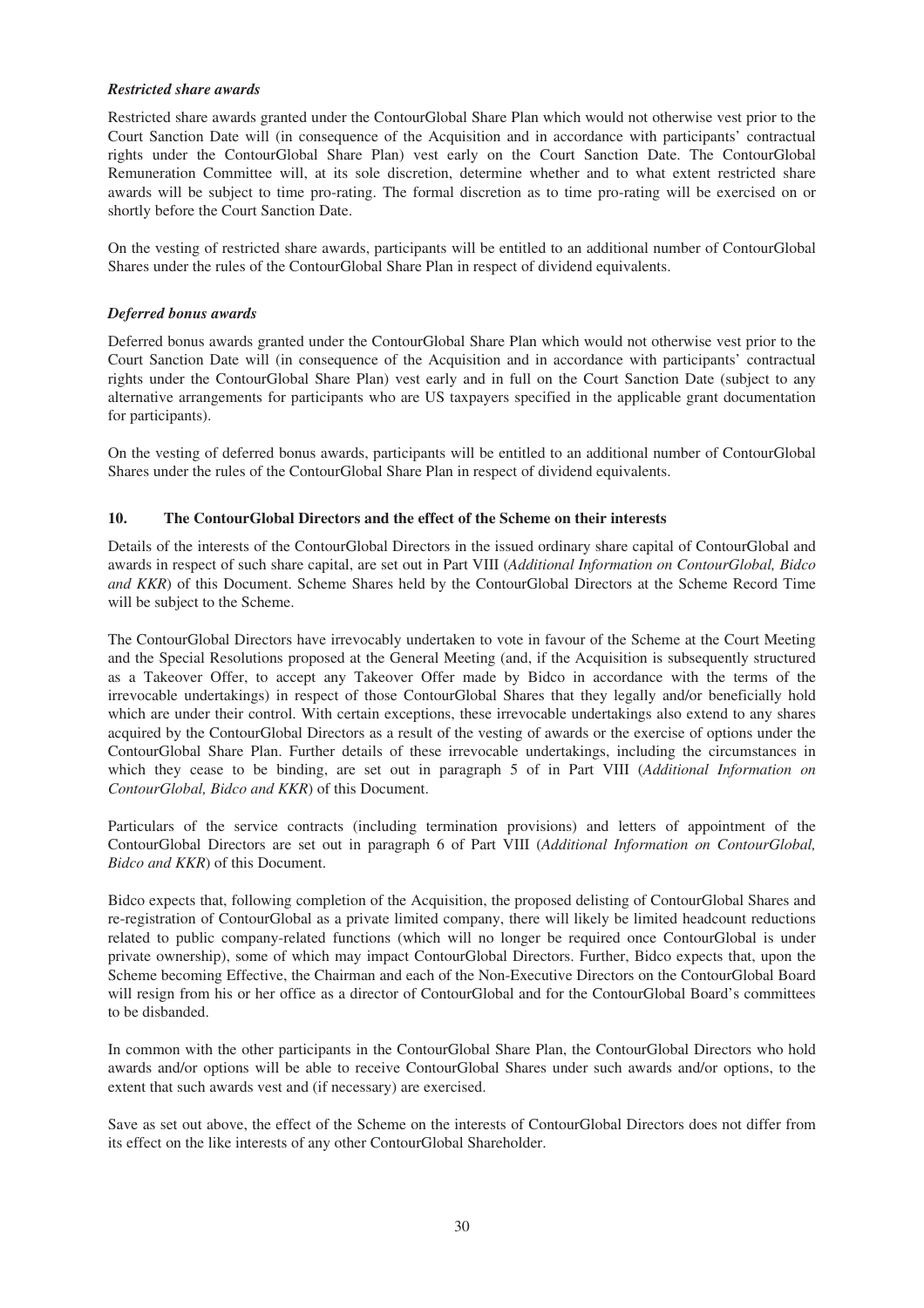***Restricted share awards***

Restricted share awards granted under the ContourGlobal Share Plan which would not otherwise vest prior to the Court Sanction Date will (in consequence of the Acquisition and in accordance with participants' contractual rights under the ContourGlobal Share Plan) vest early on the Court Sanction Date. The ContourGlobal Remuneration Committee will, at its sole discretion, determine whether and to what extent restricted share awards will be subject to time pro-rating. The formal discretion as to time pro-rating will be exercised on or shortly before the Court Sanction Date.

On the vesting of restricted share awards, participants will be entitled to an additional number of ContourGlobal Shares under the rules of the ContourGlobal Share Plan in respect of dividend equivalents.

***Deferred bonus awards***

Deferred bonus awards granted under the ContourGlobal Share Plan which would not otherwise vest prior to the Court Sanction Date will (in consequence of the Acquisition and in accordance with participants' contractual rights under the ContourGlobal Share Plan) vest early and in full on the Court Sanction Date (subject to any alternative arrangements for participants who are US taxpayers specified in the applicable grant documentation for participants).

On the vesting of deferred bonus awards, participants will be entitled to an additional number of ContourGlobal Shares under the rules of the ContourGlobal Share Plan in respect of dividend equivalents.

## 10. The ContourGlobal Directors and the effect of the Scheme on their interests

Details of the interests of the ContourGlobal Directors in the issued ordinary share capital of ContourGlobal and awards in respect of such share capital, are set out in Part VIII (*Additional Information on ContourGlobal, Bidco and KKR*) of this Document. Scheme Shares held by the ContourGlobal Directors at the Scheme Record Time will be subject to the Scheme.

The ContourGlobal Directors have irrevocably undertaken to vote in favour of the Scheme at the Court Meeting and the Special Resolutions proposed at the General Meeting (and, if the Acquisition is subsequently structured as a Takeover Offer, to accept any Takeover Offer made by Bidco in accordance with the terms of the irrevocable undertakings) in respect of those ContourGlobal Shares that they legally and/or beneficially hold which are under their control. With certain exceptions, these irrevocable undertakings also extend to any shares acquired by the ContourGlobal Directors as a result of the vesting of awards or the exercise of options under the ContourGlobal Share Plan. Further details of these irrevocable undertakings, including the circumstances in which they cease to be binding, are set out in paragraph 5 of in Part VIII (*Additional Information on ContourGlobal, Bidco and KKR*) of this Document.

Particulars of the service contracts (including termination provisions) and letters of appointment of the ContourGlobal Directors are set out in paragraph 6 of Part VIII (*Additional Information on ContourGlobal, Bidco and KKR*) of this Document.

Bidco expects that, following completion of the Acquisition, the proposed delisting of ContourGlobal Shares and re-registration of ContourGlobal as a private limited company, there will likely be limited headcount reductions related to public company-related functions (which will no longer be required once ContourGlobal is under private ownership), some of which may impact ContourGlobal Directors. Further, Bidco expects that, upon the Scheme becoming Effective, the Chairman and each of the Non-Executive Directors on the ContourGlobal Board will resign from his or her office as a director of ContourGlobal and for the ContourGlobal Board's committees to be disbanded.

In common with the other participants in the ContourGlobal Share Plan, the ContourGlobal Directors who hold awards and/or options will be able to receive ContourGlobal Shares under such awards and/or options, to the extent that such awards vest and (if necessary) are exercised.

Save as set out above, the effect of the Scheme on the interests of ContourGlobal Directors does not differ from its effect on the like interests of any other ContourGlobal Shareholder.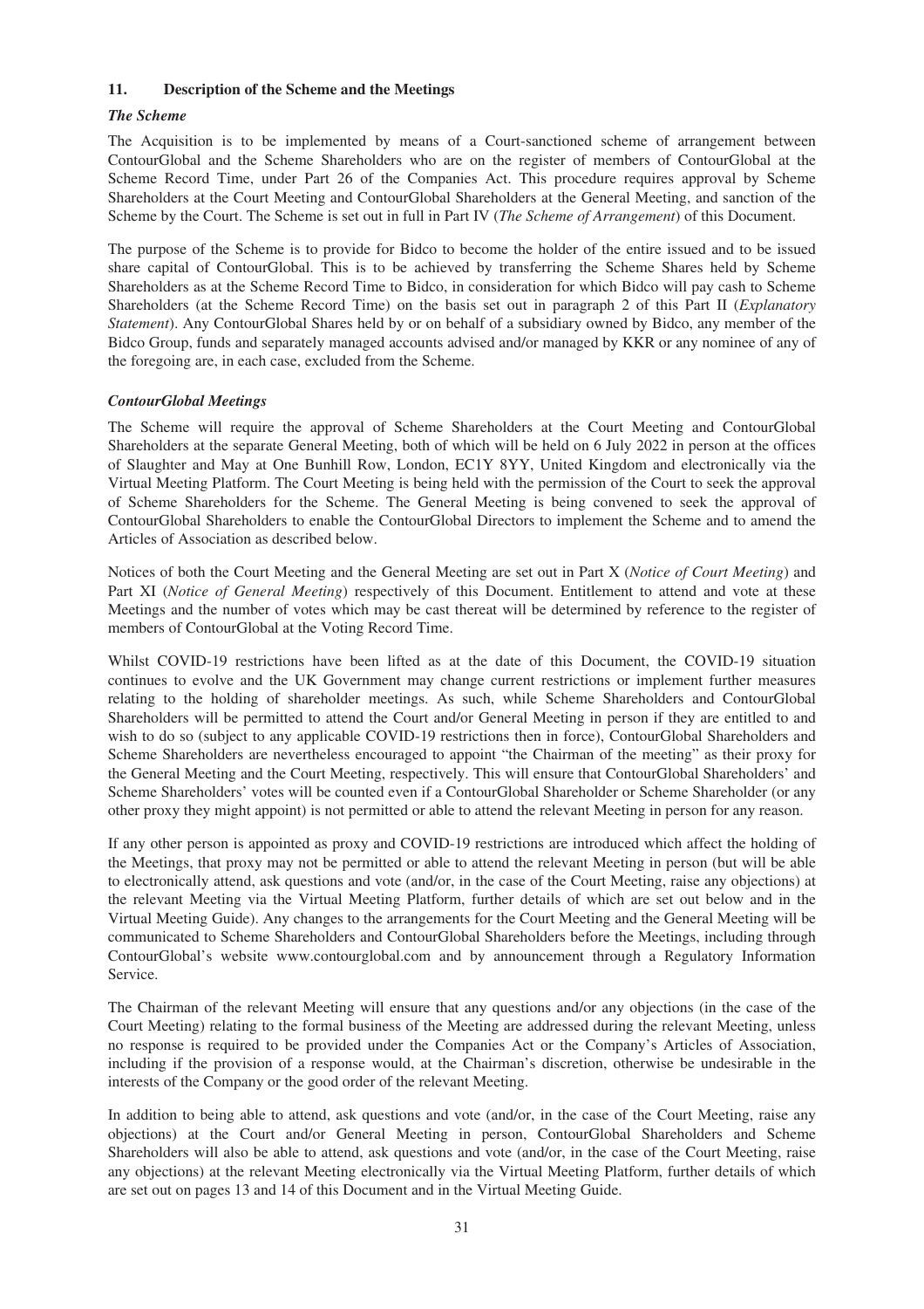## 11. Description of the Scheme and the Meetings

### *The Scheme*

The Acquisition is to be implemented by means of a Court-sanctioned scheme of arrangement between ContourGlobal and the Scheme Shareholders who are on the register of members of ContourGlobal at the Scheme Record Time, under Part 26 of the Companies Act. This procedure requires approval by Scheme Shareholders at the Court Meeting and ContourGlobal Shareholders at the General Meeting, and sanction of the Scheme by the Court. The Scheme is set out in full in Part IV (*The Scheme of Arrangement*) of this Document.

The purpose of the Scheme is to provide for Bidco to become the holder of the entire issued and to be issued share capital of ContourGlobal. This is to be achieved by transferring the Scheme Shares held by Scheme Shareholders as at the Scheme Record Time to Bidco, in consideration for which Bidco will pay cash to Scheme Shareholders (at the Scheme Record Time) on the basis set out in paragraph 2 of this Part II (*Explanatory Statement*). Any ContourGlobal Shares held by or on behalf of a subsidiary owned by Bidco, any member of the Bidco Group, funds and separately managed accounts advised and/or managed by KKR or any nominee of any of the foregoing are, in each case, excluded from the Scheme.

### *ContourGlobal Meetings*

The Scheme will require the approval of Scheme Shareholders at the Court Meeting and ContourGlobal Shareholders at the separate General Meeting, both of which will be held on 6 July 2022 in person at the offices of Slaughter and May at One Bunhill Row, London, EC1Y 8YY, United Kingdom and electronically via the Virtual Meeting Platform. The Court Meeting is being held with the permission of the Court to seek the approval of Scheme Shareholders for the Scheme. The General Meeting is being convened to seek the approval of ContourGlobal Shareholders to enable the ContourGlobal Directors to implement the Scheme and to amend the Articles of Association as described below.

Notices of both the Court Meeting and the General Meeting are set out in Part X (*Notice of Court Meeting*) and Part XI (*Notice of General Meeting*) respectively of this Document. Entitlement to attend and vote at these Meetings and the number of votes which may be cast thereat will be determined by reference to the register of members of ContourGlobal at the Voting Record Time.

Whilst COVID-19 restrictions have been lifted as at the date of this Document, the COVID-19 situation continues to evolve and the UK Government may change current restrictions or implement further measures relating to the holding of shareholder meetings. As such, while Scheme Shareholders and ContourGlobal Shareholders will be permitted to attend the Court and/or General Meeting in person if they are entitled to and wish to do so (subject to any applicable COVID-19 restrictions then in force), ContourGlobal Shareholders and Scheme Shareholders are nevertheless encouraged to appoint "the Chairman of the meeting" as their proxy for the General Meeting and the Court Meeting, respectively. This will ensure that ContourGlobal Shareholders' and Scheme Shareholders' votes will be counted even if a ContourGlobal Shareholder or Scheme Shareholder (or any other proxy they might appoint) is not permitted or able to attend the relevant Meeting in person for any reason.

If any other person is appointed as proxy and COVID-19 restrictions are introduced which affect the holding of the Meetings, that proxy may not be permitted or able to attend the relevant Meeting in person (but will be able to electronically attend, ask questions and vote (and/or, in the case of the Court Meeting, raise any objections) at the relevant Meeting via the Virtual Meeting Platform, further details of which are set out below and in the Virtual Meeting Guide). Any changes to the arrangements for the Court Meeting and the General Meeting will be communicated to Scheme Shareholders and ContourGlobal Shareholders before the Meetings, including through ContourGlobal's website www.contourglobal.com and by announcement through a Regulatory Information Service.

The Chairman of the relevant Meeting will ensure that any questions and/or any objections (in the case of the Court Meeting) relating to the formal business of the Meeting are addressed during the relevant Meeting, unless no response is required to be provided under the Companies Act or the Company's Articles of Association, including if the provision of a response would, at the Chairman's discretion, otherwise be undesirable in the interests of the Company or the good order of the relevant Meeting.

In addition to being able to attend, ask questions and vote (and/or, in the case of the Court Meeting, raise any objections) at the Court and/or General Meeting in person, ContourGlobal Shareholders and Scheme Shareholders will also be able to attend, ask questions and vote (and/or, in the case of the Court Meeting, raise any objections) at the relevant Meeting electronically via the Virtual Meeting Platform, further details of which are set out on pages 13 and 14 of this Document and in the Virtual Meeting Guide.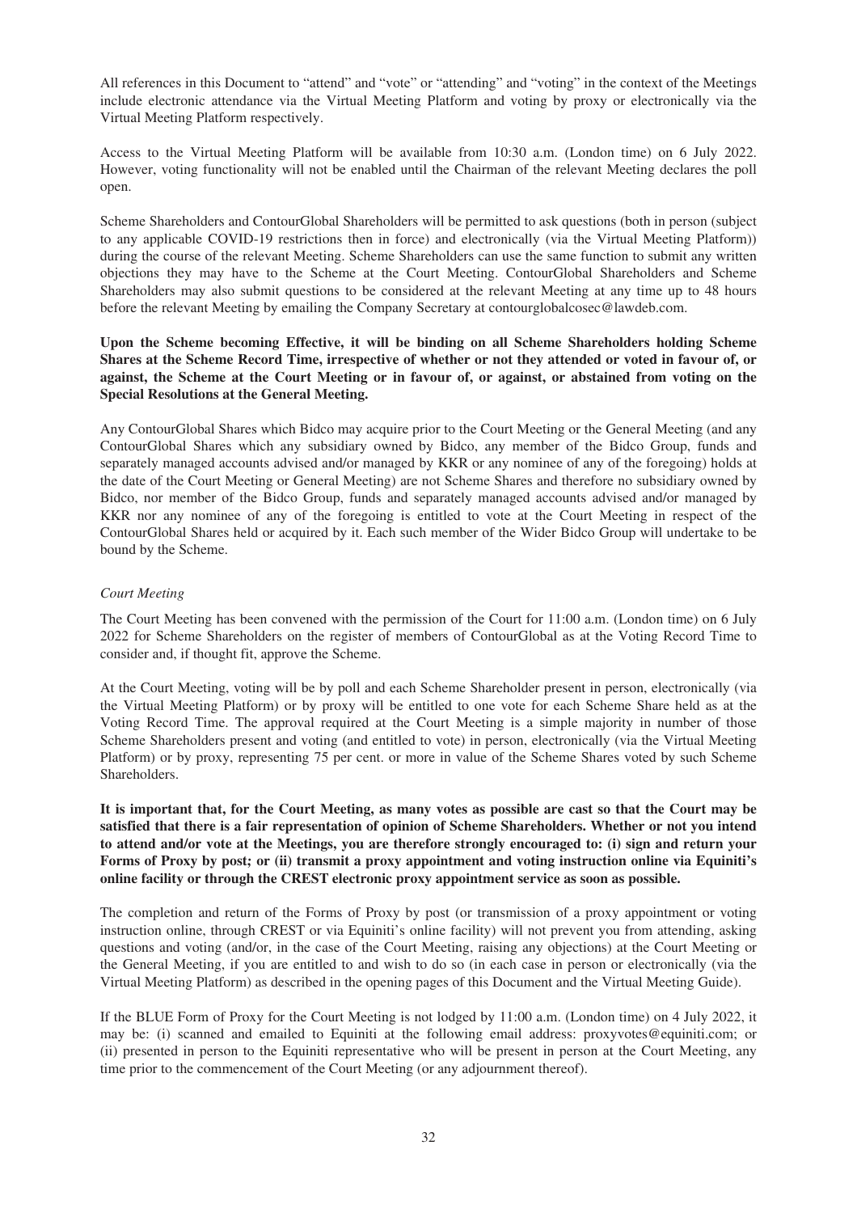All references in this Document to "attend" and "vote" or "attending" and "voting" in the context of the Meetings include electronic attendance via the Virtual Meeting Platform and voting by proxy or electronically via the Virtual Meeting Platform respectively.

Access to the Virtual Meeting Platform will be available from 10:30 a.m. (London time) on 6 July 2022. However, voting functionality will not be enabled until the Chairman of the relevant Meeting declares the poll open.

Scheme Shareholders and ContourGlobal Shareholders will be permitted to ask questions (both in person (subject to any applicable COVID-19 restrictions then in force) and electronically (via the Virtual Meeting Platform)) during the course of the relevant Meeting. Scheme Shareholders can use the same function to submit any written objections they may have to the Scheme at the Court Meeting. ContourGlobal Shareholders and Scheme Shareholders may also submit questions to be considered at the relevant Meeting at any time up to 48 hours before the relevant Meeting by emailing the Company Secretary at contourglobalcosec@lawdeb.com.

**Upon the Scheme becoming Effective, it will be binding on all Scheme Shareholders holding Scheme Shares at the Scheme Record Time, irrespective of whether or not they attended or voted in favour of, or against, the Scheme at the Court Meeting or in favour of, or against, or abstained from voting on the Special Resolutions at the General Meeting.**

Any ContourGlobal Shares which Bidco may acquire prior to the Court Meeting or the General Meeting (and any ContourGlobal Shares which any subsidiary owned by Bidco, any member of the Bidco Group, funds and separately managed accounts advised and/or managed by KKR or any nominee of any of the foregoing) holds at the date of the Court Meeting or General Meeting) are not Scheme Shares and therefore no subsidiary owned by Bidco, nor member of the Bidco Group, funds and separately managed accounts advised and/or managed by KKR nor any nominee of any of the foregoing is entitled to vote at the Court Meeting in respect of the ContourGlobal Shares held or acquired by it. Each such member of the Wider Bidco Group will undertake to be bound by the Scheme.

*Court Meeting*

The Court Meeting has been convened with the permission of the Court for 11:00 a.m. (London time) on 6 July 2022 for Scheme Shareholders on the register of members of ContourGlobal as at the Voting Record Time to consider and, if thought fit, approve the Scheme.

At the Court Meeting, voting will be by poll and each Scheme Shareholder present in person, electronically (via the Virtual Meeting Platform) or by proxy will be entitled to one vote for each Scheme Share held as at the Voting Record Time. The approval required at the Court Meeting is a simple majority in number of those Scheme Shareholders present and voting (and entitled to vote) in person, electronically (via the Virtual Meeting Platform) or by proxy, representing 75 per cent. or more in value of the Scheme Shares voted by such Scheme Shareholders.

**It is important that, for the Court Meeting, as many votes as possible are cast so that the Court may be satisfied that there is a fair representation of opinion of Scheme Shareholders. Whether or not you intend to attend and/or vote at the Meetings, you are therefore strongly encouraged to: (i) sign and return your Forms of Proxy by post; or (ii) transmit a proxy appointment and voting instruction online via Equiniti's online facility or through the CREST electronic proxy appointment service as soon as possible.**

The completion and return of the Forms of Proxy by post (or transmission of a proxy appointment or voting instruction online, through CREST or via Equiniti's online facility) will not prevent you from attending, asking questions and voting (and/or, in the case of the Court Meeting, raising any objections) at the Court Meeting or the General Meeting, if you are entitled to and wish to do so (in each case in person or electronically (via the Virtual Meeting Platform) as described in the opening pages of this Document and the Virtual Meeting Guide).

If the BLUE Form of Proxy for the Court Meeting is not lodged by 11:00 a.m. (London time) on 4 July 2022, it may be: (i) scanned and emailed to Equiniti at the following email address: proxyvotes@equiniti.com; or (ii) presented in person to the Equiniti representative who will be present in person at the Court Meeting, any time prior to the commencement of the Court Meeting (or any adjournment thereof).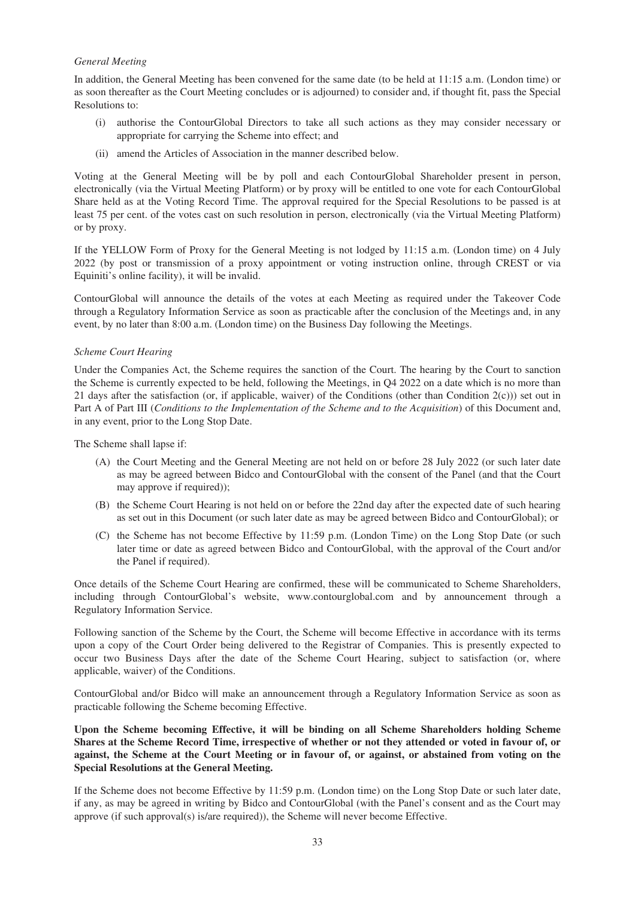*General Meeting*

In addition, the General Meeting has been convened for the same date (to be held at 11:15 a.m. (London time) or as soon thereafter as the Court Meeting concludes or is adjourned) to consider and, if thought fit, pass the Special Resolutions to:

(i) authorise the ContourGlobal Directors to take all such actions as they may consider necessary or appropriate for carrying the Scheme into effect; and

(ii) amend the Articles of Association in the manner described below.

Voting at the General Meeting will be by poll and each ContourGlobal Shareholder present in person, electronically (via the Virtual Meeting Platform) or by proxy will be entitled to one vote for each ContourGlobal Share held as at the Voting Record Time. The approval required for the Special Resolutions to be passed is at least 75 per cent. of the votes cast on such resolution in person, electronically (via the Virtual Meeting Platform) or by proxy.

If the YELLOW Form of Proxy for the General Meeting is not lodged by 11:15 a.m. (London time) on 4 July 2022 (by post or transmission of a proxy appointment or voting instruction online, through CREST or via Equiniti's online facility), it will be invalid.

ContourGlobal will announce the details of the votes at each Meeting as required under the Takeover Code through a Regulatory Information Service as soon as practicable after the conclusion of the Meetings and, in any event, by no later than 8:00 a.m. (London time) on the Business Day following the Meetings.

*Scheme Court Hearing*

Under the Companies Act, the Scheme requires the sanction of the Court. The hearing by the Court to sanction the Scheme is currently expected to be held, following the Meetings, in Q4 2022 on a date which is no more than 21 days after the satisfaction (or, if applicable, waiver) of the Conditions (other than Condition 2(c))) set out in Part A of Part III (*Conditions to the Implementation of the Scheme and to the Acquisition*) of this Document and, in any event, prior to the Long Stop Date.

The Scheme shall lapse if:

(A) the Court Meeting and the General Meeting are not held on or before 28 July 2022 (or such later date as may be agreed between Bidco and ContourGlobal with the consent of the Panel (and that the Court may approve if required));

(B) the Scheme Court Hearing is not held on or before the 22nd day after the expected date of such hearing as set out in this Document (or such later date as may be agreed between Bidco and ContourGlobal); or

(C) the Scheme has not become Effective by 11:59 p.m. (London Time) on the Long Stop Date (or such later time or date as agreed between Bidco and ContourGlobal, with the approval of the Court and/or the Panel if required).

Once details of the Scheme Court Hearing are confirmed, these will be communicated to Scheme Shareholders, including through ContourGlobal's website, www.contourglobal.com and by announcement through a Regulatory Information Service.

Following sanction of the Scheme by the Court, the Scheme will become Effective in accordance with its terms upon a copy of the Court Order being delivered to the Registrar of Companies. This is presently expected to occur two Business Days after the date of the Scheme Court Hearing, subject to satisfaction (or, where applicable, waiver) of the Conditions.

ContourGlobal and/or Bidco will make an announcement through a Regulatory Information Service as soon as practicable following the Scheme becoming Effective.

**Upon the Scheme becoming Effective, it will be binding on all Scheme Shareholders holding Scheme Shares at the Scheme Record Time, irrespective of whether or not they attended or voted in favour of, or against, the Scheme at the Court Meeting or in favour of, or against, or abstained from voting on the Special Resolutions at the General Meeting.**

If the Scheme does not become Effective by 11:59 p.m. (London time) on the Long Stop Date or such later date, if any, as may be agreed in writing by Bidco and ContourGlobal (with the Panel's consent and as the Court may approve (if such approval(s) is/are required)), the Scheme will never become Effective.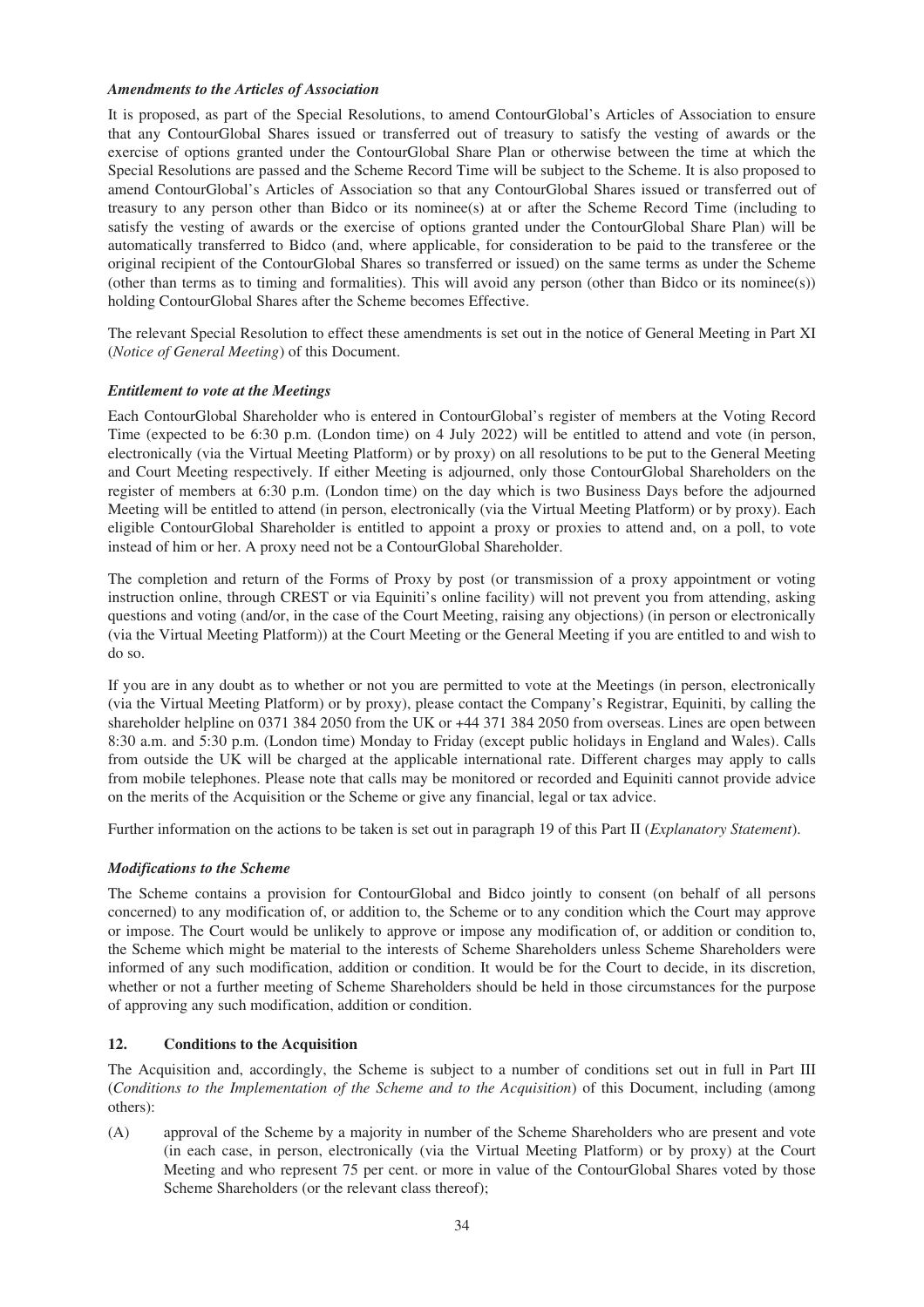***Amendments to the Articles of Association***

It is proposed, as part of the Special Resolutions, to amend ContourGlobal's Articles of Association to ensure that any ContourGlobal Shares issued or transferred out of treasury to satisfy the vesting of awards or the exercise of options granted under the ContourGlobal Share Plan or otherwise between the time at which the Special Resolutions are passed and the Scheme Record Time will be subject to the Scheme. It is also proposed to amend ContourGlobal's Articles of Association so that any ContourGlobal Shares issued or transferred out of treasury to any person other than Bidco or its nominee(s) at or after the Scheme Record Time (including to satisfy the vesting of awards or the exercise of options granted under the ContourGlobal Share Plan) will be automatically transferred to Bidco (and, where applicable, for consideration to be paid to the transferee or the original recipient of the ContourGlobal Shares so transferred or issued) on the same terms as under the Scheme (other than terms as to timing and formalities). This will avoid any person (other than Bidco or its nominee(s)) holding ContourGlobal Shares after the Scheme becomes Effective.

The relevant Special Resolution to effect these amendments is set out in the notice of General Meeting in Part XI (*Notice of General Meeting*) of this Document.

***Entitlement to vote at the Meetings***

Each ContourGlobal Shareholder who is entered in ContourGlobal's register of members at the Voting Record Time (expected to be 6:30 p.m. (London time) on 4 July 2022) will be entitled to attend and vote (in person, electronically (via the Virtual Meeting Platform) or by proxy) on all resolutions to be put to the General Meeting and Court Meeting respectively. If either Meeting is adjourned, only those ContourGlobal Shareholders on the register of members at 6:30 p.m. (London time) on the day which is two Business Days before the adjourned Meeting will be entitled to attend (in person, electronically (via the Virtual Meeting Platform) or by proxy). Each eligible ContourGlobal Shareholder is entitled to appoint a proxy or proxies to attend and, on a poll, to vote instead of him or her. A proxy need not be a ContourGlobal Shareholder.

The completion and return of the Forms of Proxy by post (or transmission of a proxy appointment or voting instruction online, through CREST or via Equiniti's online facility) will not prevent you from attending, asking questions and voting (and/or, in the case of the Court Meeting, raising any objections) (in person or electronically (via the Virtual Meeting Platform)) at the Court Meeting or the General Meeting if you are entitled to and wish to do so.

If you are in any doubt as to whether or not you are permitted to vote at the Meetings (in person, electronically (via the Virtual Meeting Platform) or by proxy), please contact the Company's Registrar, Equiniti, by calling the shareholder helpline on 0371 384 2050 from the UK or +44 371 384 2050 from overseas. Lines are open between 8:30 a.m. and 5:30 p.m. (London time) Monday to Friday (except public holidays in England and Wales). Calls from outside the UK will be charged at the applicable international rate. Different charges may apply to calls from mobile telephones. Please note that calls may be monitored or recorded and Equiniti cannot provide advice on the merits of the Acquisition or the Scheme or give any financial, legal or tax advice.

Further information on the actions to be taken is set out in paragraph 19 of this Part II (*Explanatory Statement*).

***Modifications to the Scheme***

The Scheme contains a provision for ContourGlobal and Bidco jointly to consent (on behalf of all persons concerned) to any modification of, or addition to, the Scheme or to any condition which the Court may approve or impose. The Court would be unlikely to approve or impose any modification of, or addition or condition to, the Scheme which might be material to the interests of Scheme Shareholders unless Scheme Shareholders were informed of any such modification, addition or condition. It would be for the Court to decide, in its discretion, whether or not a further meeting of Scheme Shareholders should be held in those circumstances for the purpose of approving any such modification, addition or condition.

## 12. Conditions to the Acquisition

The Acquisition and, accordingly, the Scheme is subject to a number of conditions set out in full in Part III (*Conditions to the Implementation of the Scheme and to the Acquisition*) of this Document, including (among others):

(A) approval of the Scheme by a majority in number of the Scheme Shareholders who are present and vote (in each case, in person, electronically (via the Virtual Meeting Platform) or by proxy) at the Court Meeting and who represent 75 per cent. or more in value of the ContourGlobal Shares voted by those Scheme Shareholders (or the relevant class thereof);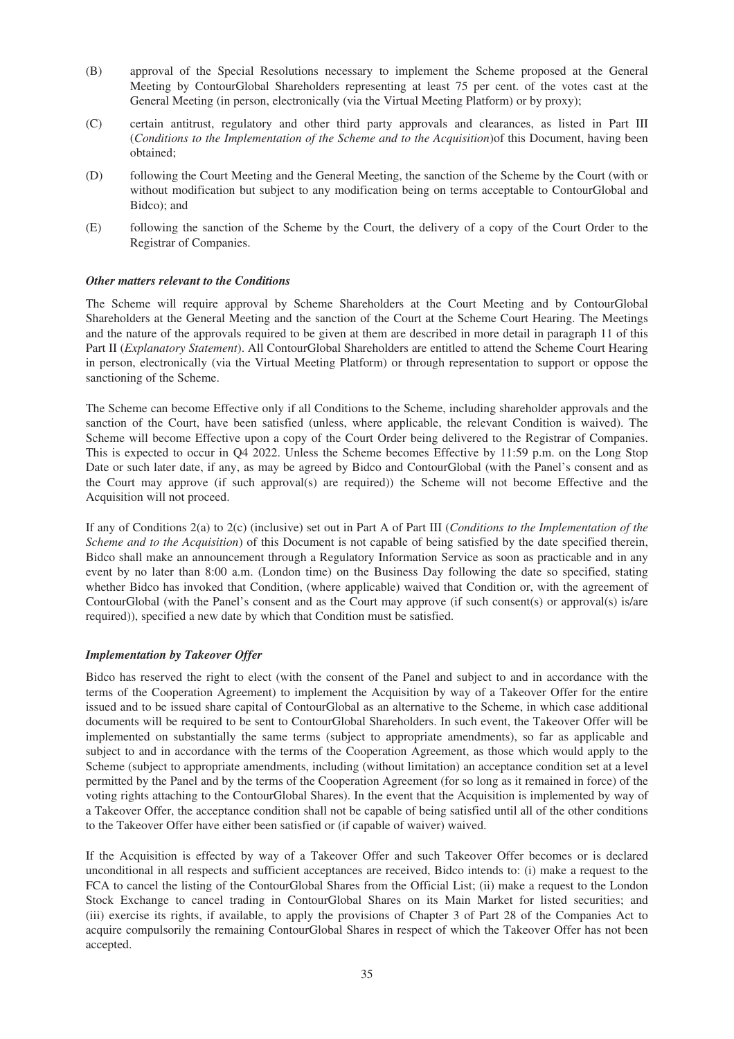(B) approval of the Special Resolutions necessary to implement the Scheme proposed at the General Meeting by ContourGlobal Shareholders representing at least 75 per cent. of the votes cast at the General Meeting (in person, electronically (via the Virtual Meeting Platform) or by proxy);

(C) certain antitrust, regulatory and other third party approvals and clearances, as listed in Part III (*Conditions to the Implementation of the Scheme and to the Acquisition*)of this Document, having been obtained;

(D) following the Court Meeting and the General Meeting, the sanction of the Scheme by the Court (with or without modification but subject to any modification being on terms acceptable to ContourGlobal and Bidco); and

(E) following the sanction of the Scheme by the Court, the delivery of a copy of the Court Order to the Registrar of Companies.

***Other matters relevant to the Conditions***

The Scheme will require approval by Scheme Shareholders at the Court Meeting and by ContourGlobal Shareholders at the General Meeting and the sanction of the Court at the Scheme Court Hearing. The Meetings and the nature of the approvals required to be given at them are described in more detail in paragraph 11 of this Part II (*Explanatory Statement*). All ContourGlobal Shareholders are entitled to attend the Scheme Court Hearing in person, electronically (via the Virtual Meeting Platform) or through representation to support or oppose the sanctioning of the Scheme.

The Scheme can become Effective only if all Conditions to the Scheme, including shareholder approvals and the sanction of the Court, have been satisfied (unless, where applicable, the relevant Condition is waived). The Scheme will become Effective upon a copy of the Court Order being delivered to the Registrar of Companies. This is expected to occur in Q4 2022. Unless the Scheme becomes Effective by 11:59 p.m. on the Long Stop Date or such later date, if any, as may be agreed by Bidco and ContourGlobal (with the Panel's consent and as the Court may approve (if such approval(s) are required)) the Scheme will not become Effective and the Acquisition will not proceed.

If any of Conditions 2(a) to 2(c) (inclusive) set out in Part A of Part III (*Conditions to the Implementation of the Scheme and to the Acquisition*) of this Document is not capable of being satisfied by the date specified therein, Bidco shall make an announcement through a Regulatory Information Service as soon as practicable and in any event by no later than 8:00 a.m. (London time) on the Business Day following the date so specified, stating whether Bidco has invoked that Condition, (where applicable) waived that Condition or, with the agreement of ContourGlobal (with the Panel's consent and as the Court may approve (if such consent(s) or approval(s) is/are required)), specified a new date by which that Condition must be satisfied.

***Implementation by Takeover Offer***

Bidco has reserved the right to elect (with the consent of the Panel and subject to and in accordance with the terms of the Cooperation Agreement) to implement the Acquisition by way of a Takeover Offer for the entire issued and to be issued share capital of ContourGlobal as an alternative to the Scheme, in which case additional documents will be required to be sent to ContourGlobal Shareholders. In such event, the Takeover Offer will be implemented on substantially the same terms (subject to appropriate amendments), so far as applicable and subject to and in accordance with the terms of the Cooperation Agreement, as those which would apply to the Scheme (subject to appropriate amendments, including (without limitation) an acceptance condition set at a level permitted by the Panel and by the terms of the Cooperation Agreement (for so long as it remained in force) of the voting rights attaching to the ContourGlobal Shares). In the event that the Acquisition is implemented by way of a Takeover Offer, the acceptance condition shall not be capable of being satisfied until all of the other conditions to the Takeover Offer have either been satisfied or (if capable of waiver) waived.

If the Acquisition is effected by way of a Takeover Offer and such Takeover Offer becomes or is declared unconditional in all respects and sufficient acceptances are received, Bidco intends to: (i) make a request to the FCA to cancel the listing of the ContourGlobal Shares from the Official List; (ii) make a request to the London Stock Exchange to cancel trading in ContourGlobal Shares on its Main Market for listed securities; and (iii) exercise its rights, if available, to apply the provisions of Chapter 3 of Part 28 of the Companies Act to acquire compulsorily the remaining ContourGlobal Shares in respect of which the Takeover Offer has not been accepted.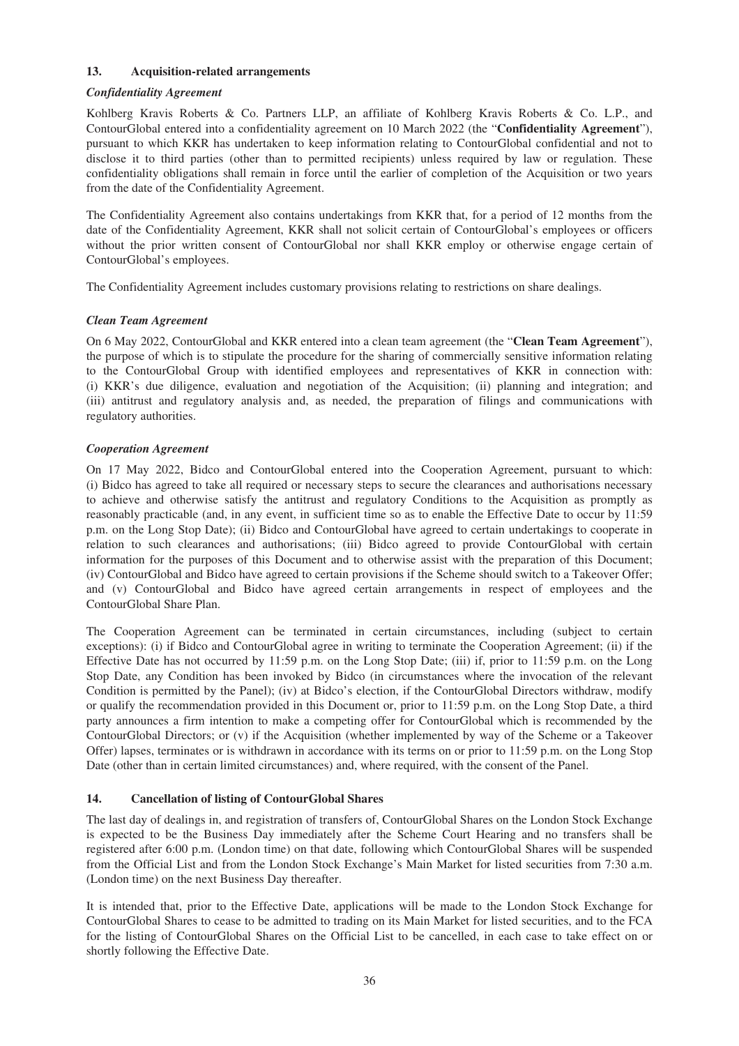## 13. Acquisition-related arrangements

***Confidentiality Agreement***

Kohlberg Kravis Roberts & Co. Partners LLP, an affiliate of Kohlberg Kravis Roberts & Co. L.P., and ContourGlobal entered into a confidentiality agreement on 10 March 2022 (the "**Confidentiality Agreement**"), pursuant to which KKR has undertaken to keep information relating to ContourGlobal confidential and not to disclose it to third parties (other than to permitted recipients) unless required by law or regulation. These confidentiality obligations shall remain in force until the earlier of completion of the Acquisition or two years from the date of the Confidentiality Agreement.

The Confidentiality Agreement also contains undertakings from KKR that, for a period of 12 months from the date of the Confidentiality Agreement, KKR shall not solicit certain of ContourGlobal's employees or officers without the prior written consent of ContourGlobal nor shall KKR employ or otherwise engage certain of ContourGlobal's employees.

The Confidentiality Agreement includes customary provisions relating to restrictions on share dealings.

***Clean Team Agreement***

On 6 May 2022, ContourGlobal and KKR entered into a clean team agreement (the "**Clean Team Agreement**"), the purpose of which is to stipulate the procedure for the sharing of commercially sensitive information relating to the ContourGlobal Group with identified employees and representatives of KKR in connection with: (i) KKR's due diligence, evaluation and negotiation of the Acquisition; (ii) planning and integration; and (iii) antitrust and regulatory analysis and, as needed, the preparation of filings and communications with regulatory authorities.

***Cooperation Agreement***

On 17 May 2022, Bidco and ContourGlobal entered into the Cooperation Agreement, pursuant to which: (i) Bidco has agreed to take all required or necessary steps to secure the clearances and authorisations necessary to achieve and otherwise satisfy the antitrust and regulatory Conditions to the Acquisition as promptly as reasonably practicable (and, in any event, in sufficient time so as to enable the Effective Date to occur by 11:59 p.m. on the Long Stop Date); (ii) Bidco and ContourGlobal have agreed to certain undertakings to cooperate in relation to such clearances and authorisations; (iii) Bidco agreed to provide ContourGlobal with certain information for the purposes of this Document and to otherwise assist with the preparation of this Document; (iv) ContourGlobal and Bidco have agreed to certain provisions if the Scheme should switch to a Takeover Offer; and (v) ContourGlobal and Bidco have agreed certain arrangements in respect of employees and the ContourGlobal Share Plan.

The Cooperation Agreement can be terminated in certain circumstances, including (subject to certain exceptions): (i) if Bidco and ContourGlobal agree in writing to terminate the Cooperation Agreement; (ii) if the Effective Date has not occurred by 11:59 p.m. on the Long Stop Date; (iii) if, prior to 11:59 p.m. on the Long Stop Date, any Condition has been invoked by Bidco (in circumstances where the invocation of the relevant Condition is permitted by the Panel); (iv) at Bidco's election, if the ContourGlobal Directors withdraw, modify or qualify the recommendation provided in this Document or, prior to 11:59 p.m. on the Long Stop Date, a third party announces a firm intention to make a competing offer for ContourGlobal which is recommended by the ContourGlobal Directors; or (v) if the Acquisition (whether implemented by way of the Scheme or a Takeover Offer) lapses, terminates or is withdrawn in accordance with its terms on or prior to 11:59 p.m. on the Long Stop Date (other than in certain limited circumstances) and, where required, with the consent of the Panel.

## 14. Cancellation of listing of ContourGlobal Shares

The last day of dealings in, and registration of transfers of, ContourGlobal Shares on the London Stock Exchange is expected to be the Business Day immediately after the Scheme Court Hearing and no transfers shall be registered after 6:00 p.m. (London time) on that date, following which ContourGlobal Shares will be suspended from the Official List and from the London Stock Exchange's Main Market for listed securities from 7:30 a.m. (London time) on the next Business Day thereafter.

It is intended that, prior to the Effective Date, applications will be made to the London Stock Exchange for ContourGlobal Shares to cease to be admitted to trading on its Main Market for listed securities, and to the FCA for the listing of ContourGlobal Shares on the Official List to be cancelled, in each case to take effect on or shortly following the Effective Date.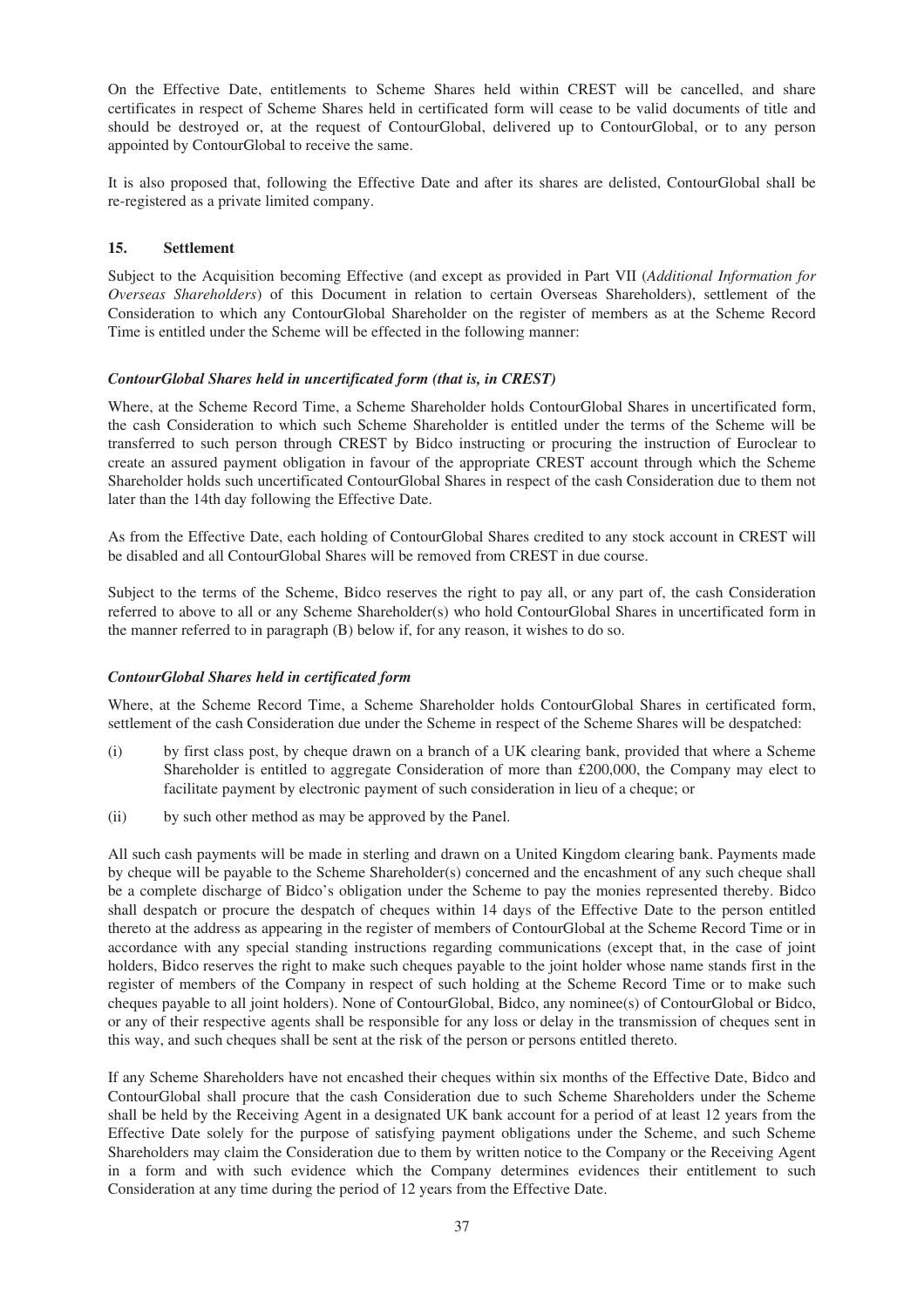On the Effective Date, entitlements to Scheme Shares held within CREST will be cancelled, and share certificates in respect of Scheme Shares held in certificated form will cease to be valid documents of title and should be destroyed or, at the request of ContourGlobal, delivered up to ContourGlobal, or to any person appointed by ContourGlobal to receive the same.

It is also proposed that, following the Effective Date and after its shares are delisted, ContourGlobal shall be re-registered as a private limited company.

## 15. Settlement

Subject to the Acquisition becoming Effective (and except as provided in Part VII (*Additional Information for Overseas Shareholders*) of this Document in relation to certain Overseas Shareholders), settlement of the Consideration to which any ContourGlobal Shareholder on the register of members as at the Scheme Record Time is entitled under the Scheme will be effected in the following manner:

### *ContourGlobal Shares held in uncertificated form (that is, in CREST)*

Where, at the Scheme Record Time, a Scheme Shareholder holds ContourGlobal Shares in uncertificated form, the cash Consideration to which such Scheme Shareholder is entitled under the terms of the Scheme will be transferred to such person through CREST by Bidco instructing or procuring the instruction of Euroclear to create an assured payment obligation in favour of the appropriate CREST account through which the Scheme Shareholder holds such uncertificated ContourGlobal Shares in respect of the cash Consideration due to them not later than the 14th day following the Effective Date.

As from the Effective Date, each holding of ContourGlobal Shares credited to any stock account in CREST will be disabled and all ContourGlobal Shares will be removed from CREST in due course.

Subject to the terms of the Scheme, Bidco reserves the right to pay all, or any part of, the cash Consideration referred to above to all or any Scheme Shareholder(s) who hold ContourGlobal Shares in uncertificated form in the manner referred to in paragraph (B) below if, for any reason, it wishes to do so.

### *ContourGlobal Shares held in certificated form*

Where, at the Scheme Record Time, a Scheme Shareholder holds ContourGlobal Shares in certificated form, settlement of the cash Consideration due under the Scheme in respect of the Scheme Shares will be despatched:

(i) by first class post, by cheque drawn on a branch of a UK clearing bank, provided that where a Scheme Shareholder is entitled to aggregate Consideration of more than £200,000, the Company may elect to facilitate payment by electronic payment of such consideration in lieu of a cheque; or

(ii) by such other method as may be approved by the Panel.

All such cash payments will be made in sterling and drawn on a United Kingdom clearing bank. Payments made by cheque will be payable to the Scheme Shareholder(s) concerned and the encashment of any such cheque shall be a complete discharge of Bidco's obligation under the Scheme to pay the monies represented thereby. Bidco shall despatch or procure the despatch of cheques within 14 days of the Effective Date to the person entitled thereto at the address as appearing in the register of members of ContourGlobal at the Scheme Record Time or in accordance with any special standing instructions regarding communications (except that, in the case of joint holders, Bidco reserves the right to make such cheques payable to the joint holder whose name stands first in the register of members of the Company in respect of such holding at the Scheme Record Time or to make such cheques payable to all joint holders). None of ContourGlobal, Bidco, any nominee(s) of ContourGlobal or Bidco, or any of their respective agents shall be responsible for any loss or delay in the transmission of cheques sent in this way, and such cheques shall be sent at the risk of the person or persons entitled thereto.

If any Scheme Shareholders have not encashed their cheques within six months of the Effective Date, Bidco and ContourGlobal shall procure that the cash Consideration due to such Scheme Shareholders under the Scheme shall be held by the Receiving Agent in a designated UK bank account for a period of at least 12 years from the Effective Date solely for the purpose of satisfying payment obligations under the Scheme, and such Scheme Shareholders may claim the Consideration due to them by written notice to the Company or the Receiving Agent in a form and with such evidence which the Company determines evidences their entitlement to such Consideration at any time during the period of 12 years from the Effective Date.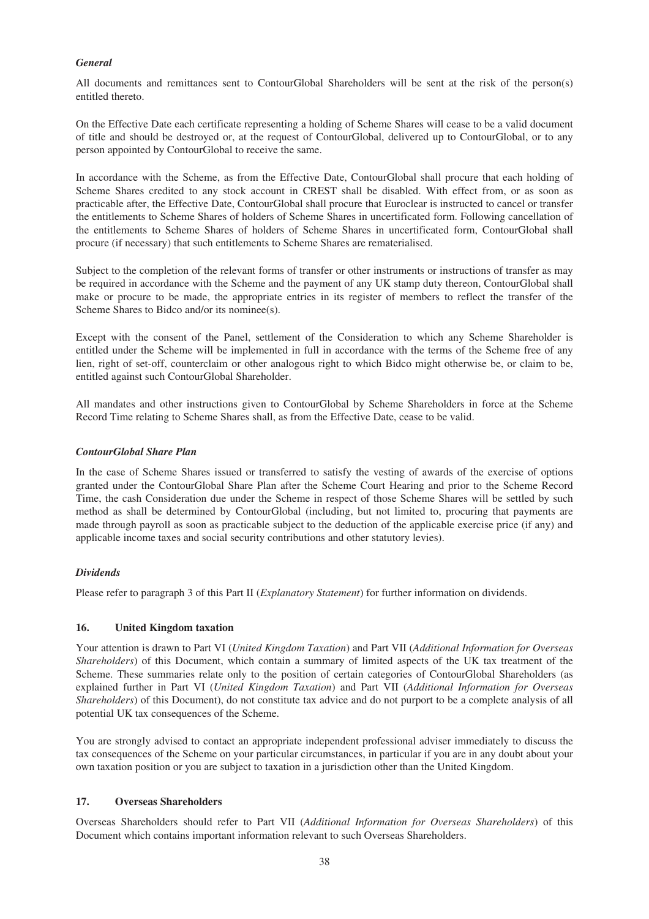*General*

All documents and remittances sent to ContourGlobal Shareholders will be sent at the risk of the person(s) entitled thereto.

On the Effective Date each certificate representing a holding of Scheme Shares will cease to be a valid document of title and should be destroyed or, at the request of ContourGlobal, delivered up to ContourGlobal, or to any person appointed by ContourGlobal to receive the same.

In accordance with the Scheme, as from the Effective Date, ContourGlobal shall procure that each holding of Scheme Shares credited to any stock account in CREST shall be disabled. With effect from, or as soon as practicable after, the Effective Date, ContourGlobal shall procure that Euroclear is instructed to cancel or transfer the entitlements to Scheme Shares of holders of Scheme Shares in uncertificated form. Following cancellation of the entitlements to Scheme Shares of holders of Scheme Shares in uncertificated form, ContourGlobal shall procure (if necessary) that such entitlements to Scheme Shares are rematerialised.

Subject to the completion of the relevant forms of transfer or other instruments or instructions of transfer as may be required in accordance with the Scheme and the payment of any UK stamp duty thereon, ContourGlobal shall make or procure to be made, the appropriate entries in its register of members to reflect the transfer of the Scheme Shares to Bidco and/or its nominee(s).

Except with the consent of the Panel, settlement of the Consideration to which any Scheme Shareholder is entitled under the Scheme will be implemented in full in accordance with the terms of the Scheme free of any lien, right of set-off, counterclaim or other analogous right to which Bidco might otherwise be, or claim to be, entitled against such ContourGlobal Shareholder.

All mandates and other instructions given to ContourGlobal by Scheme Shareholders in force at the Scheme Record Time relating to Scheme Shares shall, as from the Effective Date, cease to be valid.

*ContourGlobal Share Plan*

In the case of Scheme Shares issued or transferred to satisfy the vesting of awards of the exercise of options granted under the ContourGlobal Share Plan after the Scheme Court Hearing and prior to the Scheme Record Time, the cash Consideration due under the Scheme in respect of those Scheme Shares will be settled by such method as shall be determined by ContourGlobal (including, but not limited to, procuring that payments are made through payroll as soon as practicable subject to the deduction of the applicable exercise price (if any) and applicable income taxes and social security contributions and other statutory levies).

*Dividends*

Please refer to paragraph 3 of this Part II (*Explanatory Statement*) for further information on dividends.

## 16. United Kingdom taxation

Your attention is drawn to Part VI (*United Kingdom Taxation*) and Part VII (*Additional Information for Overseas Shareholders*) of this Document, which contain a summary of limited aspects of the UK tax treatment of the Scheme. These summaries relate only to the position of certain categories of ContourGlobal Shareholders (as explained further in Part VI (*United Kingdom Taxation*) and Part VII (*Additional Information for Overseas Shareholders*) of this Document), do not constitute tax advice and do not purport to be a complete analysis of all potential UK tax consequences of the Scheme.

You are strongly advised to contact an appropriate independent professional adviser immediately to discuss the tax consequences of the Scheme on your particular circumstances, in particular if you are in any doubt about your own taxation position or you are subject to taxation in a jurisdiction other than the United Kingdom.

## 17. Overseas Shareholders

Overseas Shareholders should refer to Part VII (*Additional Information for Overseas Shareholders*) of this Document which contains important information relevant to such Overseas Shareholders.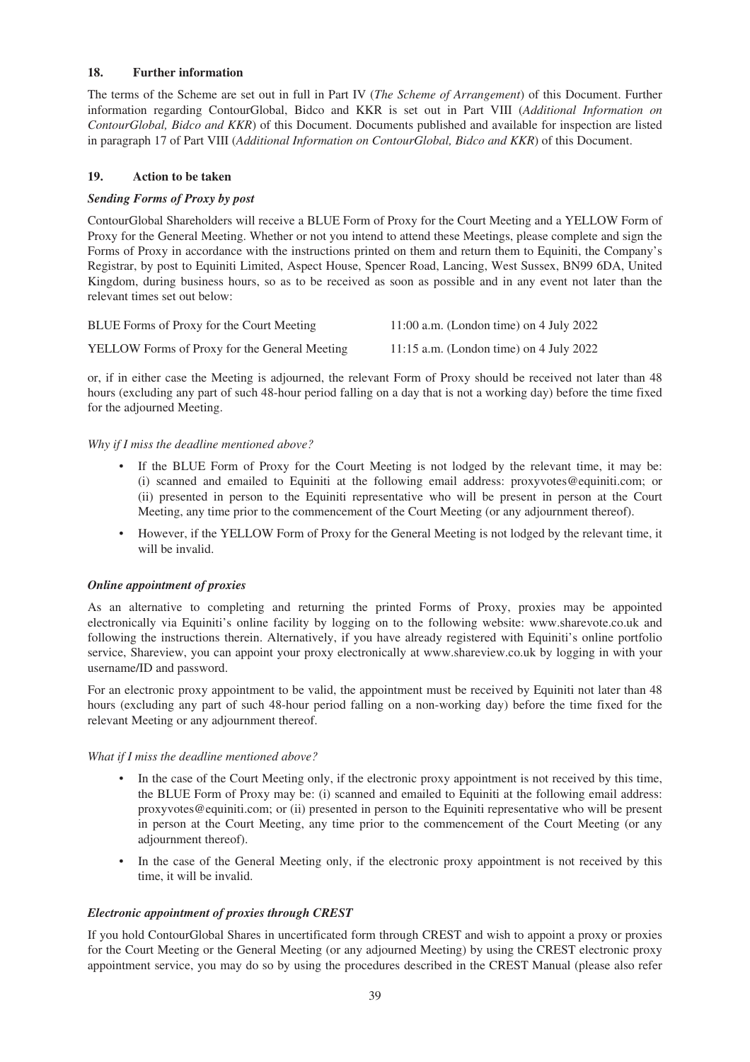## 18. Further information

The terms of the Scheme are set out in full in Part IV (*The Scheme of Arrangement*) of this Document. Further information regarding ContourGlobal, Bidco and KKR is set out in Part VIII (*Additional Information on ContourGlobal, Bidco and KKR*) of this Document. Documents published and available for inspection are listed in paragraph 17 of Part VIII (*Additional Information on ContourGlobal, Bidco and KKR*) of this Document.

## 19. Action to be taken

***Sending Forms of Proxy by post***

ContourGlobal Shareholders will receive a BLUE Form of Proxy for the Court Meeting and a YELLOW Form of Proxy for the General Meeting. Whether or not you intend to attend these Meetings, please complete and sign the Forms of Proxy in accordance with the instructions printed on them and return them to Equiniti, the Company's Registrar, by post to Equiniti Limited, Aspect House, Spencer Road, Lancing, West Sussex, BN99 6DA, United Kingdom, during business hours, so as to be received as soon as possible and in any event not later than the relevant times set out below:

| | |
|---|---|
| BLUE Forms of Proxy for the Court Meeting | 11:00 a.m. (London time) on 4 July 2022 |
| YELLOW Forms of Proxy for the General Meeting | 11:15 a.m. (London time) on 4 July 2022 |

or, if in either case the Meeting is adjourned, the relevant Form of Proxy should be received not later than 48 hours (excluding any part of such 48-hour period falling on a day that is not a working day) before the time fixed for the adjourned Meeting.

*Why if I miss the deadline mentioned above?*

- If the BLUE Form of Proxy for the Court Meeting is not lodged by the relevant time, it may be: (i) scanned and emailed to Equiniti at the following email address: proxyvotes@equiniti.com; or (ii) presented in person to the Equiniti representative who will be present in person at the Court Meeting, any time prior to the commencement of the Court Meeting (or any adjournment thereof).
- However, if the YELLOW Form of Proxy for the General Meeting is not lodged by the relevant time, it will be invalid.

***Online appointment of proxies***

As an alternative to completing and returning the printed Forms of Proxy, proxies may be appointed electronically via Equiniti's online facility by logging on to the following website: www.sharevote.co.uk and following the instructions therein. Alternatively, if you have already registered with Equiniti's online portfolio service, Shareview, you can appoint your proxy electronically at www.shareview.co.uk by logging in with your username/ID and password.

For an electronic proxy appointment to be valid, the appointment must be received by Equiniti not later than 48 hours (excluding any part of such 48-hour period falling on a non-working day) before the time fixed for the relevant Meeting or any adjournment thereof.

*What if I miss the deadline mentioned above?*

- In the case of the Court Meeting only, if the electronic proxy appointment is not received by this time, the BLUE Form of Proxy may be: (i) scanned and emailed to Equiniti at the following email address: proxyvotes@equiniti.com; or (ii) presented in person to the Equiniti representative who will be present in person at the Court Meeting, any time prior to the commencement of the Court Meeting (or any adjournment thereof).
- In the case of the General Meeting only, if the electronic proxy appointment is not received by this time, it will be invalid.

***Electronic appointment of proxies through CREST***

If you hold ContourGlobal Shares in uncertificated form through CREST and wish to appoint a proxy or proxies for the Court Meeting or the General Meeting (or any adjourned Meeting) by using the CREST electronic proxy appointment service, you may do so by using the procedures described in the CREST Manual (please also refer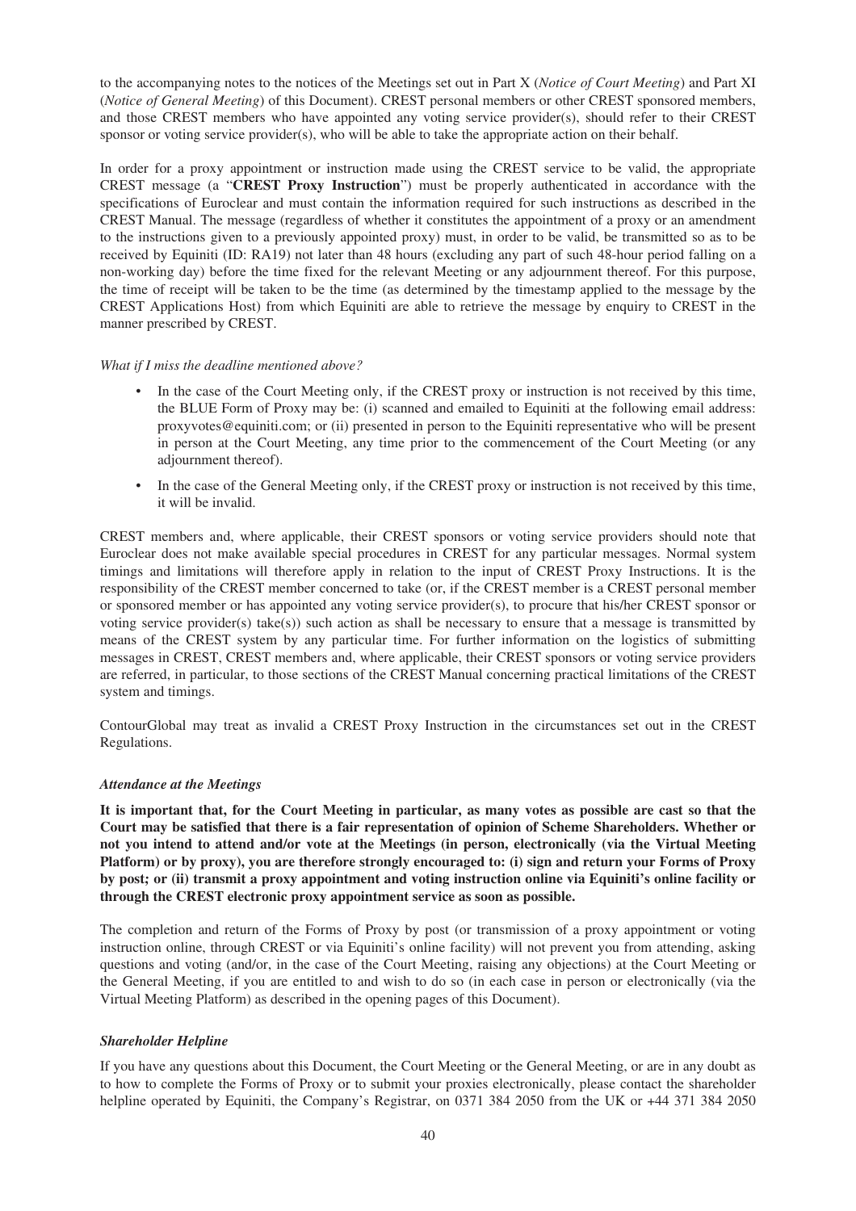to the accompanying notes to the notices of the Meetings set out in Part X (*Notice of Court Meeting*) and Part XI (*Notice of General Meeting*) of this Document). CREST personal members or other CREST sponsored members, and those CREST members who have appointed any voting service provider(s), should refer to their CREST sponsor or voting service provider(s), who will be able to take the appropriate action on their behalf.

In order for a proxy appointment or instruction made using the CREST service to be valid, the appropriate CREST message (a "**CREST Proxy Instruction**") must be properly authenticated in accordance with the specifications of Euroclear and must contain the information required for such instructions as described in the CREST Manual. The message (regardless of whether it constitutes the appointment of a proxy or an amendment to the instructions given to a previously appointed proxy) must, in order to be valid, be transmitted so as to be received by Equiniti (ID: RA19) not later than 48 hours (excluding any part of such 48-hour period falling on a non-working day) before the time fixed for the relevant Meeting or any adjournment thereof. For this purpose, the time of receipt will be taken to be the time (as determined by the timestamp applied to the message by the CREST Applications Host) from which Equiniti are able to retrieve the message by enquiry to CREST in the manner prescribed by CREST.

*What if I miss the deadline mentioned above?*

- In the case of the Court Meeting only, if the CREST proxy or instruction is not received by this time, the BLUE Form of Proxy may be: (i) scanned and emailed to Equiniti at the following email address: proxyvotes@equiniti.com; or (ii) presented in person to the Equiniti representative who will be present in person at the Court Meeting, any time prior to the commencement of the Court Meeting (or any adjournment thereof).
- In the case of the General Meeting only, if the CREST proxy or instruction is not received by this time, it will be invalid.

CREST members and, where applicable, their CREST sponsors or voting service providers should note that Euroclear does not make available special procedures in CREST for any particular messages. Normal system timings and limitations will therefore apply in relation to the input of CREST Proxy Instructions. It is the responsibility of the CREST member concerned to take (or, if the CREST member is a CREST personal member or sponsored member or has appointed any voting service provider(s), to procure that his/her CREST sponsor or voting service provider(s) take(s)) such action as shall be necessary to ensure that a message is transmitted by means of the CREST system by any particular time. For further information on the logistics of submitting messages in CREST, CREST members and, where applicable, their CREST sponsors or voting service providers are referred, in particular, to those sections of the CREST Manual concerning practical limitations of the CREST system and timings.

ContourGlobal may treat as invalid a CREST Proxy Instruction in the circumstances set out in the CREST Regulations.

***Attendance at the Meetings***

**It is important that, for the Court Meeting in particular, as many votes as possible are cast so that the Court may be satisfied that there is a fair representation of opinion of Scheme Shareholders. Whether or not you intend to attend and/or vote at the Meetings (in person, electronically (via the Virtual Meeting Platform) or by proxy), you are therefore strongly encouraged to: (i) sign and return your Forms of Proxy by post; or (ii) transmit a proxy appointment and voting instruction online via Equiniti's online facility or through the CREST electronic proxy appointment service as soon as possible.**

The completion and return of the Forms of Proxy by post (or transmission of a proxy appointment or voting instruction online, through CREST or via Equiniti's online facility) will not prevent you from attending, asking questions and voting (and/or, in the case of the Court Meeting, raising any objections) at the Court Meeting or the General Meeting, if you are entitled to and wish to do so (in each case in person or electronically (via the Virtual Meeting Platform) as described in the opening pages of this Document).

***Shareholder Helpline***

If you have any questions about this Document, the Court Meeting or the General Meeting, or are in any doubt as to how to complete the Forms of Proxy or to submit your proxies electronically, please contact the shareholder helpline operated by Equiniti, the Company's Registrar, on 0371 384 2050 from the UK or +44 371 384 2050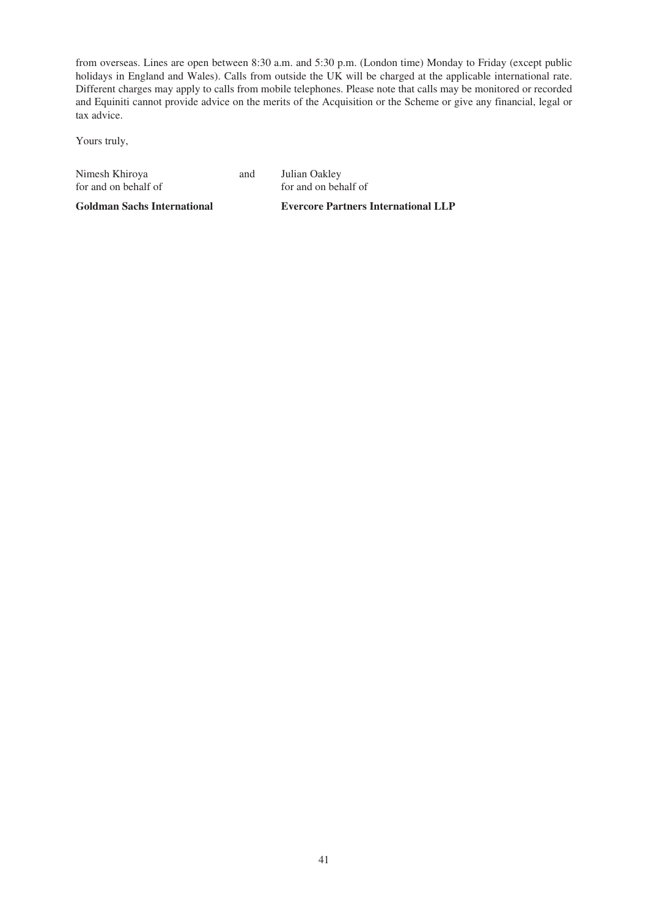from overseas. Lines are open between 8:30 a.m. and 5:30 p.m. (London time) Monday to Friday (except public holidays in England and Wales). Calls from outside the UK will be charged at the applicable international rate. Different charges may apply to calls from mobile telephones. Please note that calls may be monitored or recorded and Equiniti cannot provide advice on the merits of the Acquisition or the Scheme or give any financial, legal or tax advice.

Yours truly,

| | | |
|---|---|---|
| Nimesh Khiroya<br>for and on behalf of | and | Julian Oakley<br>for and on behalf of |
| **Goldman Sachs International** | | **Evercore Partners International LLP** |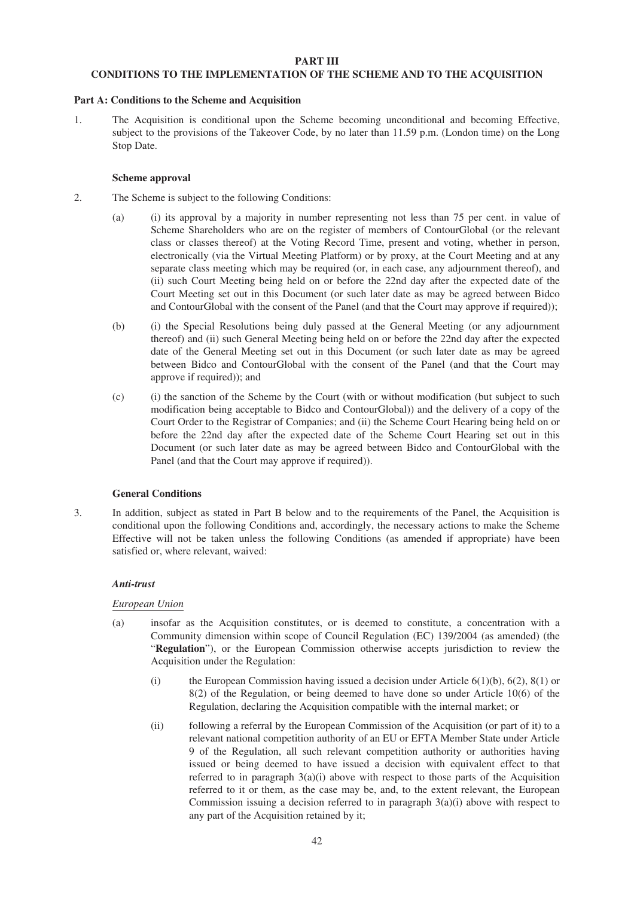# PART III

## CONDITIONS TO THE IMPLEMENTATION OF THE SCHEME AND TO THE ACQUISITION

### Part A: Conditions to the Scheme and Acquisition

1. The Acquisition is conditional upon the Scheme becoming unconditional and becoming Effective, subject to the provisions of the Takeover Code, by no later than 11.59 p.m. (London time) on the Long Stop Date.

**Scheme approval**

2. The Scheme is subject to the following Conditions:

   (a) (i) its approval by a majority in number representing not less than 75 per cent. in value of Scheme Shareholders who are on the register of members of ContourGlobal (or the relevant class or classes thereof) at the Voting Record Time, present and voting, whether in person, electronically (via the Virtual Meeting Platform) or by proxy, at the Court Meeting and at any separate class meeting which may be required (or, in each case, any adjournment thereof), and (ii) such Court Meeting being held on or before the 22nd day after the expected date of the Court Meeting set out in this Document (or such later date as may be agreed between Bidco and ContourGlobal with the consent of the Panel (and that the Court may approve if required));

   (b) (i) the Special Resolutions being duly passed at the General Meeting (or any adjournment thereof) and (ii) such General Meeting being held on or before the 22nd day after the expected date of the General Meeting set out in this Document (or such later date as may be agreed between Bidco and ContourGlobal with the consent of the Panel (and that the Court may approve if required)); and

   (c) (i) the sanction of the Scheme by the Court (with or without modification (but subject to such modification being acceptable to Bidco and ContourGlobal)) and the delivery of a copy of the Court Order to the Registrar of Companies; and (ii) the Scheme Court Hearing being held on or before the 22nd day after the expected date of the Scheme Court Hearing set out in this Document (or such later date as may be agreed between Bidco and ContourGlobal with the Panel (and that the Court may approve if required)).

**General Conditions**

3. In addition, subject as stated in Part B below and to the requirements of the Panel, the Acquisition is conditional upon the following Conditions and, accordingly, the necessary actions to make the Scheme Effective will not be taken unless the following Conditions (as amended if appropriate) have been satisfied or, where relevant, waived:

***Anti-trust***

*European Union*

   (a) insofar as the Acquisition constitutes, or is deemed to constitute, a concentration with a Community dimension within scope of Council Regulation (EC) 139/2004 (as amended) (the "**Regulation**"), or the European Commission otherwise accepts jurisdiction to review the Acquisition under the Regulation:

      (i) the European Commission having issued a decision under Article 6(1)(b), 6(2), 8(1) or 8(2) of the Regulation, or being deemed to have done so under Article 10(6) of the Regulation, declaring the Acquisition compatible with the internal market; or

      (ii) following a referral by the European Commission of the Acquisition (or part of it) to a relevant national competition authority of an EU or EFTA Member State under Article 9 of the Regulation, all such relevant competition authority or authorities having issued or being deemed to have issued a decision with equivalent effect to that referred to in paragraph 3(a)(i) above with respect to those parts of the Acquisition referred to it or them, as the case may be, and, to the extent relevant, the European Commission issuing a decision referred to in paragraph 3(a)(i) above with respect to any part of the Acquisition retained by it;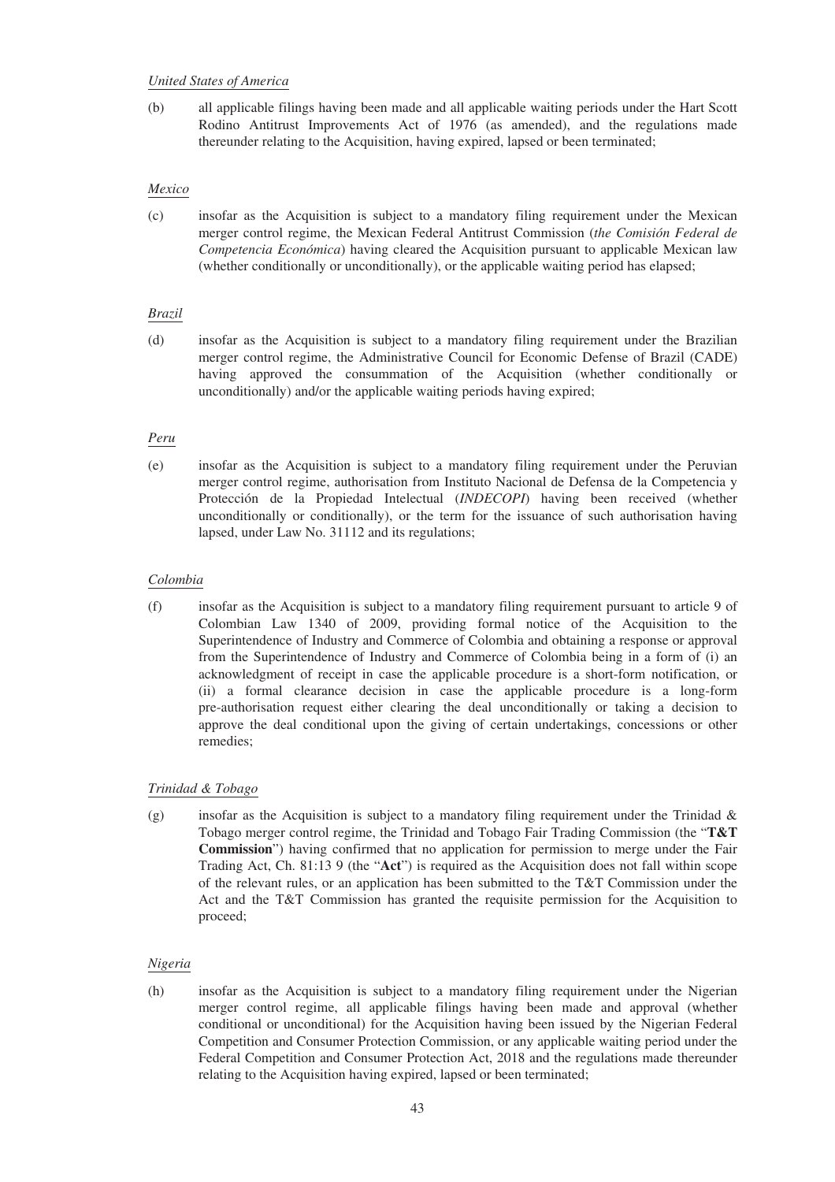*United States of America*

(b) all applicable filings having been made and all applicable waiting periods under the Hart Scott Rodino Antitrust Improvements Act of 1976 (as amended), and the regulations made thereunder relating to the Acquisition, having expired, lapsed or been terminated;

*Mexico*

(c) insofar as the Acquisition is subject to a mandatory filing requirement under the Mexican merger control regime, the Mexican Federal Antitrust Commission (*the Comisión Federal de Competencia Económica*) having cleared the Acquisition pursuant to applicable Mexican law (whether conditionally or unconditionally), or the applicable waiting period has elapsed;

*Brazil*

(d) insofar as the Acquisition is subject to a mandatory filing requirement under the Brazilian merger control regime, the Administrative Council for Economic Defense of Brazil (CADE) having approved the consummation of the Acquisition (whether conditionally or unconditionally) and/or the applicable waiting periods having expired;

*Peru*

(e) insofar as the Acquisition is subject to a mandatory filing requirement under the Peruvian merger control regime, authorisation from Instituto Nacional de Defensa de la Competencia y Protección de la Propiedad Intelectual (*INDECOPI*) having been received (whether unconditionally or conditionally), or the term for the issuance of such authorisation having lapsed, under Law No. 31112 and its regulations;

*Colombia*

(f) insofar as the Acquisition is subject to a mandatory filing requirement pursuant to article 9 of Colombian Law 1340 of 2009, providing formal notice of the Acquisition to the Superintendence of Industry and Commerce of Colombia and obtaining a response or approval from the Superintendence of Industry and Commerce of Colombia being in a form of (i) an acknowledgment of receipt in case the applicable procedure is a short-form notification, or (ii) a formal clearance decision in case the applicable procedure is a long-form pre-authorisation request either clearing the deal unconditionally or taking a decision to approve the deal conditional upon the giving of certain undertakings, concessions or other remedies;

*Trinidad & Tobago*

(g) insofar as the Acquisition is subject to a mandatory filing requirement under the Trinidad & Tobago merger control regime, the Trinidad and Tobago Fair Trading Commission (the "**T&T Commission**") having confirmed that no application for permission to merge under the Fair Trading Act, Ch. 81:13 9 (the "**Act**") is required as the Acquisition does not fall within scope of the relevant rules, or an application has been submitted to the T&T Commission under the Act and the T&T Commission has granted the requisite permission for the Acquisition to proceed;

*Nigeria*

(h) insofar as the Acquisition is subject to a mandatory filing requirement under the Nigerian merger control regime, all applicable filings having been made and approval (whether conditional or unconditional) for the Acquisition having been issued by the Nigerian Federal Competition and Consumer Protection Commission, or any applicable waiting period under the Federal Competition and Consumer Protection Act, 2018 and the regulations made thereunder relating to the Acquisition having expired, lapsed or been terminated;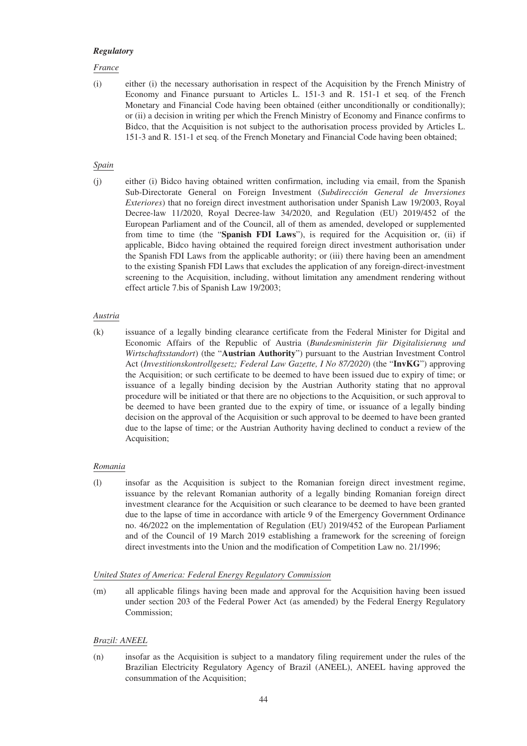***Regulatory***

*France*

(i) either (i) the necessary authorisation in respect of the Acquisition by the French Ministry of Economy and Finance pursuant to Articles L. 151-3 and R. 151-1 et seq. of the French Monetary and Financial Code having been obtained (either unconditionally or conditionally); or (ii) a decision in writing per which the French Ministry of Economy and Finance confirms to Bidco, that the Acquisition is not subject to the authorisation process provided by Articles L. 151-3 and R. 151-1 et seq. of the French Monetary and Financial Code having been obtained;

*Spain*

(j) either (i) Bidco having obtained written confirmation, including via email, from the Spanish Sub-Directorate General on Foreign Investment (*Subdirección General de Inversiones Exteriores*) that no foreign direct investment authorisation under Spanish Law 19/2003, Royal Decree-law 11/2020, Royal Decree-law 34/2020, and Regulation (EU) 2019/452 of the European Parliament and of the Council, all of them as amended, developed or supplemented from time to time (the "**Spanish FDI Laws**"), is required for the Acquisition or, (ii) if applicable, Bidco having obtained the required foreign direct investment authorisation under the Spanish FDI Laws from the applicable authority; or (iii) there having been an amendment to the existing Spanish FDI Laws that excludes the application of any foreign-direct-investment screening to the Acquisition, including, without limitation any amendment rendering without effect article 7.bis of Spanish Law 19/2003;

*Austria*

(k) issuance of a legally binding clearance certificate from the Federal Minister for Digital and Economic Affairs of the Republic of Austria (*Bundesministerin für Digitalisierung und Wirtschaftsstandort*) (the "**Austrian Authority**") pursuant to the Austrian Investment Control Act (*Investitionskontrollgesetz; Federal Law Gazette, I No 87/2020*) (the "**InvKG**") approving the Acquisition; or such certificate to be deemed to have been issued due to expiry of time; or issuance of a legally binding decision by the Austrian Authority stating that no approval procedure will be initiated or that there are no objections to the Acquisition, or such approval to be deemed to have been granted due to the expiry of time, or issuance of a legally binding decision on the approval of the Acquisition or such approval to be deemed to have been granted due to the lapse of time; or the Austrian Authority having declined to conduct a review of the Acquisition;

*Romania*

(l) insofar as the Acquisition is subject to the Romanian foreign direct investment regime, issuance by the relevant Romanian authority of a legally binding Romanian foreign direct investment clearance for the Acquisition or such clearance to be deemed to have been granted due to the lapse of time in accordance with article 9 of the Emergency Government Ordinance no. 46/2022 on the implementation of Regulation (EU) 2019/452 of the European Parliament and of the Council of 19 March 2019 establishing a framework for the screening of foreign direct investments into the Union and the modification of Competition Law no. 21/1996;

*United States of America: Federal Energy Regulatory Commission*

(m) all applicable filings having been made and approval for the Acquisition having been issued under section 203 of the Federal Power Act (as amended) by the Federal Energy Regulatory Commission;

*Brazil: ANEEL*

(n) insofar as the Acquisition is subject to a mandatory filing requirement under the rules of the Brazilian Electricity Regulatory Agency of Brazil (ANEEL), ANEEL having approved the consummation of the Acquisition;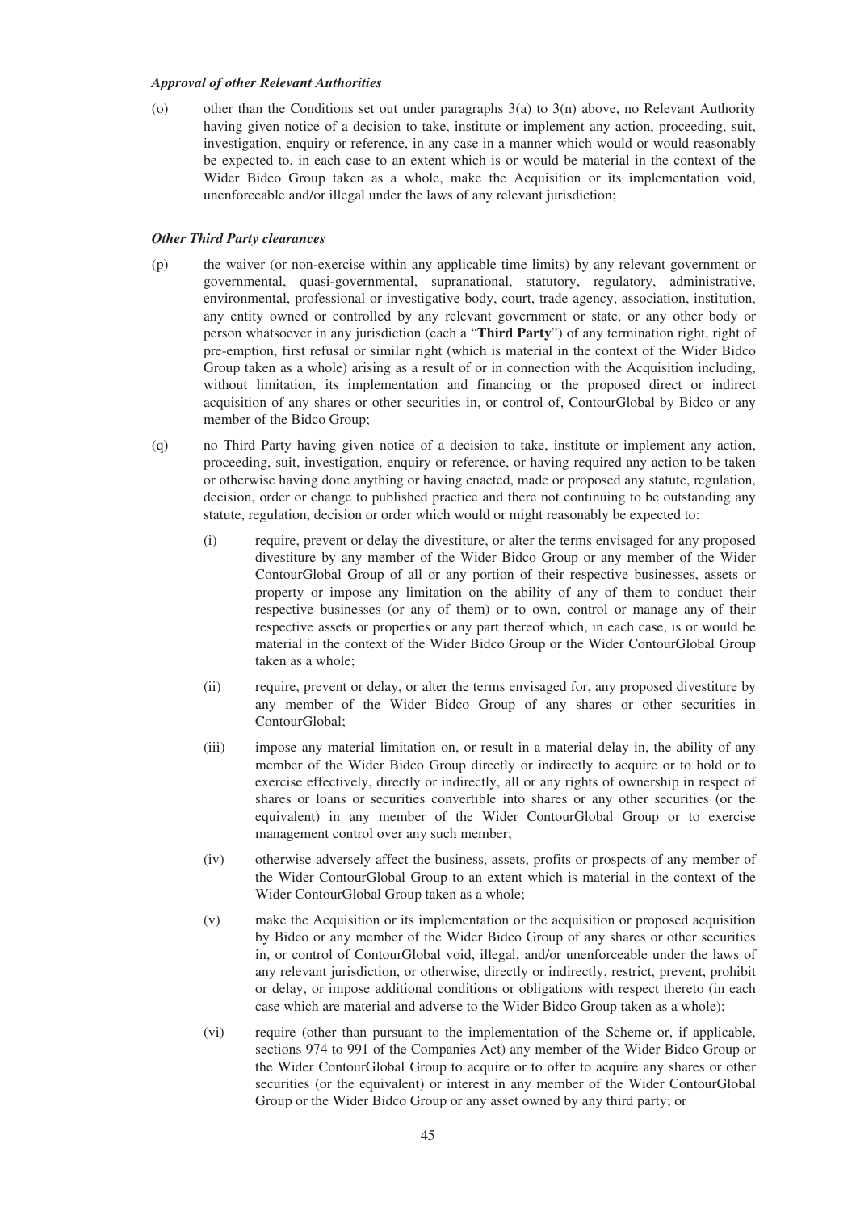***Approval of other Relevant Authorities***

(o) other than the Conditions set out under paragraphs 3(a) to 3(n) above, no Relevant Authority having given notice of a decision to take, institute or implement any action, proceeding, suit, investigation, enquiry or reference, in any case in a manner which would or would reasonably be expected to, in each case to an extent which is or would be material in the context of the Wider Bidco Group taken as a whole, make the Acquisition or its implementation void, unenforceable and/or illegal under the laws of any relevant jurisdiction;

***Other Third Party clearances***

(p) the waiver (or non-exercise within any applicable time limits) by any relevant government or governmental, quasi-governmental, supranational, statutory, regulatory, administrative, environmental, professional or investigative body, court, trade agency, association, institution, any entity owned or controlled by any relevant government or state, or any other body or person whatsoever in any jurisdiction (each a "**Third Party**") of any termination right, right of pre-emption, first refusal or similar right (which is material in the context of the Wider Bidco Group taken as a whole) arising as a result of or in connection with the Acquisition including, without limitation, its implementation and financing or the proposed direct or indirect acquisition of any shares or other securities in, or control of, ContourGlobal by Bidco or any member of the Bidco Group;

(q) no Third Party having given notice of a decision to take, institute or implement any action, proceeding, suit, investigation, enquiry or reference, or having required any action to be taken or otherwise having done anything or having enacted, made or proposed any statute, regulation, decision, order or change to published practice and there not continuing to be outstanding any statute, regulation, decision or order which would or might reasonably be expected to:

   (i) require, prevent or delay the divestiture, or alter the terms envisaged for any proposed divestiture by any member of the Wider Bidco Group or any member of the Wider ContourGlobal Group of all or any portion of their respective businesses, assets or property or impose any limitation on the ability of any of them to conduct their respective businesses (or any of them) or to own, control or manage any of their respective assets or properties or any part thereof which, in each case, is or would be material in the context of the Wider Bidco Group or the Wider ContourGlobal Group taken as a whole;

   (ii) require, prevent or delay, or alter the terms envisaged for, any proposed divestiture by any member of the Wider Bidco Group of any shares or other securities in ContourGlobal;

   (iii) impose any material limitation on, or result in a material delay in, the ability of any member of the Wider Bidco Group directly or indirectly to acquire or to hold or to exercise effectively, directly or indirectly, all or any rights of ownership in respect of shares or loans or securities convertible into shares or any other securities (or the equivalent) in any member of the Wider ContourGlobal Group or to exercise management control over any such member;

   (iv) otherwise adversely affect the business, assets, profits or prospects of any member of the Wider ContourGlobal Group to an extent which is material in the context of the Wider ContourGlobal Group taken as a whole;

   (v) make the Acquisition or its implementation or the acquisition or proposed acquisition by Bidco or any member of the Wider Bidco Group of any shares or other securities in, or control of ContourGlobal void, illegal, and/or unenforceable under the laws of any relevant jurisdiction, or otherwise, directly or indirectly, restrict, prevent, prohibit or delay, or impose additional conditions or obligations with respect thereto (in each case which are material and adverse to the Wider Bidco Group taken as a whole);

   (vi) require (other than pursuant to the implementation of the Scheme or, if applicable, sections 974 to 991 of the Companies Act) any member of the Wider Bidco Group or the Wider ContourGlobal Group to acquire or to offer to acquire any shares or other securities (or the equivalent) or interest in any member of the Wider ContourGlobal Group or the Wider Bidco Group or any asset owned by any third party; or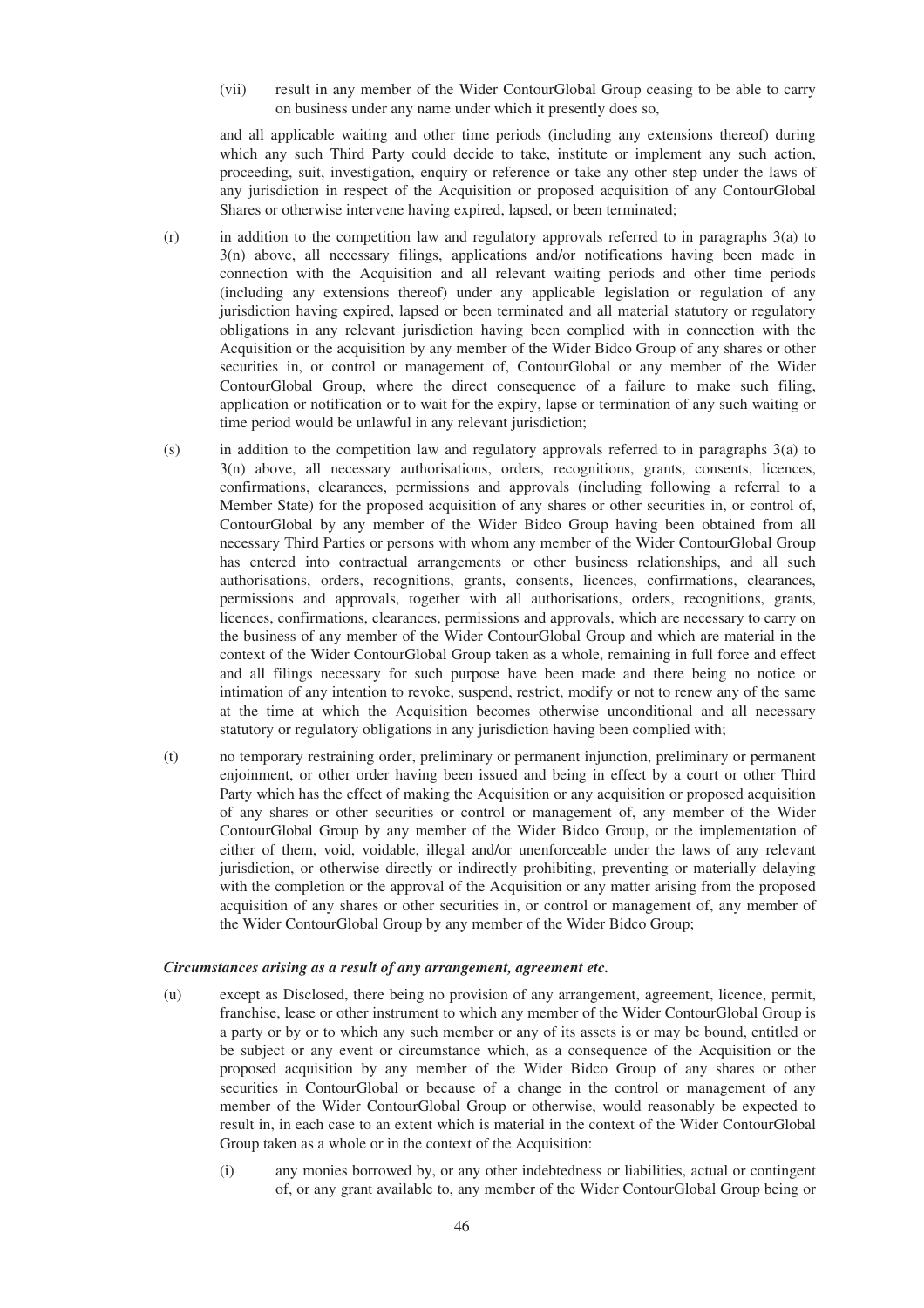(vii) result in any member of the Wider ContourGlobal Group ceasing to be able to carry on business under any name under which it presently does so,

and all applicable waiting and other time periods (including any extensions thereof) during which any such Third Party could decide to take, institute or implement any such action, proceeding, suit, investigation, enquiry or reference or take any other step under the laws of any jurisdiction in respect of the Acquisition or proposed acquisition of any ContourGlobal Shares or otherwise intervene having expired, lapsed, or been terminated;

(r) in addition to the competition law and regulatory approvals referred to in paragraphs 3(a) to 3(n) above, all necessary filings, applications and/or notifications having been made in connection with the Acquisition and all relevant waiting periods and other time periods (including any extensions thereof) under any applicable legislation or regulation of any jurisdiction having expired, lapsed or been terminated and all material statutory or regulatory obligations in any relevant jurisdiction having been complied with in connection with the Acquisition or the acquisition by any member of the Wider Bidco Group of any shares or other securities in, or control or management of, ContourGlobal or any member of the Wider ContourGlobal Group, where the direct consequence of a failure to make such filing, application or notification or to wait for the expiry, lapse or termination of any such waiting or time period would be unlawful in any relevant jurisdiction;

(s) in addition to the competition law and regulatory approvals referred to in paragraphs 3(a) to 3(n) above, all necessary authorisations, orders, recognitions, grants, consents, licences, confirmations, clearances, permissions and approvals (including following a referral to a Member State) for the proposed acquisition of any shares or other securities in, or control of, ContourGlobal by any member of the Wider Bidco Group having been obtained from all necessary Third Parties or persons with whom any member of the Wider ContourGlobal Group has entered into contractual arrangements or other business relationships, and all such authorisations, orders, recognitions, grants, consents, licences, confirmations, clearances, permissions and approvals, together with all authorisations, orders, recognitions, grants, licences, confirmations, clearances, permissions and approvals, which are necessary to carry on the business of any member of the Wider ContourGlobal Group and which are material in the context of the Wider ContourGlobal Group taken as a whole, remaining in full force and effect and all filings necessary for such purpose have been made and there being no notice or intimation of any intention to revoke, suspend, restrict, modify or not to renew any of the same at the time at which the Acquisition becomes otherwise unconditional and all necessary statutory or regulatory obligations in any jurisdiction having been complied with;

(t) no temporary restraining order, preliminary or permanent injunction, preliminary or permanent enjoinment, or other order having been issued and being in effect by a court or other Third Party which has the effect of making the Acquisition or any acquisition or proposed acquisition of any shares or other securities or control or management of, any member of the Wider ContourGlobal Group by any member of the Wider Bidco Group, or the implementation of either of them, void, voidable, illegal and/or unenforceable under the laws of any relevant jurisdiction, or otherwise directly or indirectly prohibiting, preventing or materially delaying with the completion or the approval of the Acquisition or any matter arising from the proposed acquisition of any shares or other securities in, or control or management of, any member of the Wider ContourGlobal Group by any member of the Wider Bidco Group;

***Circumstances arising as a result of any arrangement, agreement etc.***

(u) except as Disclosed, there being no provision of any arrangement, agreement, licence, permit, franchise, lease or other instrument to which any member of the Wider ContourGlobal Group is a party or by or to which any such member or any of its assets is or may be bound, entitled or be subject or any event or circumstance which, as a consequence of the Acquisition or the proposed acquisition by any member of the Wider Bidco Group of any shares or other securities in ContourGlobal or because of a change in the control or management of any member of the Wider ContourGlobal Group or otherwise, would reasonably be expected to result in, in each case to an extent which is material in the context of the Wider ContourGlobal Group taken as a whole or in the context of the Acquisition:

(i) any monies borrowed by, or any other indebtedness or liabilities, actual or contingent of, or any grant available to, any member of the Wider ContourGlobal Group being or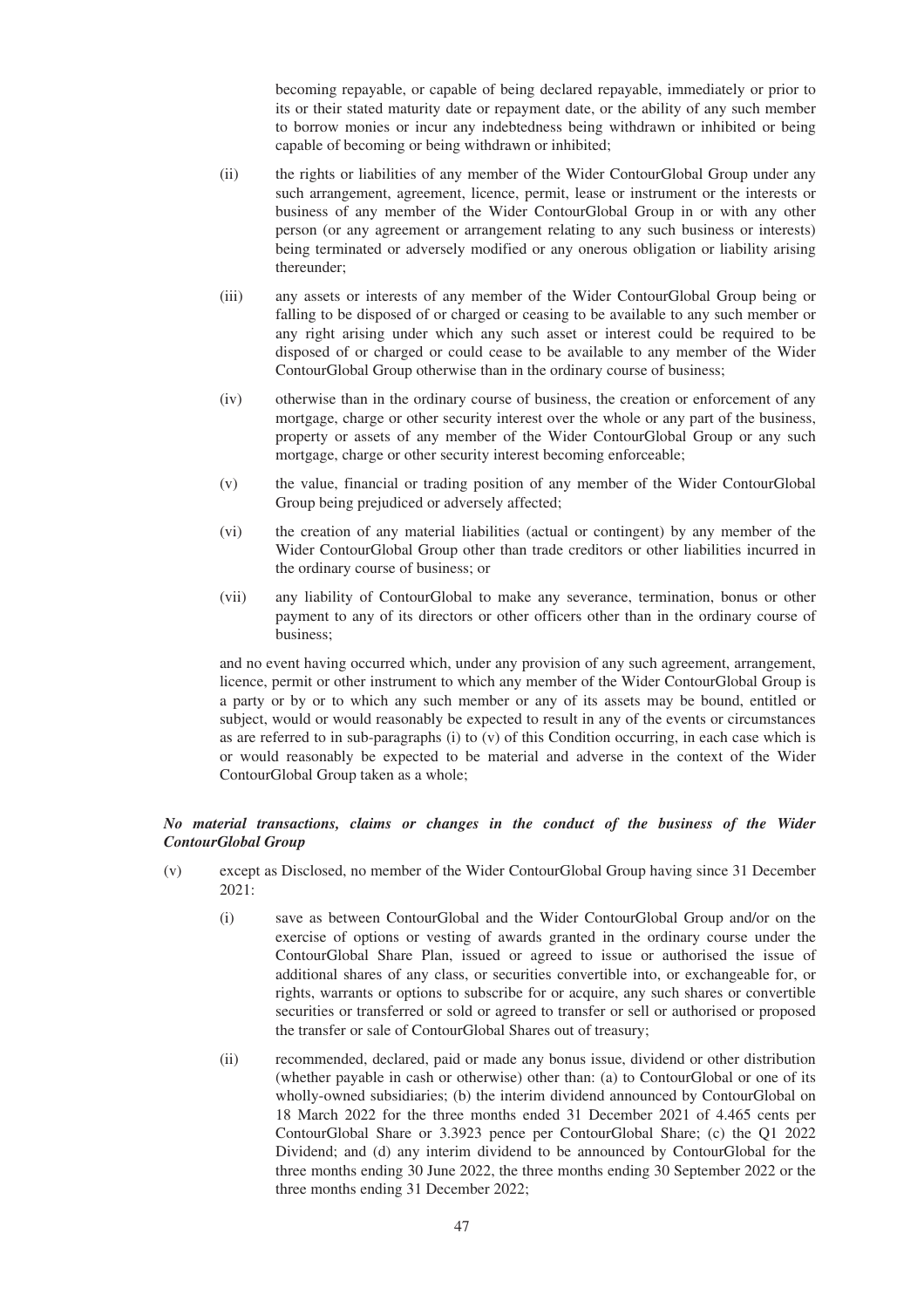becoming repayable, or capable of being declared repayable, immediately or prior to its or their stated maturity date or repayment date, or the ability of any such member to borrow monies or incur any indebtedness being withdrawn or inhibited or being capable of becoming or being withdrawn or inhibited;

(ii) the rights or liabilities of any member of the Wider ContourGlobal Group under any such arrangement, agreement, licence, permit, lease or instrument or the interests or business of any member of the Wider ContourGlobal Group in or with any other person (or any agreement or arrangement relating to any such business or interests) being terminated or adversely modified or any onerous obligation or liability arising thereunder;

(iii) any assets or interests of any member of the Wider ContourGlobal Group being or falling to be disposed of or charged or ceasing to be available to any such member or any right arising under which any such asset or interest could be required to be disposed of or charged or could cease to be available to any member of the Wider ContourGlobal Group otherwise than in the ordinary course of business;

(iv) otherwise than in the ordinary course of business, the creation or enforcement of any mortgage, charge or other security interest over the whole or any part of the business, property or assets of any member of the Wider ContourGlobal Group or any such mortgage, charge or other security interest becoming enforceable;

(v) the value, financial or trading position of any member of the Wider ContourGlobal Group being prejudiced or adversely affected;

(vi) the creation of any material liabilities (actual or contingent) by any member of the Wider ContourGlobal Group other than trade creditors or other liabilities incurred in the ordinary course of business; or

(vii) any liability of ContourGlobal to make any severance, termination, bonus or other payment to any of its directors or other officers other than in the ordinary course of business;

and no event having occurred which, under any provision of any such agreement, arrangement, licence, permit or other instrument to which any member of the Wider ContourGlobal Group is a party or by or to which any such member or any of its assets may be bound, entitled or subject, would or would reasonably be expected to result in any of the events or circumstances as are referred to in sub-paragraphs (i) to (v) of this Condition occurring, in each case which is or would reasonably be expected to be material and adverse in the context of the Wider ContourGlobal Group taken as a whole;

***No material transactions, claims or changes in the conduct of the business of the Wider ContourGlobal Group***

(v) except as Disclosed, no member of the Wider ContourGlobal Group having since 31 December 2021:

(i) save as between ContourGlobal and the Wider ContourGlobal Group and/or on the exercise of options or vesting of awards granted in the ordinary course under the ContourGlobal Share Plan, issued or agreed to issue or authorised the issue of additional shares of any class, or securities convertible into, or exchangeable for, or rights, warrants or options to subscribe for or acquire, any such shares or convertible securities or transferred or sold or agreed to transfer or sell or authorised or proposed the transfer or sale of ContourGlobal Shares out of treasury;

(ii) recommended, declared, paid or made any bonus issue, dividend or other distribution (whether payable in cash or otherwise) other than: (a) to ContourGlobal or one of its wholly-owned subsidiaries; (b) the interim dividend announced by ContourGlobal on 18 March 2022 for the three months ended 31 December 2021 of 4.465 cents per ContourGlobal Share or 3.3923 pence per ContourGlobal Share; (c) the Q1 2022 Dividend; and (d) any interim dividend to be announced by ContourGlobal for the three months ending 30 June 2022, the three months ending 30 September 2022 or the three months ending 31 December 2022;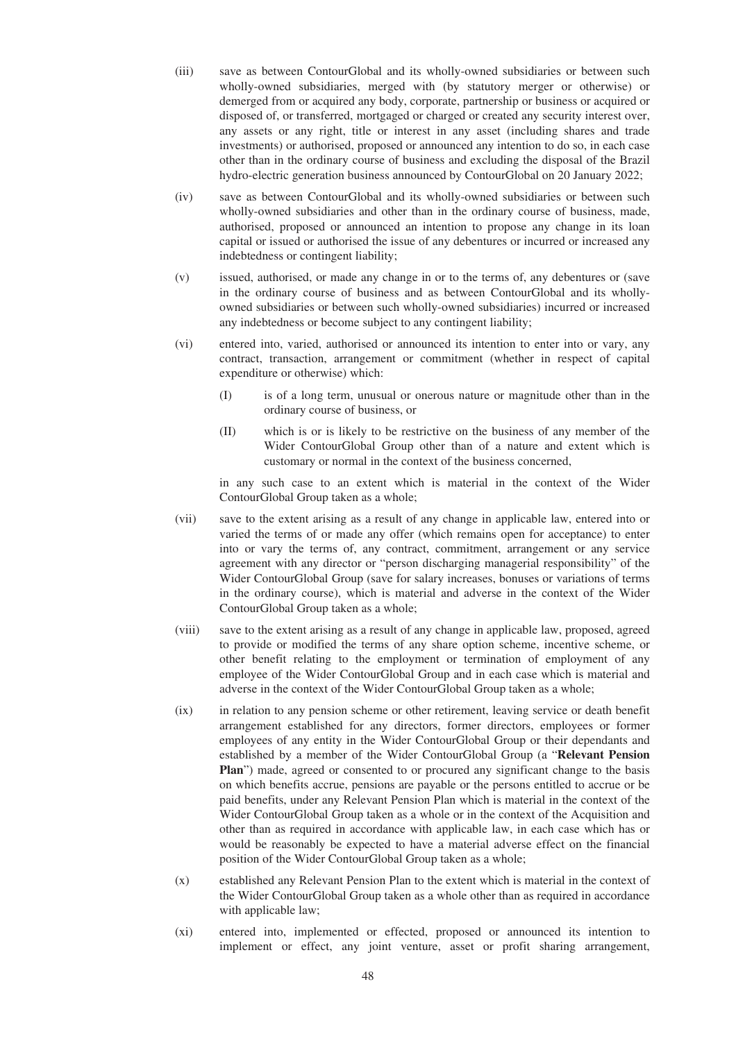(iii) save as between ContourGlobal and its wholly-owned subsidiaries or between such wholly-owned subsidiaries, merged with (by statutory merger or otherwise) or demerged from or acquired any body, corporate, partnership or business or acquired or disposed of, or transferred, mortgaged or charged or created any security interest over, any assets or any right, title or interest in any asset (including shares and trade investments) or authorised, proposed or announced any intention to do so, in each case other than in the ordinary course of business and excluding the disposal of the Brazil hydro-electric generation business announced by ContourGlobal on 20 January 2022;

(iv) save as between ContourGlobal and its wholly-owned subsidiaries or between such wholly-owned subsidiaries and other than in the ordinary course of business, made, authorised, proposed or announced an intention to propose any change in its loan capital or issued or authorised the issue of any debentures or incurred or increased any indebtedness or contingent liability;

(v) issued, authorised, or made any change in or to the terms of, any debentures or (save in the ordinary course of business and as between ContourGlobal and its wholly-owned subsidiaries or between such wholly-owned subsidiaries) incurred or increased any indebtedness or become subject to any contingent liability;

(vi) entered into, varied, authorised or announced its intention to enter into or vary, any contract, transaction, arrangement or commitment (whether in respect of capital expenditure or otherwise) which:

  (I) is of a long term, unusual or onerous nature or magnitude other than in the ordinary course of business, or

  (II) which is or is likely to be restrictive on the business of any member of the Wider ContourGlobal Group other than of a nature and extent which is customary or normal in the context of the business concerned,

  in any such case to an extent which is material in the context of the Wider ContourGlobal Group taken as a whole;

(vii) save to the extent arising as a result of any change in applicable law, entered into or varied the terms of or made any offer (which remains open for acceptance) to enter into or vary the terms of, any contract, commitment, arrangement or any service agreement with any director or "person discharging managerial responsibility" of the Wider ContourGlobal Group (save for salary increases, bonuses or variations of terms in the ordinary course), which is material and adverse in the context of the Wider ContourGlobal Group taken as a whole;

(viii) save to the extent arising as a result of any change in applicable law, proposed, agreed to provide or modified the terms of any share option scheme, incentive scheme, or other benefit relating to the employment or termination of employment of any employee of the Wider ContourGlobal Group and in each case which is material and adverse in the context of the Wider ContourGlobal Group taken as a whole;

(ix) in relation to any pension scheme or other retirement, leaving service or death benefit arrangement established for any directors, former directors, employees or former employees of any entity in the Wider ContourGlobal Group or their dependants and established by a member of the Wider ContourGlobal Group (a "**Relevant Pension Plan**") made, agreed or consented to or procured any significant change to the basis on which benefits accrue, pensions are payable or the persons entitled to accrue or be paid benefits, under any Relevant Pension Plan which is material in the context of the Wider ContourGlobal Group taken as a whole or in the context of the Acquisition and other than as required in accordance with applicable law, in each case which has or would be reasonably be expected to have a material adverse effect on the financial position of the Wider ContourGlobal Group taken as a whole;

(x) established any Relevant Pension Plan to the extent which is material in the context of the Wider ContourGlobal Group taken as a whole other than as required in accordance with applicable law;

(xi) entered into, implemented or effected, proposed or announced its intention to implement or effect, any joint venture, asset or profit sharing arrangement,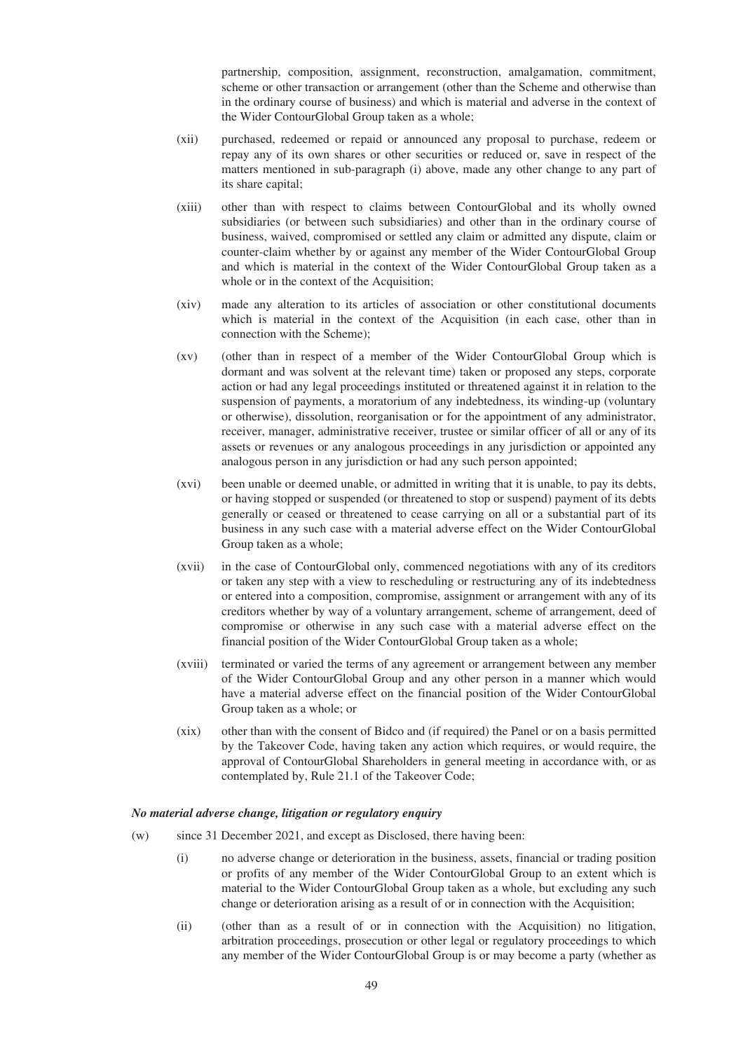partnership, composition, assignment, reconstruction, amalgamation, commitment, scheme or other transaction or arrangement (other than the Scheme and otherwise than in the ordinary course of business) and which is material and adverse in the context of the Wider ContourGlobal Group taken as a whole;

(xii) purchased, redeemed or repaid or announced any proposal to purchase, redeem or repay any of its own shares or other securities or reduced or, save in respect of the matters mentioned in sub-paragraph (i) above, made any other change to any part of its share capital;

(xiii) other than with respect to claims between ContourGlobal and its wholly owned subsidiaries (or between such subsidiaries) and other than in the ordinary course of business, waived, compromised or settled any claim or admitted any dispute, claim or counter-claim whether by or against any member of the Wider ContourGlobal Group and which is material in the context of the Wider ContourGlobal Group taken as a whole or in the context of the Acquisition;

(xiv) made any alteration to its articles of association or other constitutional documents which is material in the context of the Acquisition (in each case, other than in connection with the Scheme);

(xv) (other than in respect of a member of the Wider ContourGlobal Group which is dormant and was solvent at the relevant time) taken or proposed any steps, corporate action or had any legal proceedings instituted or threatened against it in relation to the suspension of payments, a moratorium of any indebtedness, its winding-up (voluntary or otherwise), dissolution, reorganisation or for the appointment of any administrator, receiver, manager, administrative receiver, trustee or similar officer of all or any of its assets or revenues or any analogous proceedings in any jurisdiction or appointed any analogous person in any jurisdiction or had any such person appointed;

(xvi) been unable or deemed unable, or admitted in writing that it is unable, to pay its debts, or having stopped or suspended (or threatened to stop or suspend) payment of its debts generally or ceased or threatened to cease carrying on all or a substantial part of its business in any such case with a material adverse effect on the Wider ContourGlobal Group taken as a whole;

(xvii) in the case of ContourGlobal only, commenced negotiations with any of its creditors or taken any step with a view to rescheduling or restructuring any of its indebtedness or entered into a composition, compromise, assignment or arrangement with any of its creditors whether by way of a voluntary arrangement, scheme of arrangement, deed of compromise or otherwise in any such case with a material adverse effect on the financial position of the Wider ContourGlobal Group taken as a whole;

(xviii) terminated or varied the terms of any agreement or arrangement between any member of the Wider ContourGlobal Group and any other person in a manner which would have a material adverse effect on the financial position of the Wider ContourGlobal Group taken as a whole; or

(xix) other than with the consent of Bidco and (if required) the Panel or on a basis permitted by the Takeover Code, having taken any action which requires, or would require, the approval of ContourGlobal Shareholders in general meeting in accordance with, or as contemplated by, Rule 21.1 of the Takeover Code;

***No material adverse change, litigation or regulatory enquiry***

(w) since 31 December 2021, and except as Disclosed, there having been:

(i) no adverse change or deterioration in the business, assets, financial or trading position or profits of any member of the Wider ContourGlobal Group to an extent which is material to the Wider ContourGlobal Group taken as a whole, but excluding any such change or deterioration arising as a result of or in connection with the Acquisition;

(ii) (other than as a result of or in connection with the Acquisition) no litigation, arbitration proceedings, prosecution or other legal or regulatory proceedings to which any member of the Wider ContourGlobal Group is or may become a party (whether as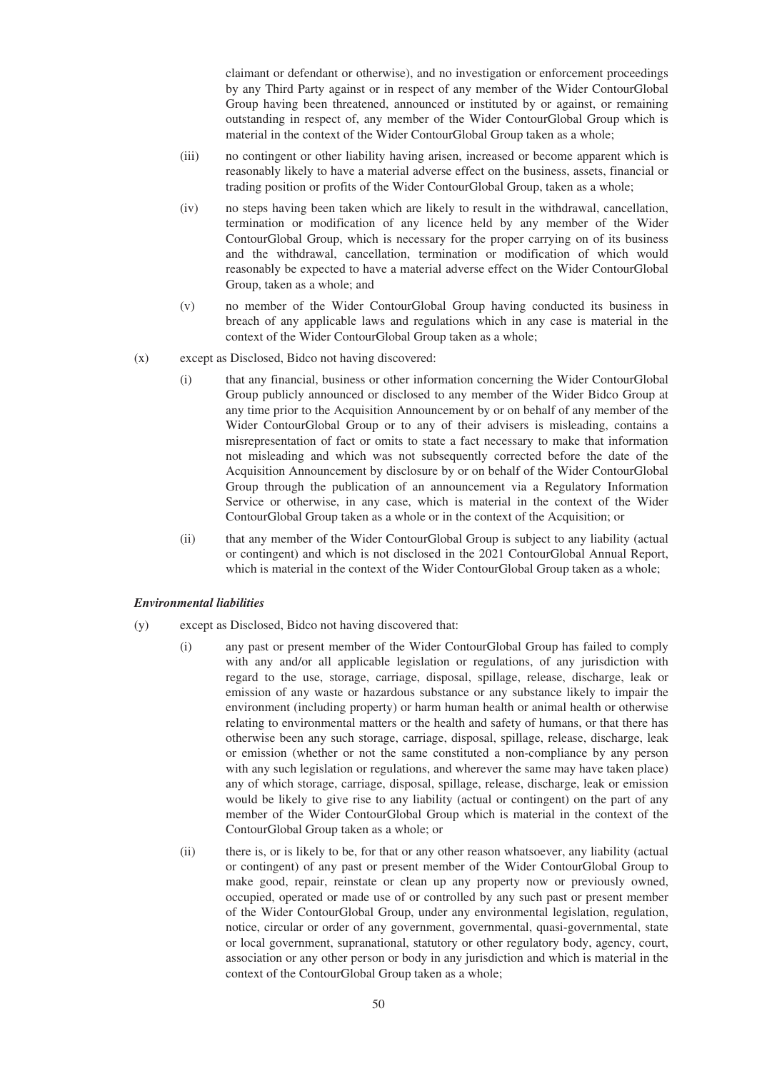claimant or defendant or otherwise), and no investigation or enforcement proceedings by any Third Party against or in respect of any member of the Wider ContourGlobal Group having been threatened, announced or instituted by or against, or remaining outstanding in respect of, any member of the Wider ContourGlobal Group which is material in the context of the Wider ContourGlobal Group taken as a whole;

(iii) no contingent or other liability having arisen, increased or become apparent which is reasonably likely to have a material adverse effect on the business, assets, financial or trading position or profits of the Wider ContourGlobal Group, taken as a whole;

(iv) no steps having been taken which are likely to result in the withdrawal, cancellation, termination or modification of any licence held by any member of the Wider ContourGlobal Group, which is necessary for the proper carrying on of its business and the withdrawal, cancellation, termination or modification of which would reasonably be expected to have a material adverse effect on the Wider ContourGlobal Group, taken as a whole; and

(v) no member of the Wider ContourGlobal Group having conducted its business in breach of any applicable laws and regulations which in any case is material in the context of the Wider ContourGlobal Group taken as a whole;

(x) except as Disclosed, Bidco not having discovered:

(i) that any financial, business or other information concerning the Wider ContourGlobal Group publicly announced or disclosed to any member of the Wider Bidco Group at any time prior to the Acquisition Announcement by or on behalf of any member of the Wider ContourGlobal Group or to any of their advisers is misleading, contains a misrepresentation of fact or omits to state a fact necessary to make that information not misleading and which was not subsequently corrected before the date of the Acquisition Announcement by disclosure by or on behalf of the Wider ContourGlobal Group through the publication of an announcement via a Regulatory Information Service or otherwise, in any case, which is material in the context of the Wider ContourGlobal Group taken as a whole or in the context of the Acquisition; or

(ii) that any member of the Wider ContourGlobal Group is subject to any liability (actual or contingent) and which is not disclosed in the 2021 ContourGlobal Annual Report, which is material in the context of the Wider ContourGlobal Group taken as a whole;

***Environmental liabilities***

(y) except as Disclosed, Bidco not having discovered that:

(i) any past or present member of the Wider ContourGlobal Group has failed to comply with any and/or all applicable legislation or regulations, of any jurisdiction with regard to the use, storage, carriage, disposal, spillage, release, discharge, leak or emission of any waste or hazardous substance or any substance likely to impair the environment (including property) or harm human health or animal health or otherwise relating to environmental matters or the health and safety of humans, or that there has otherwise been any such storage, carriage, disposal, spillage, release, discharge, leak or emission (whether or not the same constituted a non-compliance by any person with any such legislation or regulations, and wherever the same may have taken place) any of which storage, carriage, disposal, spillage, release, discharge, leak or emission would be likely to give rise to any liability (actual or contingent) on the part of any member of the Wider ContourGlobal Group which is material in the context of the ContourGlobal Group taken as a whole; or

(ii) there is, or is likely to be, for that or any other reason whatsoever, any liability (actual or contingent) of any past or present member of the Wider ContourGlobal Group to make good, repair, reinstate or clean up any property now or previously owned, occupied, operated or made use of or controlled by any such past or present member of the Wider ContourGlobal Group, under any environmental legislation, regulation, notice, circular or order of any government, governmental, quasi-governmental, state or local government, supranational, statutory or other regulatory body, agency, court, association or any other person or body in any jurisdiction and which is material in the context of the ContourGlobal Group taken as a whole;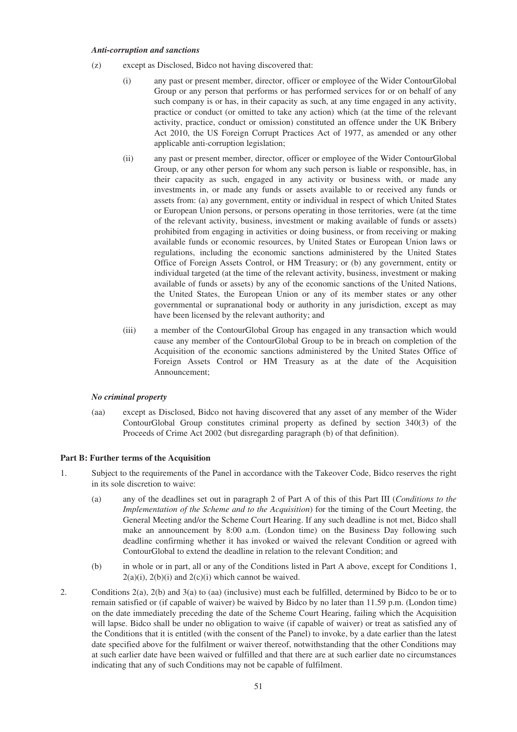***Anti-corruption and sanctions***

(z) except as Disclosed, Bidco not having discovered that:

(i) any past or present member, director, officer or employee of the Wider ContourGlobal Group or any person that performs or has performed services for or on behalf of any such company is or has, in their capacity as such, at any time engaged in any activity, practice or conduct (or omitted to take any action) which (at the time of the relevant activity, practice, conduct or omission) constituted an offence under the UK Bribery Act 2010, the US Foreign Corrupt Practices Act of 1977, as amended or any other applicable anti-corruption legislation;

(ii) any past or present member, director, officer or employee of the Wider ContourGlobal Group, or any other person for whom any such person is liable or responsible, has, in their capacity as such, engaged in any activity or business with, or made any investments in, or made any funds or assets available to or received any funds or assets from: (a) any government, entity or individual in respect of which United States or European Union persons, or persons operating in those territories, were (at the time of the relevant activity, business, investment or making available of funds or assets) prohibited from engaging in activities or doing business, or from receiving or making available funds or economic resources, by United States or European Union laws or regulations, including the economic sanctions administered by the United States Office of Foreign Assets Control, or HM Treasury; or (b) any government, entity or individual targeted (at the time of the relevant activity, business, investment or making available of funds or assets) by any of the economic sanctions of the United Nations, the United States, the European Union or any of its member states or any other governmental or supranational body or authority in any jurisdiction, except as may have been licensed by the relevant authority; and

(iii) a member of the ContourGlobal Group has engaged in any transaction which would cause any member of the ContourGlobal Group to be in breach on completion of the Acquisition of the economic sanctions administered by the United States Office of Foreign Assets Control or HM Treasury as at the date of the Acquisition Announcement;

***No criminal property***

(aa) except as Disclosed, Bidco not having discovered that any asset of any member of the Wider ContourGlobal Group constitutes criminal property as defined by section 340(3) of the Proceeds of Crime Act 2002 (but disregarding paragraph (b) of that definition).

**Part B: Further terms of the Acquisition**

1. Subject to the requirements of the Panel in accordance with the Takeover Code, Bidco reserves the right in its sole discretion to waive:

   (a) any of the deadlines set out in paragraph 2 of Part A of this of this Part III (*Conditions to the Implementation of the Scheme and to the Acquisition*) for the timing of the Court Meeting, the General Meeting and/or the Scheme Court Hearing. If any such deadline is not met, Bidco shall make an announcement by 8:00 a.m. (London time) on the Business Day following such deadline confirming whether it has invoked or waived the relevant Condition or agreed with ContourGlobal to extend the deadline in relation to the relevant Condition; and

   (b) in whole or in part, all or any of the Conditions listed in Part A above, except for Conditions 1, 2(a)(i), 2(b)(i) and 2(c)(i) which cannot be waived.

2. Conditions 2(a), 2(b) and 3(a) to (aa) (inclusive) must each be fulfilled, determined by Bidco to be or to remain satisfied or (if capable of waiver) be waived by Bidco by no later than 11.59 p.m. (London time) on the date immediately preceding the date of the Scheme Court Hearing, failing which the Acquisition will lapse. Bidco shall be under no obligation to waive (if capable of waiver) or treat as satisfied any of the Conditions that it is entitled (with the consent of the Panel) to invoke, by a date earlier than the latest date specified above for the fulfilment or waiver thereof, notwithstanding that the other Conditions may at such earlier date have been waived or fulfilled and that there are at such earlier date no circumstances indicating that any of such Conditions may not be capable of fulfilment.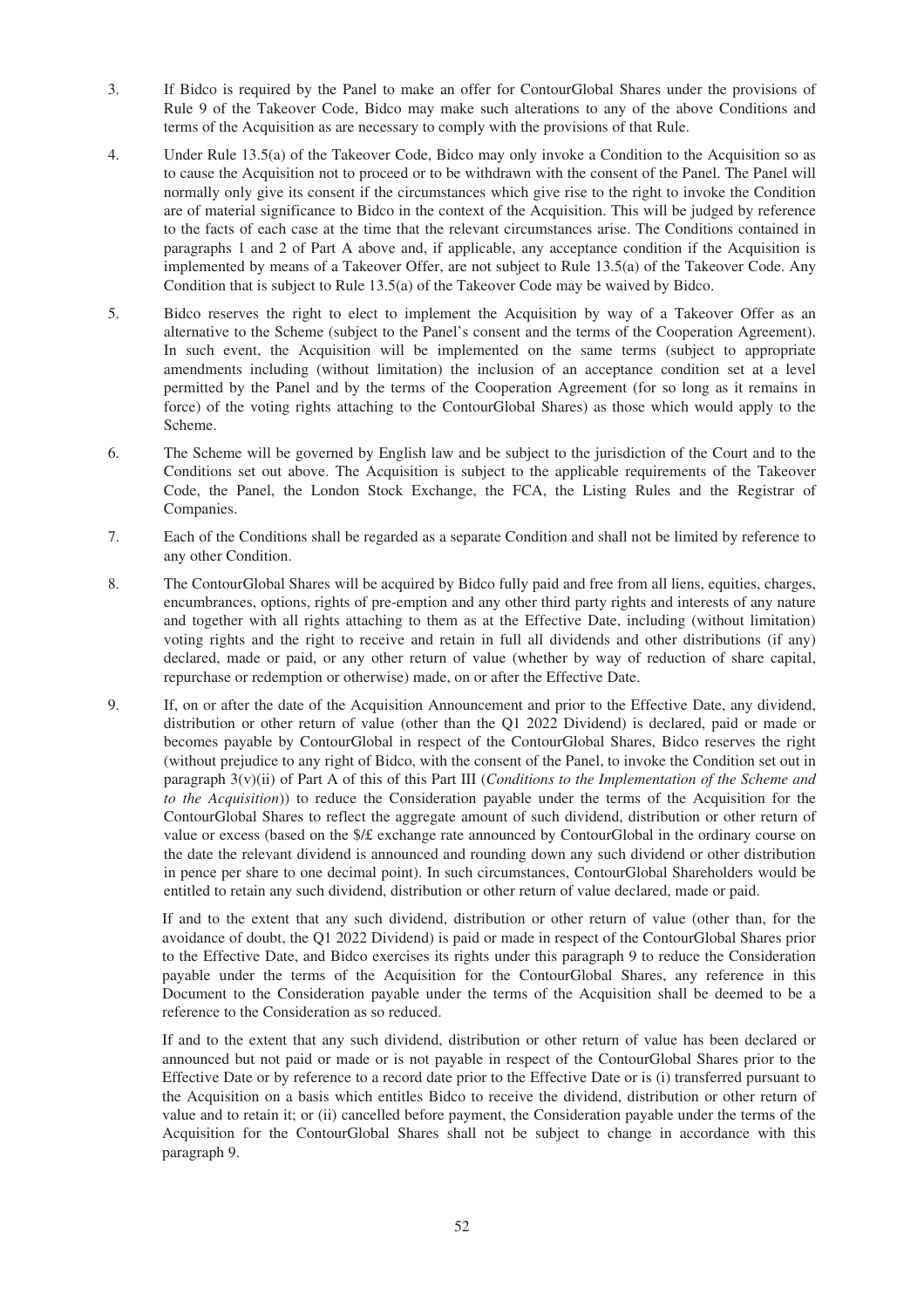3. If Bidco is required by the Panel to make an offer for ContourGlobal Shares under the provisions of Rule 9 of the Takeover Code, Bidco may make such alterations to any of the above Conditions and terms of the Acquisition as are necessary to comply with the provisions of that Rule.

4. Under Rule 13.5(a) of the Takeover Code, Bidco may only invoke a Condition to the Acquisition so as to cause the Acquisition not to proceed or to be withdrawn with the consent of the Panel. The Panel will normally only give its consent if the circumstances which give rise to the right to invoke the Condition are of material significance to Bidco in the context of the Acquisition. This will be judged by reference to the facts of each case at the time that the relevant circumstances arise. The Conditions contained in paragraphs 1 and 2 of Part A above and, if applicable, any acceptance condition if the Acquisition is implemented by means of a Takeover Offer, are not subject to Rule 13.5(a) of the Takeover Code. Any Condition that is subject to Rule 13.5(a) of the Takeover Code may be waived by Bidco.

5. Bidco reserves the right to elect to implement the Acquisition by way of a Takeover Offer as an alternative to the Scheme (subject to the Panel's consent and the terms of the Cooperation Agreement). In such event, the Acquisition will be implemented on the same terms (subject to appropriate amendments including (without limitation) the inclusion of an acceptance condition set at a level permitted by the Panel and by the terms of the Cooperation Agreement (for so long as it remains in force) of the voting rights attaching to the ContourGlobal Shares) as those which would apply to the Scheme.

6. The Scheme will be governed by English law and be subject to the jurisdiction of the Court and to the Conditions set out above. The Acquisition is subject to the applicable requirements of the Takeover Code, the Panel, the London Stock Exchange, the FCA, the Listing Rules and the Registrar of Companies.

7. Each of the Conditions shall be regarded as a separate Condition and shall not be limited by reference to any other Condition.

8. The ContourGlobal Shares will be acquired by Bidco fully paid and free from all liens, equities, charges, encumbrances, options, rights of pre-emption and any other third party rights and interests of any nature and together with all rights attaching to them as at the Effective Date, including (without limitation) voting rights and the right to receive and retain in full all dividends and other distributions (if any) declared, made or paid, or any other return of value (whether by way of reduction of share capital, repurchase or redemption or otherwise) made, on or after the Effective Date.

9. If, on or after the date of the Acquisition Announcement and prior to the Effective Date, any dividend, distribution or other return of value (other than the Q1 2022 Dividend) is declared, paid or made or becomes payable by ContourGlobal in respect of the ContourGlobal Shares, Bidco reserves the right (without prejudice to any right of Bidco, with the consent of the Panel, to invoke the Condition set out in paragraph 3(v)(ii) of Part A of this of this Part III (*Conditions to the Implementation of the Scheme and to the Acquisition*)) to reduce the Consideration payable under the terms of the Acquisition for the ContourGlobal Shares to reflect the aggregate amount of such dividend, distribution or other return of value or excess (based on the $/£ exchange rate announced by ContourGlobal in the ordinary course on the date the relevant dividend is announced and rounding down any such dividend or other distribution in pence per share to one decimal point). In such circumstances, ContourGlobal Shareholders would be entitled to retain any such dividend, distribution or other return of value declared, made or paid.

   If and to the extent that any such dividend, distribution or other return of value (other than, for the avoidance of doubt, the Q1 2022 Dividend) is paid or made in respect of the ContourGlobal Shares prior to the Effective Date, and Bidco exercises its rights under this paragraph 9 to reduce the Consideration payable under the terms of the Acquisition for the ContourGlobal Shares, any reference in this Document to the Consideration payable under the terms of the Acquisition shall be deemed to be a reference to the Consideration as so reduced.

   If and to the extent that any such dividend, distribution or other return of value has been declared or announced but not paid or made or is not payable in respect of the ContourGlobal Shares prior to the Effective Date or by reference to a record date prior to the Effective Date or is (i) transferred pursuant to the Acquisition on a basis which entitles Bidco to receive the dividend, distribution or other return of value and to retain it; or (ii) cancelled before payment, the Consideration payable under the terms of the Acquisition for the ContourGlobal Shares shall not be subject to change in accordance with this paragraph 9.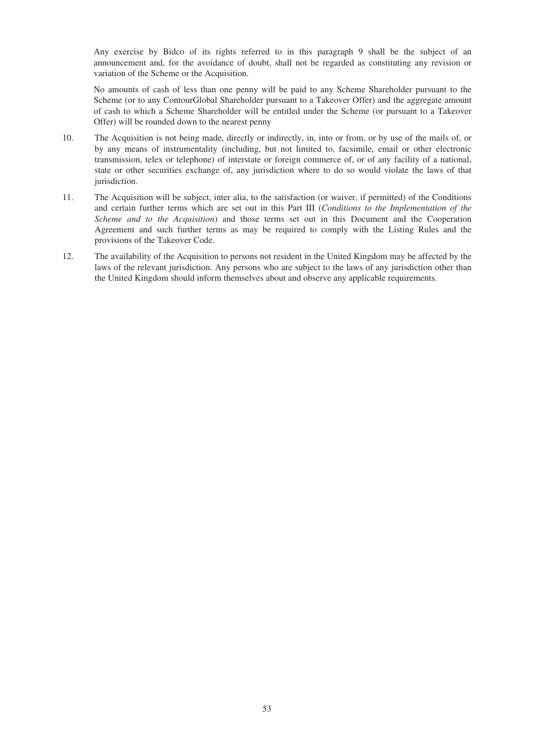Any exercise by Bidco of its rights referred to in this paragraph 9 shall be the subject of an announcement and, for the avoidance of doubt, shall not be regarded as constituting any revision or variation of the Scheme or the Acquisition.

No amounts of cash of less than one penny will be paid to any Scheme Shareholder pursuant to the Scheme (or to any ContourGlobal Shareholder pursuant to a Takeover Offer) and the aggregate amount of cash to which a Scheme Shareholder will be entitled under the Scheme (or pursuant to a Takeover Offer) will be rounded down to the nearest penny

10. The Acquisition is not being made, directly or indirectly, in, into or from, or by use of the mails of, or by any means of instrumentality (including, but not limited to, facsimile, email or other electronic transmission, telex or telephone) of interstate or foreign commerce of, or of any facility of a national, state or other securities exchange of, any jurisdiction where to do so would violate the laws of that jurisdiction.

11. The Acquisition will be subject, inter alia, to the satisfaction (or waiver, if permitted) of the Conditions and certain further terms which are set out in this Part III (*Conditions to the Implementation of the Scheme and to the Acquisition*) and those terms set out in this Document and the Cooperation Agreement and such further terms as may be required to comply with the Listing Rules and the provisions of the Takeover Code.

12. The availability of the Acquisition to persons not resident in the United Kingdom may be affected by the laws of the relevant jurisdiction. Any persons who are subject to the laws of any jurisdiction other than the United Kingdom should inform themselves about and observe any applicable requirements.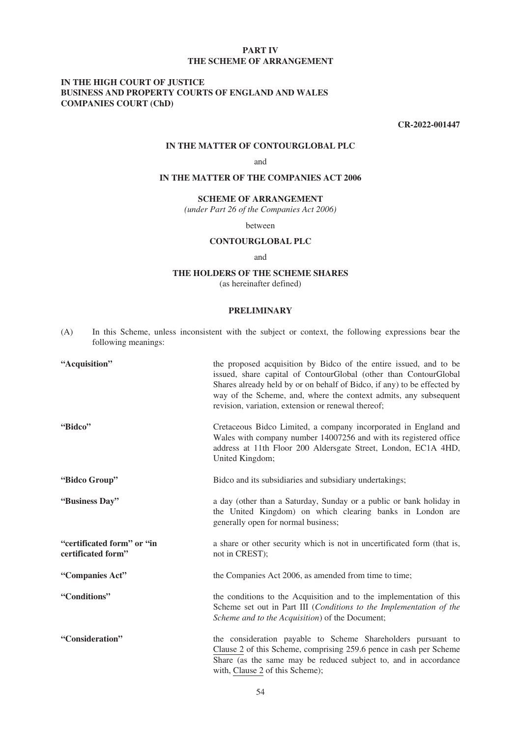# PART IV
# THE SCHEME OF ARRANGEMENT

**IN THE HIGH COURT OF JUSTICE**
**BUSINESS AND PROPERTY COURTS OF ENGLAND AND WALES**
**COMPANIES COURT (ChD)**

**CR-2022-001447**

**IN THE MATTER OF CONTOURGLOBAL PLC**

and

**IN THE MATTER OF THE COMPANIES ACT 2006**

**SCHEME OF ARRANGEMENT**
*(under Part 26 of the Companies Act 2006)*

between

**CONTOURGLOBAL PLC**

and

**THE HOLDERS OF THE SCHEME SHARES**
(as hereinafter defined)

## PRELIMINARY

(A) In this Scheme, unless inconsistent with the subject or context, the following expressions bear the following meanings:

| | |
|---|---|
| **"Acquisition"** | the proposed acquisition by Bidco of the entire issued, and to be issued, share capital of ContourGlobal (other than ContourGlobal Shares already held by or on behalf of Bidco, if any) to be effected by way of the Scheme, and, where the context admits, any subsequent revision, variation, extension or renewal thereof; |
| **"Bidco"** | Cretaceous Bidco Limited, a company incorporated in England and Wales with company number 14007256 and with its registered office address at 11th Floor 200 Aldersgate Street, London, EC1A 4HD, United Kingdom; |
| **"Bidco Group"** | Bidco and its subsidiaries and subsidiary undertakings; |
| **"Business Day"** | a day (other than a Saturday, Sunday or a public or bank holiday in the United Kingdom) on which clearing banks in London are generally open for normal business; |
| **"certificated form" or "in certificated form"** | a share or other security which is not in uncertificated form (that is, not in CREST); |
| **"Companies Act"** | the Companies Act 2006, as amended from time to time; |
| **"Conditions"** | the conditions to the Acquisition and to the implementation of this Scheme set out in Part III (*Conditions to the Implementation of the Scheme and to the Acquisition*) of the Document; |
| **"Consideration"** | the consideration payable to Scheme Shareholders pursuant to Clause 2 of this Scheme, comprising 259.6 pence in cash per Scheme Share (as the same may be reduced subject to, and in accordance with, Clause 2 of this Scheme); |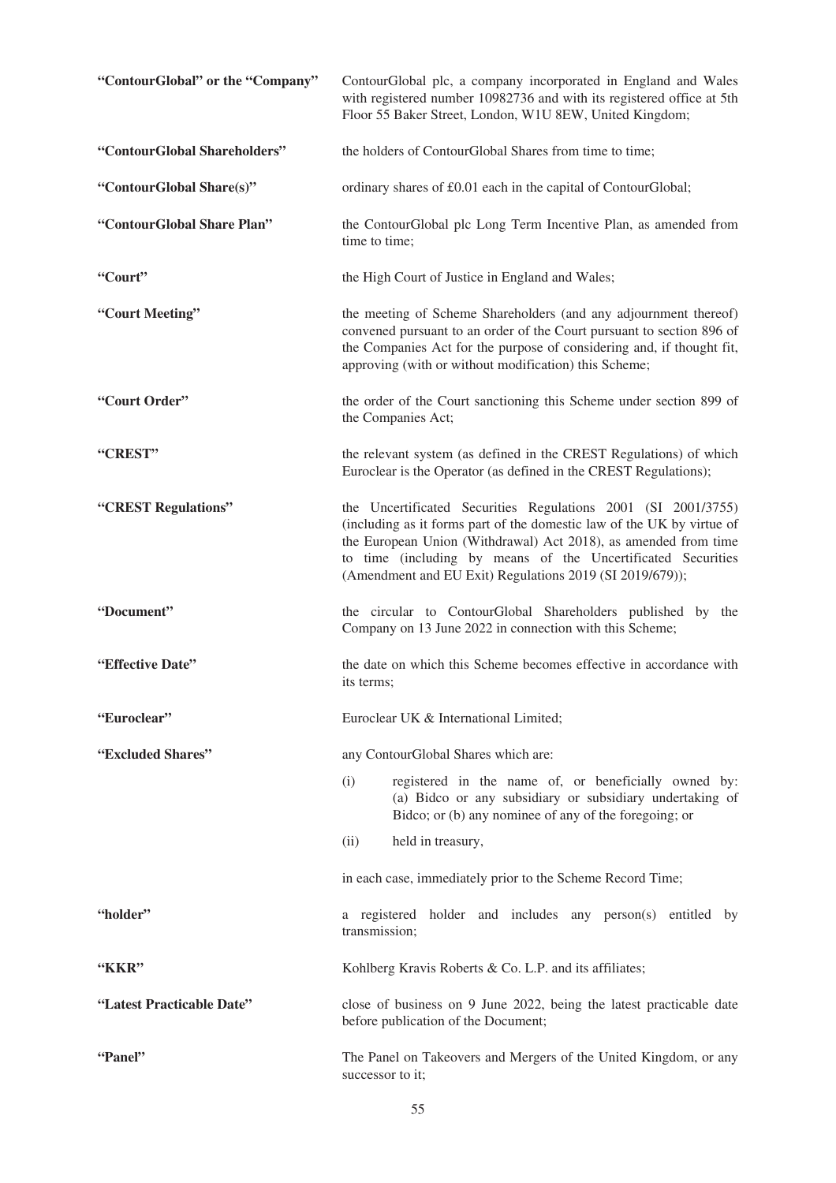| | |
|---|---|
| **"ContourGlobal" or the "Company"** | ContourGlobal plc, a company incorporated in England and Wales with registered number 10982736 and with its registered office at 5th Floor 55 Baker Street, London, W1U 8EW, United Kingdom; |
| **"ContourGlobal Shareholders"** | the holders of ContourGlobal Shares from time to time; |
| **"ContourGlobal Share(s)"** | ordinary shares of £0.01 each in the capital of ContourGlobal; |
| **"ContourGlobal Share Plan"** | the ContourGlobal plc Long Term Incentive Plan, as amended from time to time; |
| **"Court"** | the High Court of Justice in England and Wales; |
| **"Court Meeting"** | the meeting of Scheme Shareholders (and any adjournment thereof) convened pursuant to an order of the Court pursuant to section 896 of the Companies Act for the purpose of considering and, if thought fit, approving (with or without modification) this Scheme; |
| **"Court Order"** | the order of the Court sanctioning this Scheme under section 899 of the Companies Act; |
| **"CREST"** | the relevant system (as defined in the CREST Regulations) of which Euroclear is the Operator (as defined in the CREST Regulations); |
| **"CREST Regulations"** | the Uncertificated Securities Regulations 2001 (SI 2001/3755) (including as it forms part of the domestic law of the UK by virtue of the European Union (Withdrawal) Act 2018), as amended from time to time (including by means of the Uncertificated Securities (Amendment and EU Exit) Regulations 2019 (SI 2019/679)); |
| **"Document"** | the circular to ContourGlobal Shareholders published by the Company on 13 June 2022 in connection with this Scheme; |
| **"Effective Date"** | the date on which this Scheme becomes effective in accordance with its terms; |
| **"Euroclear"** | Euroclear UK & International Limited; |
| **"Excluded Shares"** | any ContourGlobal Shares which are:<br>(i) registered in the name of, or beneficially owned by: (a) Bidco or any subsidiary or subsidiary undertaking of Bidco; or (b) any nominee of any of the foregoing; or<br>(ii) held in treasury,<br>in each case, immediately prior to the Scheme Record Time; |
| **"holder"** | a registered holder and includes any person(s) entitled by transmission; |
| **"KKR"** | Kohlberg Kravis Roberts & Co. L.P. and its affiliates; |
| **"Latest Practicable Date"** | close of business on 9 June 2022, being the latest practicable date before publication of the Document; |
| **"Panel"** | The Panel on Takeovers and Mergers of the United Kingdom, or any successor to it; |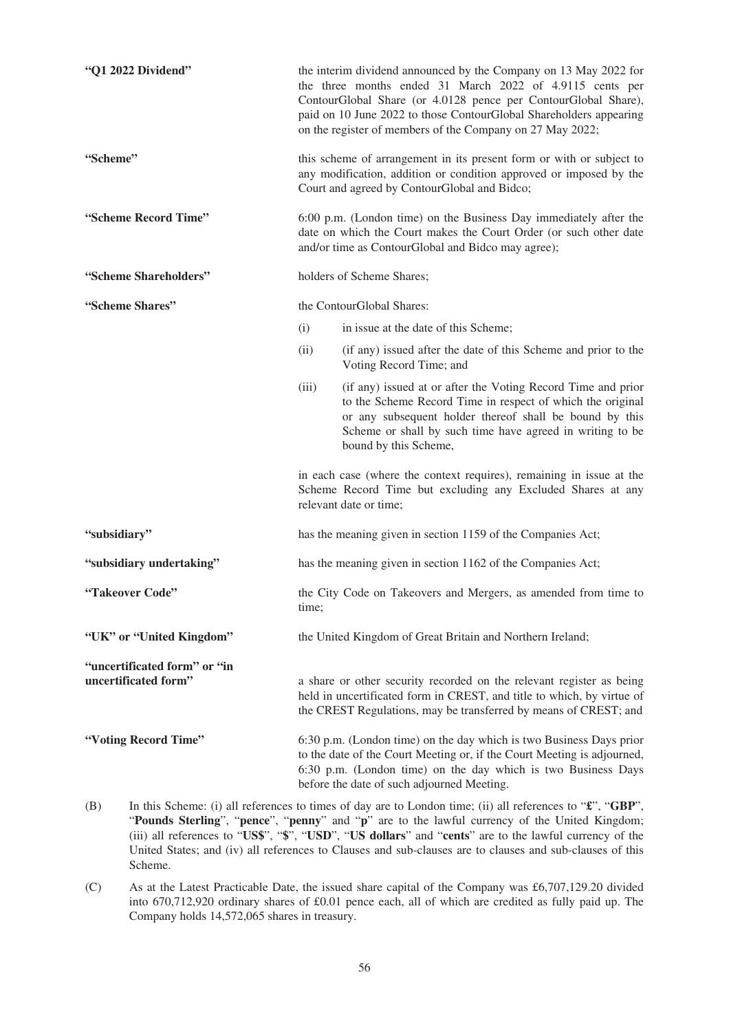| | |
|---|---|
| **"Q1 2022 Dividend"** | the interim dividend announced by the Company on 13 May 2022 for the three months ended 31 March 2022 of 4.9115 cents per ContourGlobal Share (or 4.0128 pence per ContourGlobal Share), paid on 10 June 2022 to those ContourGlobal Shareholders appearing on the register of members of the Company on 27 May 2022; |
| **"Scheme"** | this scheme of arrangement in its present form or with or subject to any modification, addition or condition approved or imposed by the Court and agreed by ContourGlobal and Bidco; |
| **"Scheme Record Time"** | 6:00 p.m. (London time) on the Business Day immediately after the date on which the Court makes the Court Order (or such other date and/or time as ContourGlobal and Bidco may agree); |
| **"Scheme Shareholders"** | holders of Scheme Shares; |
| **"Scheme Shares"** | the ContourGlobal Shares:<br>(i) in issue at the date of this Scheme;<br>(ii) (if any) issued after the date of this Scheme and prior to the Voting Record Time; and<br>(iii) (if any) issued at or after the Voting Record Time and prior to the Scheme Record Time in respect of which the original or any subsequent holder thereof shall be bound by this Scheme or shall by such time have agreed in writing to be bound by this Scheme,<br><br>in each case (where the context requires), remaining in issue at the Scheme Record Time but excluding any Excluded Shares at any relevant date or time; |
| **"subsidiary"** | has the meaning given in section 1159 of the Companies Act; |
| **"subsidiary undertaking"** | has the meaning given in section 1162 of the Companies Act; |
| **"Takeover Code"** | the City Code on Takeovers and Mergers, as amended from time to time; |
| **"UK" or "United Kingdom"** | the United Kingdom of Great Britain and Northern Ireland; |
| **"uncertificated form" or "in uncertificated form"** | a share or other security recorded on the relevant register as being held in uncertificated form in CREST, and title to which, by virtue of the CREST Regulations, may be transferred by means of CREST; and |
| **"Voting Record Time"** | 6:30 p.m. (London time) on the day which is two Business Days prior to the date of the Court Meeting or, if the Court Meeting is adjourned, 6:30 p.m. (London time) on the day which is two Business Days before the date of such adjourned Meeting. |

(B) In this Scheme: (i) all references to times of day are to London time; (ii) all references to "**£**", "**GBP**", "**Pounds Sterling**", "**pence**", "**penny**" and "**p**" are to the lawful currency of the United Kingdom; (iii) all references to "**US$**", "**$**", "**USD**", "**US dollars**" and "**cents**" are to the lawful currency of the United States; and (iv) all references to Clauses and sub-clauses are to clauses and sub-clauses of this Scheme.

(C) As at the Latest Practicable Date, the issued share capital of the Company was £6,707,129.20 divided into 670,712,920 ordinary shares of £0.01 pence each, all of which are credited as fully paid up. The Company holds 14,572,065 shares in treasury.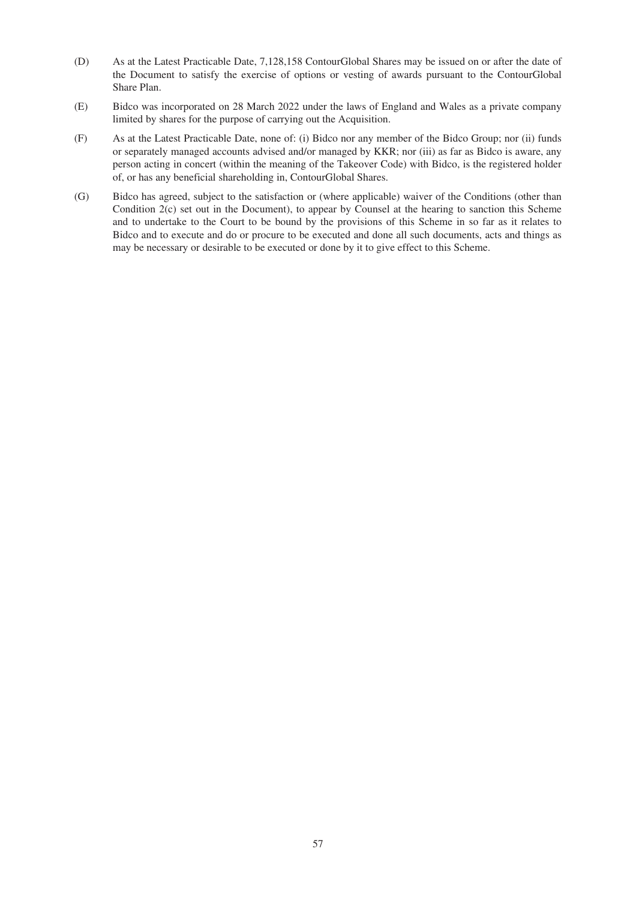(D) As at the Latest Practicable Date, 7,128,158 ContourGlobal Shares may be issued on or after the date of the Document to satisfy the exercise of options or vesting of awards pursuant to the ContourGlobal Share Plan.

(E) Bidco was incorporated on 28 March 2022 under the laws of England and Wales as a private company limited by shares for the purpose of carrying out the Acquisition.

(F) As at the Latest Practicable Date, none of: (i) Bidco nor any member of the Bidco Group; nor (ii) funds or separately managed accounts advised and/or managed by KKR; nor (iii) as far as Bidco is aware, any person acting in concert (within the meaning of the Takeover Code) with Bidco, is the registered holder of, or has any beneficial shareholding in, ContourGlobal Shares.

(G) Bidco has agreed, subject to the satisfaction or (where applicable) waiver of the Conditions (other than Condition 2(c) set out in the Document), to appear by Counsel at the hearing to sanction this Scheme and to undertake to the Court to be bound by the provisions of this Scheme in so far as it relates to Bidco and to execute and do or procure to be executed and done all such documents, acts and things as may be necessary or desirable to be executed or done by it to give effect to this Scheme.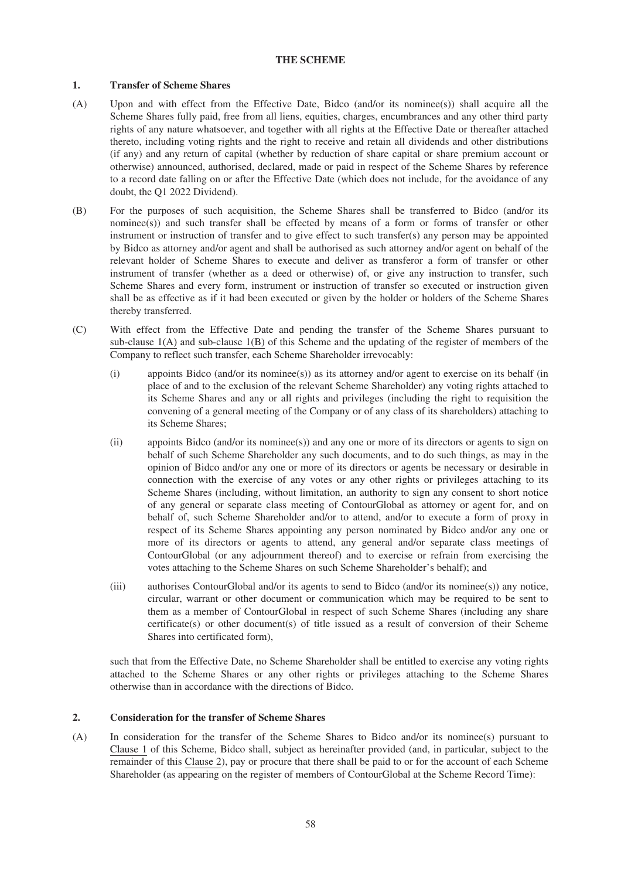# THE SCHEME

## 1. Transfer of Scheme Shares

(A) Upon and with effect from the Effective Date, Bidco (and/or its nominee(s)) shall acquire all the Scheme Shares fully paid, free from all liens, equities, charges, encumbrances and any other third party rights of any nature whatsoever, and together with all rights at the Effective Date or thereafter attached thereto, including voting rights and the right to receive and retain all dividends and other distributions (if any) and any return of capital (whether by reduction of share capital or share premium account or otherwise) announced, authorised, declared, made or paid in respect of the Scheme Shares by reference to a record date falling on or after the Effective Date (which does not include, for the avoidance of any doubt, the Q1 2022 Dividend).

(B) For the purposes of such acquisition, the Scheme Shares shall be transferred to Bidco (and/or its nominee(s)) and such transfer shall be effected by means of a form or forms of transfer or other instrument or instruction of transfer and to give effect to such transfer(s) any person may be appointed by Bidco as attorney and/or agent and shall be authorised as such attorney and/or agent on behalf of the relevant holder of Scheme Shares to execute and deliver as transferor a form of transfer or other instrument of transfer (whether as a deed or otherwise) of, or give any instruction to transfer, such Scheme Shares and every form, instrument or instruction of transfer so executed or instruction given shall be as effective as if it had been executed or given by the holder or holders of the Scheme Shares thereby transferred.

(C) With effect from the Effective Date and pending the transfer of the Scheme Shares pursuant to sub-clause 1(A) and sub-clause 1(B) of this Scheme and the updating of the register of members of the Company to reflect such transfer, each Scheme Shareholder irrevocably:

(i) appoints Bidco (and/or its nominee(s)) as its attorney and/or agent to exercise on its behalf (in place of and to the exclusion of the relevant Scheme Shareholder) any voting rights attached to its Scheme Shares and any or all rights and privileges (including the right to requisition the convening of a general meeting of the Company or of any class of its shareholders) attaching to its Scheme Shares;

(ii) appoints Bidco (and/or its nominee(s)) and any one or more of its directors or agents to sign on behalf of such Scheme Shareholder any such documents, and to do such things, as may in the opinion of Bidco and/or any one or more of its directors or agents be necessary or desirable in connection with the exercise of any votes or any other rights or privileges attaching to its Scheme Shares (including, without limitation, an authority to sign any consent to short notice of any general or separate class meeting of ContourGlobal as attorney or agent for, and on behalf of, such Scheme Shareholder and/or to attend, and/or to execute a form of proxy in respect of its Scheme Shares appointing any person nominated by Bidco and/or any one or more of its directors or agents to attend, any general and/or separate class meetings of ContourGlobal (or any adjournment thereof) and to exercise or refrain from exercising the votes attaching to the Scheme Shares on such Scheme Shareholder's behalf); and

(iii) authorises ContourGlobal and/or its agents to send to Bidco (and/or its nominee(s)) any notice, circular, warrant or other document or communication which may be required to be sent to them as a member of ContourGlobal in respect of such Scheme Shares (including any share certificate(s) or other document(s) of title issued as a result of conversion of their Scheme Shares into certificated form),

such that from the Effective Date, no Scheme Shareholder shall be entitled to exercise any voting rights attached to the Scheme Shares or any other rights or privileges attaching to the Scheme Shares otherwise than in accordance with the directions of Bidco.

## 2. Consideration for the transfer of Scheme Shares

(A) In consideration for the transfer of the Scheme Shares to Bidco and/or its nominee(s) pursuant to Clause 1 of this Scheme, Bidco shall, subject as hereinafter provided (and, in particular, subject to the remainder of this Clause 2), pay or procure that there shall be paid to or for the account of each Scheme Shareholder (as appearing on the register of members of ContourGlobal at the Scheme Record Time):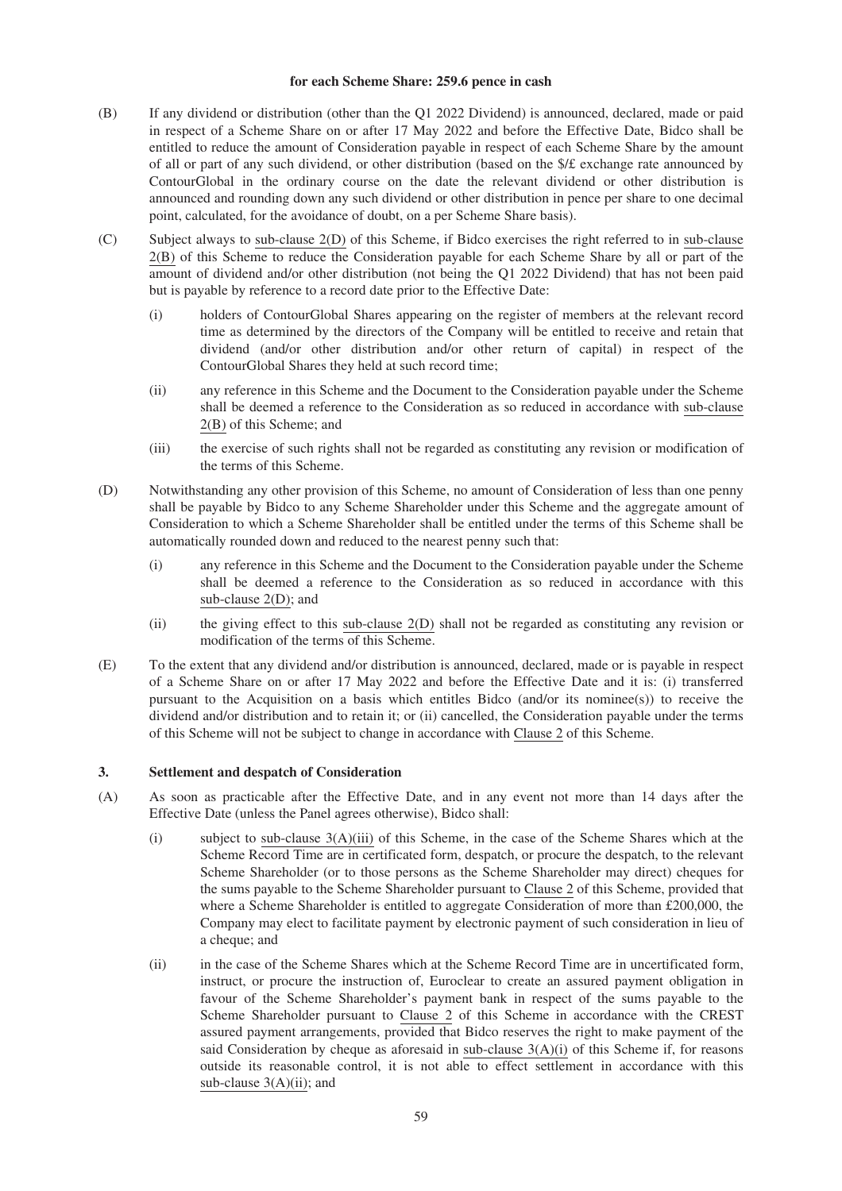**for each Scheme Share: 259.6 pence in cash**

(B) If any dividend or distribution (other than the Q1 2022 Dividend) is announced, declared, made or paid in respect of a Scheme Share on or after 17 May 2022 and before the Effective Date, Bidco shall be entitled to reduce the amount of Consideration payable in respect of each Scheme Share by the amount of all or part of any such dividend, or other distribution (based on the $/£ exchange rate announced by ContourGlobal in the ordinary course on the date the relevant dividend or other distribution is announced and rounding down any such dividend or other distribution in pence per share to one decimal point, calculated, for the avoidance of doubt, on a per Scheme Share basis).

(C) Subject always to sub-clause 2(D) of this Scheme, if Bidco exercises the right referred to in sub-clause 2(B) of this Scheme to reduce the Consideration payable for each Scheme Share by all or part of the amount of dividend and/or other distribution (not being the Q1 2022 Dividend) that has not been paid but is payable by reference to a record date prior to the Effective Date:

(i) holders of ContourGlobal Shares appearing on the register of members at the relevant record time as determined by the directors of the Company will be entitled to receive and retain that dividend (and/or other distribution and/or other return of capital) in respect of the ContourGlobal Shares they held at such record time;

(ii) any reference in this Scheme and the Document to the Consideration payable under the Scheme shall be deemed a reference to the Consideration as so reduced in accordance with sub-clause 2(B) of this Scheme; and

(iii) the exercise of such rights shall not be regarded as constituting any revision or modification of the terms of this Scheme.

(D) Notwithstanding any other provision of this Scheme, no amount of Consideration of less than one penny shall be payable by Bidco to any Scheme Shareholder under this Scheme and the aggregate amount of Consideration to which a Scheme Shareholder shall be entitled under the terms of this Scheme shall be automatically rounded down and reduced to the nearest penny such that:

(i) any reference in this Scheme and the Document to the Consideration payable under the Scheme shall be deemed a reference to the Consideration as so reduced in accordance with this sub-clause 2(D); and

(ii) the giving effect to this sub-clause 2(D) shall not be regarded as constituting any revision or modification of the terms of this Scheme.

(E) To the extent that any dividend and/or distribution is announced, declared, made or is payable in respect of a Scheme Share on or after 17 May 2022 and before the Effective Date and it is: (i) transferred pursuant to the Acquisition on a basis which entitles Bidco (and/or its nominee(s)) to receive the dividend and/or distribution and to retain it; or (ii) cancelled, the Consideration payable under the terms of this Scheme will not be subject to change in accordance with Clause 2 of this Scheme.

### 3. Settlement and despatch of Consideration

(A) As soon as practicable after the Effective Date, and in any event not more than 14 days after the Effective Date (unless the Panel agrees otherwise), Bidco shall:

(i) subject to sub-clause 3(A)(iii) of this Scheme, in the case of the Scheme Shares which at the Scheme Record Time are in certificated form, despatch, or procure the despatch, to the relevant Scheme Shareholder (or to those persons as the Scheme Shareholder may direct) cheques for the sums payable to the Scheme Shareholder pursuant to Clause 2 of this Scheme, provided that where a Scheme Shareholder is entitled to aggregate Consideration of more than £200,000, the Company may elect to facilitate payment by electronic payment of such consideration in lieu of a cheque; and

(ii) in the case of the Scheme Shares which at the Scheme Record Time are in uncertificated form, instruct, or procure the instruction of, Euroclear to create an assured payment obligation in favour of the Scheme Shareholder's payment bank in respect of the sums payable to the Scheme Shareholder pursuant to Clause 2 of this Scheme in accordance with the CREST assured payment arrangements, provided that Bidco reserves the right to make payment of the said Consideration by cheque as aforesaid in sub-clause 3(A)(i) of this Scheme if, for reasons outside its reasonable control, it is not able to effect settlement in accordance with this sub-clause 3(A)(ii); and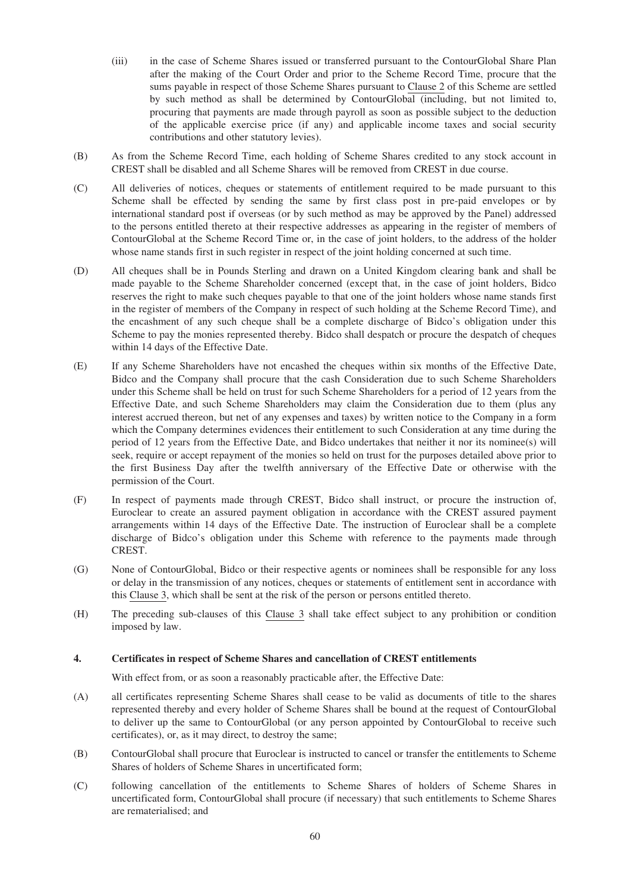(iii) in the case of Scheme Shares issued or transferred pursuant to the ContourGlobal Share Plan after the making of the Court Order and prior to the Scheme Record Time, procure that the sums payable in respect of those Scheme Shares pursuant to Clause 2 of this Scheme are settled by such method as shall be determined by ContourGlobal (including, but not limited to, procuring that payments are made through payroll as soon as possible subject to the deduction of the applicable exercise price (if any) and applicable income taxes and social security contributions and other statutory levies).

(B) As from the Scheme Record Time, each holding of Scheme Shares credited to any stock account in CREST shall be disabled and all Scheme Shares will be removed from CREST in due course.

(C) All deliveries of notices, cheques or statements of entitlement required to be made pursuant to this Scheme shall be effected by sending the same by first class post in pre-paid envelopes or by international standard post if overseas (or by such method as may be approved by the Panel) addressed to the persons entitled thereto at their respective addresses as appearing in the register of members of ContourGlobal at the Scheme Record Time or, in the case of joint holders, to the address of the holder whose name stands first in such register in respect of the joint holding concerned at such time.

(D) All cheques shall be in Pounds Sterling and drawn on a United Kingdom clearing bank and shall be made payable to the Scheme Shareholder concerned (except that, in the case of joint holders, Bidco reserves the right to make such cheques payable to that one of the joint holders whose name stands first in the register of members of the Company in respect of such holding at the Scheme Record Time), and the encashment of any such cheque shall be a complete discharge of Bidco's obligation under this Scheme to pay the monies represented thereby. Bidco shall despatch or procure the despatch of cheques within 14 days of the Effective Date.

(E) If any Scheme Shareholders have not encashed the cheques within six months of the Effective Date, Bidco and the Company shall procure that the cash Consideration due to such Scheme Shareholders under this Scheme shall be held on trust for such Scheme Shareholders for a period of 12 years from the Effective Date, and such Scheme Shareholders may claim the Consideration due to them (plus any interest accrued thereon, but net of any expenses and taxes) by written notice to the Company in a form which the Company determines evidences their entitlement to such Consideration at any time during the period of 12 years from the Effective Date, and Bidco undertakes that neither it nor its nominee(s) will seek, require or accept repayment of the monies so held on trust for the purposes detailed above prior to the first Business Day after the twelfth anniversary of the Effective Date or otherwise with the permission of the Court.

(F) In respect of payments made through CREST, Bidco shall instruct, or procure the instruction of, Euroclear to create an assured payment obligation in accordance with the CREST assured payment arrangements within 14 days of the Effective Date. The instruction of Euroclear shall be a complete discharge of Bidco's obligation under this Scheme with reference to the payments made through CREST.

(G) None of ContourGlobal, Bidco or their respective agents or nominees shall be responsible for any loss or delay in the transmission of any notices, cheques or statements of entitlement sent in accordance with this Clause 3, which shall be sent at the risk of the person or persons entitled thereto.

(H) The preceding sub-clauses of this Clause 3 shall take effect subject to any prohibition or condition imposed by law.

**4. Certificates in respect of Scheme Shares and cancellation of CREST entitlements**

With effect from, or as soon a reasonably practicable after, the Effective Date:

(A) all certificates representing Scheme Shares shall cease to be valid as documents of title to the shares represented thereby and every holder of Scheme Shares shall be bound at the request of ContourGlobal to deliver up the same to ContourGlobal (or any person appointed by ContourGlobal to receive such certificates), or, as it may direct, to destroy the same;

(B) ContourGlobal shall procure that Euroclear is instructed to cancel or transfer the entitlements to Scheme Shares of holders of Scheme Shares in uncertificated form;

(C) following cancellation of the entitlements to Scheme Shares of holders of Scheme Shares in uncertificated form, ContourGlobal shall procure (if necessary) that such entitlements to Scheme Shares are rematerialised; and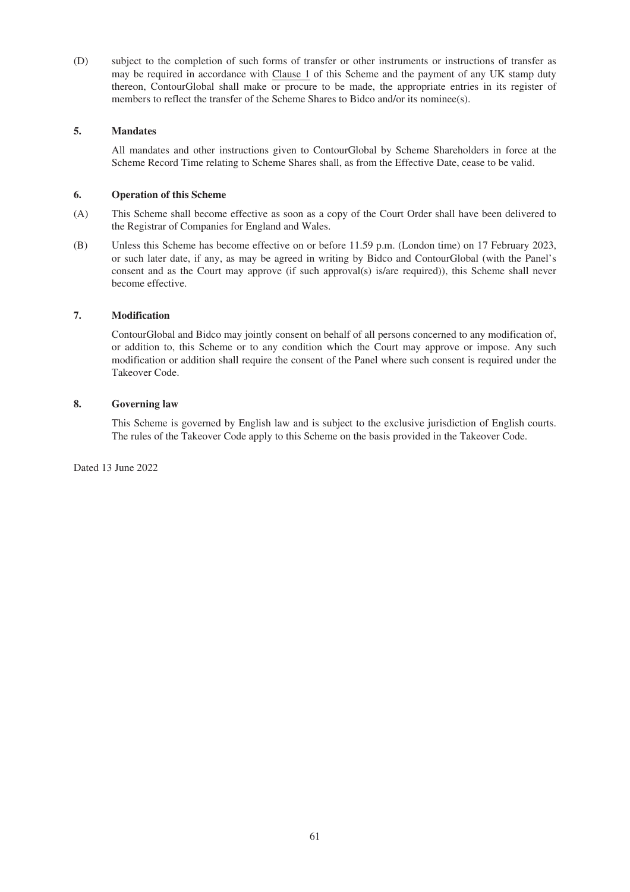(D) subject to the completion of such forms of transfer or other instruments or instructions of transfer as may be required in accordance with Clause 1 of this Scheme and the payment of any UK stamp duty thereon, ContourGlobal shall make or procure to be made, the appropriate entries in its register of members to reflect the transfer of the Scheme Shares to Bidco and/or its nominee(s).

### 5. Mandates

All mandates and other instructions given to ContourGlobal by Scheme Shareholders in force at the Scheme Record Time relating to Scheme Shares shall, as from the Effective Date, cease to be valid.

### 6. Operation of this Scheme

(A) This Scheme shall become effective as soon as a copy of the Court Order shall have been delivered to the Registrar of Companies for England and Wales.

(B) Unless this Scheme has become effective on or before 11.59 p.m. (London time) on 17 February 2023, or such later date, if any, as may be agreed in writing by Bidco and ContourGlobal (with the Panel's consent and as the Court may approve (if such approval(s) is/are required)), this Scheme shall never become effective.

### 7. Modification

ContourGlobal and Bidco may jointly consent on behalf of all persons concerned to any modification of, or addition to, this Scheme or to any condition which the Court may approve or impose. Any such modification or addition shall require the consent of the Panel where such consent is required under the Takeover Code.

### 8. Governing law

This Scheme is governed by English law and is subject to the exclusive jurisdiction of English courts. The rules of the Takeover Code apply to this Scheme on the basis provided in the Takeover Code.

Dated 13 June 2022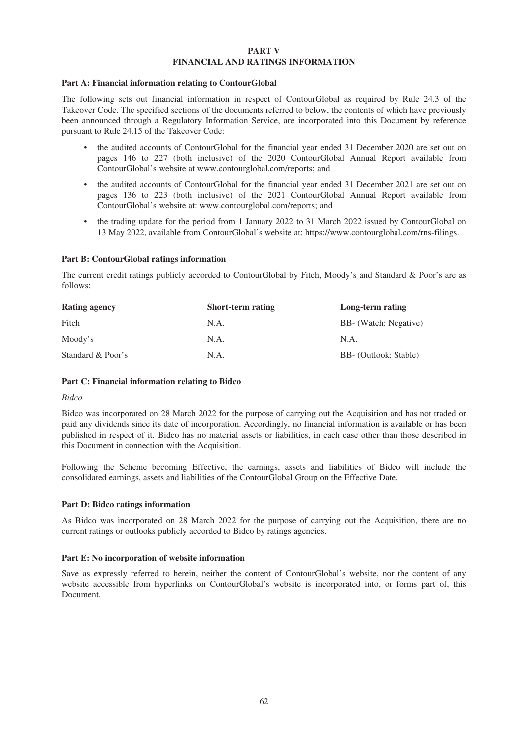# PART V
# FINANCIAL AND RATINGS INFORMATION

**Part A: Financial information relating to ContourGlobal**

The following sets out financial information in respect of ContourGlobal as required by Rule 24.3 of the Takeover Code. The specified sections of the documents referred to below, the contents of which have previously been announced through a Regulatory Information Service, are incorporated into this Document by reference pursuant to Rule 24.15 of the Takeover Code:

- the audited accounts of ContourGlobal for the financial year ended 31 December 2020 are set out on pages 146 to 227 (both inclusive) of the 2020 ContourGlobal Annual Report available from ContourGlobal's website at www.contourglobal.com/reports; and
- the audited accounts of ContourGlobal for the financial year ended 31 December 2021 are set out on pages 136 to 223 (both inclusive) of the 2021 ContourGlobal Annual Report available from ContourGlobal's website at: www.contourglobal.com/reports; and
- the trading update for the period from 1 January 2022 to 31 March 2022 issued by ContourGlobal on 13 May 2022, available from ContourGlobal's website at: https://www.contourglobal.com/rns-filings.

**Part B: ContourGlobal ratings information**

The current credit ratings publicly accorded to ContourGlobal by Fitch, Moody's and Standard & Poor's are as follows:

| Rating agency | Short-term rating | Long-term rating |
|---|---|---|
| Fitch | N.A. | BB- (Watch: Negative) |
| Moody's | N.A. | N.A. |
| Standard & Poor's | N.A. | BB- (Outlook: Stable) |

**Part C: Financial information relating to Bidco**

*Bidco*

Bidco was incorporated on 28 March 2022 for the purpose of carrying out the Acquisition and has not traded or paid any dividends since its date of incorporation. Accordingly, no financial information is available or has been published in respect of it. Bidco has no material assets or liabilities, in each case other than those described in this Document in connection with the Acquisition.

Following the Scheme becoming Effective, the earnings, assets and liabilities of Bidco will include the consolidated earnings, assets and liabilities of the ContourGlobal Group on the Effective Date.

**Part D: Bidco ratings information**

As Bidco was incorporated on 28 March 2022 for the purpose of carrying out the Acquisition, there are no current ratings or outlooks publicly accorded to Bidco by ratings agencies.

**Part E: No incorporation of website information**

Save as expressly referred to herein, neither the content of ContourGlobal's website, nor the content of any website accessible from hyperlinks on ContourGlobal's website is incorporated into, or forms part of, this Document.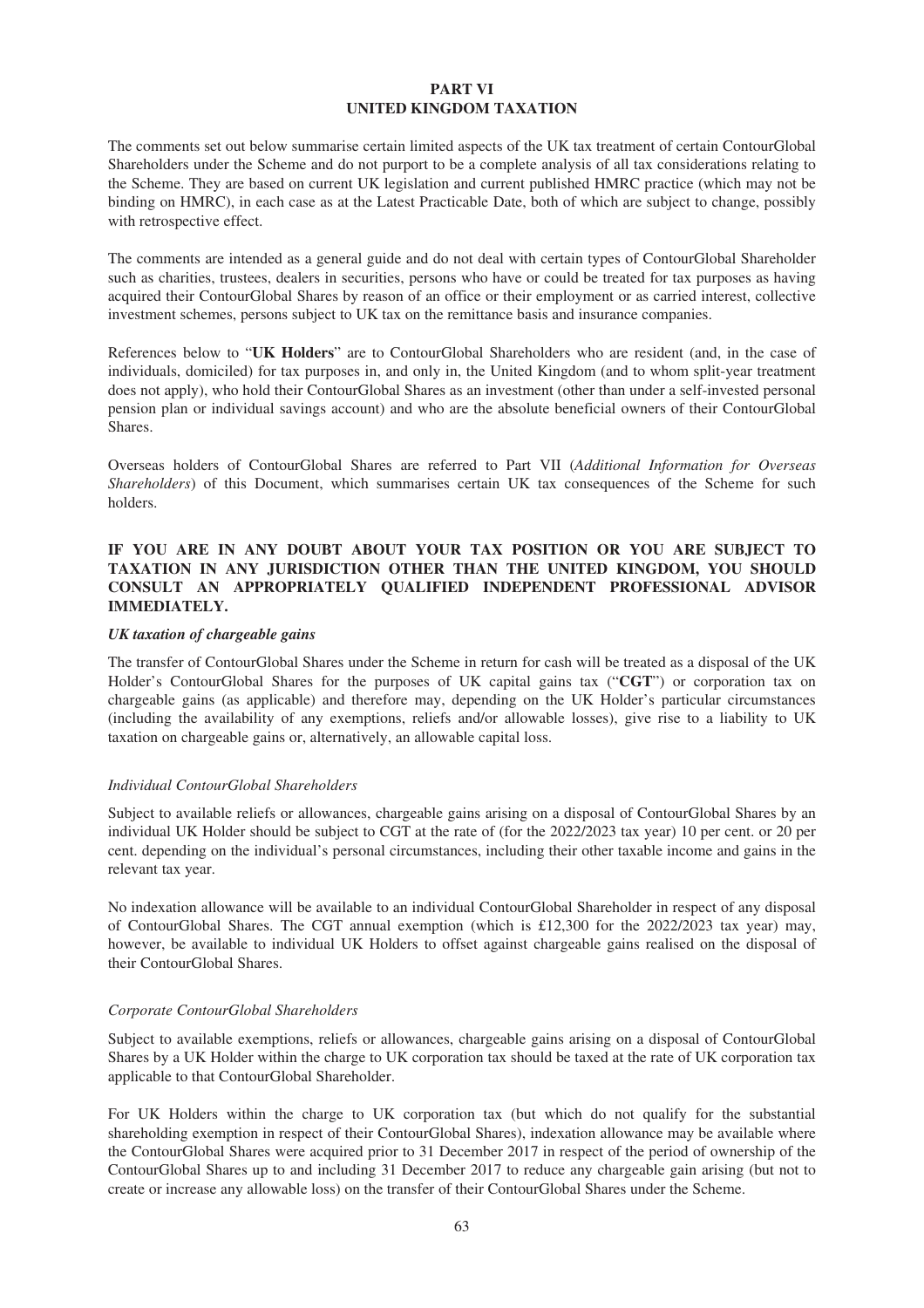# PART VI
# UNITED KINGDOM TAXATION

The comments set out below summarise certain limited aspects of the UK tax treatment of certain ContourGlobal Shareholders under the Scheme and do not purport to be a complete analysis of all tax considerations relating to the Scheme. They are based on current UK legislation and current published HMRC practice (which may not be binding on HMRC), in each case as at the Latest Practicable Date, both of which are subject to change, possibly with retrospective effect.

The comments are intended as a general guide and do not deal with certain types of ContourGlobal Shareholder such as charities, trustees, dealers in securities, persons who have or could be treated for tax purposes as having acquired their ContourGlobal Shares by reason of an office or their employment or as carried interest, collective investment schemes, persons subject to UK tax on the remittance basis and insurance companies.

References below to "**UK Holders**" are to ContourGlobal Shareholders who are resident (and, in the case of individuals, domiciled) for tax purposes in, and only in, the United Kingdom (and to whom split-year treatment does not apply), who hold their ContourGlobal Shares as an investment (other than under a self-invested personal pension plan or individual savings account) and who are the absolute beneficial owners of their ContourGlobal Shares.

Overseas holders of ContourGlobal Shares are referred to Part VII (*Additional Information for Overseas Shareholders*) of this Document, which summarises certain UK tax consequences of the Scheme for such holders.

**IF YOU ARE IN ANY DOUBT ABOUT YOUR TAX POSITION OR YOU ARE SUBJECT TO TAXATION IN ANY JURISDICTION OTHER THAN THE UNITED KINGDOM, YOU SHOULD CONSULT AN APPROPRIATELY QUALIFIED INDEPENDENT PROFESSIONAL ADVISOR IMMEDIATELY.**

***UK taxation of chargeable gains***

The transfer of ContourGlobal Shares under the Scheme in return for cash will be treated as a disposal of the UK Holder's ContourGlobal Shares for the purposes of UK capital gains tax ("**CGT**") or corporation tax on chargeable gains (as applicable) and therefore may, depending on the UK Holder's particular circumstances (including the availability of any exemptions, reliefs and/or allowable losses), give rise to a liability to UK taxation on chargeable gains or, alternatively, an allowable capital loss.

*Individual ContourGlobal Shareholders*

Subject to available reliefs or allowances, chargeable gains arising on a disposal of ContourGlobal Shares by an individual UK Holder should be subject to CGT at the rate of (for the 2022/2023 tax year) 10 per cent. or 20 per cent. depending on the individual's personal circumstances, including their other taxable income and gains in the relevant tax year.

No indexation allowance will be available to an individual ContourGlobal Shareholder in respect of any disposal of ContourGlobal Shares. The CGT annual exemption (which is £12,300 for the 2022/2023 tax year) may, however, be available to individual UK Holders to offset against chargeable gains realised on the disposal of their ContourGlobal Shares.

*Corporate ContourGlobal Shareholders*

Subject to available exemptions, reliefs or allowances, chargeable gains arising on a disposal of ContourGlobal Shares by a UK Holder within the charge to UK corporation tax should be taxed at the rate of UK corporation tax applicable to that ContourGlobal Shareholder.

For UK Holders within the charge to UK corporation tax (but which do not qualify for the substantial shareholding exemption in respect of their ContourGlobal Shares), indexation allowance may be available where the ContourGlobal Shares were acquired prior to 31 December 2017 in respect of the period of ownership of the ContourGlobal Shares up to and including 31 December 2017 to reduce any chargeable gain arising (but not to create or increase any allowable loss) on the transfer of their ContourGlobal Shares under the Scheme.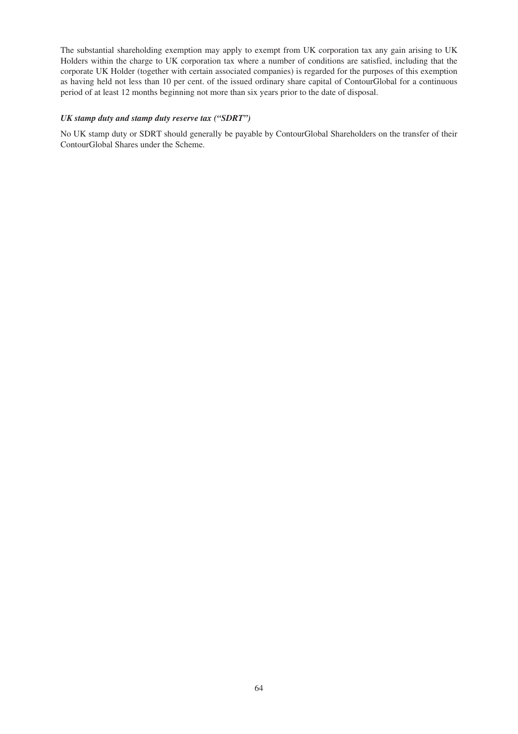The substantial shareholding exemption may apply to exempt from UK corporation tax any gain arising to UK Holders within the charge to UK corporation tax where a number of conditions are satisfied, including that the corporate UK Holder (together with certain associated companies) is regarded for the purposes of this exemption as having held not less than 10 per cent. of the issued ordinary share capital of ContourGlobal for a continuous period of at least 12 months beginning not more than six years prior to the date of disposal.

***UK stamp duty and stamp duty reserve tax ("SDRT")***

No UK stamp duty or SDRT should generally be payable by ContourGlobal Shareholders on the transfer of their ContourGlobal Shares under the Scheme.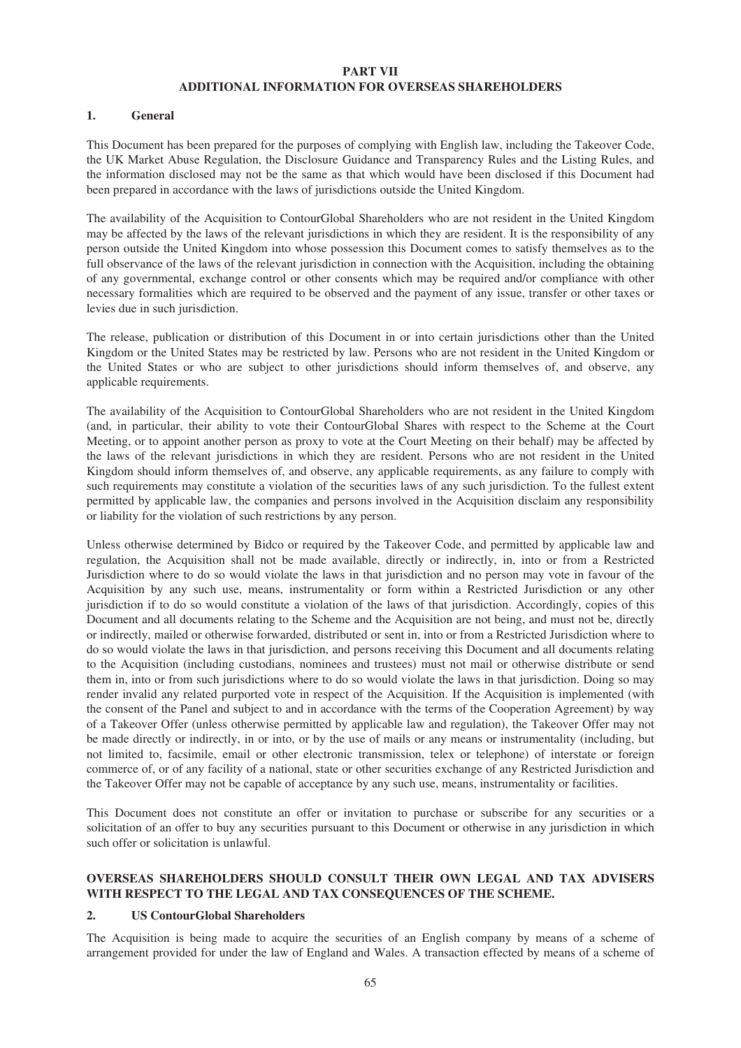# PART VII
## ADDITIONAL INFORMATION FOR OVERSEAS SHAREHOLDERS

### 1. General

This Document has been prepared for the purposes of complying with English law, including the Takeover Code, the UK Market Abuse Regulation, the Disclosure Guidance and Transparency Rules and the Listing Rules, and the information disclosed may not be the same as that which would have been disclosed if this Document had been prepared in accordance with the laws of jurisdictions outside the United Kingdom.

The availability of the Acquisition to ContourGlobal Shareholders who are not resident in the United Kingdom may be affected by the laws of the relevant jurisdictions in which they are resident. It is the responsibility of any person outside the United Kingdom into whose possession this Document comes to satisfy themselves as to the full observance of the laws of the relevant jurisdiction in connection with the Acquisition, including the obtaining of any governmental, exchange control or other consents which may be required and/or compliance with other necessary formalities which are required to be observed and the payment of any issue, transfer or other taxes or levies due in such jurisdiction.

The release, publication or distribution of this Document in or into certain jurisdictions other than the United Kingdom or the United States may be restricted by law. Persons who are not resident in the United Kingdom or the United States or who are subject to other jurisdictions should inform themselves of, and observe, any applicable requirements.

The availability of the Acquisition to ContourGlobal Shareholders who are not resident in the United Kingdom (and, in particular, their ability to vote their ContourGlobal Shares with respect to the Scheme at the Court Meeting, or to appoint another person as proxy to vote at the Court Meeting on their behalf) may be affected by the laws of the relevant jurisdictions in which they are resident. Persons who are not resident in the United Kingdom should inform themselves of, and observe, any applicable requirements, as any failure to comply with such requirements may constitute a violation of the securities laws of any such jurisdiction. To the fullest extent permitted by applicable law, the companies and persons involved in the Acquisition disclaim any responsibility or liability for the violation of such restrictions by any person.

Unless otherwise determined by Bidco or required by the Takeover Code, and permitted by applicable law and regulation, the Acquisition shall not be made available, directly or indirectly, in, into or from a Restricted Jurisdiction where to do so would violate the laws in that jurisdiction and no person may vote in favour of the Acquisition by any such use, means, instrumentality or form within a Restricted Jurisdiction or any other jurisdiction if to do so would constitute a violation of the laws of that jurisdiction. Accordingly, copies of this Document and all documents relating to the Scheme and the Acquisition are not being, and must not be, directly or indirectly, mailed or otherwise forwarded, distributed or sent in, into or from a Restricted Jurisdiction where to do so would violate the laws in that jurisdiction, and persons receiving this Document and all documents relating to the Acquisition (including custodians, nominees and trustees) must not mail or otherwise distribute or send them in, into or from such jurisdictions where to do so would violate the laws in that jurisdiction. Doing so may render invalid any related purported vote in respect of the Acquisition. If the Acquisition is implemented (with the consent of the Panel and subject to and in accordance with the terms of the Cooperation Agreement) by way of a Takeover Offer (unless otherwise permitted by applicable law and regulation), the Takeover Offer may not be made directly or indirectly, in or into, or by the use of mails or any means or instrumentality (including, but not limited to, facsimile, email or other electronic transmission, telex or telephone) of interstate or foreign commerce of, or of any facility of a national, state or other securities exchange of any Restricted Jurisdiction and the Takeover Offer may not be capable of acceptance by any such use, means, instrumentality or facilities.

This Document does not constitute an offer or invitation to purchase or subscribe for any securities or a solicitation of an offer to buy any securities pursuant to this Document or otherwise in any jurisdiction in which such offer or solicitation is unlawful.

**OVERSEAS SHAREHOLDERS SHOULD CONSULT THEIR OWN LEGAL AND TAX ADVISERS WITH RESPECT TO THE LEGAL AND TAX CONSEQUENCES OF THE SCHEME.**

### 2. US ContourGlobal Shareholders

The Acquisition is being made to acquire the securities of an English company by means of a scheme of arrangement provided for under the law of England and Wales. A transaction effected by means of a scheme of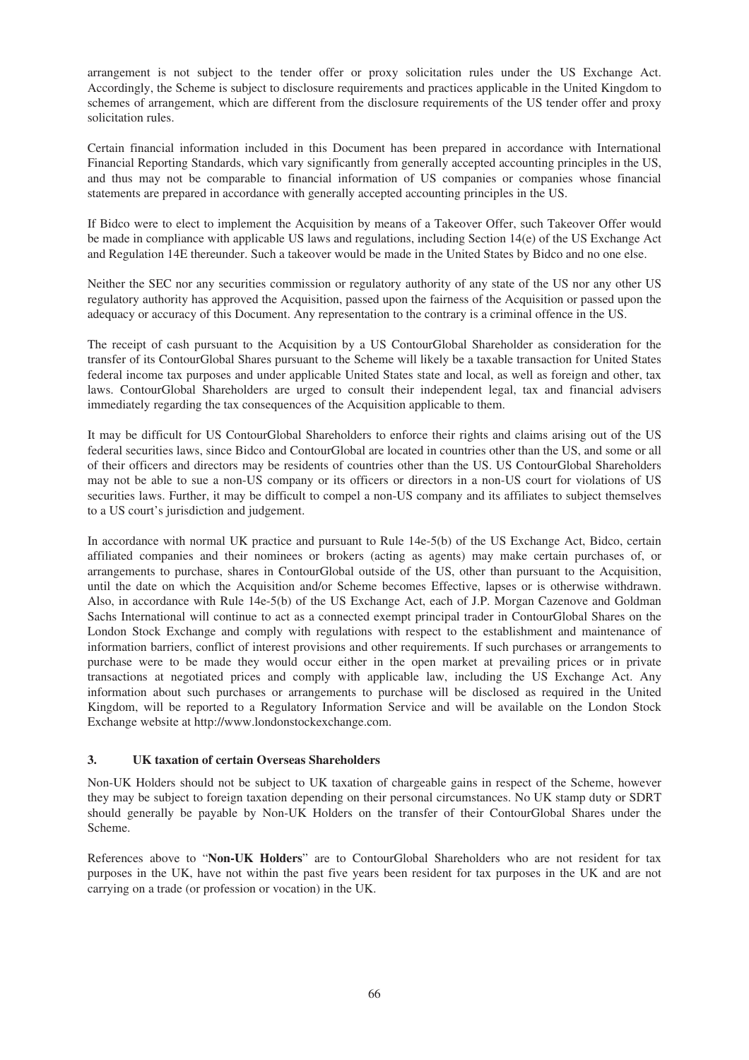arrangement is not subject to the tender offer or proxy solicitation rules under the US Exchange Act. Accordingly, the Scheme is subject to disclosure requirements and practices applicable in the United Kingdom to schemes of arrangement, which are different from the disclosure requirements of the US tender offer and proxy solicitation rules.

Certain financial information included in this Document has been prepared in accordance with International Financial Reporting Standards, which vary significantly from generally accepted accounting principles in the US, and thus may not be comparable to financial information of US companies or companies whose financial statements are prepared in accordance with generally accepted accounting principles in the US.

If Bidco were to elect to implement the Acquisition by means of a Takeover Offer, such Takeover Offer would be made in compliance with applicable US laws and regulations, including Section 14(e) of the US Exchange Act and Regulation 14E thereunder. Such a takeover would be made in the United States by Bidco and no one else.

Neither the SEC nor any securities commission or regulatory authority of any state of the US nor any other US regulatory authority has approved the Acquisition, passed upon the fairness of the Acquisition or passed upon the adequacy or accuracy of this Document. Any representation to the contrary is a criminal offence in the US.

The receipt of cash pursuant to the Acquisition by a US ContourGlobal Shareholder as consideration for the transfer of its ContourGlobal Shares pursuant to the Scheme will likely be a taxable transaction for United States federal income tax purposes and under applicable United States state and local, as well as foreign and other, tax laws. ContourGlobal Shareholders are urged to consult their independent legal, tax and financial advisers immediately regarding the tax consequences of the Acquisition applicable to them.

It may be difficult for US ContourGlobal Shareholders to enforce their rights and claims arising out of the US federal securities laws, since Bidco and ContourGlobal are located in countries other than the US, and some or all of their officers and directors may be residents of countries other than the US. US ContourGlobal Shareholders may not be able to sue a non-US company or its officers or directors in a non-US court for violations of US securities laws. Further, it may be difficult to compel a non-US company and its affiliates to subject themselves to a US court's jurisdiction and judgement.

In accordance with normal UK practice and pursuant to Rule 14e-5(b) of the US Exchange Act, Bidco, certain affiliated companies and their nominees or brokers (acting as agents) may make certain purchases of, or arrangements to purchase, shares in ContourGlobal outside of the US, other than pursuant to the Acquisition, until the date on which the Acquisition and/or Scheme becomes Effective, lapses or is otherwise withdrawn. Also, in accordance with Rule 14e-5(b) of the US Exchange Act, each of J.P. Morgan Cazenove and Goldman Sachs International will continue to act as a connected exempt principal trader in ContourGlobal Shares on the London Stock Exchange and comply with regulations with respect to the establishment and maintenance of information barriers, conflict of interest provisions and other requirements. If such purchases or arrangements to purchase were to be made they would occur either in the open market at prevailing prices or in private transactions at negotiated prices and comply with applicable law, including the US Exchange Act. Any information about such purchases or arrangements to purchase will be disclosed as required in the United Kingdom, will be reported to a Regulatory Information Service and will be available on the London Stock Exchange website at http://www.londonstockexchange.com.

### 3. UK taxation of certain Overseas Shareholders

Non-UK Holders should not be subject to UK taxation of chargeable gains in respect of the Scheme, however they may be subject to foreign taxation depending on their personal circumstances. No UK stamp duty or SDRT should generally be payable by Non-UK Holders on the transfer of their ContourGlobal Shares under the Scheme.

References above to "**Non-UK Holders**" are to ContourGlobal Shareholders who are not resident for tax purposes in the UK, have not within the past five years been resident for tax purposes in the UK and are not carrying on a trade (or profession or vocation) in the UK.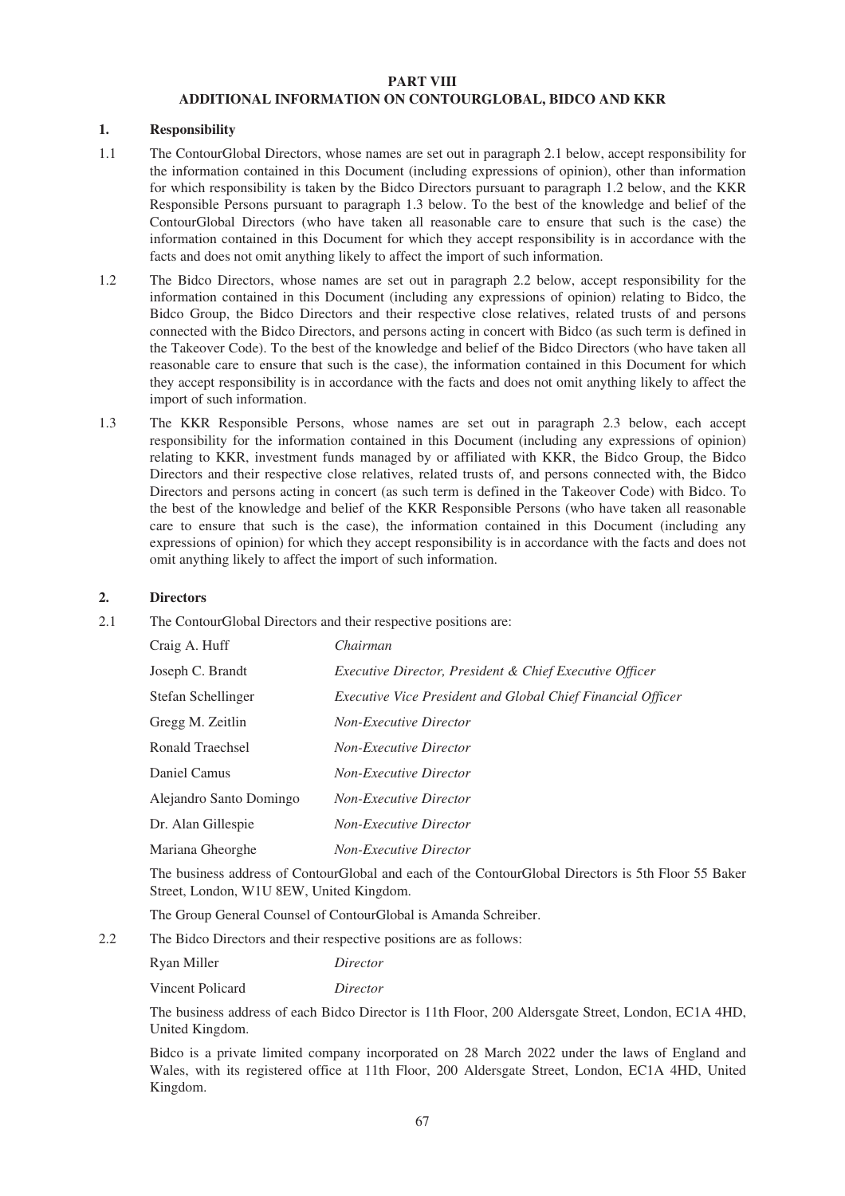# PART VIII

## ADDITIONAL INFORMATION ON CONTOURGLOBAL, BIDCO AND KKR

### 1. Responsibility

1.1 The ContourGlobal Directors, whose names are set out in paragraph 2.1 below, accept responsibility for the information contained in this Document (including expressions of opinion), other than information for which responsibility is taken by the Bidco Directors pursuant to paragraph 1.2 below, and the KKR Responsible Persons pursuant to paragraph 1.3 below. To the best of the knowledge and belief of the ContourGlobal Directors (who have taken all reasonable care to ensure that such is the case) the information contained in this Document for which they accept responsibility is in accordance with the facts and does not omit anything likely to affect the import of such information.

1.2 The Bidco Directors, whose names are set out in paragraph 2.2 below, accept responsibility for the information contained in this Document (including any expressions of opinion) relating to Bidco, the Bidco Group, the Bidco Directors and their respective close relatives, related trusts of and persons connected with the Bidco Directors, and persons acting in concert with Bidco (as such term is defined in the Takeover Code). To the best of the knowledge and belief of the Bidco Directors (who have taken all reasonable care to ensure that such is the case), the information contained in this Document for which they accept responsibility is in accordance with the facts and does not omit anything likely to affect the import of such information.

1.3 The KKR Responsible Persons, whose names are set out in paragraph 2.3 below, each accept responsibility for the information contained in this Document (including any expressions of opinion) relating to KKR, investment funds managed by or affiliated with KKR, the Bidco Group, the Bidco Directors and their respective close relatives, related trusts of, and persons connected with, the Bidco Directors and persons acting in concert (as such term is defined in the Takeover Code) with Bidco. To the best of the knowledge and belief of the KKR Responsible Persons (who have taken all reasonable care to ensure that such is the case), the information contained in this Document (including any expressions of opinion) for which they accept responsibility is in accordance with the facts and does not omit anything likely to affect the import of such information.

### 2. Directors

2.1 The ContourGlobal Directors and their respective positions are:

| | |
|---|---|
| Craig A. Huff | *Chairman* |
| Joseph C. Brandt | *Executive Director, President & Chief Executive Officer* |
| Stefan Schellinger | *Executive Vice President and Global Chief Financial Officer* |
| Gregg M. Zeitlin | *Non-Executive Director* |
| Ronald Traechsel | *Non-Executive Director* |
| Daniel Camus | *Non-Executive Director* |
| Alejandro Santo Domingo | *Non-Executive Director* |
| Dr. Alan Gillespie | *Non-Executive Director* |
| Mariana Gheorghe | *Non-Executive Director* |

The business address of ContourGlobal and each of the ContourGlobal Directors is 5th Floor 55 Baker Street, London, W1U 8EW, United Kingdom.

The Group General Counsel of ContourGlobal is Amanda Schreiber.

2.2 The Bidco Directors and their respective positions are as follows:

| | |
|---|---|
| Ryan Miller | *Director* |
| Vincent Policard | *Director* |

The business address of each Bidco Director is 11th Floor, 200 Aldersgate Street, London, EC1A 4HD, United Kingdom.

Bidco is a private limited company incorporated on 28 March 2022 under the laws of England and Wales, with its registered office at 11th Floor, 200 Aldersgate Street, London, EC1A 4HD, United Kingdom.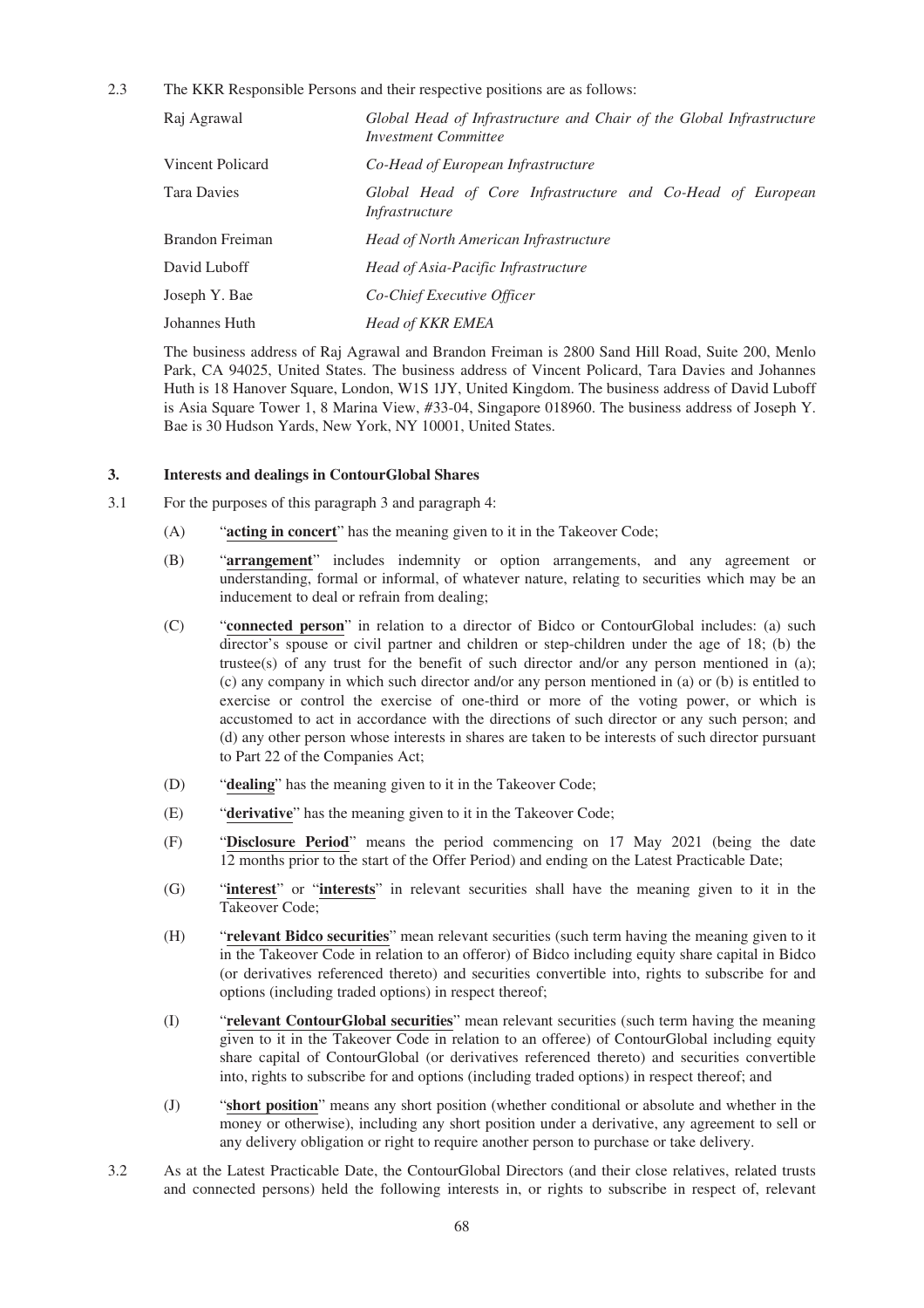2.3 The KKR Responsible Persons and their respective positions are as follows:

| | |
|---|---|
| Raj Agrawal | *Global Head of Infrastructure and Chair of the Global Infrastructure Investment Committee* |
| Vincent Policard | *Co-Head of European Infrastructure* |
| Tara Davies | *Global Head of Core Infrastructure and Co-Head of European Infrastructure* |
| Brandon Freiman | *Head of North American Infrastructure* |
| David Luboff | *Head of Asia-Pacific Infrastructure* |
| Joseph Y. Bae | *Co-Chief Executive Officer* |
| Johannes Huth | *Head of KKR EMEA* |

The business address of Raj Agrawal and Brandon Freiman is 2800 Sand Hill Road, Suite 200, Menlo Park, CA 94025, United States. The business address of Vincent Policard, Tara Davies and Johannes Huth is 18 Hanover Square, London, W1S 1JY, United Kingdom. The business address of David Luboff is Asia Square Tower 1, 8 Marina View, #33-04, Singapore 018960. The business address of Joseph Y. Bae is 30 Hudson Yards, New York, NY 10001, United States.

## 3. Interests and dealings in ContourGlobal Shares

3.1 For the purposes of this paragraph 3 and paragraph 4:

(A) "**acting in concert**" has the meaning given to it in the Takeover Code;

(B) "**arrangement**" includes indemnity or option arrangements, and any agreement or understanding, formal or informal, of whatever nature, relating to securities which may be an inducement to deal or refrain from dealing;

(C) "**connected person**" in relation to a director of Bidco or ContourGlobal includes: (a) such director's spouse or civil partner and children or step-children under the age of 18; (b) the trustee(s) of any trust for the benefit of such director and/or any person mentioned in (a); (c) any company in which such director and/or any person mentioned in (a) or (b) is entitled to exercise or control the exercise of one-third or more of the voting power, or which is accustomed to act in accordance with the directions of such director or any such person; and (d) any other person whose interests in shares are taken to be interests of such director pursuant to Part 22 of the Companies Act;

(D) "**dealing**" has the meaning given to it in the Takeover Code;

(E) "**derivative**" has the meaning given to it in the Takeover Code;

(F) "**Disclosure Period**" means the period commencing on 17 May 2021 (being the date 12 months prior to the start of the Offer Period) and ending on the Latest Practicable Date;

(G) "**interest**" or "**interests**" in relevant securities shall have the meaning given to it in the Takeover Code;

(H) "**relevant Bidco securities**" mean relevant securities (such term having the meaning given to it in the Takeover Code in relation to an offeror) of Bidco including equity share capital in Bidco (or derivatives referenced thereto) and securities convertible into, rights to subscribe for and options (including traded options) in respect thereof;

(I) "**relevant ContourGlobal securities**" mean relevant securities (such term having the meaning given to it in the Takeover Code in relation to an offeree) of ContourGlobal including equity share capital of ContourGlobal (or derivatives referenced thereto) and securities convertible into, rights to subscribe for and options (including traded options) in respect thereof; and

(J) "**short position**" means any short position (whether conditional or absolute and whether in the money or otherwise), including any short position under a derivative, any agreement to sell or any delivery obligation or right to require another person to purchase or take delivery.

3.2 As at the Latest Practicable Date, the ContourGlobal Directors (and their close relatives, related trusts and connected persons) held the following interests in, or rights to subscribe in respect of, relevant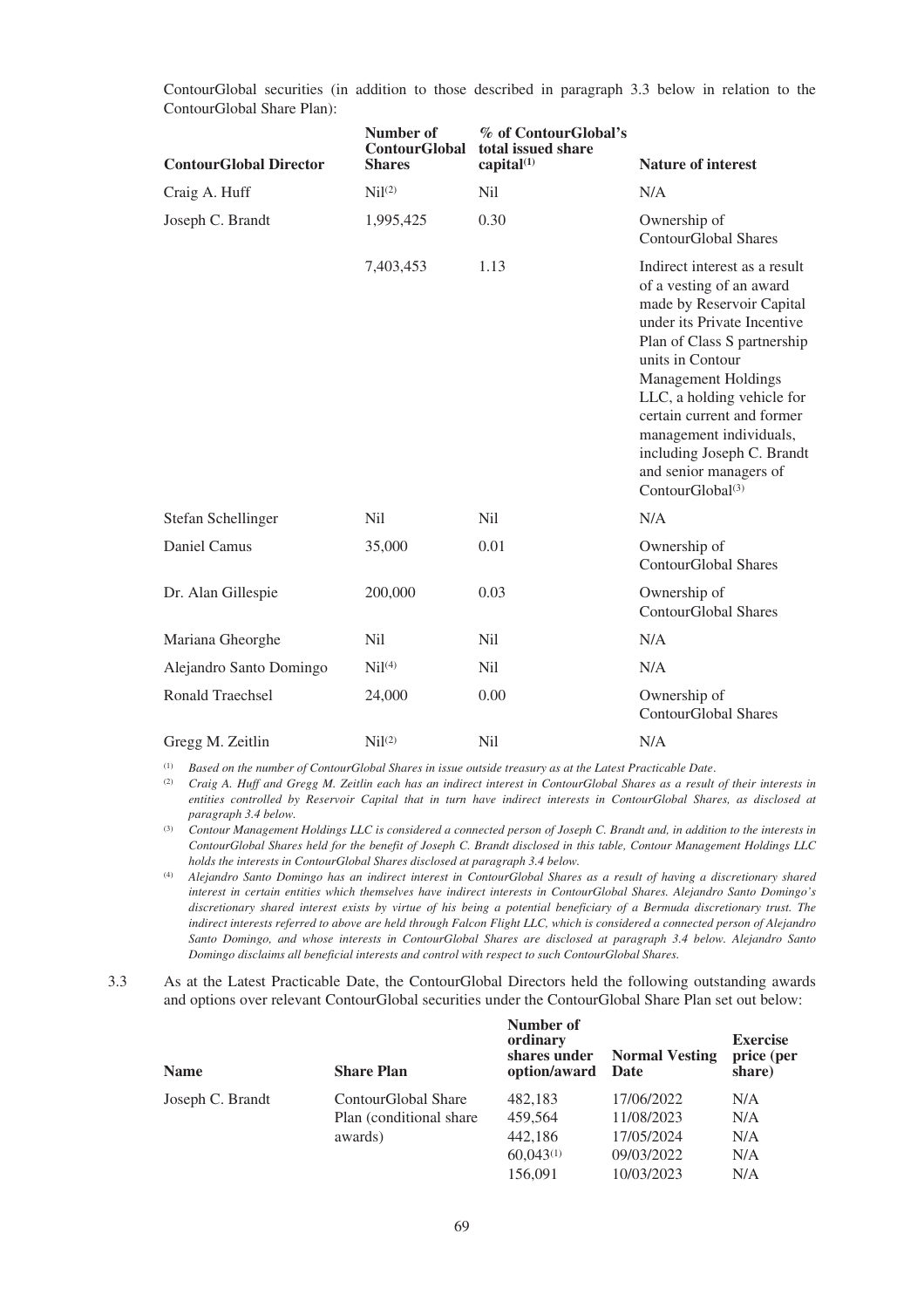ContourGlobal securities (in addition to those described in paragraph 3.3 below in relation to the ContourGlobal Share Plan):

| ContourGlobal Director | Number of ContourGlobal Shares | % of ContourGlobal's total issued share capital[(1)] | Nature of interest |
|---|---|---|---|
| Craig A. Huff | Nil[(2)] | Nil | N/A |
| Joseph C. Brandt | 1,995,425 | 0.30 | Ownership of ContourGlobal Shares |
| | 7,403,453 | 1.13 | Indirect interest as a result of a vesting of an award made by Reservoir Capital under its Private Incentive Plan of Class S partnership units in Contour Management Holdings LLC, a holding vehicle for certain current and former management individuals, including Joseph C. Brandt and senior managers of ContourGlobal[(3)] |
| Stefan Schellinger | Nil | Nil | N/A |
| Daniel Camus | 35,000 | 0.01 | Ownership of ContourGlobal Shares |
| Dr. Alan Gillespie | 200,000 | 0.03 | Ownership of ContourGlobal Shares |
| Mariana Gheorghe | Nil | Nil | N/A |
| Alejandro Santo Domingo | Nil[(4)] | Nil | N/A |
| Ronald Traechsel | 24,000 | 0.00 | Ownership of ContourGlobal Shares |
| Gregg M. Zeitlin | Nil[(2)] | Nil | N/A |

(1) *Based on the number of ContourGlobal Shares in issue outside treasury as at the Latest Practicable Date.*

(2) *Craig A. Huff and Gregg M. Zeitlin each has an indirect interest in ContourGlobal Shares as a result of their interests in entities controlled by Reservoir Capital that in turn have indirect interests in ContourGlobal Shares, as disclosed at paragraph 3.4 below.*

(3) *Contour Management Holdings LLC is considered a connected person of Joseph C. Brandt and, in addition to the interests in ContourGlobal Shares held for the benefit of Joseph C. Brandt disclosed in this table, Contour Management Holdings LLC holds the interests in ContourGlobal Shares disclosed at paragraph 3.4 below.*

(4) *Alejandro Santo Domingo has an indirect interest in ContourGlobal Shares as a result of having a discretionary shared interest in certain entities which themselves have indirect interests in ContourGlobal Shares. Alejandro Santo Domingo's discretionary shared interest exists by virtue of his being a potential beneficiary of a Bermuda discretionary trust. The indirect interests referred to above are held through Falcon Flight LLC, which is considered a connected person of Alejandro Santo Domingo, and whose interests in ContourGlobal Shares are disclosed at paragraph 3.4 below. Alejandro Santo Domingo disclaims all beneficial interests and control with respect to such ContourGlobal Shares.*

3.3 As at the Latest Practicable Date, the ContourGlobal Directors held the following outstanding awards and options over relevant ContourGlobal securities under the ContourGlobal Share Plan set out below:

| Name | Share Plan | Number of ordinary shares under option/award | Normal Vesting Date | Exercise price (per share) |
|---|---|---|---|---|
| Joseph C. Brandt | ContourGlobal Share Plan (conditional share awards) | 482,183 | 17/06/2022 | N/A |
| | | 459,564 | 11/08/2023 | N/A |
| | | 442,186 | 17/05/2024 | N/A |
| | | 60,043[(1)] | 09/03/2022 | N/A |
| | | 156,091 | 10/03/2023 | N/A |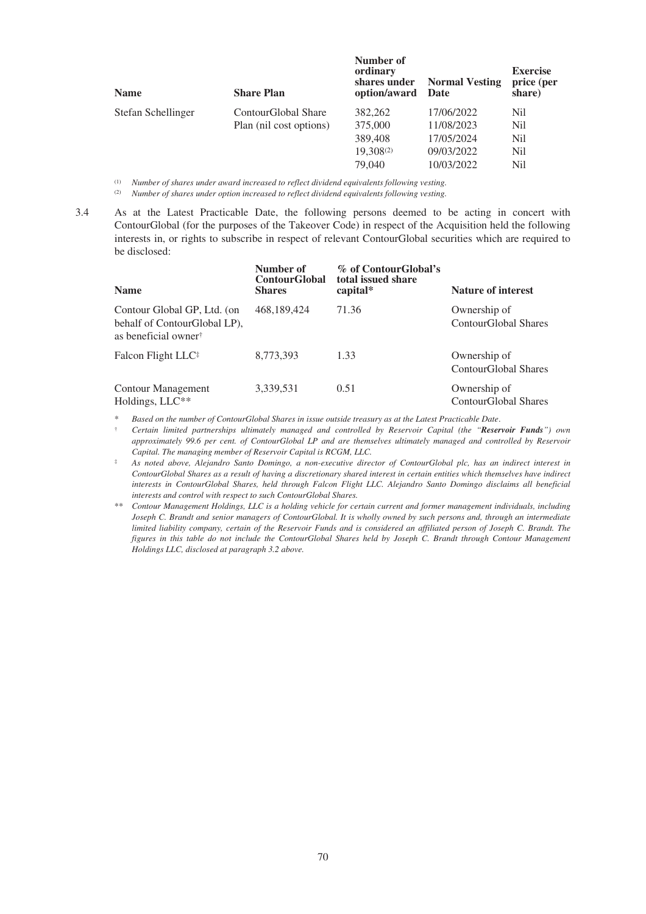| Name | Share Plan | Number of ordinary shares under option/award | Normal Vesting Date | Exercise price (per share) |
|---|---|---|---|---|
| Stefan Schellinger | ContourGlobal Share Plan (nil cost options) | 382,262 | 17/06/2022 | Nil |
| | | 375,000 | 11/08/2023 | Nil |
| | | 389,408 | 17/05/2024 | Nil |
| | | 19,308[(2)] | 09/03/2022 | Nil |
| | | 79,040 | 10/03/2022 | Nil |

(1) *Number of shares under award increased to reflect dividend equivalents following vesting.*

(2) *Number of shares under option increased to reflect dividend equivalents following vesting.*

3.4 As at the Latest Practicable Date, the following persons deemed to be acting in concert with ContourGlobal (for the purposes of the Takeover Code) in respect of the Acquisition held the following interests in, or rights to subscribe in respect of relevant ContourGlobal securities which are required to be disclosed:

| Name | Number of ContourGlobal Shares | % of ContourGlobal's total issued share capital* | Nature of interest |
|---|---|---|---|
| Contour Global GP, Ltd. (on behalf of ContourGlobal LP), as beneficial owner† | 468,189,424 | 71.36 | Ownership of ContourGlobal Shares |
| Falcon Flight LLC‡ | 8,773,393 | 1.33 | Ownership of ContourGlobal Shares |
| Contour Management Holdings, LLC** | 3,339,531 | 0.51 | Ownership of ContourGlobal Shares |

\* *Based on the number of ContourGlobal Shares in issue outside treasury as at the Latest Practicable Date.*

† *Certain limited partnerships ultimately managed and controlled by Reservoir Capital (the "**Reservoir Funds**") own approximately 99.6 per cent. of ContourGlobal LP and are themselves ultimately managed and controlled by Reservoir Capital. The managing member of Reservoir Capital is RCGM, LLC.*

‡ *As noted above, Alejandro Santo Domingo, a non-executive director of ContourGlobal plc, has an indirect interest in ContourGlobal Shares as a result of having a discretionary shared interest in certain entities which themselves have indirect interests in ContourGlobal Shares, held through Falcon Flight LLC. Alejandro Santo Domingo disclaims all beneficial interests and control with respect to such ContourGlobal Shares.*

\** *Contour Management Holdings, LLC is a holding vehicle for certain current and former management individuals, including Joseph C. Brandt and senior managers of ContourGlobal. It is wholly owned by such persons and, through an intermediate limited liability company, certain of the Reservoir Funds and is considered an affiliated person of Joseph C. Brandt. The figures in this table do not include the ContourGlobal Shares held by Joseph C. Brandt through Contour Management Holdings LLC, disclosed at paragraph 3.2 above.*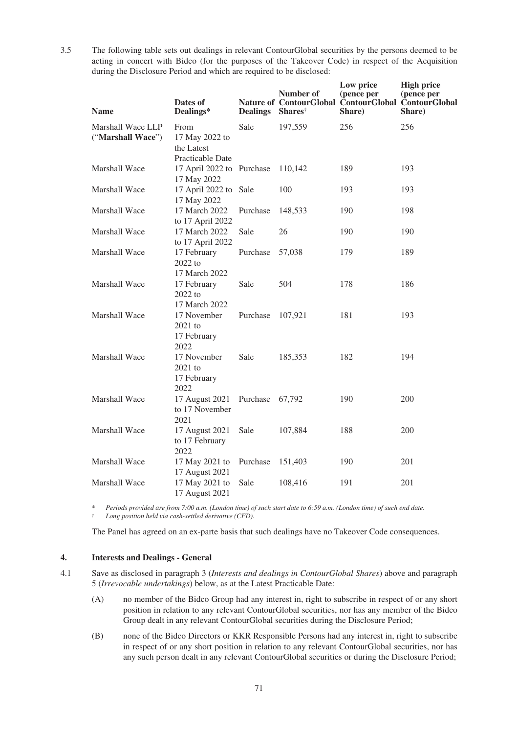3.5 The following table sets out dealings in relevant ContourGlobal securities by the persons deemed to be acting in concert with Bidco (for the purposes of the Takeover Code) in respect of the Acquisition during the Disclosure Period and which are required to be disclosed:

| Name | Dates of Dealings* | Nature of Dealings | Number of ContourGlobal Shares† | Low price (pence per ContourGlobal Share) | High price (pence per ContourGlobal Share) |
|---|---|---|---|---|---|
| Marshall Wace LLP ("**Marshall Wace**") | From 17 May 2022 to the Latest Practicable Date | Sale | 197,559 | 256 | 256 |
| Marshall Wace | 17 April 2022 to 17 May 2022 | Purchase | 110,142 | 189 | 193 |
| Marshall Wace | 17 April 2022 to 17 May 2022 | Sale | 100 | 193 | 193 |
| Marshall Wace | 17 March 2022 to 17 April 2022 | Purchase | 148,533 | 190 | 198 |
| Marshall Wace | 17 March 2022 to 17 April 2022 | Sale | 26 | 190 | 190 |
| Marshall Wace | 17 February 2022 to 17 March 2022 | Purchase | 57,038 | 179 | 189 |
| Marshall Wace | 17 February 2022 to 17 March 2022 | Sale | 504 | 178 | 186 |
| Marshall Wace | 17 November 2021 to 17 February 2022 | Purchase | 107,921 | 181 | 193 |
| Marshall Wace | 17 November 2021 to 17 February 2022 | Sale | 185,353 | 182 | 194 |
| Marshall Wace | 17 August 2021 to 17 November 2021 | Purchase | 67,792 | 190 | 200 |
| Marshall Wace | 17 August 2021 to 17 February 2022 | Sale | 107,884 | 188 | 200 |
| Marshall Wace | 17 May 2021 to 17 August 2021 | Purchase | 151,403 | 190 | 201 |
| Marshall Wace | 17 May 2021 to 17 August 2021 | Sale | 108,416 | 191 | 201 |

\* *Periods provided are from 7:00 a.m. (London time) of such start date to 6:59 a.m. (London time) of such end date.*

† *Long position held via cash-settled derivative (CFD).*

The Panel has agreed on an ex-parte basis that such dealings have no Takeover Code consequences.

## 4. Interests and Dealings - General

4.1 Save as disclosed in paragraph 3 (*Interests and dealings in ContourGlobal Shares*) above and paragraph 5 (*Irrevocable undertakings*) below, as at the Latest Practicable Date:

(A) no member of the Bidco Group had any interest in, right to subscribe in respect of or any short position in relation to any relevant ContourGlobal securities, nor has any member of the Bidco Group dealt in any relevant ContourGlobal securities during the Disclosure Period;

(B) none of the Bidco Directors or KKR Responsible Persons had any interest in, right to subscribe in respect of or any short position in relation to any relevant ContourGlobal securities, nor has any such person dealt in any relevant ContourGlobal securities or during the Disclosure Period;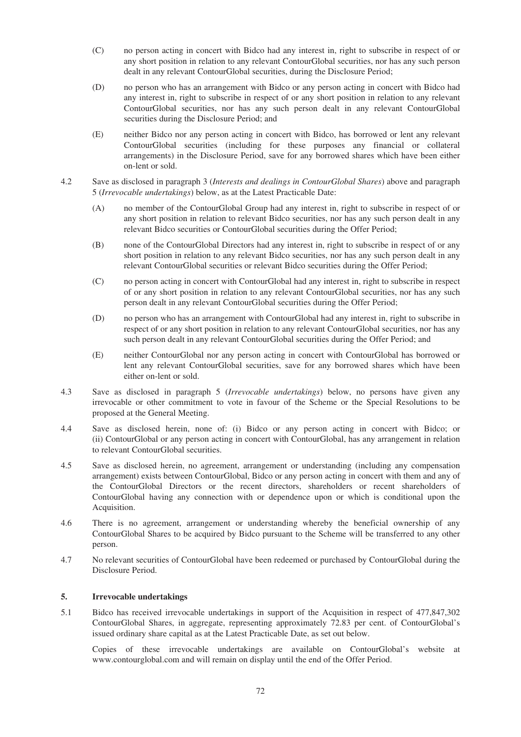(C) no person acting in concert with Bidco had any interest in, right to subscribe in respect of or any short position in relation to any relevant ContourGlobal securities, nor has any such person dealt in any relevant ContourGlobal securities, during the Disclosure Period;

(D) no person who has an arrangement with Bidco or any person acting in concert with Bidco had any interest in, right to subscribe in respect of or any short position in relation to any relevant ContourGlobal securities, nor has any such person dealt in any relevant ContourGlobal securities during the Disclosure Period; and

(E) neither Bidco nor any person acting in concert with Bidco, has borrowed or lent any relevant ContourGlobal securities (including for these purposes any financial or collateral arrangements) in the Disclosure Period, save for any borrowed shares which have been either on-lent or sold.

4.2 Save as disclosed in paragraph 3 (*Interests and dealings in ContourGlobal Shares*) above and paragraph 5 (*Irrevocable undertakings*) below, as at the Latest Practicable Date:

(A) no member of the ContourGlobal Group had any interest in, right to subscribe in respect of or any short position in relation to relevant Bidco securities, nor has any such person dealt in any relevant Bidco securities or ContourGlobal securities during the Offer Period;

(B) none of the ContourGlobal Directors had any interest in, right to subscribe in respect of or any short position in relation to any relevant Bidco securities, nor has any such person dealt in any relevant ContourGlobal securities or relevant Bidco securities during the Offer Period;

(C) no person acting in concert with ContourGlobal had any interest in, right to subscribe in respect of or any short position in relation to any relevant ContourGlobal securities, nor has any such person dealt in any relevant ContourGlobal securities during the Offer Period;

(D) no person who has an arrangement with ContourGlobal had any interest in, right to subscribe in respect of or any short position in relation to any relevant ContourGlobal securities, nor has any such person dealt in any relevant ContourGlobal securities during the Offer Period; and

(E) neither ContourGlobal nor any person acting in concert with ContourGlobal has borrowed or lent any relevant ContourGlobal securities, save for any borrowed shares which have been either on-lent or sold.

4.3 Save as disclosed in paragraph 5 (*Irrevocable undertakings*) below, no persons have given any irrevocable or other commitment to vote in favour of the Scheme or the Special Resolutions to be proposed at the General Meeting.

4.4 Save as disclosed herein, none of: (i) Bidco or any person acting in concert with Bidco; or (ii) ContourGlobal or any person acting in concert with ContourGlobal, has any arrangement in relation to relevant ContourGlobal securities.

4.5 Save as disclosed herein, no agreement, arrangement or understanding (including any compensation arrangement) exists between ContourGlobal, Bidco or any person acting in concert with them and any of the ContourGlobal Directors or the recent directors, shareholders or recent shareholders of ContourGlobal having any connection with or dependence upon or which is conditional upon the Acquisition.

4.6 There is no agreement, arrangement or understanding whereby the beneficial ownership of any ContourGlobal Shares to be acquired by Bidco pursuant to the Scheme will be transferred to any other person.

4.7 No relevant securities of ContourGlobal have been redeemed or purchased by ContourGlobal during the Disclosure Period.

## 5. Irrevocable undertakings

5.1 Bidco has received irrevocable undertakings in support of the Acquisition in respect of 477,847,302 ContourGlobal Shares, in aggregate, representing approximately 72.83 per cent. of ContourGlobal's issued ordinary share capital as at the Latest Practicable Date, as set out below.

Copies of these irrevocable undertakings are available on ContourGlobal's website at www.contourglobal.com and will remain on display until the end of the Offer Period.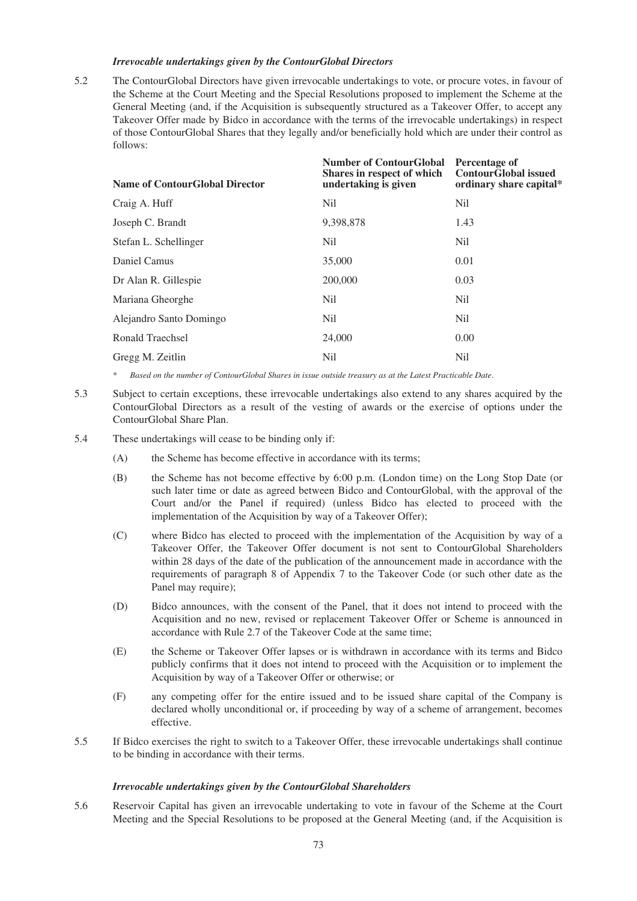***Irrevocable undertakings given by the ContourGlobal Directors***

5.2 The ContourGlobal Directors have given irrevocable undertakings to vote, or procure votes, in favour of the Scheme at the Court Meeting and the Special Resolutions proposed to implement the Scheme at the General Meeting (and, if the Acquisition is subsequently structured as a Takeover Offer, to accept any Takeover Offer made by Bidco in accordance with the terms of the irrevocable undertakings) in respect of those ContourGlobal Shares that they legally and/or beneficially hold which are under their control as follows:

| Name of ContourGlobal Director | Number of ContourGlobal Shares in respect of which undertaking is given | Percentage of ContourGlobal issued ordinary share capital* |
|---|---|---|
| Craig A. Huff | Nil | Nil |
| Joseph C. Brandt | 9,398,878 | 1.43 |
| Stefan L. Schellinger | Nil | Nil |
| Daniel Camus | 35,000 | 0.01 |
| Dr Alan R. Gillespie | 200,000 | 0.03 |
| Mariana Gheorghe | Nil | Nil |
| Alejandro Santo Domingo | Nil | Nil |
| Ronald Traechsel | 24,000 | 0.00 |
| Gregg M. Zeitlin | Nil | Nil |

\* *Based on the number of ContourGlobal Shares in issue outside treasury as at the Latest Practicable Date.*

5.3 Subject to certain exceptions, these irrevocable undertakings also extend to any shares acquired by the ContourGlobal Directors as a result of the vesting of awards or the exercise of options under the ContourGlobal Share Plan.

5.4 These undertakings will cease to be binding only if:

(A) the Scheme has become effective in accordance with its terms;

(B) the Scheme has not become effective by 6:00 p.m. (London time) on the Long Stop Date (or such later time or date as agreed between Bidco and ContourGlobal, with the approval of the Court and/or the Panel if required) (unless Bidco has elected to proceed with the implementation of the Acquisition by way of a Takeover Offer);

(C) where Bidco has elected to proceed with the implementation of the Acquisition by way of a Takeover Offer, the Takeover Offer document is not sent to ContourGlobal Shareholders within 28 days of the date of the publication of the announcement made in accordance with the requirements of paragraph 8 of Appendix 7 to the Takeover Code (or such other date as the Panel may require);

(D) Bidco announces, with the consent of the Panel, that it does not intend to proceed with the Acquisition and no new, revised or replacement Takeover Offer or Scheme is announced in accordance with Rule 2.7 of the Takeover Code at the same time;

(E) the Scheme or Takeover Offer lapses or is withdrawn in accordance with its terms and Bidco publicly confirms that it does not intend to proceed with the Acquisition or to implement the Acquisition by way of a Takeover Offer or otherwise; or

(F) any competing offer for the entire issued and to be issued share capital of the Company is declared wholly unconditional or, if proceeding by way of a scheme of arrangement, becomes effective.

5.5 If Bidco exercises the right to switch to a Takeover Offer, these irrevocable undertakings shall continue to be binding in accordance with their terms.

***Irrevocable undertakings given by the ContourGlobal Shareholders***

5.6 Reservoir Capital has given an irrevocable undertaking to vote in favour of the Scheme at the Court Meeting and the Special Resolutions to be proposed at the General Meeting (and, if the Acquisition is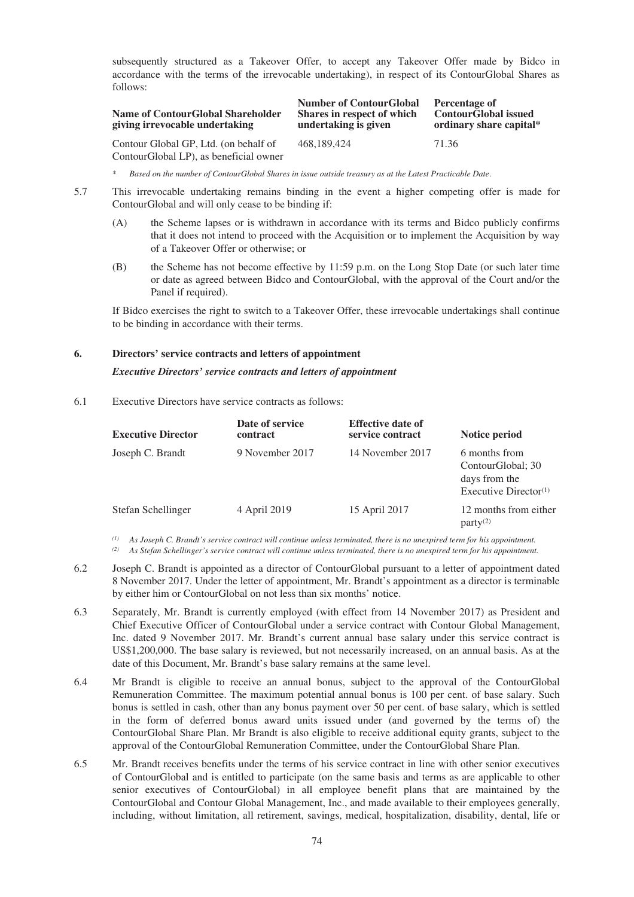subsequently structured as a Takeover Offer, to accept any Takeover Offer made by Bidco in accordance with the terms of the irrevocable undertaking), in respect of its ContourGlobal Shares as follows:

| Name of ContourGlobal Shareholder giving irrevocable undertaking | Number of ContourGlobal Shares in respect of which undertaking is given | Percentage of ContourGlobal issued ordinary share capital* |
|---|---|---|
| Contour Global GP, Ltd. (on behalf of ContourGlobal LP), as beneficial owner | 468,189,424 | 71.36 |

\* *Based on the number of ContourGlobal Shares in issue outside treasury as at the Latest Practicable Date.*

5.7 This irrevocable undertaking remains binding in the event a higher competing offer is made for ContourGlobal and will only cease to be binding if:

(A) the Scheme lapses or is withdrawn in accordance with its terms and Bidco publicly confirms that it does not intend to proceed with the Acquisition or to implement the Acquisition by way of a Takeover Offer or otherwise; or

(B) the Scheme has not become effective by 11:59 p.m. on the Long Stop Date (or such later time or date as agreed between Bidco and ContourGlobal, with the approval of the Court and/or the Panel if required).

If Bidco exercises the right to switch to a Takeover Offer, these irrevocable undertakings shall continue to be binding in accordance with their terms.

## 6. Directors' service contracts and letters of appointment

***Executive Directors' service contracts and letters of appointment***

6.1 Executive Directors have service contracts as follows:

| Executive Director | Date of service contract | Effective date of service contract | Notice period |
|---|---|---|---|
| Joseph C. Brandt | 9 November 2017 | 14 November 2017 | 6 months from ContourGlobal; 30 days from the Executive Director(1) |
| Stefan Schellinger | 4 April 2019 | 15 April 2017 | 12 months from either party(2) |

*(1) As Joseph C. Brandt's service contract will continue unless terminated, there is no unexpired term for his appointment.*
*(2) As Stefan Schellinger's service contract will continue unless terminated, there is no unexpired term for his appointment.*

6.2 Joseph C. Brandt is appointed as a director of ContourGlobal pursuant to a letter of appointment dated 8 November 2017. Under the letter of appointment, Mr. Brandt's appointment as a director is terminable by either him or ContourGlobal on not less than six months' notice.

6.3 Separately, Mr. Brandt is currently employed (with effect from 14 November 2017) as President and Chief Executive Officer of ContourGlobal under a service contract with Contour Global Management, Inc. dated 9 November 2017. Mr. Brandt's current annual base salary under this service contract is US$1,200,000. The base salary is reviewed, but not necessarily increased, on an annual basis. As at the date of this Document, Mr. Brandt's base salary remains at the same level.

6.4 Mr Brandt is eligible to receive an annual bonus, subject to the approval of the ContourGlobal Remuneration Committee. The maximum potential annual bonus is 100 per cent. of base salary. Such bonus is settled in cash, other than any bonus payment over 50 per cent. of base salary, which is settled in the form of deferred bonus award units issued under (and governed by the terms of) the ContourGlobal Share Plan. Mr Brandt is also eligible to receive additional equity grants, subject to the approval of the ContourGlobal Remuneration Committee, under the ContourGlobal Share Plan.

6.5 Mr. Brandt receives benefits under the terms of his service contract in line with other senior executives of ContourGlobal and is entitled to participate (on the same basis and terms as are applicable to other senior executives of ContourGlobal) in all employee benefit plans that are maintained by the ContourGlobal and Contour Global Management, Inc., and made available to their employees generally, including, without limitation, all retirement, savings, medical, hospitalization, disability, dental, life or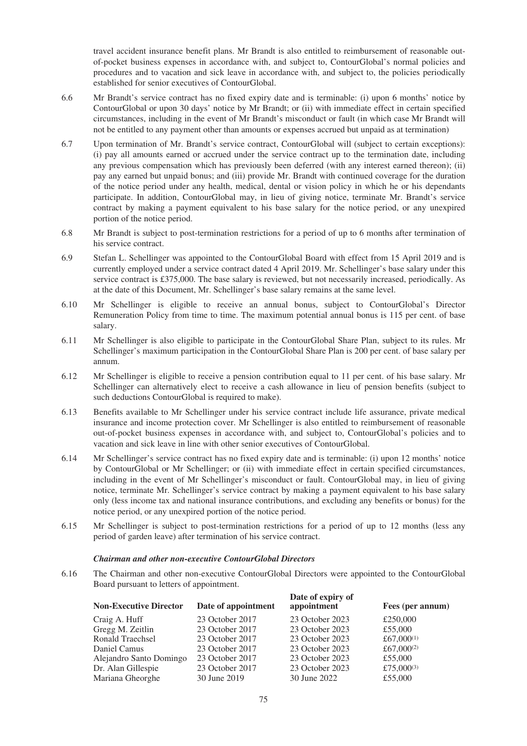travel accident insurance benefit plans. Mr Brandt is also entitled to reimbursement of reasonable out-of-pocket business expenses in accordance with, and subject to, ContourGlobal's normal policies and procedures and to vacation and sick leave in accordance with, and subject to, the policies periodically established for senior executives of ContourGlobal.

6.6 Mr Brandt's service contract has no fixed expiry date and is terminable: (i) upon 6 months' notice by ContourGlobal or upon 30 days' notice by Mr Brandt; or (ii) with immediate effect in certain specified circumstances, including in the event of Mr Brandt's misconduct or fault (in which case Mr Brandt will not be entitled to any payment other than amounts or expenses accrued but unpaid as at termination)

6.7 Upon termination of Mr. Brandt's service contract, ContourGlobal will (subject to certain exceptions): (i) pay all amounts earned or accrued under the service contract up to the termination date, including any previous compensation which has previously been deferred (with any interest earned thereon); (ii) pay any earned but unpaid bonus; and (iii) provide Mr. Brandt with continued coverage for the duration of the notice period under any health, medical, dental or vision policy in which he or his dependants participate. In addition, ContourGlobal may, in lieu of giving notice, terminate Mr. Brandt's service contract by making a payment equivalent to his base salary for the notice period, or any unexpired portion of the notice period.

6.8 Mr Brandt is subject to post-termination restrictions for a period of up to 6 months after termination of his service contract.

6.9 Stefan L. Schellinger was appointed to the ContourGlobal Board with effect from 15 April 2019 and is currently employed under a service contract dated 4 April 2019. Mr. Schellinger's base salary under this service contract is £375,000. The base salary is reviewed, but not necessarily increased, periodically. As at the date of this Document, Mr. Schellinger's base salary remains at the same level.

6.10 Mr Schellinger is eligible to receive an annual bonus, subject to ContourGlobal's Director Remuneration Policy from time to time. The maximum potential annual bonus is 115 per cent. of base salary.

6.11 Mr Schellinger is also eligible to participate in the ContourGlobal Share Plan, subject to its rules. Mr Schellinger's maximum participation in the ContourGlobal Share Plan is 200 per cent. of base salary per annum.

6.12 Mr Schellinger is eligible to receive a pension contribution equal to 11 per cent. of his base salary. Mr Schellinger can alternatively elect to receive a cash allowance in lieu of pension benefits (subject to such deductions ContourGlobal is required to make).

6.13 Benefits available to Mr Schellinger under his service contract include life assurance, private medical insurance and income protection cover. Mr Schellinger is also entitled to reimbursement of reasonable out-of-pocket business expenses in accordance with, and subject to, ContourGlobal's policies and to vacation and sick leave in line with other senior executives of ContourGlobal.

6.14 Mr Schellinger's service contract has no fixed expiry date and is terminable: (i) upon 12 months' notice by ContourGlobal or Mr Schellinger; or (ii) with immediate effect in certain specified circumstances, including in the event of Mr Schellinger's misconduct or fault. ContourGlobal may, in lieu of giving notice, terminate Mr. Schellinger's service contract by making a payment equivalent to his base salary only (less income tax and national insurance contributions, and excluding any benefits or bonus) for the notice period, or any unexpired portion of the notice period.

6.15 Mr Schellinger is subject to post-termination restrictions for a period of up to 12 months (less any period of garden leave) after termination of his service contract.

***Chairman and other non-executive ContourGlobal Directors***

6.16 The Chairman and other non-executive ContourGlobal Directors were appointed to the ContourGlobal Board pursuant to letters of appointment.

| Non-Executive Director | Date of appointment | Date of expiry of appointment | Fees (per annum) |
|---|---|---|---|
| Craig A. Huff | 23 October 2017 | 23 October 2023 | £250,000 |
| Gregg M. Zeitlin | 23 October 2017 | 23 October 2023 | £55,000 |
| Ronald Traechsel | 23 October 2017 | 23 October 2023 | £67,000(1) |
| Daniel Camus | 23 October 2017 | 23 October 2023 | £67,000(2) |
| Alejandro Santo Domingo | 23 October 2017 | 23 October 2023 | £55,000 |
| Dr. Alan Gillespie | 23 October 2017 | 23 October 2023 | £75,000(3) |
| Mariana Gheorghe | 30 June 2019 | 30 June 2022 | £55,000 |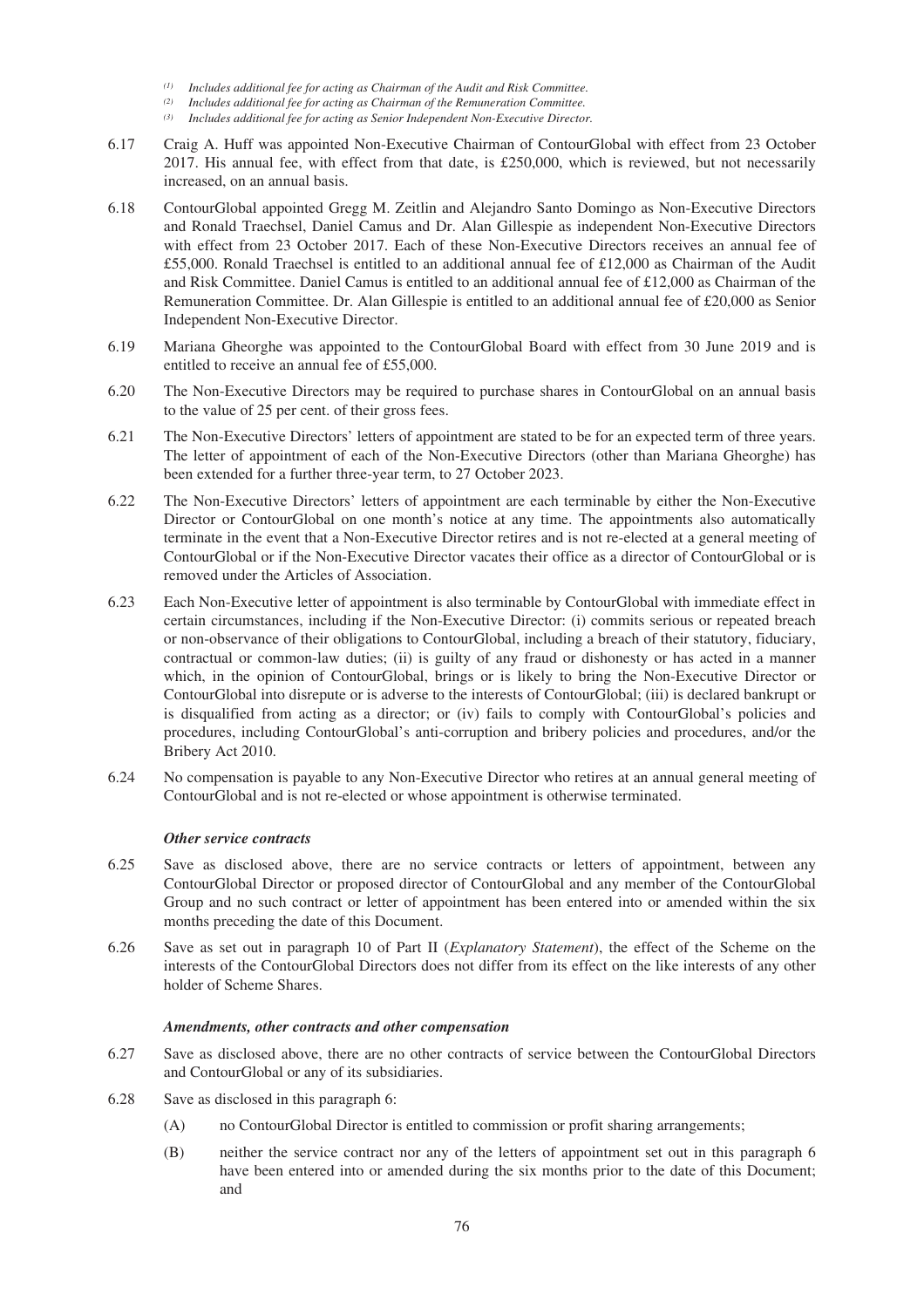(1) *Includes additional fee for acting as Chairman of the Audit and Risk Committee.*

(2) *Includes additional fee for acting as Chairman of the Remuneration Committee.*

(3) *Includes additional fee for acting as Senior Independent Non-Executive Director.*

6.17 Craig A. Huff was appointed Non-Executive Chairman of ContourGlobal with effect from 23 October 2017. His annual fee, with effect from that date, is £250,000, which is reviewed, but not necessarily increased, on an annual basis.

6.18 ContourGlobal appointed Gregg M. Zeitlin and Alejandro Santo Domingo as Non-Executive Directors and Ronald Traechsel, Daniel Camus and Dr. Alan Gillespie as independent Non-Executive Directors with effect from 23 October 2017. Each of these Non-Executive Directors receives an annual fee of £55,000. Ronald Traechsel is entitled to an additional annual fee of £12,000 as Chairman of the Audit and Risk Committee. Daniel Camus is entitled to an additional annual fee of £12,000 as Chairman of the Remuneration Committee. Dr. Alan Gillespie is entitled to an additional annual fee of £20,000 as Senior Independent Non-Executive Director.

6.19 Mariana Gheorghe was appointed to the ContourGlobal Board with effect from 30 June 2019 and is entitled to receive an annual fee of £55,000.

6.20 The Non-Executive Directors may be required to purchase shares in ContourGlobal on an annual basis to the value of 25 per cent. of their gross fees.

6.21 The Non-Executive Directors' letters of appointment are stated to be for an expected term of three years. The letter of appointment of each of the Non-Executive Directors (other than Mariana Gheorghe) has been extended for a further three-year term, to 27 October 2023.

6.22 The Non-Executive Directors' letters of appointment are each terminable by either the Non-Executive Director or ContourGlobal on one month's notice at any time. The appointments also automatically terminate in the event that a Non-Executive Director retires and is not re-elected at a general meeting of ContourGlobal or if the Non-Executive Director vacates their office as a director of ContourGlobal or is removed under the Articles of Association.

6.23 Each Non-Executive letter of appointment is also terminable by ContourGlobal with immediate effect in certain circumstances, including if the Non-Executive Director: (i) commits serious or repeated breach or non-observance of their obligations to ContourGlobal, including a breach of their statutory, fiduciary, contractual or common-law duties; (ii) is guilty of any fraud or dishonesty or has acted in a manner which, in the opinion of ContourGlobal, brings or is likely to bring the Non-Executive Director or ContourGlobal into disrepute or is adverse to the interests of ContourGlobal; (iii) is declared bankrupt or is disqualified from acting as a director; or (iv) fails to comply with ContourGlobal's policies and procedures, including ContourGlobal's anti-corruption and bribery policies and procedures, and/or the Bribery Act 2010.

6.24 No compensation is payable to any Non-Executive Director who retires at an annual general meeting of ContourGlobal and is not re-elected or whose appointment is otherwise terminated.

***Other service contracts***

6.25 Save as disclosed above, there are no service contracts or letters of appointment, between any ContourGlobal Director or proposed director of ContourGlobal and any member of the ContourGlobal Group and no such contract or letter of appointment has been entered into or amended within the six months preceding the date of this Document.

6.26 Save as set out in paragraph 10 of Part II (*Explanatory Statement*), the effect of the Scheme on the interests of the ContourGlobal Directors does not differ from its effect on the like interests of any other holder of Scheme Shares.

***Amendments, other contracts and other compensation***

6.27 Save as disclosed above, there are no other contracts of service between the ContourGlobal Directors and ContourGlobal or any of its subsidiaries.

6.28 Save as disclosed in this paragraph 6:

(A) no ContourGlobal Director is entitled to commission or profit sharing arrangements;

(B) neither the service contract nor any of the letters of appointment set out in this paragraph 6 have been entered into or amended during the six months prior to the date of this Document; and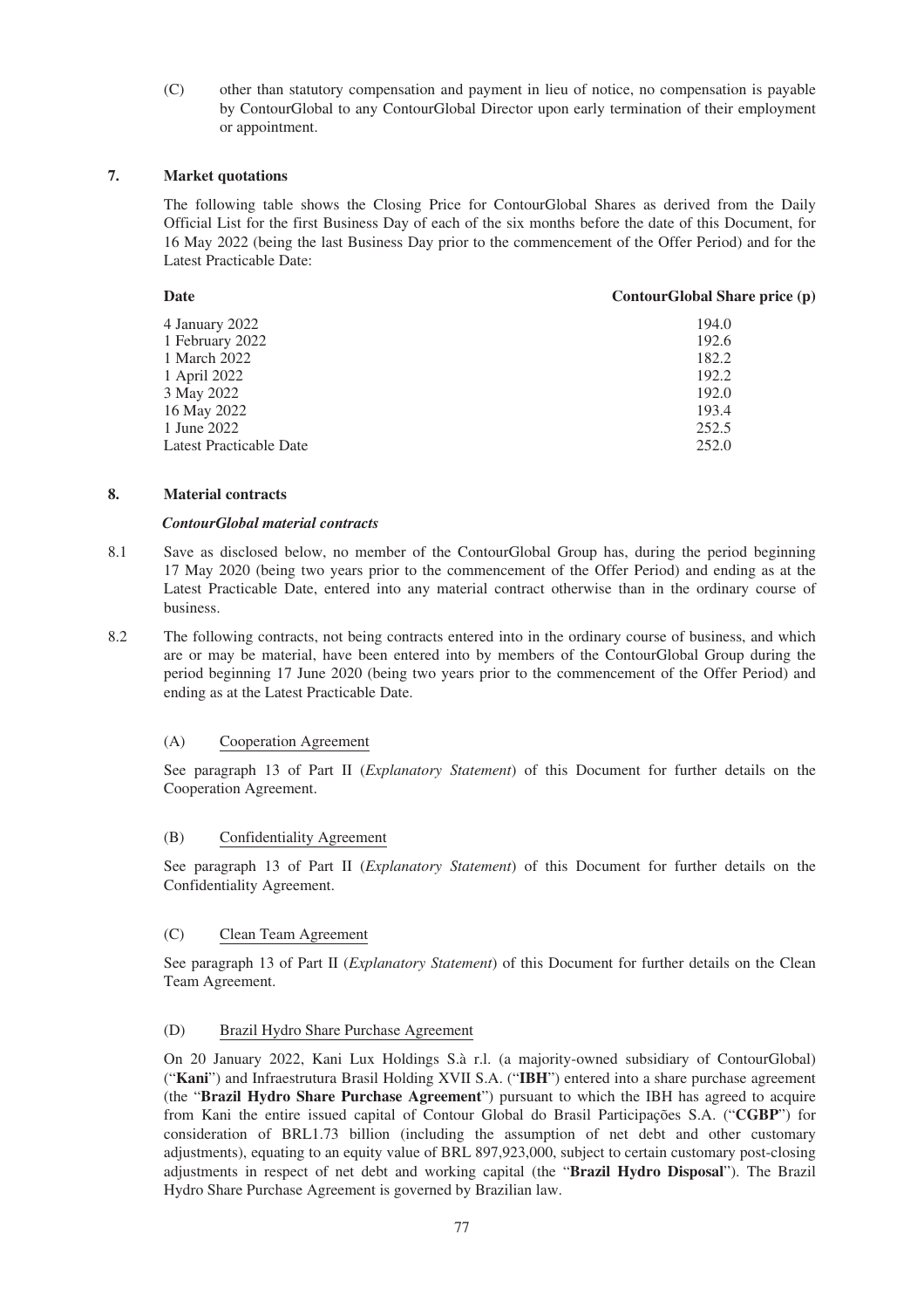(C) other than statutory compensation and payment in lieu of notice, no compensation is payable by ContourGlobal to any ContourGlobal Director upon early termination of their employment or appointment.

## 7. Market quotations

The following table shows the Closing Price for ContourGlobal Shares as derived from the Daily Official List for the first Business Day of each of the six months before the date of this Document, for 16 May 2022 (being the last Business Day prior to the commencement of the Offer Period) and for the Latest Practicable Date:

| Date | ContourGlobal Share price (p) |
| --- | --- |
| 4 January 2022 | 194.0 |
| 1 February 2022 | 192.6 |
| 1 March 2022 | 182.2 |
| 1 April 2022 | 192.2 |
| 3 May 2022 | 192.0 |
| 16 May 2022 | 193.4 |
| 1 June 2022 | 252.5 |
| Latest Practicable Date | 252.0 |

## 8. Material contracts

***ContourGlobal material contracts***

8.1 Save as disclosed below, no member of the ContourGlobal Group has, during the period beginning 17 May 2020 (being two years prior to the commencement of the Offer Period) and ending as at the Latest Practicable Date, entered into any material contract otherwise than in the ordinary course of business.

8.2 The following contracts, not being contracts entered into in the ordinary course of business, and which are or may be material, have been entered into by members of the ContourGlobal Group during the period beginning 17 June 2020 (being two years prior to the commencement of the Offer Period) and ending as at the Latest Practicable Date.

(A) Cooperation Agreement

See paragraph 13 of Part II (*Explanatory Statement*) of this Document for further details on the Cooperation Agreement.

(B) Confidentiality Agreement

See paragraph 13 of Part II (*Explanatory Statement*) of this Document for further details on the Confidentiality Agreement.

(C) Clean Team Agreement

See paragraph 13 of Part II (*Explanatory Statement*) of this Document for further details on the Clean Team Agreement.

(D) Brazil Hydro Share Purchase Agreement

On 20 January 2022, Kani Lux Holdings S.à r.l. (a majority-owned subsidiary of ContourGlobal) ("**Kani**") and Infraestrutura Brasil Holding XVII S.A. ("**IBH**") entered into a share purchase agreement (the "**Brazil Hydro Share Purchase Agreement**") pursuant to which the IBH has agreed to acquire from Kani the entire issued capital of Contour Global do Brasil Participações S.A. ("**CGBP**") for consideration of BRL1.73 billion (including the assumption of net debt and other customary adjustments), equating to an equity value of BRL 897,923,000, subject to certain customary post-closing adjustments in respect of net debt and working capital (the "**Brazil Hydro Disposal**"). The Brazil Hydro Share Purchase Agreement is governed by Brazilian law.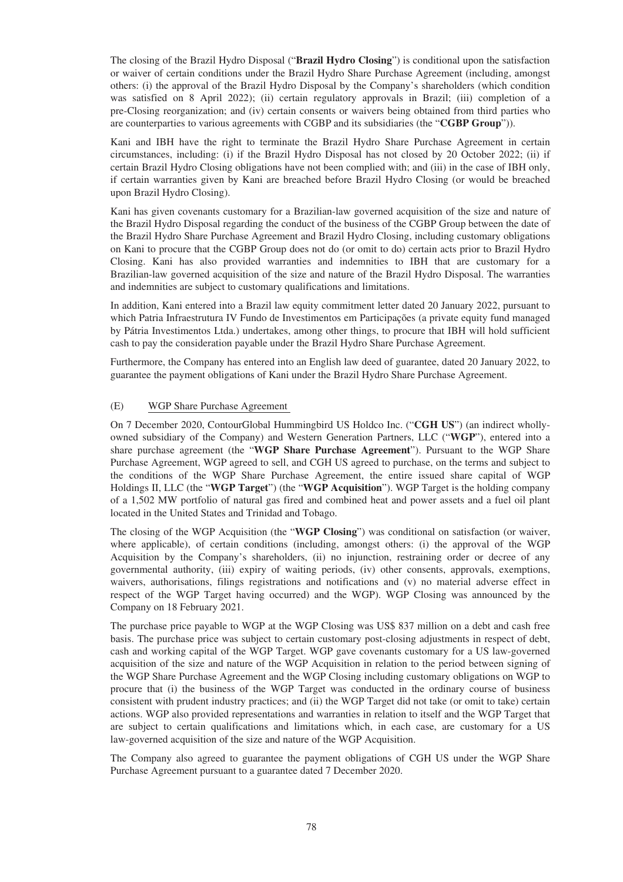The closing of the Brazil Hydro Disposal ("**Brazil Hydro Closing**") is conditional upon the satisfaction or waiver of certain conditions under the Brazil Hydro Share Purchase Agreement (including, amongst others: (i) the approval of the Brazil Hydro Disposal by the Company's shareholders (which condition was satisfied on 8 April 2022); (ii) certain regulatory approvals in Brazil; (iii) completion of a pre-Closing reorganization; and (iv) certain consents or waivers being obtained from third parties who are counterparties to various agreements with CGBP and its subsidiaries (the "**CGBP Group**")).

Kani and IBH have the right to terminate the Brazil Hydro Share Purchase Agreement in certain circumstances, including: (i) if the Brazil Hydro Disposal has not closed by 20 October 2022; (ii) if certain Brazil Hydro Closing obligations have not been complied with; and (iii) in the case of IBH only, if certain warranties given by Kani are breached before Brazil Hydro Closing (or would be breached upon Brazil Hydro Closing).

Kani has given covenants customary for a Brazilian-law governed acquisition of the size and nature of the Brazil Hydro Disposal regarding the conduct of the business of the CGBP Group between the date of the Brazil Hydro Share Purchase Agreement and Brazil Hydro Closing, including customary obligations on Kani to procure that the CGBP Group does not do (or omit to do) certain acts prior to Brazil Hydro Closing. Kani has also provided warranties and indemnities to IBH that are customary for a Brazilian-law governed acquisition of the size and nature of the Brazil Hydro Disposal. The warranties and indemnities are subject to customary qualifications and limitations.

In addition, Kani entered into a Brazil law equity commitment letter dated 20 January 2022, pursuant to which Patria Infraestrutura IV Fundo de Investimentos em Participações (a private equity fund managed by Pátria Investimentos Ltda.) undertakes, among other things, to procure that IBH will hold sufficient cash to pay the consideration payable under the Brazil Hydro Share Purchase Agreement.

Furthermore, the Company has entered into an English law deed of guarantee, dated 20 January 2022, to guarantee the payment obligations of Kani under the Brazil Hydro Share Purchase Agreement.

### (E) WGP Share Purchase Agreement

On 7 December 2020, ContourGlobal Hummingbird US Holdco Inc. ("**CGH US**") (an indirect wholly-owned subsidiary of the Company) and Western Generation Partners, LLC ("**WGP**"), entered into a share purchase agreement (the "**WGP Share Purchase Agreement**"). Pursuant to the WGP Share Purchase Agreement, WGP agreed to sell, and CGH US agreed to purchase, on the terms and subject to the conditions of the WGP Share Purchase Agreement, the entire issued share capital of WGP Holdings II, LLC (the "**WGP Target**") (the "**WGP Acquisition**"). WGP Target is the holding company of a 1,502 MW portfolio of natural gas fired and combined heat and power assets and a fuel oil plant located in the United States and Trinidad and Tobago.

The closing of the WGP Acquisition (the "**WGP Closing**") was conditional on satisfaction (or waiver, where applicable), of certain conditions (including, amongst others: (i) the approval of the WGP Acquisition by the Company's shareholders, (ii) no injunction, restraining order or decree of any governmental authority, (iii) expiry of waiting periods, (iv) other consents, approvals, exemptions, waivers, authorisations, filings registrations and notifications and (v) no material adverse effect in respect of the WGP Target having occurred) and the WGP). WGP Closing was announced by the Company on 18 February 2021.

The purchase price payable to WGP at the WGP Closing was US$ 837 million on a debt and cash free basis. The purchase price was subject to certain customary post-closing adjustments in respect of debt, cash and working capital of the WGP Target. WGP gave covenants customary for a US law-governed acquisition of the size and nature of the WGP Acquisition in relation to the period between signing of the WGP Share Purchase Agreement and the WGP Closing including customary obligations on WGP to procure that (i) the business of the WGP Target was conducted in the ordinary course of business consistent with prudent industry practices; and (ii) the WGP Target did not take (or omit to take) certain actions. WGP also provided representations and warranties in relation to itself and the WGP Target that are subject to certain qualifications and limitations which, in each case, are customary for a US law-governed acquisition of the size and nature of the WGP Acquisition.

The Company also agreed to guarantee the payment obligations of CGH US under the WGP Share Purchase Agreement pursuant to a guarantee dated 7 December 2020.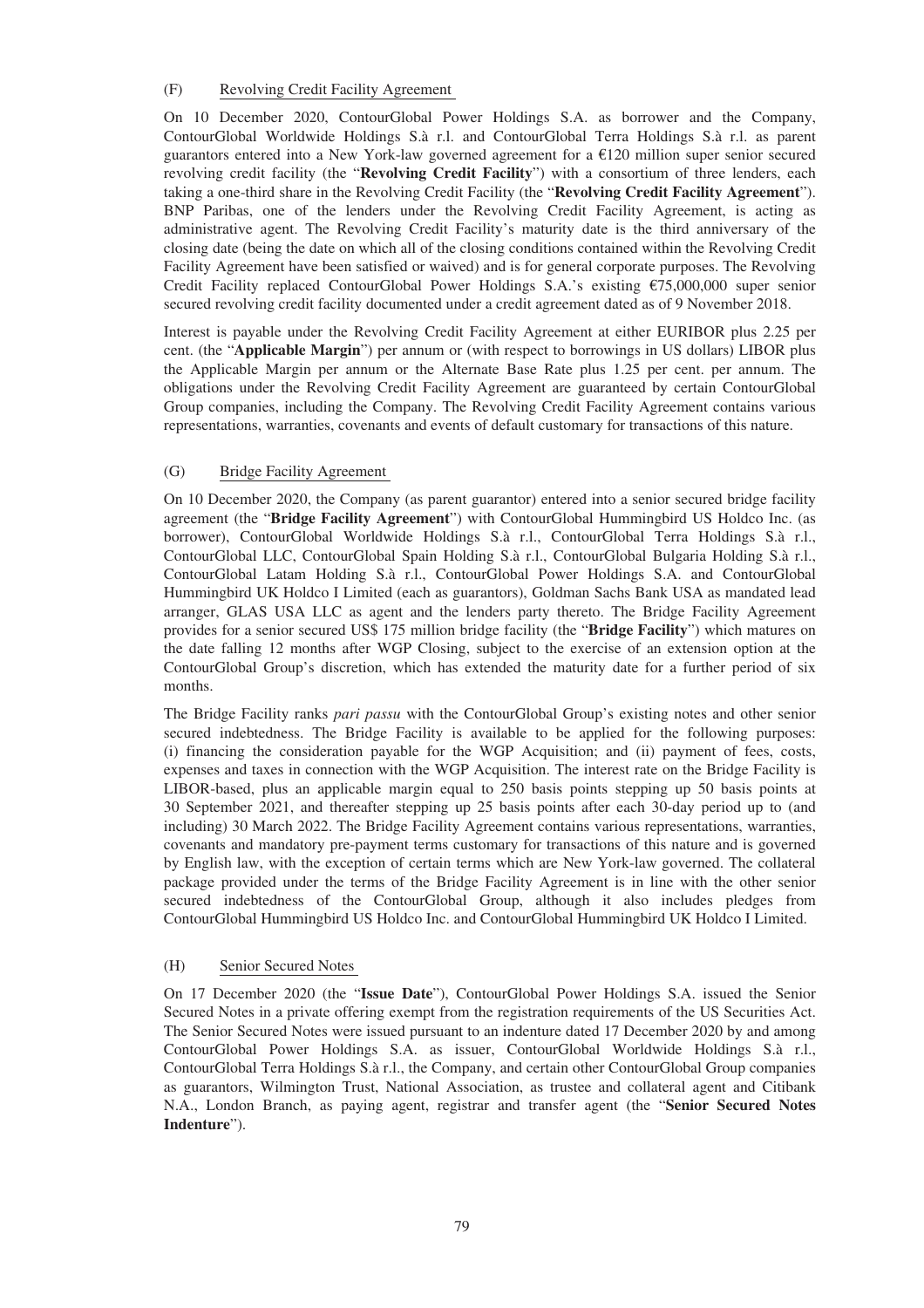### (F) Revolving Credit Facility Agreement

On 10 December 2020, ContourGlobal Power Holdings S.A. as borrower and the Company, ContourGlobal Worldwide Holdings S.à r.l. and ContourGlobal Terra Holdings S.à r.l. as parent guarantors entered into a New York-law governed agreement for a €120 million super senior secured revolving credit facility (the "**Revolving Credit Facility**") with a consortium of three lenders, each taking a one-third share in the Revolving Credit Facility (the "**Revolving Credit Facility Agreement**"). BNP Paribas, one of the lenders under the Revolving Credit Facility Agreement, is acting as administrative agent. The Revolving Credit Facility's maturity date is the third anniversary of the closing date (being the date on which all of the closing conditions contained within the Revolving Credit Facility Agreement have been satisfied or waived) and is for general corporate purposes. The Revolving Credit Facility replaced ContourGlobal Power Holdings S.A.'s existing €75,000,000 super senior secured revolving credit facility documented under a credit agreement dated as of 9 November 2018.

Interest is payable under the Revolving Credit Facility Agreement at either EURIBOR plus 2.25 per cent. (the "**Applicable Margin**") per annum or (with respect to borrowings in US dollars) LIBOR plus the Applicable Margin per annum or the Alternate Base Rate plus 1.25 per cent. per annum. The obligations under the Revolving Credit Facility Agreement are guaranteed by certain ContourGlobal Group companies, including the Company. The Revolving Credit Facility Agreement contains various representations, warranties, covenants and events of default customary for transactions of this nature.

### (G) Bridge Facility Agreement

On 10 December 2020, the Company (as parent guarantor) entered into a senior secured bridge facility agreement (the "**Bridge Facility Agreement**") with ContourGlobal Hummingbird US Holdco Inc. (as borrower), ContourGlobal Worldwide Holdings S.à r.l., ContourGlobal Terra Holdings S.à r.l., ContourGlobal LLC, ContourGlobal Spain Holding S.à r.l., ContourGlobal Bulgaria Holding S.à r.l., ContourGlobal Latam Holding S.à r.l., ContourGlobal Power Holdings S.A. and ContourGlobal Hummingbird UK Holdco I Limited (each as guarantors), Goldman Sachs Bank USA as mandated lead arranger, GLAS USA LLC as agent and the lenders party thereto. The Bridge Facility Agreement provides for a senior secured US$ 175 million bridge facility (the "**Bridge Facility**") which matures on the date falling 12 months after WGP Closing, subject to the exercise of an extension option at the ContourGlobal Group's discretion, which has extended the maturity date for a further period of six months.

The Bridge Facility ranks *pari passu* with the ContourGlobal Group's existing notes and other senior secured indebtedness. The Bridge Facility is available to be applied for the following purposes: (i) financing the consideration payable for the WGP Acquisition; and (ii) payment of fees, costs, expenses and taxes in connection with the WGP Acquisition. The interest rate on the Bridge Facility is LIBOR-based, plus an applicable margin equal to 250 basis points stepping up 50 basis points at 30 September 2021, and thereafter stepping up 25 basis points after each 30-day period up to (and including) 30 March 2022. The Bridge Facility Agreement contains various representations, warranties, covenants and mandatory pre-payment terms customary for transactions of this nature and is governed by English law, with the exception of certain terms which are New York-law governed. The collateral package provided under the terms of the Bridge Facility Agreement is in line with the other senior secured indebtedness of the ContourGlobal Group, although it also includes pledges from ContourGlobal Hummingbird US Holdco Inc. and ContourGlobal Hummingbird UK Holdco I Limited.

### (H) Senior Secured Notes

On 17 December 2020 (the "**Issue Date**"), ContourGlobal Power Holdings S.A. issued the Senior Secured Notes in a private offering exempt from the registration requirements of the US Securities Act. The Senior Secured Notes were issued pursuant to an indenture dated 17 December 2020 by and among ContourGlobal Power Holdings S.A. as issuer, ContourGlobal Worldwide Holdings S.à r.l., ContourGlobal Terra Holdings S.à r.l., the Company, and certain other ContourGlobal Group companies as guarantors, Wilmington Trust, National Association, as trustee and collateral agent and Citibank N.A., London Branch, as paying agent, registrar and transfer agent (the "**Senior Secured Notes Indenture**").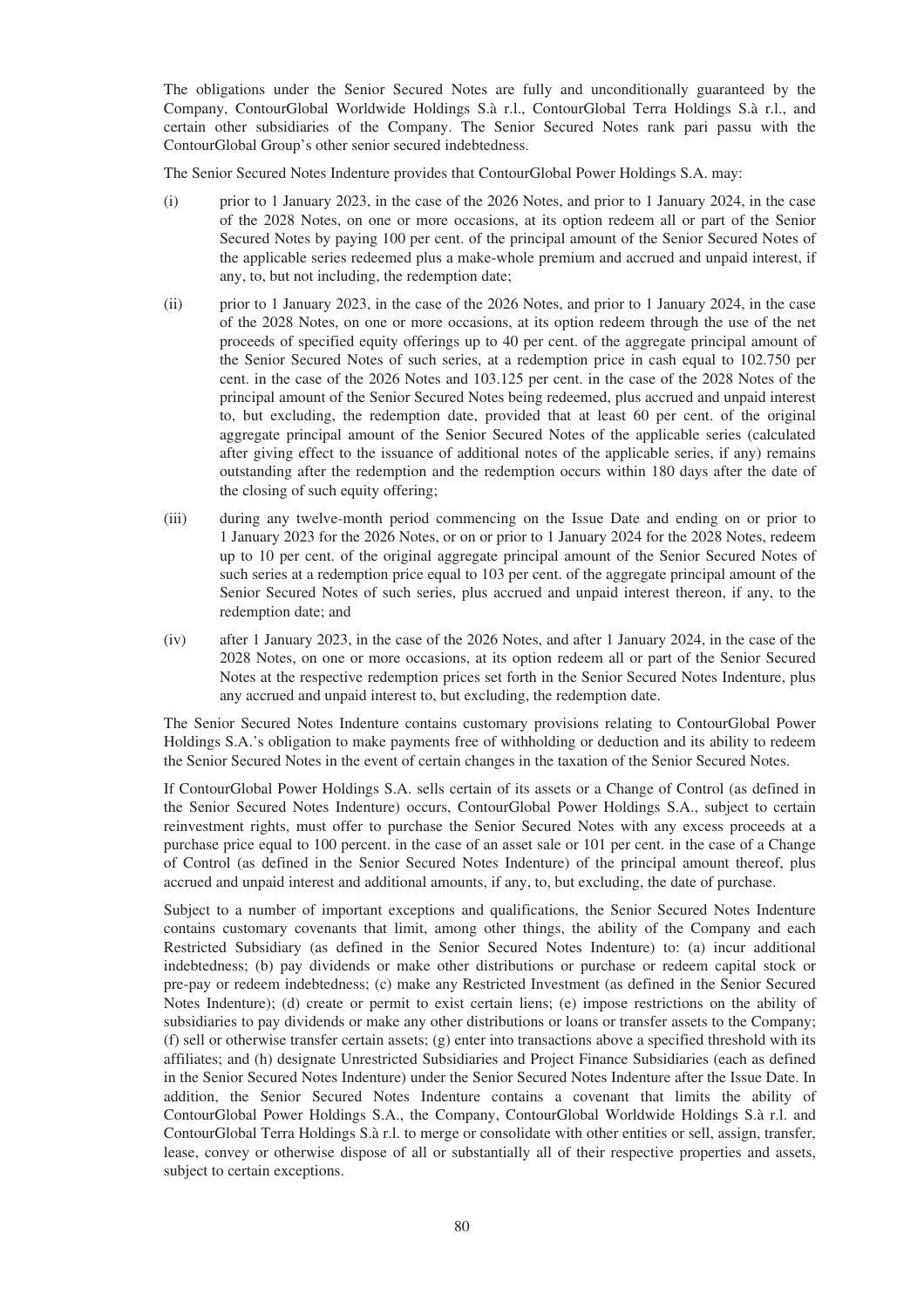The obligations under the Senior Secured Notes are fully and unconditionally guaranteed by the Company, ContourGlobal Worldwide Holdings S.à r.l., ContourGlobal Terra Holdings S.à r.l., and certain other subsidiaries of the Company. The Senior Secured Notes rank pari passu with the ContourGlobal Group's other senior secured indebtedness.

The Senior Secured Notes Indenture provides that ContourGlobal Power Holdings S.A. may:

(i) prior to 1 January 2023, in the case of the 2026 Notes, and prior to 1 January 2024, in the case of the 2028 Notes, on one or more occasions, at its option redeem all or part of the Senior Secured Notes by paying 100 per cent. of the principal amount of the Senior Secured Notes of the applicable series redeemed plus a make-whole premium and accrued and unpaid interest, if any, to, but not including, the redemption date;

(ii) prior to 1 January 2023, in the case of the 2026 Notes, and prior to 1 January 2024, in the case of the 2028 Notes, on one or more occasions, at its option redeem through the use of the net proceeds of specified equity offerings up to 40 per cent. of the aggregate principal amount of the Senior Secured Notes of such series, at a redemption price in cash equal to 102.750 per cent. in the case of the 2026 Notes and 103.125 per cent. in the case of the 2028 Notes of the principal amount of the Senior Secured Notes being redeemed, plus accrued and unpaid interest to, but excluding, the redemption date, provided that at least 60 per cent. of the original aggregate principal amount of the Senior Secured Notes of the applicable series (calculated after giving effect to the issuance of additional notes of the applicable series, if any) remains outstanding after the redemption and the redemption occurs within 180 days after the date of the closing of such equity offering;

(iii) during any twelve-month period commencing on the Issue Date and ending on or prior to 1 January 2023 for the 2026 Notes, or on or prior to 1 January 2024 for the 2028 Notes, redeem up to 10 per cent. of the original aggregate principal amount of the Senior Secured Notes of such series at a redemption price equal to 103 per cent. of the aggregate principal amount of the Senior Secured Notes of such series, plus accrued and unpaid interest thereon, if any, to the redemption date; and

(iv) after 1 January 2023, in the case of the 2026 Notes, and after 1 January 2024, in the case of the 2028 Notes, on one or more occasions, at its option redeem all or part of the Senior Secured Notes at the respective redemption prices set forth in the Senior Secured Notes Indenture, plus any accrued and unpaid interest to, but excluding, the redemption date.

The Senior Secured Notes Indenture contains customary provisions relating to ContourGlobal Power Holdings S.A.'s obligation to make payments free of withholding or deduction and its ability to redeem the Senior Secured Notes in the event of certain changes in the taxation of the Senior Secured Notes.

If ContourGlobal Power Holdings S.A. sells certain of its assets or a Change of Control (as defined in the Senior Secured Notes Indenture) occurs, ContourGlobal Power Holdings S.A., subject to certain reinvestment rights, must offer to purchase the Senior Secured Notes with any excess proceeds at a purchase price equal to 100 percent. in the case of an asset sale or 101 per cent. in the case of a Change of Control (as defined in the Senior Secured Notes Indenture) of the principal amount thereof, plus accrued and unpaid interest and additional amounts, if any, to, but excluding, the date of purchase.

Subject to a number of important exceptions and qualifications, the Senior Secured Notes Indenture contains customary covenants that limit, among other things, the ability of the Company and each Restricted Subsidiary (as defined in the Senior Secured Notes Indenture) to: (a) incur additional indebtedness; (b) pay dividends or make other distributions or purchase or redeem capital stock or pre-pay or redeem indebtedness; (c) make any Restricted Investment (as defined in the Senior Secured Notes Indenture); (d) create or permit to exist certain liens; (e) impose restrictions on the ability of subsidiaries to pay dividends or make any other distributions or loans or transfer assets to the Company; (f) sell or otherwise transfer certain assets; (g) enter into transactions above a specified threshold with its affiliates; and (h) designate Unrestricted Subsidiaries and Project Finance Subsidiaries (each as defined in the Senior Secured Notes Indenture) under the Senior Secured Notes Indenture after the Issue Date. In addition, the Senior Secured Notes Indenture contains a covenant that limits the ability of ContourGlobal Power Holdings S.A., the Company, ContourGlobal Worldwide Holdings S.à r.l. and ContourGlobal Terra Holdings S.à r.l. to merge or consolidate with other entities or sell, assign, transfer, lease, convey or otherwise dispose of all or substantially all of their respective properties and assets, subject to certain exceptions.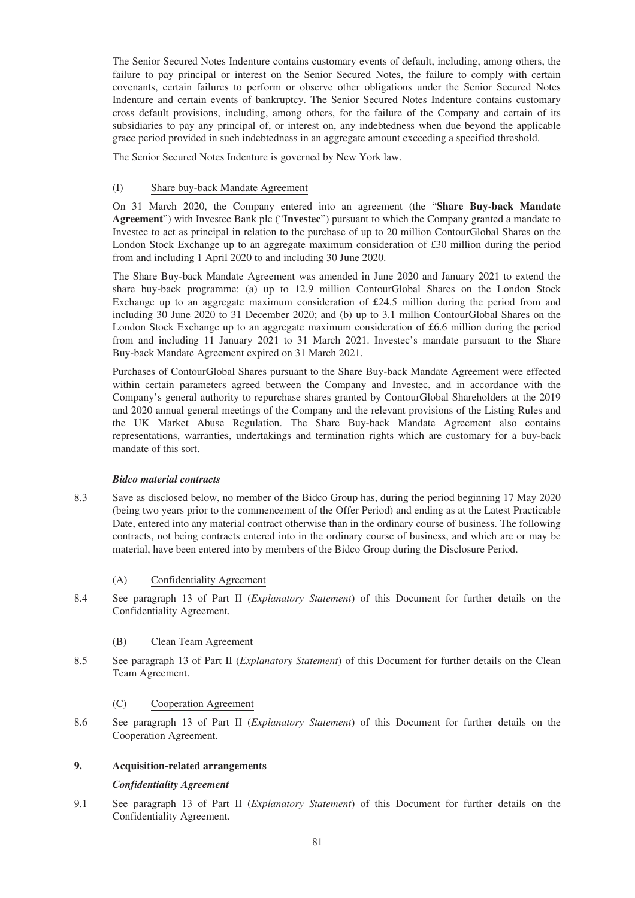The Senior Secured Notes Indenture contains customary events of default, including, among others, the failure to pay principal or interest on the Senior Secured Notes, the failure to comply with certain covenants, certain failures to perform or observe other obligations under the Senior Secured Notes Indenture and certain events of bankruptcy. The Senior Secured Notes Indenture contains customary cross default provisions, including, among others, for the failure of the Company and certain of its subsidiaries to pay any principal of, or interest on, any indebtedness when due beyond the applicable grace period provided in such indebtedness in an aggregate amount exceeding a specified threshold.

The Senior Secured Notes Indenture is governed by New York law.

(I) Share buy-back Mandate Agreement

On 31 March 2020, the Company entered into an agreement (the "**Share Buy-back Mandate Agreement**") with Investec Bank plc ("**Investec**") pursuant to which the Company granted a mandate to Investec to act as principal in relation to the purchase of up to 20 million ContourGlobal Shares on the London Stock Exchange up to an aggregate maximum consideration of £30 million during the period from and including 1 April 2020 to and including 30 June 2020.

The Share Buy-back Mandate Agreement was amended in June 2020 and January 2021 to extend the share buy-back programme: (a) up to 12.9 million ContourGlobal Shares on the London Stock Exchange up to an aggregate maximum consideration of £24.5 million during the period from and including 30 June 2020 to 31 December 2020; and (b) up to 3.1 million ContourGlobal Shares on the London Stock Exchange up to an aggregate maximum consideration of £6.6 million during the period from and including 11 January 2021 to 31 March 2021. Investec's mandate pursuant to the Share Buy-back Mandate Agreement expired on 31 March 2021.

Purchases of ContourGlobal Shares pursuant to the Share Buy-back Mandate Agreement were effected within certain parameters agreed between the Company and Investec, and in accordance with the Company's general authority to repurchase shares granted by ContourGlobal Shareholders at the 2019 and 2020 annual general meetings of the Company and the relevant provisions of the Listing Rules and the UK Market Abuse Regulation. The Share Buy-back Mandate Agreement also contains representations, warranties, undertakings and termination rights which are customary for a buy-back mandate of this sort.

***Bidco material contracts***

8.3 Save as disclosed below, no member of the Bidco Group has, during the period beginning 17 May 2020 (being two years prior to the commencement of the Offer Period) and ending as at the Latest Practicable Date, entered into any material contract otherwise than in the ordinary course of business. The following contracts, not being contracts entered into in the ordinary course of business, and which are or may be material, have been entered into by members of the Bidco Group during the Disclosure Period.

(A) Confidentiality Agreement

8.4 See paragraph 13 of Part II (*Explanatory Statement*) of this Document for further details on the Confidentiality Agreement.

(B) Clean Team Agreement

8.5 See paragraph 13 of Part II (*Explanatory Statement*) of this Document for further details on the Clean Team Agreement.

(C) Cooperation Agreement

8.6 See paragraph 13 of Part II (*Explanatory Statement*) of this Document for further details on the Cooperation Agreement.

## 9. Acquisition-related arrangements

***Confidentiality Agreement***

9.1 See paragraph 13 of Part II (*Explanatory Statement*) of this Document for further details on the Confidentiality Agreement.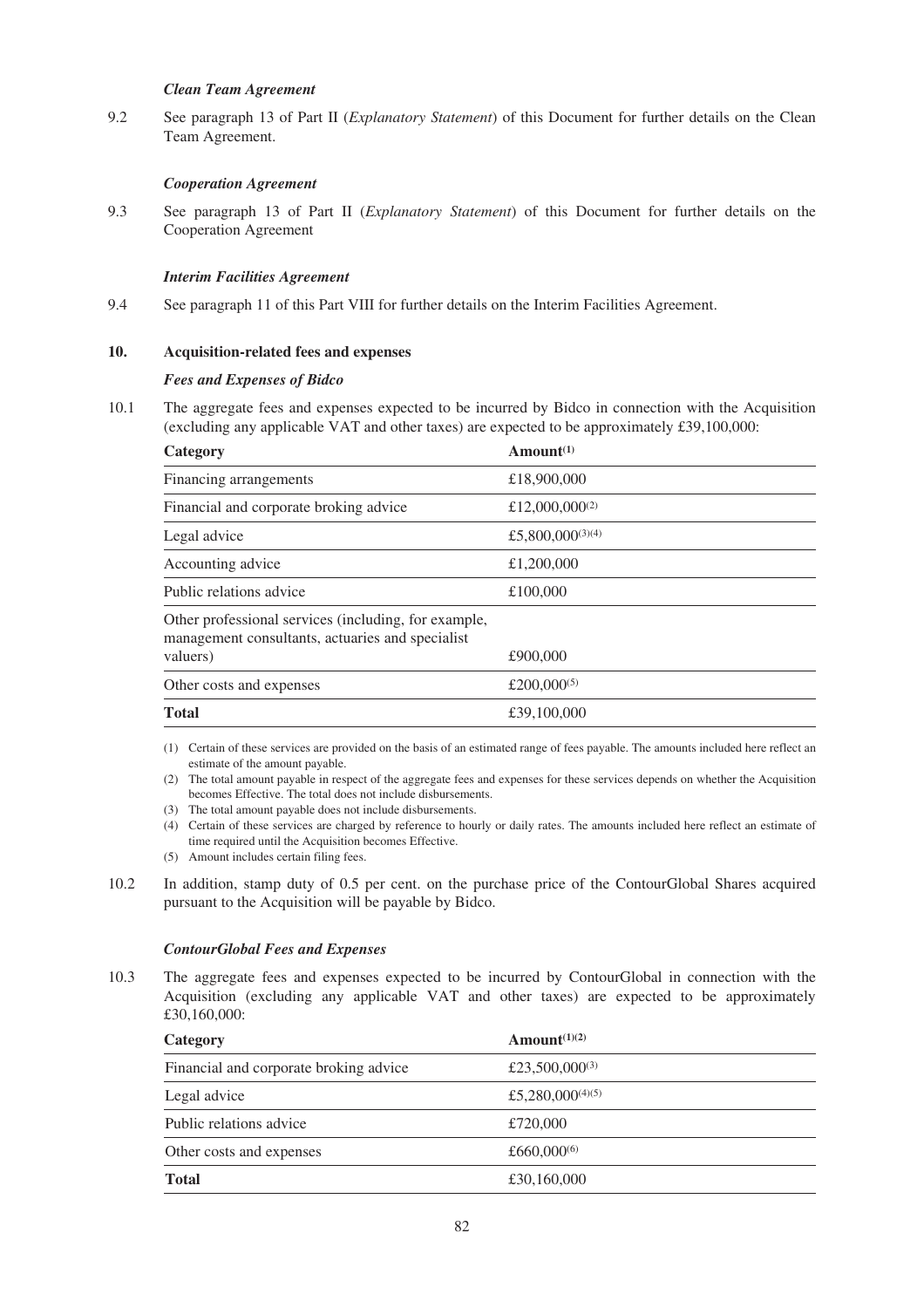***Clean Team Agreement***

9.2 See paragraph 13 of Part II (*Explanatory Statement*) of this Document for further details on the Clean Team Agreement.

***Cooperation Agreement***

9.3 See paragraph 13 of Part II (*Explanatory Statement*) of this Document for further details on the Cooperation Agreement

***Interim Facilities Agreement***

9.4 See paragraph 11 of this Part VIII for further details on the Interim Facilities Agreement.

## 10. Acquisition-related fees and expenses

***Fees and Expenses of Bidco***

10.1 The aggregate fees and expenses expected to be incurred by Bidco in connection with the Acquisition (excluding any applicable VAT and other taxes) are expected to be approximately £39,100,000:

| Category | Amount[(1)] |
|---|---|
| Financing arrangements | £18,900,000 |
| Financial and corporate broking advice | £12,000,000[(2)] |
| Legal advice | £5,800,000[(3)(4)] |
| Accounting advice | £1,200,000 |
| Public relations advice | £100,000 |
| Other professional services (including, for example, management consultants, actuaries and specialist valuers) | £900,000 |
| Other costs and expenses | £200,000[(5)] |
| **Total** | £39,100,000 |

(1) Certain of these services are provided on the basis of an estimated range of fees payable. The amounts included here reflect an estimate of the amount payable.

(2) The total amount payable in respect of the aggregate fees and expenses for these services depends on whether the Acquisition becomes Effective. The total does not include disbursements.

(3) The total amount payable does not include disbursements.

(4) Certain of these services are charged by reference to hourly or daily rates. The amounts included here reflect an estimate of time required until the Acquisition becomes Effective.

(5) Amount includes certain filing fees.

10.2 In addition, stamp duty of 0.5 per cent. on the purchase price of the ContourGlobal Shares acquired pursuant to the Acquisition will be payable by Bidco.

***ContourGlobal Fees and Expenses***

10.3 The aggregate fees and expenses expected to be incurred by ContourGlobal in connection with the Acquisition (excluding any applicable VAT and other taxes) are expected to be approximately £30,160,000:

| Category | Amount[(1)(2)] |
|---|---|
| Financial and corporate broking advice | £23,500,000[(3)] |
| Legal advice | £5,280,000[(4)(5)] |
| Public relations advice | £720,000 |
| Other costs and expenses | £660,000[(6)] |
| **Total** | £30,160,000 |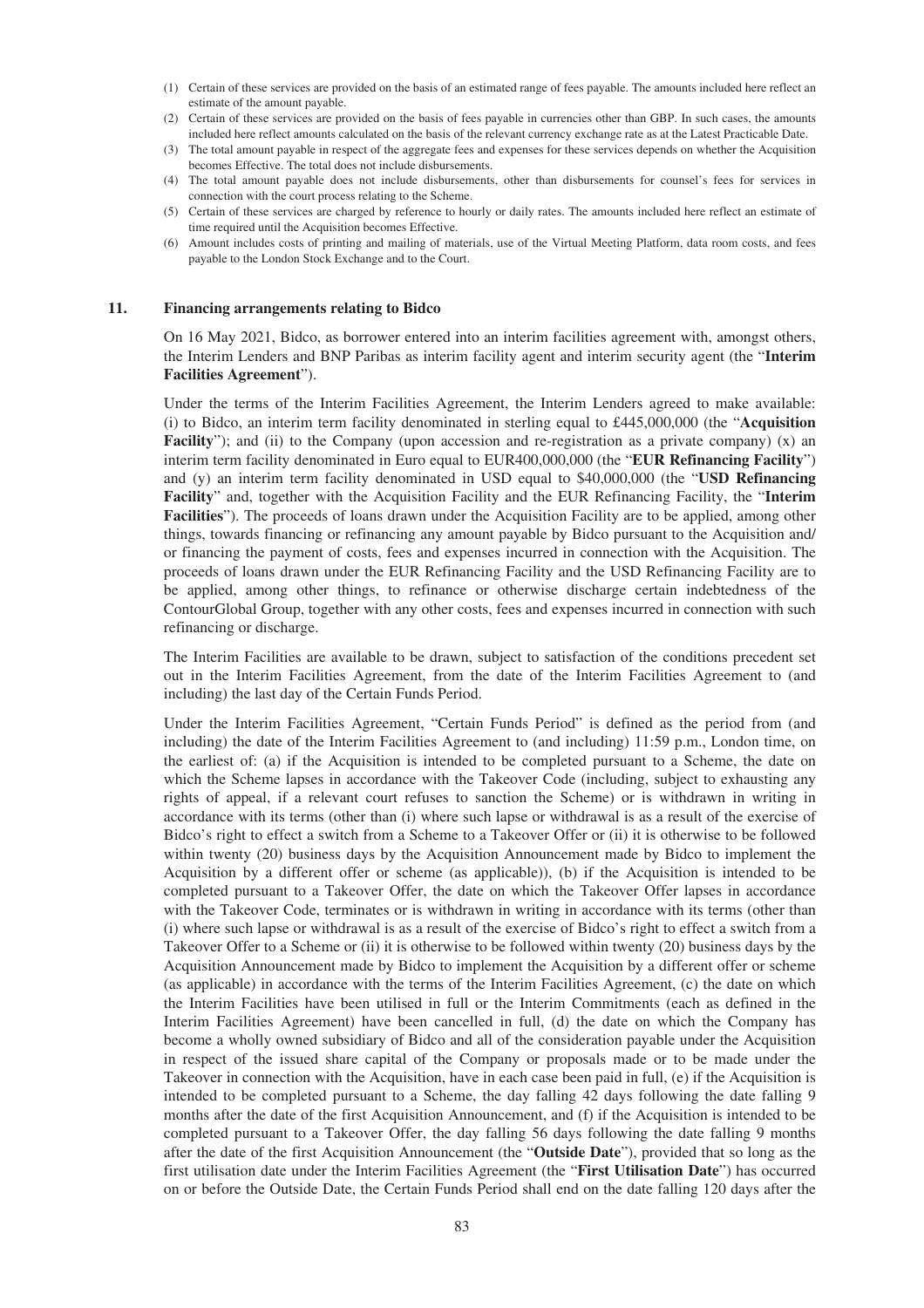(1) Certain of these services are provided on the basis of an estimated range of fees payable. The amounts included here reflect an estimate of the amount payable.

(2) Certain of these services are provided on the basis of fees payable in currencies other than GBP. In such cases, the amounts included here reflect amounts calculated on the basis of the relevant currency exchange rate as at the Latest Practicable Date.

(3) The total amount payable in respect of the aggregate fees and expenses for these services depends on whether the Acquisition becomes Effective. The total does not include disbursements.

(4) The total amount payable does not include disbursements, other than disbursements for counsel's fees for services in connection with the court process relating to the Scheme.

(5) Certain of these services are charged by reference to hourly or daily rates. The amounts included here reflect an estimate of time required until the Acquisition becomes Effective.

(6) Amount includes costs of printing and mailing of materials, use of the Virtual Meeting Platform, data room costs, and fees payable to the London Stock Exchange and to the Court.

## 11. Financing arrangements relating to Bidco

On 16 May 2021, Bidco, as borrower entered into an interim facilities agreement with, amongst others, the Interim Lenders and BNP Paribas as interim facility agent and interim security agent (the "**Interim Facilities Agreement**").

Under the terms of the Interim Facilities Agreement, the Interim Lenders agreed to make available: (i) to Bidco, an interim term facility denominated in sterling equal to £445,000,000 (the "**Acquisition Facility**"); and (ii) to the Company (upon accession and re-registration as a private company) (x) an interim term facility denominated in Euro equal to EUR400,000,000 (the "**EUR Refinancing Facility**") and (y) an interim term facility denominated in USD equal to $40,000,000 (the "**USD Refinancing Facility**" and, together with the Acquisition Facility and the EUR Refinancing Facility, the "**Interim Facilities**"). The proceeds of loans drawn under the Acquisition Facility are to be applied, among other things, towards financing or refinancing any amount payable by Bidco pursuant to the Acquisition and/ or financing the payment of costs, fees and expenses incurred in connection with the Acquisition. The proceeds of loans drawn under the EUR Refinancing Facility and the USD Refinancing Facility are to be applied, among other things, to refinance or otherwise discharge certain indebtedness of the ContourGlobal Group, together with any other costs, fees and expenses incurred in connection with such refinancing or discharge.

The Interim Facilities are available to be drawn, subject to satisfaction of the conditions precedent set out in the Interim Facilities Agreement, from the date of the Interim Facilities Agreement to (and including) the last day of the Certain Funds Period.

Under the Interim Facilities Agreement, "Certain Funds Period" is defined as the period from (and including) the date of the Interim Facilities Agreement to (and including) 11:59 p.m., London time, on the earliest of: (a) if the Acquisition is intended to be completed pursuant to a Scheme, the date on which the Scheme lapses in accordance with the Takeover Code (including, subject to exhausting any rights of appeal, if a relevant court refuses to sanction the Scheme) or is withdrawn in writing in accordance with its terms (other than (i) where such lapse or withdrawal is as a result of the exercise of Bidco's right to effect a switch from a Scheme to a Takeover Offer or (ii) it is otherwise to be followed within twenty (20) business days by the Acquisition Announcement made by Bidco to implement the Acquisition by a different offer or scheme (as applicable)), (b) if the Acquisition is intended to be completed pursuant to a Takeover Offer, the date on which the Takeover Offer lapses in accordance with the Takeover Code, terminates or is withdrawn in writing in accordance with its terms (other than (i) where such lapse or withdrawal is as a result of the exercise of Bidco's right to effect a switch from a Takeover Offer to a Scheme or (ii) it is otherwise to be followed within twenty (20) business days by the Acquisition Announcement made by Bidco to implement the Acquisition by a different offer or scheme (as applicable) in accordance with the terms of the Interim Facilities Agreement, (c) the date on which the Interim Facilities have been utilised in full or the Interim Commitments (each as defined in the Interim Facilities Agreement) have been cancelled in full, (d) the date on which the Company has become a wholly owned subsidiary of Bidco and all of the consideration payable under the Acquisition in respect of the issued share capital of the Company or proposals made or to be made under the Takeover in connection with the Acquisition, have in each case been paid in full, (e) if the Acquisition is intended to be completed pursuant to a Scheme, the day falling 42 days following the date falling 9 months after the date of the first Acquisition Announcement, and (f) if the Acquisition is intended to be completed pursuant to a Takeover Offer, the day falling 56 days following the date falling 9 months after the date of the first Acquisition Announcement (the "**Outside Date**"), provided that so long as the first utilisation date under the Interim Facilities Agreement (the "**First Utilisation Date**") has occurred on or before the Outside Date, the Certain Funds Period shall end on the date falling 120 days after the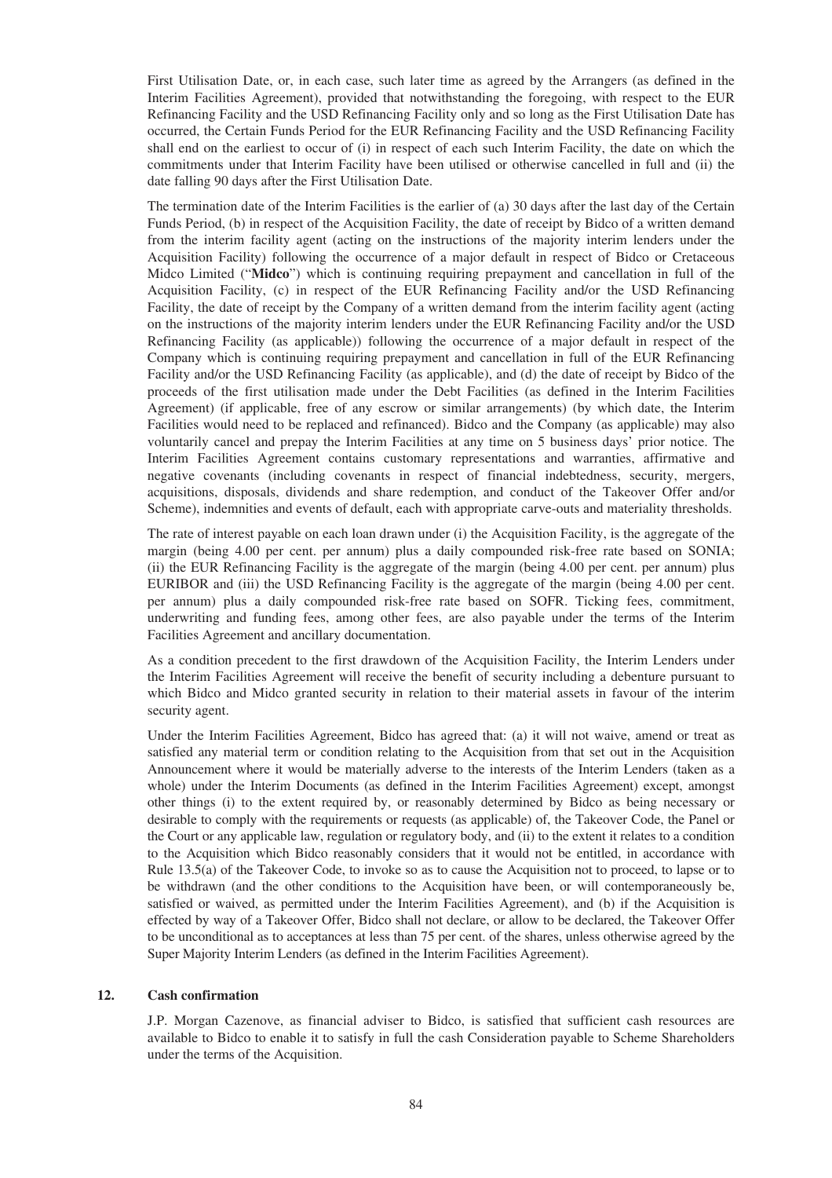First Utilisation Date, or, in each case, such later time as agreed by the Arrangers (as defined in the Interim Facilities Agreement), provided that notwithstanding the foregoing, with respect to the EUR Refinancing Facility and the USD Refinancing Facility only and so long as the First Utilisation Date has occurred, the Certain Funds Period for the EUR Refinancing Facility and the USD Refinancing Facility shall end on the earliest to occur of (i) in respect of each such Interim Facility, the date on which the commitments under that Interim Facility have been utilised or otherwise cancelled in full and (ii) the date falling 90 days after the First Utilisation Date.

The termination date of the Interim Facilities is the earlier of (a) 30 days after the last day of the Certain Funds Period, (b) in respect of the Acquisition Facility, the date of receipt by Bidco of a written demand from the interim facility agent (acting on the instructions of the majority interim lenders under the Acquisition Facility) following the occurrence of a major default in respect of Bidco or Cretaceous Midco Limited ("**Midco**") which is continuing requiring prepayment and cancellation in full of the Acquisition Facility, (c) in respect of the EUR Refinancing Facility and/or the USD Refinancing Facility, the date of receipt by the Company of a written demand from the interim facility agent (acting on the instructions of the majority interim lenders under the EUR Refinancing Facility and/or the USD Refinancing Facility (as applicable)) following the occurrence of a major default in respect of the Company which is continuing requiring prepayment and cancellation in full of the EUR Refinancing Facility and/or the USD Refinancing Facility (as applicable), and (d) the date of receipt by Bidco of the proceeds of the first utilisation made under the Debt Facilities (as defined in the Interim Facilities Agreement) (if applicable, free of any escrow or similar arrangements) (by which date, the Interim Facilities would need to be replaced and refinanced). Bidco and the Company (as applicable) may also voluntarily cancel and prepay the Interim Facilities at any time on 5 business days' prior notice. The Interim Facilities Agreement contains customary representations and warranties, affirmative and negative covenants (including covenants in respect of financial indebtedness, security, mergers, acquisitions, disposals, dividends and share redemption, and conduct of the Takeover Offer and/or Scheme), indemnities and events of default, each with appropriate carve-outs and materiality thresholds.

The rate of interest payable on each loan drawn under (i) the Acquisition Facility, is the aggregate of the margin (being 4.00 per cent. per annum) plus a daily compounded risk-free rate based on SONIA; (ii) the EUR Refinancing Facility is the aggregate of the margin (being 4.00 per cent. per annum) plus EURIBOR and (iii) the USD Refinancing Facility is the aggregate of the margin (being 4.00 per cent. per annum) plus a daily compounded risk-free rate based on SOFR. Ticking fees, commitment, underwriting and funding fees, among other fees, are also payable under the terms of the Interim Facilities Agreement and ancillary documentation.

As a condition precedent to the first drawdown of the Acquisition Facility, the Interim Lenders under the Interim Facilities Agreement will receive the benefit of security including a debenture pursuant to which Bidco and Midco granted security in relation to their material assets in favour of the interim security agent.

Under the Interim Facilities Agreement, Bidco has agreed that: (a) it will not waive, amend or treat as satisfied any material term or condition relating to the Acquisition from that set out in the Acquisition Announcement where it would be materially adverse to the interests of the Interim Lenders (taken as a whole) under the Interim Documents (as defined in the Interim Facilities Agreement) except, amongst other things (i) to the extent required by, or reasonably determined by Bidco as being necessary or desirable to comply with the requirements or requests (as applicable) of, the Takeover Code, the Panel or the Court or any applicable law, regulation or regulatory body, and (ii) to the extent it relates to a condition to the Acquisition which Bidco reasonably considers that it would not be entitled, in accordance with Rule 13.5(a) of the Takeover Code, to invoke so as to cause the Acquisition not to proceed, to lapse or to be withdrawn (and the other conditions to the Acquisition have been, or will contemporaneously be, satisfied or waived, as permitted under the Interim Facilities Agreement), and (b) if the Acquisition is effected by way of a Takeover Offer, Bidco shall not declare, or allow to be declared, the Takeover Offer to be unconditional as to acceptances at less than 75 per cent. of the shares, unless otherwise agreed by the Super Majority Interim Lenders (as defined in the Interim Facilities Agreement).

## 12. Cash confirmation

J.P. Morgan Cazenove, as financial adviser to Bidco, is satisfied that sufficient cash resources are available to Bidco to enable it to satisfy in full the cash Consideration payable to Scheme Shareholders under the terms of the Acquisition.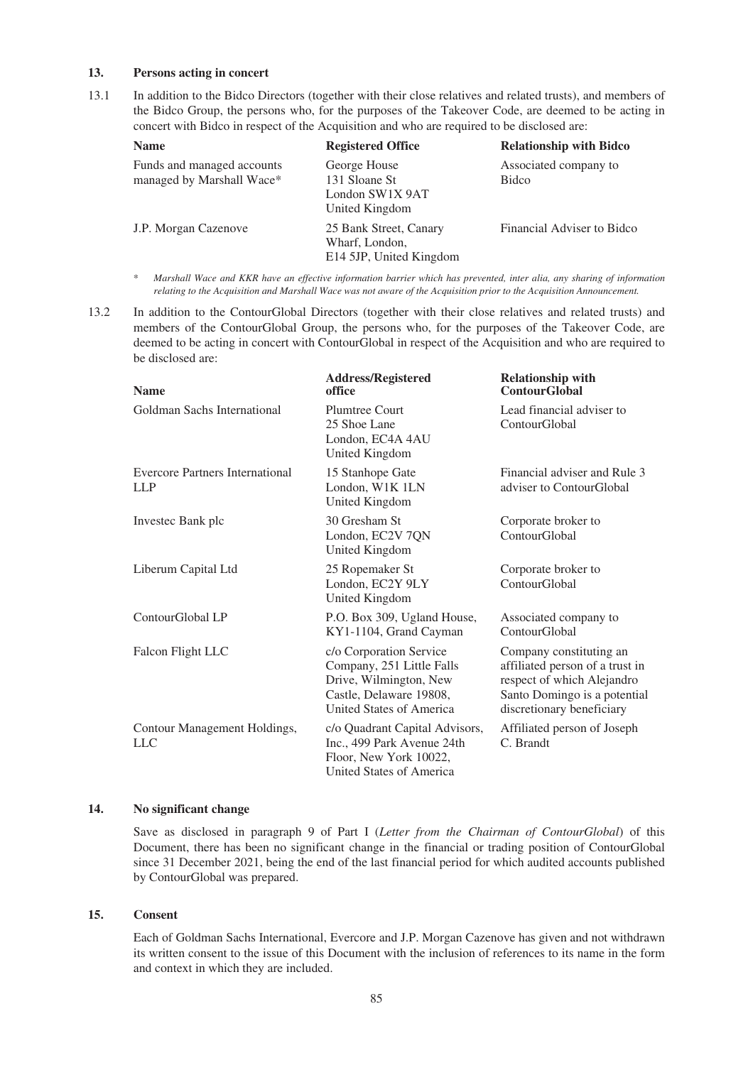## 13. Persons acting in concert

13.1 In addition to the Bidco Directors (together with their close relatives and related trusts), and members of the Bidco Group, the persons who, for the purposes of the Takeover Code, are deemed to be acting in concert with Bidco in respect of the Acquisition and who are required to be disclosed are:

| Name | Registered Office | Relationship with Bidco |
|---|---|---|
| Funds and managed accounts managed by Marshall Wace* | George House 131 Sloane St London SW1X 9AT United Kingdom | Associated company to Bidco |
| J.P. Morgan Cazenove | 25 Bank Street, Canary Wharf, London, E14 5JP, United Kingdom | Financial Adviser to Bidco |

\* *Marshall Wace and KKR have an effective information barrier which has prevented, inter alia, any sharing of information relating to the Acquisition and Marshall Wace was not aware of the Acquisition prior to the Acquisition Announcement.*

13.2 In addition to the ContourGlobal Directors (together with their close relatives and related trusts) and members of the ContourGlobal Group, the persons who, for the purposes of the Takeover Code, are deemed to be acting in concert with ContourGlobal in respect of the Acquisition and who are required to be disclosed are:

| Name | Address/Registered office | Relationship with ContourGlobal |
|---|---|---|
| Goldman Sachs International | Plumtree Court 25 Shoe Lane London, EC4A 4AU United Kingdom | Lead financial adviser to ContourGlobal |
| Evercore Partners International LLP | 15 Stanhope Gate London, W1K 1LN United Kingdom | Financial adviser and Rule 3 adviser to ContourGlobal |
| Investec Bank plc | 30 Gresham St London, EC2V 7QN United Kingdom | Corporate broker to ContourGlobal |
| Liberum Capital Ltd | 25 Ropemaker St London, EC2Y 9LY United Kingdom | Corporate broker to ContourGlobal |
| ContourGlobal LP | P.O. Box 309, Ugland House, KY1-1104, Grand Cayman | Associated company to ContourGlobal |
| Falcon Flight LLC | c/o Corporation Service Company, 251 Little Falls Drive, Wilmington, New Castle, Delaware 19808, United States of America | Company constituting an affiliated person of a trust in respect of which Alejandro Santo Domingo is a potential discretionary beneficiary |
| Contour Management Holdings, LLC | c/o Quadrant Capital Advisors, Inc., 499 Park Avenue 24th Floor, New York 10022, United States of America | Affiliated person of Joseph C. Brandt |

## 14. No significant change

Save as disclosed in paragraph 9 of Part I (*Letter from the Chairman of ContourGlobal*) of this Document, there has been no significant change in the financial or trading position of ContourGlobal since 31 December 2021, being the end of the last financial period for which audited accounts published by ContourGlobal was prepared.

## 15. Consent

Each of Goldman Sachs International, Evercore and J.P. Morgan Cazenove has given and not withdrawn its written consent to the issue of this Document with the inclusion of references to its name in the form and context in which they are included.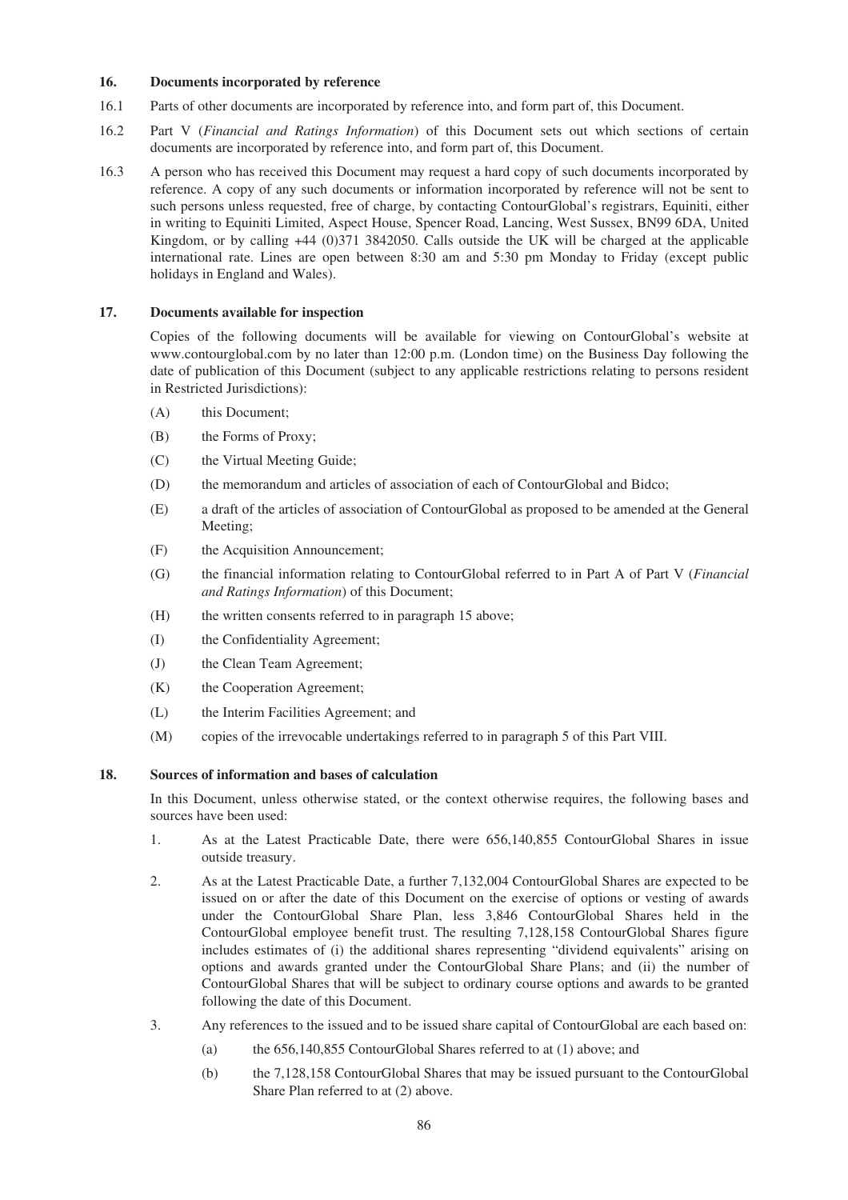## 16. Documents incorporated by reference

16.1 Parts of other documents are incorporated by reference into, and form part of, this Document.

16.2 Part V (*Financial and Ratings Information*) of this Document sets out which sections of certain documents are incorporated by reference into, and form part of, this Document.

16.3 A person who has received this Document may request a hard copy of such documents incorporated by reference. A copy of any such documents or information incorporated by reference will not be sent to such persons unless requested, free of charge, by contacting ContourGlobal's registrars, Equiniti, either in writing to Equiniti Limited, Aspect House, Spencer Road, Lancing, West Sussex, BN99 6DA, United Kingdom, or by calling +44 (0)371 3842050. Calls outside the UK will be charged at the applicable international rate. Lines are open between 8:30 am and 5:30 pm Monday to Friday (except public holidays in England and Wales).

## 17. Documents available for inspection

Copies of the following documents will be available for viewing on ContourGlobal's website at www.contourglobal.com by no later than 12:00 p.m. (London time) on the Business Day following the date of publication of this Document (subject to any applicable restrictions relating to persons resident in Restricted Jurisdictions):

(A) this Document;

(B) the Forms of Proxy;

(C) the Virtual Meeting Guide;

(D) the memorandum and articles of association of each of ContourGlobal and Bidco;

(E) a draft of the articles of association of ContourGlobal as proposed to be amended at the General Meeting;

(F) the Acquisition Announcement;

(G) the financial information relating to ContourGlobal referred to in Part A of Part V (*Financial and Ratings Information*) of this Document;

(H) the written consents referred to in paragraph 15 above;

(I) the Confidentiality Agreement;

(J) the Clean Team Agreement;

(K) the Cooperation Agreement;

(L) the Interim Facilities Agreement; and

(M) copies of the irrevocable undertakings referred to in paragraph 5 of this Part VIII.

## 18. Sources of information and bases of calculation

In this Document, unless otherwise stated, or the context otherwise requires, the following bases and sources have been used:

1. As at the Latest Practicable Date, there were 656,140,855 ContourGlobal Shares in issue outside treasury.

2. As at the Latest Practicable Date, a further 7,132,004 ContourGlobal Shares are expected to be issued on or after the date of this Document on the exercise of options or vesting of awards under the ContourGlobal Share Plan, less 3,846 ContourGlobal Shares held in the ContourGlobal employee benefit trust. The resulting 7,128,158 ContourGlobal Shares figure includes estimates of (i) the additional shares representing "dividend equivalents" arising on options and awards granted under the ContourGlobal Share Plans; and (ii) the number of ContourGlobal Shares that will be subject to ordinary course options and awards to be granted following the date of this Document.

3. Any references to the issued and to be issued share capital of ContourGlobal are each based on:

   (a) the 656,140,855 ContourGlobal Shares referred to at (1) above; and

   (b) the 7,128,158 ContourGlobal Shares that may be issued pursuant to the ContourGlobal Share Plan referred to at (2) above.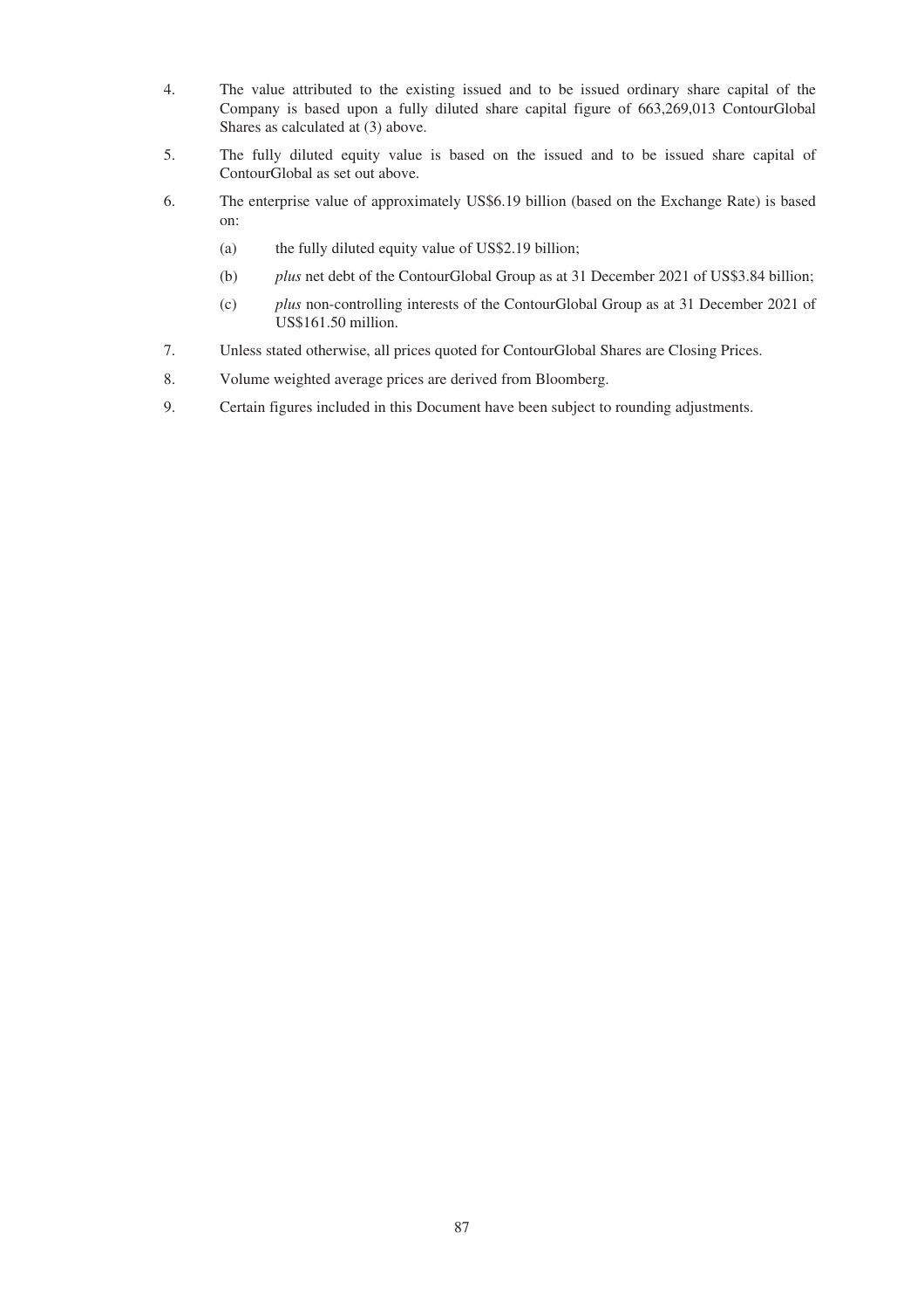4. The value attributed to the existing issued and to be issued ordinary share capital of the Company is based upon a fully diluted share capital figure of 663,269,013 ContourGlobal Shares as calculated at (3) above.

5. The fully diluted equity value is based on the issued and to be issued share capital of ContourGlobal as set out above.

6. The enterprise value of approximately US$6.19 billion (based on the Exchange Rate) is based on:

   (a) the fully diluted equity value of US$2.19 billion;

   (b) *plus* net debt of the ContourGlobal Group as at 31 December 2021 of US$3.84 billion;

   (c) *plus* non-controlling interests of the ContourGlobal Group as at 31 December 2021 of US$161.50 million.

7. Unless stated otherwise, all prices quoted for ContourGlobal Shares are Closing Prices.

8. Volume weighted average prices are derived from Bloomberg.

9. Certain figures included in this Document have been subject to rounding adjustments.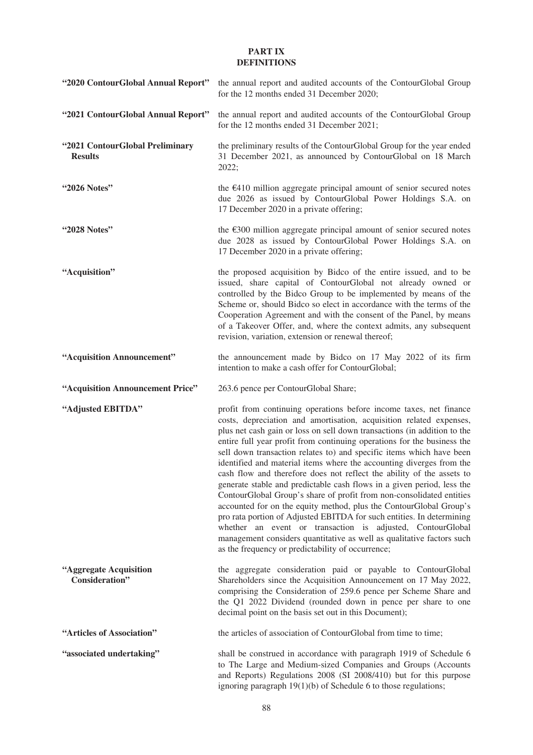# PART IX
# DEFINITIONS

| | |
|---|---|
| **"2020 ContourGlobal Annual Report"** | the annual report and audited accounts of the ContourGlobal Group for the 12 months ended 31 December 2020; |
| **"2021 ContourGlobal Annual Report"** | the annual report and audited accounts of the ContourGlobal Group for the 12 months ended 31 December 2021; |
| **"2021 ContourGlobal Preliminary Results** | the preliminary results of the ContourGlobal Group for the year ended 31 December 2021, as announced by ContourGlobal on 18 March 2022; |
| **"2026 Notes"** | the €410 million aggregate principal amount of senior secured notes due 2026 as issued by ContourGlobal Power Holdings S.A. on 17 December 2020 in a private offering; |
| **"2028 Notes"** | the €300 million aggregate principal amount of senior secured notes due 2028 as issued by ContourGlobal Power Holdings S.A. on 17 December 2020 in a private offering; |
| **"Acquisition"** | the proposed acquisition by Bidco of the entire issued, and to be issued, share capital of ContourGlobal not already owned or controlled by the Bidco Group to be implemented by means of the Scheme or, should Bidco so elect in accordance with the terms of the Cooperation Agreement and with the consent of the Panel, by means of a Takeover Offer, and, where the context admits, any subsequent revision, variation, extension or renewal thereof; |
| **"Acquisition Announcement"** | the announcement made by Bidco on 17 May 2022 of its firm intention to make a cash offer for ContourGlobal; |
| **"Acquisition Announcement Price"** | 263.6 pence per ContourGlobal Share; |
| **"Adjusted EBITDA"** | profit from continuing operations before income taxes, net finance costs, depreciation and amortisation, acquisition related expenses, plus net cash gain or loss on sell down transactions (in addition to the entire full year profit from continuing operations for the business the sell down transaction relates to) and specific items which have been identified and material items where the accounting diverges from the cash flow and therefore does not reflect the ability of the assets to generate stable and predictable cash flows in a given period, less the ContourGlobal Group's share of profit from non-consolidated entities accounted for on the equity method, plus the ContourGlobal Group's pro rata portion of Adjusted EBITDA for such entities. In determining whether an event or transaction is adjusted, ContourGlobal management considers quantitative as well as qualitative factors such as the frequency or predictability of occurrence; |
| **"Aggregate Acquisition Consideration"** | the aggregate consideration paid or payable to ContourGlobal Shareholders since the Acquisition Announcement on 17 May 2022, comprising the Consideration of 259.6 pence per Scheme Share and the Q1 2022 Dividend (rounded down in pence per share to one decimal point on the basis set out in this Document); |
| **"Articles of Association"** | the articles of association of ContourGlobal from time to time; |
| **"associated undertaking"** | shall be construed in accordance with paragraph 1919 of Schedule 6 to The Large and Medium-sized Companies and Groups (Accounts and Reports) Regulations 2008 (SI 2008/410) but for this purpose ignoring paragraph 19(1)(b) of Schedule 6 to those regulations; |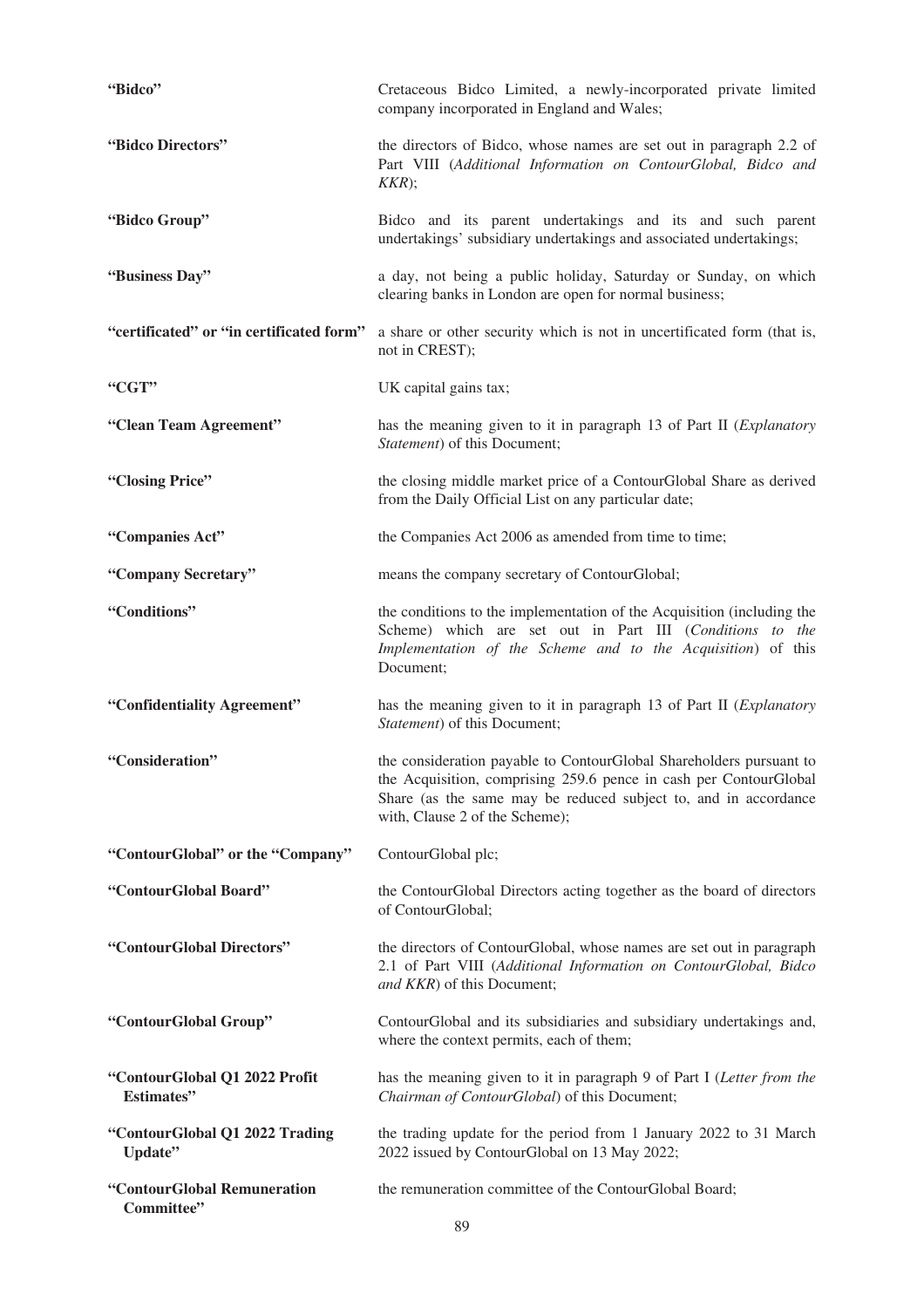| | |
|---|---|
| **"Bidco"** | Cretaceous Bidco Limited, a newly-incorporated private limited company incorporated in England and Wales; |
| **"Bidco Directors"** | the directors of Bidco, whose names are set out in paragraph 2.2 of Part VIII (*Additional Information on ContourGlobal, Bidco and KKR*); |
| **"Bidco Group"** | Bidco and its parent undertakings and its and such parent undertakings' subsidiary undertakings and associated undertakings; |
| **"Business Day"** | a day, not being a public holiday, Saturday or Sunday, on which clearing banks in London are open for normal business; |
| **"certificated" or "in certificated form"** | a share or other security which is not in uncertificated form (that is, not in CREST); |
| **"CGT"** | UK capital gains tax; |
| **"Clean Team Agreement"** | has the meaning given to it in paragraph 13 of Part II (*Explanatory Statement*) of this Document; |
| **"Closing Price"** | the closing middle market price of a ContourGlobal Share as derived from the Daily Official List on any particular date; |
| **"Companies Act"** | the Companies Act 2006 as amended from time to time; |
| **"Company Secretary"** | means the company secretary of ContourGlobal; |
| **"Conditions"** | the conditions to the implementation of the Acquisition (including the Scheme) which are set out in Part III (*Conditions to the Implementation of the Scheme and to the Acquisition*) of this Document; |
| **"Confidentiality Agreement"** | has the meaning given to it in paragraph 13 of Part II (*Explanatory Statement*) of this Document; |
| **"Consideration"** | the consideration payable to ContourGlobal Shareholders pursuant to the Acquisition, comprising 259.6 pence in cash per ContourGlobal Share (as the same may be reduced subject to, and in accordance with, Clause 2 of the Scheme); |
| **"ContourGlobal" or the "Company"** | ContourGlobal plc; |
| **"ContourGlobal Board"** | the ContourGlobal Directors acting together as the board of directors of ContourGlobal; |
| **"ContourGlobal Directors"** | the directors of ContourGlobal, whose names are set out in paragraph 2.1 of Part VIII (*Additional Information on ContourGlobal, Bidco and KKR*) of this Document; |
| **"ContourGlobal Group"** | ContourGlobal and its subsidiaries and subsidiary undertakings and, where the context permits, each of them; |
| **"ContourGlobal Q1 2022 Profit Estimates"** | has the meaning given to it in paragraph 9 of Part I (*Letter from the Chairman of ContourGlobal*) of this Document; |
| **"ContourGlobal Q1 2022 Trading Update"** | the trading update for the period from 1 January 2022 to 31 March 2022 issued by ContourGlobal on 13 May 2022; |
| **"ContourGlobal Remuneration Committee"** | the remuneration committee of the ContourGlobal Board; |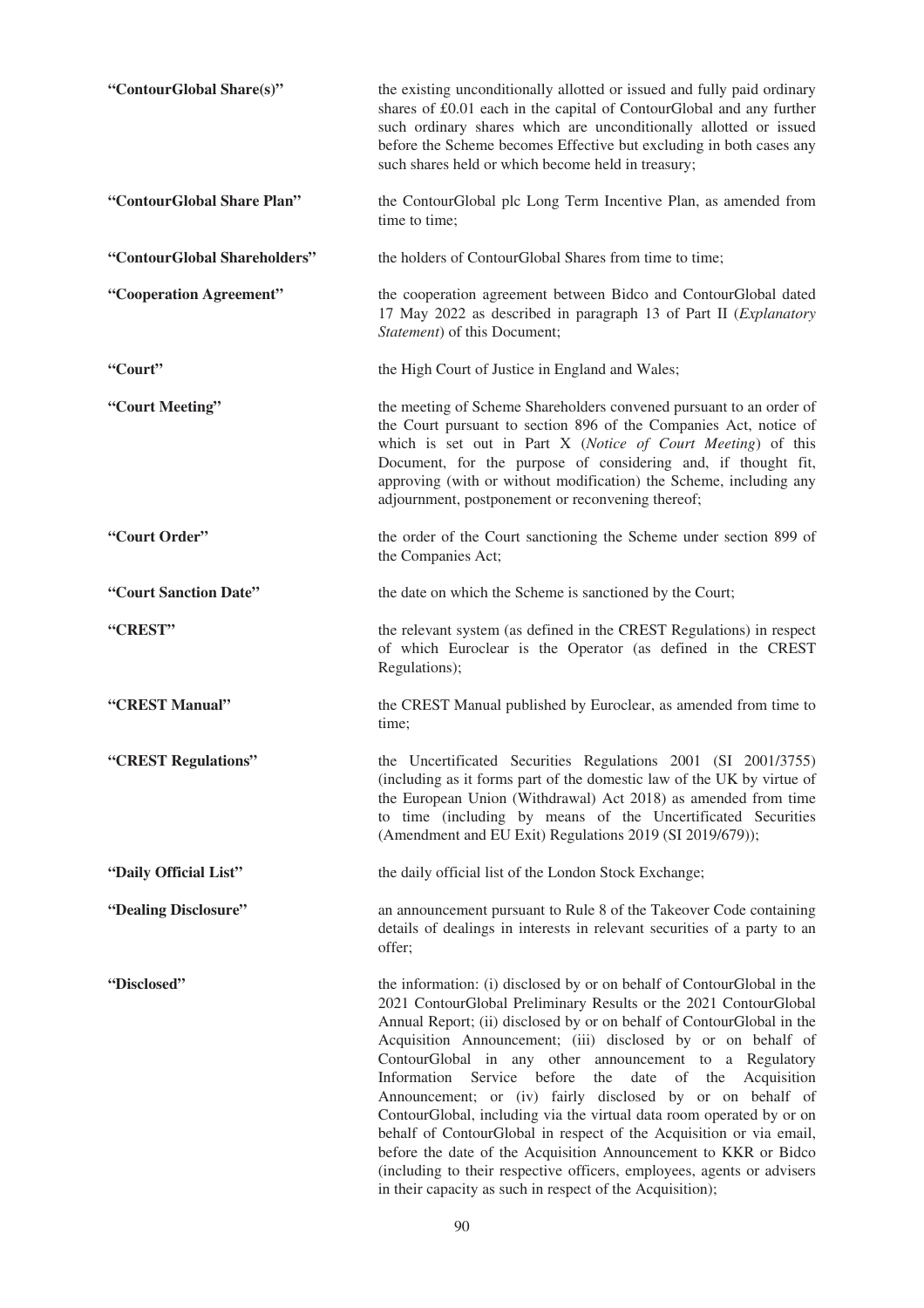**"ContourGlobal Share(s)"** the existing unconditionally allotted or issued and fully paid ordinary shares of £0.01 each in the capital of ContourGlobal and any further such ordinary shares which are unconditionally allotted or issued before the Scheme becomes Effective but excluding in both cases any such shares held or which become held in treasury;

**"ContourGlobal Share Plan"** the ContourGlobal plc Long Term Incentive Plan, as amended from time to time;

**"ContourGlobal Shareholders"** the holders of ContourGlobal Shares from time to time;

**"Cooperation Agreement"** the cooperation agreement between Bidco and ContourGlobal dated 17 May 2022 as described in paragraph 13 of Part II (*Explanatory Statement*) of this Document;

**"Court"** the High Court of Justice in England and Wales;

**"Court Meeting"** the meeting of Scheme Shareholders convened pursuant to an order of the Court pursuant to section 896 of the Companies Act, notice of which is set out in Part X (*Notice of Court Meeting*) of this Document, for the purpose of considering and, if thought fit, approving (with or without modification) the Scheme, including any adjournment, postponement or reconvening thereof;

**"Court Order"** the order of the Court sanctioning the Scheme under section 899 of the Companies Act;

**"Court Sanction Date"** the date on which the Scheme is sanctioned by the Court;

**"CREST"** the relevant system (as defined in the CREST Regulations) in respect of which Euroclear is the Operator (as defined in the CREST Regulations);

**"CREST Manual"** the CREST Manual published by Euroclear, as amended from time to time;

**"CREST Regulations"** the Uncertificated Securities Regulations 2001 (SI 2001/3755) (including as it forms part of the domestic law of the UK by virtue of the European Union (Withdrawal) Act 2018) as amended from time to time (including by means of the Uncertificated Securities (Amendment and EU Exit) Regulations 2019 (SI 2019/679));

**"Daily Official List"** the daily official list of the London Stock Exchange;

**"Dealing Disclosure"** an announcement pursuant to Rule 8 of the Takeover Code containing details of dealings in interests in relevant securities of a party to an offer;

**"Disclosed"** the information: (i) disclosed by or on behalf of ContourGlobal in the 2021 ContourGlobal Preliminary Results or the 2021 ContourGlobal Annual Report; (ii) disclosed by or on behalf of ContourGlobal in the Acquisition Announcement; (iii) disclosed by or on behalf of ContourGlobal in any other announcement to a Regulatory Information Service before the date of the Acquisition Announcement; or (iv) fairly disclosed by or on behalf of ContourGlobal, including via the virtual data room operated by or on behalf of ContourGlobal in respect of the Acquisition or via email, before the date of the Acquisition Announcement to KKR or Bidco (including to their respective officers, employees, agents or advisers in their capacity as such in respect of the Acquisition);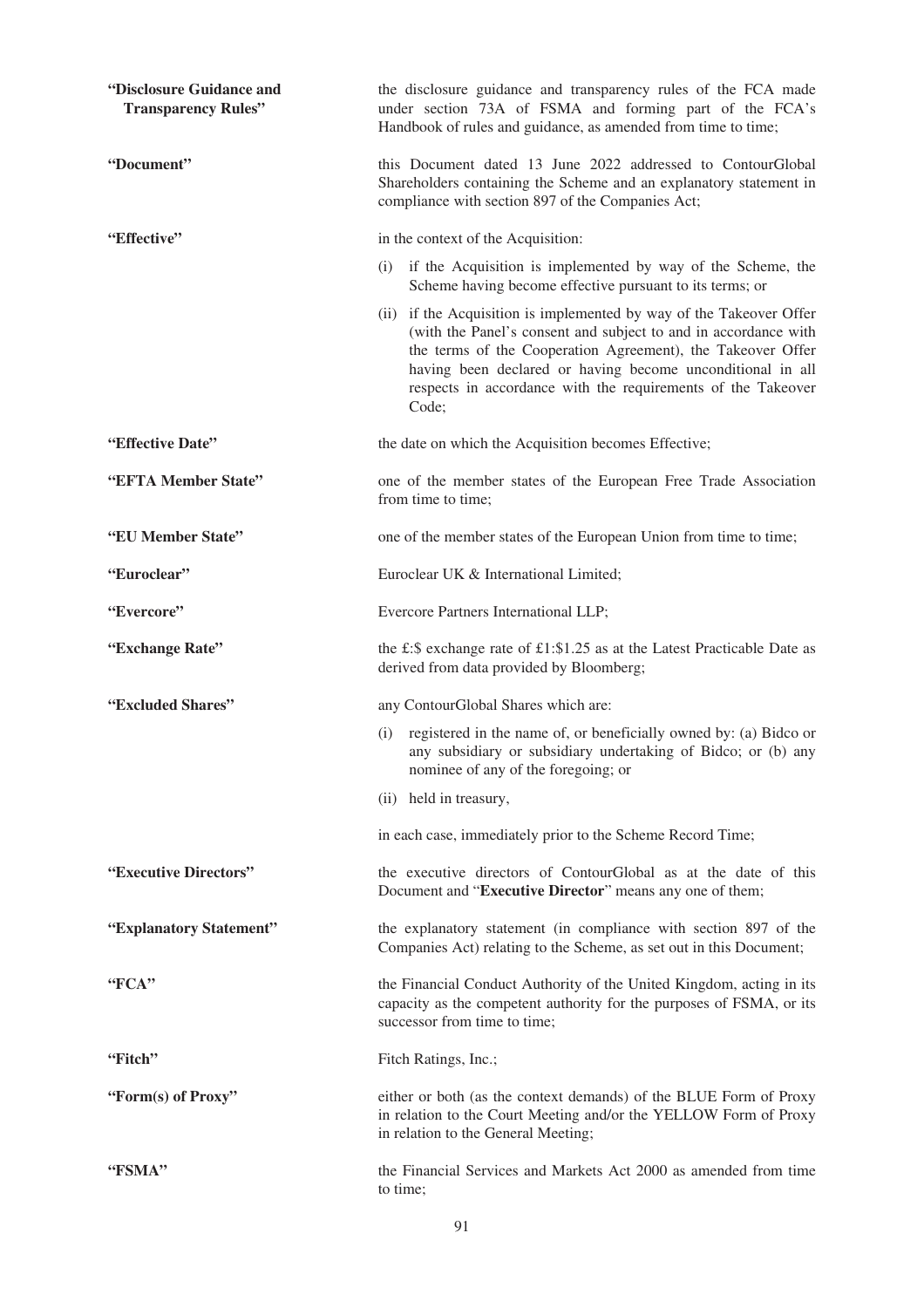| | |
|---|---|
| **"Disclosure Guidance and Transparency Rules"** | the disclosure guidance and transparency rules of the FCA made under section 73A of FSMA and forming part of the FCA's Handbook of rules and guidance, as amended from time to time; |
| **"Document"** | this Document dated 13 June 2022 addressed to ContourGlobal Shareholders containing the Scheme and an explanatory statement in compliance with section 897 of the Companies Act; |
| **"Effective"** | in the context of the Acquisition:<br>(i) if the Acquisition is implemented by way of the Scheme, the Scheme having become effective pursuant to its terms; or<br>(ii) if the Acquisition is implemented by way of the Takeover Offer (with the Panel's consent and subject to and in accordance with the terms of the Cooperation Agreement), the Takeover Offer having been declared or having become unconditional in all respects in accordance with the requirements of the Takeover Code; |
| **"Effective Date"** | the date on which the Acquisition becomes Effective; |
| **"EFTA Member State"** | one of the member states of the European Free Trade Association from time to time; |
| **"EU Member State"** | one of the member states of the European Union from time to time; |
| **"Euroclear"** | Euroclear UK & International Limited; |
| **"Evercore"** | Evercore Partners International LLP; |
| **"Exchange Rate"** | the £:$ exchange rate of £1:$1.25 as at the Latest Practicable Date as derived from data provided by Bloomberg; |
| **"Excluded Shares"** | any ContourGlobal Shares which are:<br>(i) registered in the name of, or beneficially owned by: (a) Bidco or any subsidiary or subsidiary undertaking of Bidco; or (b) any nominee of any of the foregoing; or<br>(ii) held in treasury,<br>in each case, immediately prior to the Scheme Record Time; |
| **"Executive Directors"** | the executive directors of ContourGlobal as at the date of this Document and "**Executive Director**" means any one of them; |
| **"Explanatory Statement"** | the explanatory statement (in compliance with section 897 of the Companies Act) relating to the Scheme, as set out in this Document; |
| **"FCA"** | the Financial Conduct Authority of the United Kingdom, acting in its capacity as the competent authority for the purposes of FSMA, or its successor from time to time; |
| **"Fitch"** | Fitch Ratings, Inc.; |
| **"Form(s) of Proxy"** | either or both (as the context demands) of the BLUE Form of Proxy in relation to the Court Meeting and/or the YELLOW Form of Proxy in relation to the General Meeting; |
| **"FSMA"** | the Financial Services and Markets Act 2000 as amended from time to time; |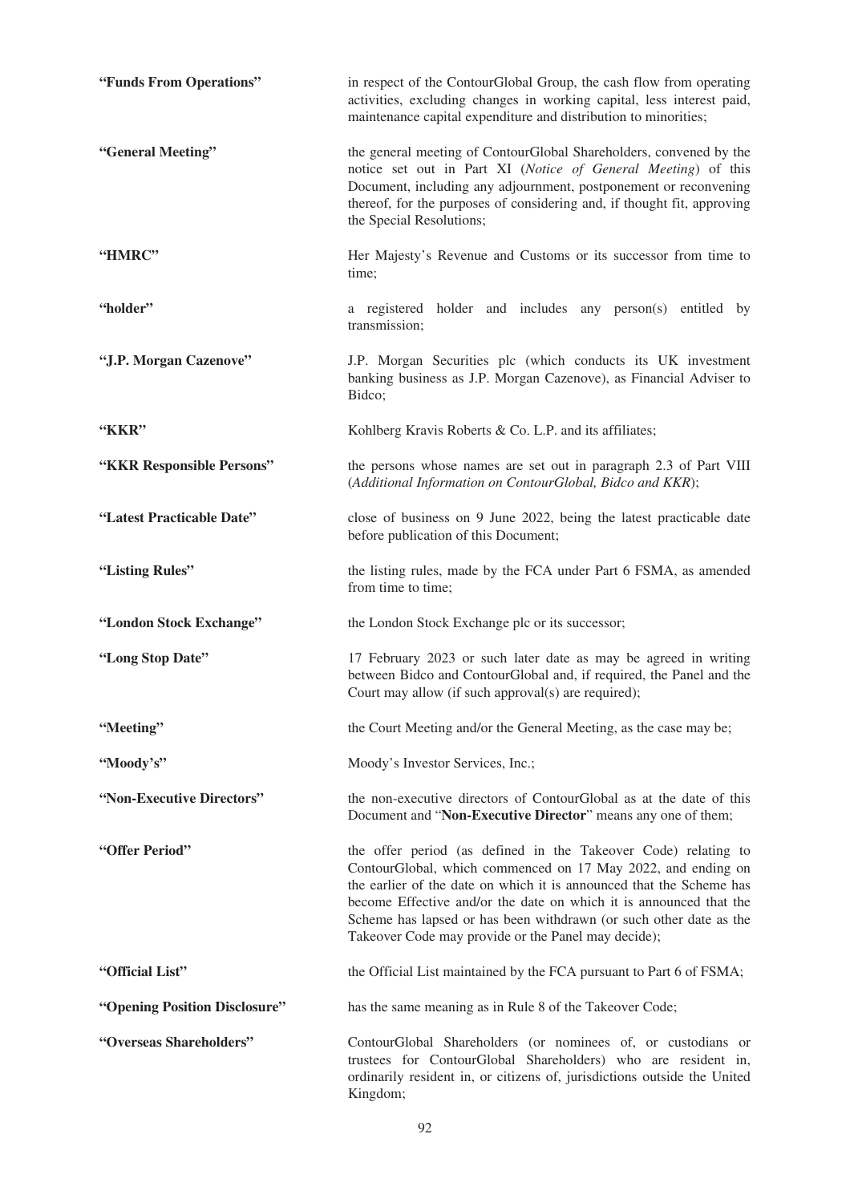| | |
|---|---|
| **"Funds From Operations"** | in respect of the ContourGlobal Group, the cash flow from operating activities, excluding changes in working capital, less interest paid, maintenance capital expenditure and distribution to minorities; |
| **"General Meeting"** | the general meeting of ContourGlobal Shareholders, convened by the notice set out in Part XI (*Notice of General Meeting*) of this Document, including any adjournment, postponement or reconvening thereof, for the purposes of considering and, if thought fit, approving the Special Resolutions; |
| **"HMRC"** | Her Majesty's Revenue and Customs or its successor from time to time; |
| **"holder"** | a registered holder and includes any person(s) entitled by transmission; |
| **"J.P. Morgan Cazenove"** | J.P. Morgan Securities plc (which conducts its UK investment banking business as J.P. Morgan Cazenove), as Financial Adviser to Bidco; |
| **"KKR"** | Kohlberg Kravis Roberts & Co. L.P. and its affiliates; |
| **"KKR Responsible Persons"** | the persons whose names are set out in paragraph 2.3 of Part VIII (*Additional Information on ContourGlobal, Bidco and KKR*); |
| **"Latest Practicable Date"** | close of business on 9 June 2022, being the latest practicable date before publication of this Document; |
| **"Listing Rules"** | the listing rules, made by the FCA under Part 6 FSMA, as amended from time to time; |
| **"London Stock Exchange"** | the London Stock Exchange plc or its successor; |
| **"Long Stop Date"** | 17 February 2023 or such later date as may be agreed in writing between Bidco and ContourGlobal and, if required, the Panel and the Court may allow (if such approval(s) are required); |
| **"Meeting"** | the Court Meeting and/or the General Meeting, as the case may be; |
| **"Moody's"** | Moody's Investor Services, Inc.; |
| **"Non-Executive Directors"** | the non-executive directors of ContourGlobal as at the date of this Document and "**Non-Executive Director**" means any one of them; |
| **"Offer Period"** | the offer period (as defined in the Takeover Code) relating to ContourGlobal, which commenced on 17 May 2022, and ending on the earlier of the date on which it is announced that the Scheme has become Effective and/or the date on which it is announced that the Scheme has lapsed or has been withdrawn (or such other date as the Takeover Code may provide or the Panel may decide); |
| **"Official List"** | the Official List maintained by the FCA pursuant to Part 6 of FSMA; |
| **"Opening Position Disclosure"** | has the same meaning as in Rule 8 of the Takeover Code; |
| **"Overseas Shareholders"** | ContourGlobal Shareholders (or nominees of, or custodians or trustees for ContourGlobal Shareholders) who are resident in, ordinarily resident in, or citizens of, jurisdictions outside the United Kingdom; |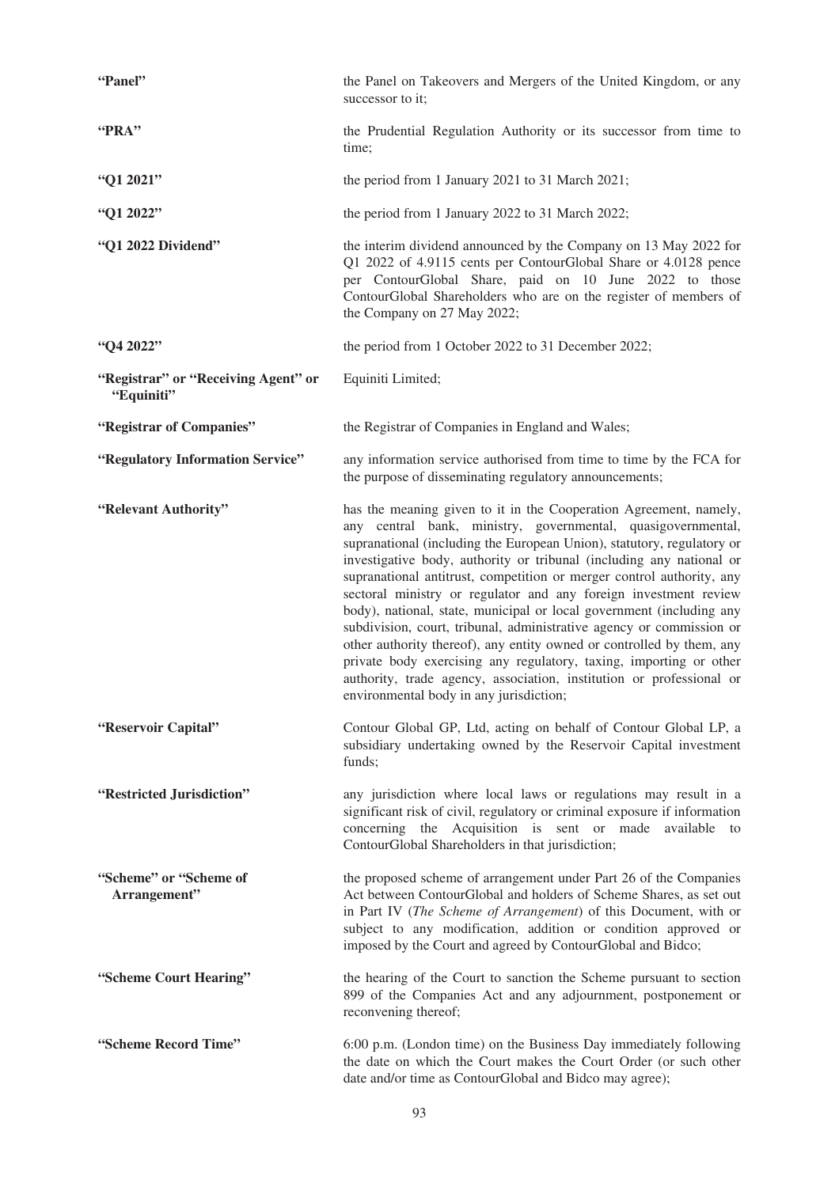| | |
|---|---|
| **"Panel"** | the Panel on Takeovers and Mergers of the United Kingdom, or any successor to it; |
| **"PRA"** | the Prudential Regulation Authority or its successor from time to time; |
| **"Q1 2021"** | the period from 1 January 2021 to 31 March 2021; |
| **"Q1 2022"** | the period from 1 January 2022 to 31 March 2022; |
| **"Q1 2022 Dividend"** | the interim dividend announced by the Company on 13 May 2022 for Q1 2022 of 4.9115 cents per ContourGlobal Share or 4.0128 pence per ContourGlobal Share, paid on 10 June 2022 to those ContourGlobal Shareholders who are on the register of members of the Company on 27 May 2022; |
| **"Q4 2022"** | the period from 1 October 2022 to 31 December 2022; |
| **"Registrar" or "Receiving Agent" or "Equiniti"** | Equiniti Limited; |
| **"Registrar of Companies"** | the Registrar of Companies in England and Wales; |
| **"Regulatory Information Service"** | any information service authorised from time to time by the FCA for the purpose of disseminating regulatory announcements; |
| **"Relevant Authority"** | has the meaning given to it in the Cooperation Agreement, namely, any central bank, ministry, governmental, quasigovernmental, supranational (including the European Union), statutory, regulatory or investigative body, authority or tribunal (including any national or supranational antitrust, competition or merger control authority, any sectoral ministry or regulator and any foreign investment review body), national, state, municipal or local government (including any subdivision, court, tribunal, administrative agency or commission or other authority thereof), any entity owned or controlled by them, any private body exercising any regulatory, taxing, importing or other authority, trade agency, association, institution or professional or environmental body in any jurisdiction; |
| **"Reservoir Capital"** | Contour Global GP, Ltd, acting on behalf of Contour Global LP, a subsidiary undertaking owned by the Reservoir Capital investment funds; |
| **"Restricted Jurisdiction"** | any jurisdiction where local laws or regulations may result in a significant risk of civil, regulatory or criminal exposure if information concerning the Acquisition is sent or made available to ContourGlobal Shareholders in that jurisdiction; |
| **"Scheme" or "Scheme of Arrangement"** | the proposed scheme of arrangement under Part 26 of the Companies Act between ContourGlobal and holders of Scheme Shares, as set out in Part IV (*The Scheme of Arrangement*) of this Document, with or subject to any modification, addition or condition approved or imposed by the Court and agreed by ContourGlobal and Bidco; |
| **"Scheme Court Hearing"** | the hearing of the Court to sanction the Scheme pursuant to section 899 of the Companies Act and any adjournment, postponement or reconvening thereof; |
| **"Scheme Record Time"** | 6:00 p.m. (London time) on the Business Day immediately following the date on which the Court makes the Court Order (or such other date and/or time as ContourGlobal and Bidco may agree); |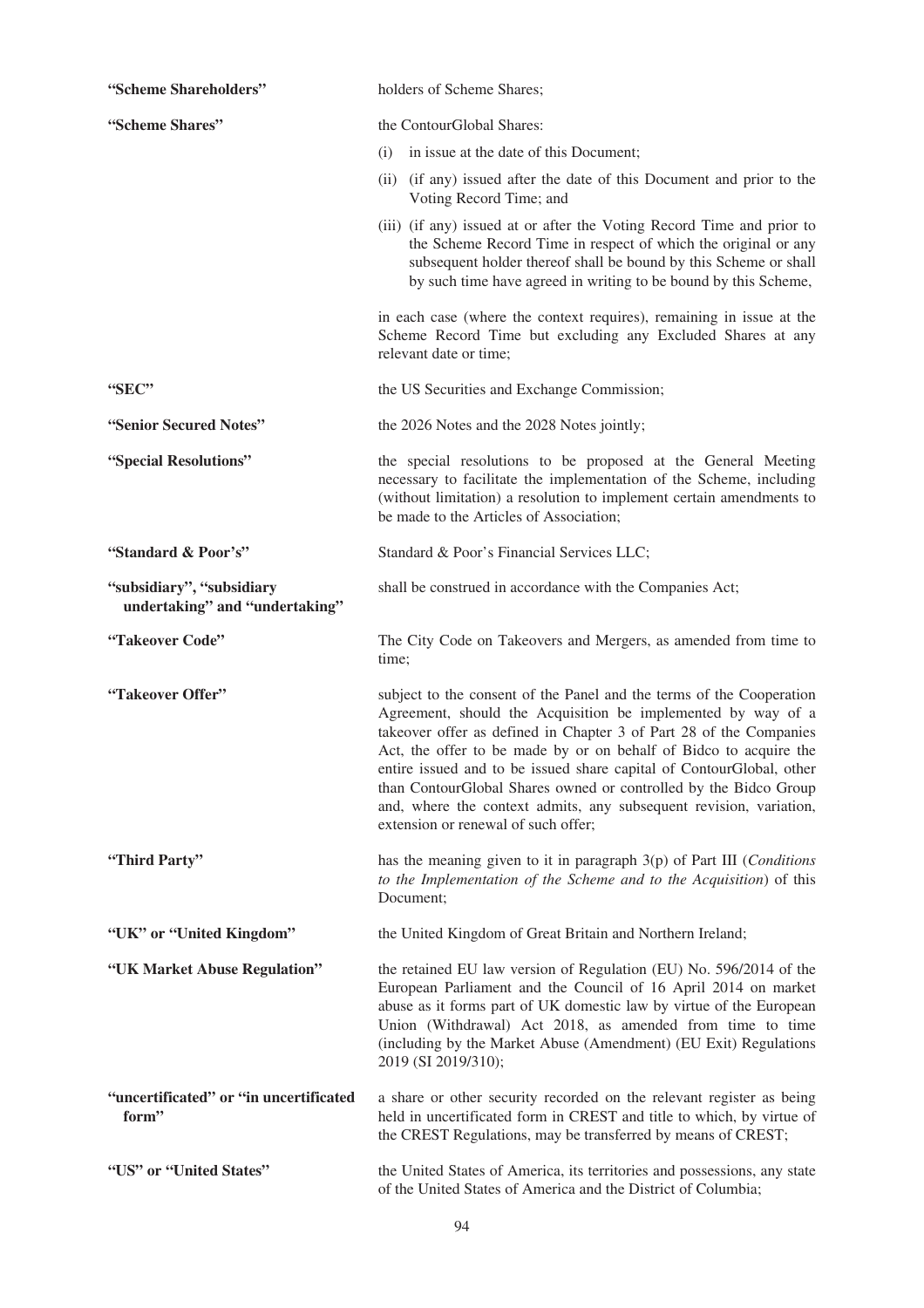| | |
|---|---|
| **"Scheme Shareholders"** | holders of Scheme Shares; |
| **"Scheme Shares"** | the ContourGlobal Shares:<br>(i) in issue at the date of this Document;<br>(ii) (if any) issued after the date of this Document and prior to the Voting Record Time; and<br>(iii) (if any) issued at or after the Voting Record Time and prior to the Scheme Record Time in respect of which the original or any subsequent holder thereof shall be bound by this Scheme or shall by such time have agreed in writing to be bound by this Scheme,<br><br>in each case (where the context requires), remaining in issue at the Scheme Record Time but excluding any Excluded Shares at any relevant date or time; |
| **"SEC"** | the US Securities and Exchange Commission; |
| **"Senior Secured Notes"** | the 2026 Notes and the 2028 Notes jointly; |
| **"Special Resolutions"** | the special resolutions to be proposed at the General Meeting necessary to facilitate the implementation of the Scheme, including (without limitation) a resolution to implement certain amendments to be made to the Articles of Association; |
| **"Standard & Poor's"** | Standard & Poor's Financial Services LLC; |
| **"subsidiary", "subsidiary undertaking" and "undertaking"** | shall be construed in accordance with the Companies Act; |
| **"Takeover Code"** | The City Code on Takeovers and Mergers, as amended from time to time; |
| **"Takeover Offer"** | subject to the consent of the Panel and the terms of the Cooperation Agreement, should the Acquisition be implemented by way of a takeover offer as defined in Chapter 3 of Part 28 of the Companies Act, the offer to be made by or on behalf of Bidco to acquire the entire issued and to be issued share capital of ContourGlobal, other than ContourGlobal Shares owned or controlled by the Bidco Group and, where the context admits, any subsequent revision, variation, extension or renewal of such offer; |
| **"Third Party"** | has the meaning given to it in paragraph 3(p) of Part III (*Conditions to the Implementation of the Scheme and to the Acquisition*) of this Document; |
| **"UK" or "United Kingdom"** | the United Kingdom of Great Britain and Northern Ireland; |
| **"UK Market Abuse Regulation"** | the retained EU law version of Regulation (EU) No. 596/2014 of the European Parliament and the Council of 16 April 2014 on market abuse as it forms part of UK domestic law by virtue of the European Union (Withdrawal) Act 2018, as amended from time to time (including by the Market Abuse (Amendment) (EU Exit) Regulations 2019 (SI 2019/310); |
| **"uncertificated" or "in uncertificated form"** | a share or other security recorded on the relevant register as being held in uncertificated form in CREST and title to which, by virtue of the CREST Regulations, may be transferred by means of CREST; |
| **"US" or "United States"** | the United States of America, its territories and possessions, any state of the United States of America and the District of Columbia; |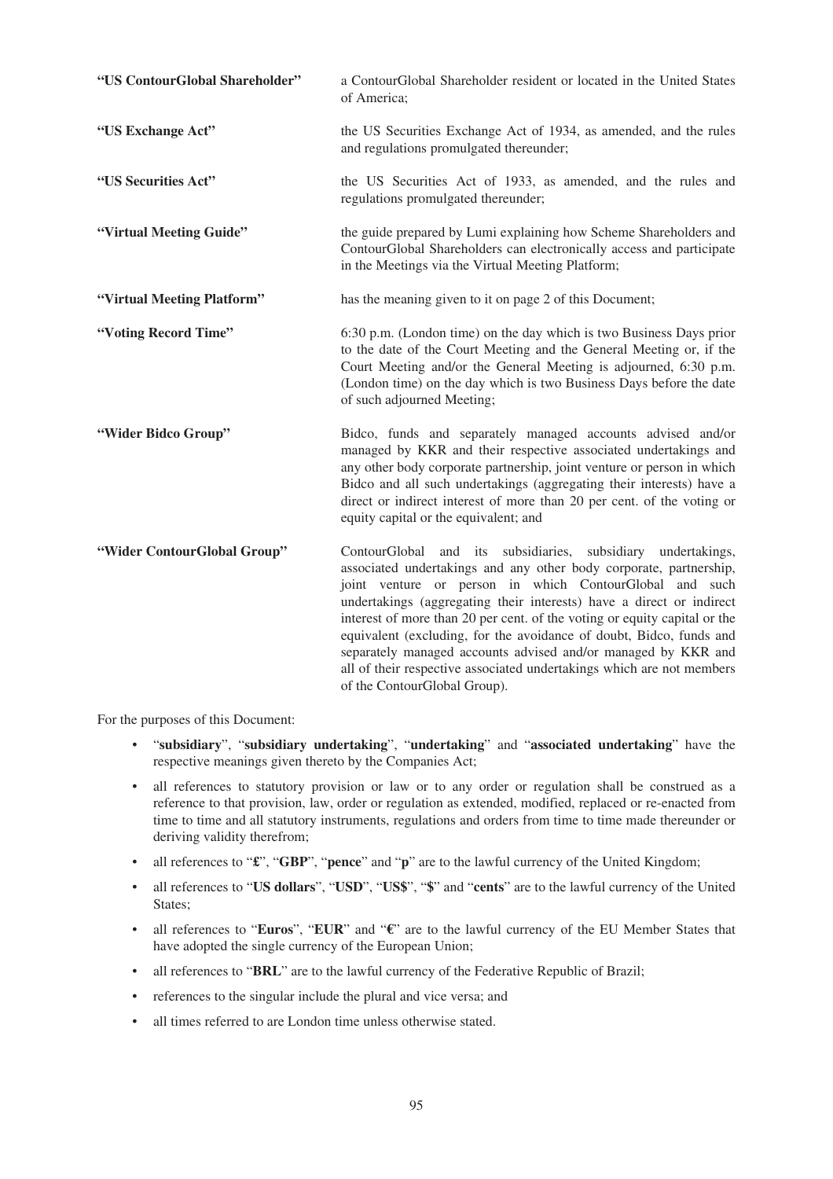| | |
|---|---|
| **"US ContourGlobal Shareholder"** | a ContourGlobal Shareholder resident or located in the United States of America; |
| **"US Exchange Act"** | the US Securities Exchange Act of 1934, as amended, and the rules and regulations promulgated thereunder; |
| **"US Securities Act"** | the US Securities Act of 1933, as amended, and the rules and regulations promulgated thereunder; |
| **"Virtual Meeting Guide"** | the guide prepared by Lumi explaining how Scheme Shareholders and ContourGlobal Shareholders can electronically access and participate in the Meetings via the Virtual Meeting Platform; |
| **"Virtual Meeting Platform"** | has the meaning given to it on page 2 of this Document; |
| **"Voting Record Time"** | 6:30 p.m. (London time) on the day which is two Business Days prior to the date of the Court Meeting and the General Meeting or, if the Court Meeting and/or the General Meeting is adjourned, 6:30 p.m. (London time) on the day which is two Business Days before the date of such adjourned Meeting; |
| **"Wider Bidco Group"** | Bidco, funds and separately managed accounts advised and/or managed by KKR and their respective associated undertakings and any other body corporate partnership, joint venture or person in which Bidco and all such undertakings (aggregating their interests) have a direct or indirect interest of more than 20 per cent. of the voting or equity capital or the equivalent; and |
| **"Wider ContourGlobal Group"** | ContourGlobal and its subsidiaries, subsidiary undertakings, associated undertakings and any other body corporate, partnership, joint venture or person in which ContourGlobal and such undertakings (aggregating their interests) have a direct or indirect interest of more than 20 per cent. of the voting or equity capital or the equivalent (excluding, for the avoidance of doubt, Bidco, funds and separately managed accounts advised and/or managed by KKR and all of their respective associated undertakings which are not members of the ContourGlobal Group). |

For the purposes of this Document:

- "**subsidiary**", "**subsidiary undertaking**", "**undertaking**" and "**associated undertaking**" have the respective meanings given thereto by the Companies Act;
- all references to statutory provision or law or to any order or regulation shall be construed as a reference to that provision, law, order or regulation as extended, modified, replaced or re-enacted from time to time and all statutory instruments, regulations and orders from time to time made thereunder or deriving validity therefrom;
- all references to "**£**", "**GBP**", "**pence**" and "**p**" are to the lawful currency of the United Kingdom;
- all references to "**US dollars**", "**USD**", "**US$**", "**$**" and "**cents**" are to the lawful currency of the United States;
- all references to "**Euros**", "**EUR**" and "**€**" are to the lawful currency of the EU Member States that have adopted the single currency of the European Union;
- all references to "**BRL**" are to the lawful currency of the Federative Republic of Brazil;
- references to the singular include the plural and vice versa; and
- all times referred to are London time unless otherwise stated.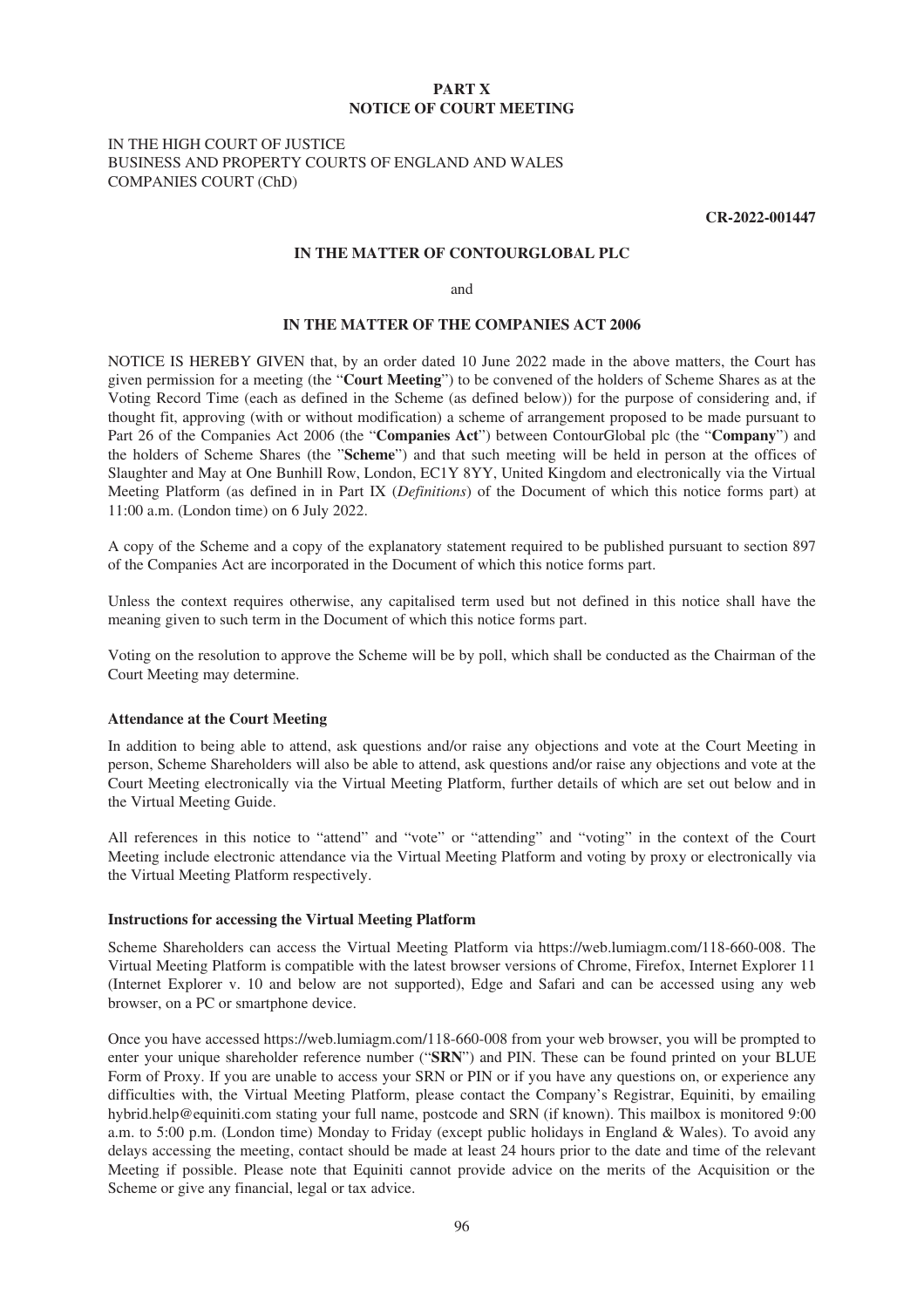# PART X
## NOTICE OF COURT MEETING

IN THE HIGH COURT OF JUSTICE
BUSINESS AND PROPERTY COURTS OF ENGLAND AND WALES
COMPANIES COURT (ChD)

**CR-2022-001447**

**IN THE MATTER OF CONTOURGLOBAL PLC**

and

**IN THE MATTER OF THE COMPANIES ACT 2006**

NOTICE IS HEREBY GIVEN that, by an order dated 10 June 2022 made in the above matters, the Court has given permission for a meeting (the "**Court Meeting**") to be convened of the holders of Scheme Shares as at the Voting Record Time (each as defined in the Scheme (as defined below)) for the purpose of considering and, if thought fit, approving (with or without modification) a scheme of arrangement proposed to be made pursuant to Part 26 of the Companies Act 2006 (the "**Companies Act**") between ContourGlobal plc (the "**Company**") and the holders of Scheme Shares (the "**Scheme**") and that such meeting will be held in person at the offices of Slaughter and May at One Bunhill Row, London, EC1Y 8YY, United Kingdom and electronically via the Virtual Meeting Platform (as defined in in Part IX (*Definitions*) of the Document of which this notice forms part) at 11:00 a.m. (London time) on 6 July 2022.

A copy of the Scheme and a copy of the explanatory statement required to be published pursuant to section 897 of the Companies Act are incorporated in the Document of which this notice forms part.

Unless the context requires otherwise, any capitalised term used but not defined in this notice shall have the meaning given to such term in the Document of which this notice forms part.

Voting on the resolution to approve the Scheme will be by poll, which shall be conducted as the Chairman of the Court Meeting may determine.

### Attendance at the Court Meeting

In addition to being able to attend, ask questions and/or raise any objections and vote at the Court Meeting in person, Scheme Shareholders will also be able to attend, ask questions and/or raise any objections and vote at the Court Meeting electronically via the Virtual Meeting Platform, further details of which are set out below and in the Virtual Meeting Guide.

All references in this notice to "attend" and "vote" or "attending" and "voting" in the context of the Court Meeting include electronic attendance via the Virtual Meeting Platform and voting by proxy or electronically via the Virtual Meeting Platform respectively.

### Instructions for accessing the Virtual Meeting Platform

Scheme Shareholders can access the Virtual Meeting Platform via https://web.lumiagm.com/118-660-008. The Virtual Meeting Platform is compatible with the latest browser versions of Chrome, Firefox, Internet Explorer 11 (Internet Explorer v. 10 and below are not supported), Edge and Safari and can be accessed using any web browser, on a PC or smartphone device.

Once you have accessed https://web.lumiagm.com/118-660-008 from your web browser, you will be prompted to enter your unique shareholder reference number ("**SRN**") and PIN. These can be found printed on your BLUE Form of Proxy. If you are unable to access your SRN or PIN or if you have any questions on, or experience any difficulties with, the Virtual Meeting Platform, please contact the Company's Registrar, Equiniti, by emailing hybrid.help@equiniti.com stating your full name, postcode and SRN (if known). This mailbox is monitored 9:00 a.m. to 5:00 p.m. (London time) Monday to Friday (except public holidays in England & Wales). To avoid any delays accessing the meeting, contact should be made at least 24 hours prior to the date and time of the relevant Meeting if possible. Please note that Equiniti cannot provide advice on the merits of the Acquisition or the Scheme or give any financial, legal or tax advice.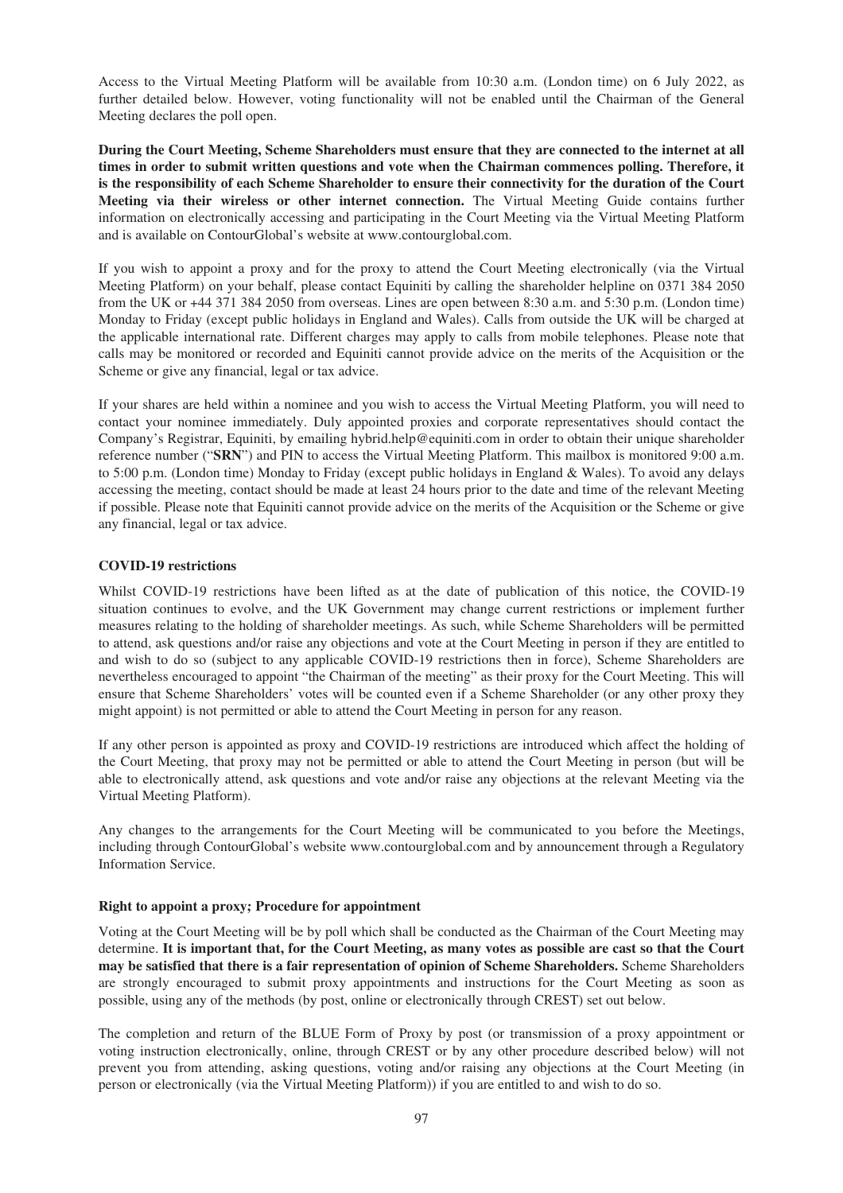Access to the Virtual Meeting Platform will be available from 10:30 a.m. (London time) on 6 July 2022, as further detailed below. However, voting functionality will not be enabled until the Chairman of the General Meeting declares the poll open.

**During the Court Meeting, Scheme Shareholders must ensure that they are connected to the internet at all times in order to submit written questions and vote when the Chairman commences polling. Therefore, it is the responsibility of each Scheme Shareholder to ensure their connectivity for the duration of the Court Meeting via their wireless or other internet connection.** The Virtual Meeting Guide contains further information on electronically accessing and participating in the Court Meeting via the Virtual Meeting Platform and is available on ContourGlobal's website at www.contourglobal.com.

If you wish to appoint a proxy and for the proxy to attend the Court Meeting electronically (via the Virtual Meeting Platform) on your behalf, please contact Equiniti by calling the shareholder helpline on 0371 384 2050 from the UK or +44 371 384 2050 from overseas. Lines are open between 8:30 a.m. and 5:30 p.m. (London time) Monday to Friday (except public holidays in England and Wales). Calls from outside the UK will be charged at the applicable international rate. Different charges may apply to calls from mobile telephones. Please note that calls may be monitored or recorded and Equiniti cannot provide advice on the merits of the Acquisition or the Scheme or give any financial, legal or tax advice.

If your shares are held within a nominee and you wish to access the Virtual Meeting Platform, you will need to contact your nominee immediately. Duly appointed proxies and corporate representatives should contact the Company's Registrar, Equiniti, by emailing hybrid.help@equiniti.com in order to obtain their unique shareholder reference number ("**SRN**") and PIN to access the Virtual Meeting Platform. This mailbox is monitored 9:00 a.m. to 5:00 p.m. (London time) Monday to Friday (except public holidays in England & Wales). To avoid any delays accessing the meeting, contact should be made at least 24 hours prior to the date and time of the relevant Meeting if possible. Please note that Equiniti cannot provide advice on the merits of the Acquisition or the Scheme or give any financial, legal or tax advice.

**COVID-19 restrictions**

Whilst COVID-19 restrictions have been lifted as at the date of publication of this notice, the COVID-19 situation continues to evolve, and the UK Government may change current restrictions or implement further measures relating to the holding of shareholder meetings. As such, while Scheme Shareholders will be permitted to attend, ask questions and/or raise any objections and vote at the Court Meeting in person if they are entitled to and wish to do so (subject to any applicable COVID-19 restrictions then in force), Scheme Shareholders are nevertheless encouraged to appoint "the Chairman of the meeting" as their proxy for the Court Meeting. This will ensure that Scheme Shareholders' votes will be counted even if a Scheme Shareholder (or any other proxy they might appoint) is not permitted or able to attend the Court Meeting in person for any reason.

If any other person is appointed as proxy and COVID-19 restrictions are introduced which affect the holding of the Court Meeting, that proxy may not be permitted or able to attend the Court Meeting in person (but will be able to electronically attend, ask questions and vote and/or raise any objections at the relevant Meeting via the Virtual Meeting Platform).

Any changes to the arrangements for the Court Meeting will be communicated to you before the Meetings, including through ContourGlobal's website www.contourglobal.com and by announcement through a Regulatory Information Service.

**Right to appoint a proxy; Procedure for appointment**

Voting at the Court Meeting will be by poll which shall be conducted as the Chairman of the Court Meeting may determine. **It is important that, for the Court Meeting, as many votes as possible are cast so that the Court may be satisfied that there is a fair representation of opinion of Scheme Shareholders.** Scheme Shareholders are strongly encouraged to submit proxy appointments and instructions for the Court Meeting as soon as possible, using any of the methods (by post, online or electronically through CREST) set out below.

The completion and return of the BLUE Form of Proxy by post (or transmission of a proxy appointment or voting instruction electronically, online, through CREST or by any other procedure described below) will not prevent you from attending, asking questions, voting and/or raising any objections at the Court Meeting (in person or electronically (via the Virtual Meeting Platform)) if you are entitled to and wish to do so.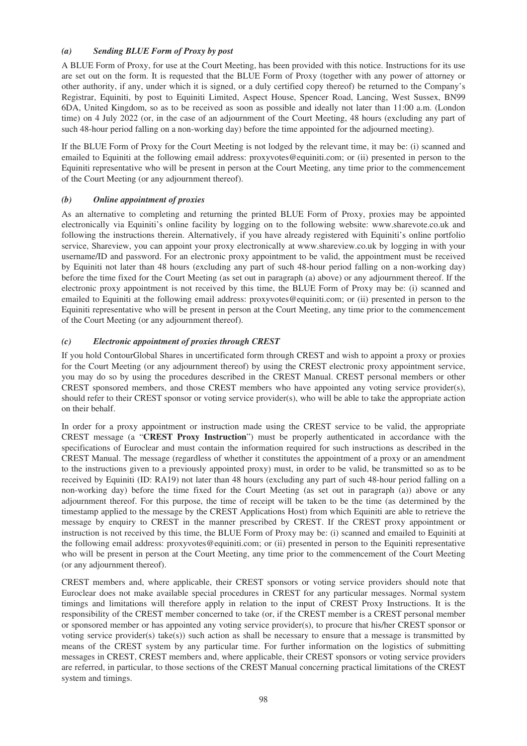### *(a) Sending BLUE Form of Proxy by post*

A BLUE Form of Proxy, for use at the Court Meeting, has been provided with this notice. Instructions for its use are set out on the form. It is requested that the BLUE Form of Proxy (together with any power of attorney or other authority, if any, under which it is signed, or a duly certified copy thereof) be returned to the Company's Registrar, Equiniti, by post to Equiniti Limited, Aspect House, Spencer Road, Lancing, West Sussex, BN99 6DA, United Kingdom, so as to be received as soon as possible and ideally not later than 11:00 a.m. (London time) on 4 July 2022 (or, in the case of an adjournment of the Court Meeting, 48 hours (excluding any part of such 48-hour period falling on a non-working day) before the time appointed for the adjourned meeting).

If the BLUE Form of Proxy for the Court Meeting is not lodged by the relevant time, it may be: (i) scanned and emailed to Equiniti at the following email address: proxyvotes@equiniti.com; or (ii) presented in person to the Equiniti representative who will be present in person at the Court Meeting, any time prior to the commencement of the Court Meeting (or any adjournment thereof).

### *(b) Online appointment of proxies*

As an alternative to completing and returning the printed BLUE Form of Proxy, proxies may be appointed electronically via Equiniti's online facility by logging on to the following website: www.sharevote.co.uk and following the instructions therein. Alternatively, if you have already registered with Equiniti's online portfolio service, Shareview, you can appoint your proxy electronically at www.shareview.co.uk by logging in with your username/ID and password. For an electronic proxy appointment to be valid, the appointment must be received by Equiniti not later than 48 hours (excluding any part of such 48-hour period falling on a non-working day) before the time fixed for the Court Meeting (as set out in paragraph (a) above) or any adjournment thereof. If the electronic proxy appointment is not received by this time, the BLUE Form of Proxy may be: (i) scanned and emailed to Equiniti at the following email address: proxyvotes@equiniti.com; or (ii) presented in person to the Equiniti representative who will be present in person at the Court Meeting, any time prior to the commencement of the Court Meeting (or any adjournment thereof).

### *(c) Electronic appointment of proxies through CREST*

If you hold ContourGlobal Shares in uncertificated form through CREST and wish to appoint a proxy or proxies for the Court Meeting (or any adjournment thereof) by using the CREST electronic proxy appointment service, you may do so by using the procedures described in the CREST Manual. CREST personal members or other CREST sponsored members, and those CREST members who have appointed any voting service provider(s), should refer to their CREST sponsor or voting service provider(s), who will be able to take the appropriate action on their behalf.

In order for a proxy appointment or instruction made using the CREST service to be valid, the appropriate CREST message (a "**CREST Proxy Instruction**") must be properly authenticated in accordance with the specifications of Euroclear and must contain the information required for such instructions as described in the CREST Manual. The message (regardless of whether it constitutes the appointment of a proxy or an amendment to the instructions given to a previously appointed proxy) must, in order to be valid, be transmitted so as to be received by Equiniti (ID: RA19) not later than 48 hours (excluding any part of such 48-hour period falling on a non-working day) before the time fixed for the Court Meeting (as set out in paragraph (a)) above or any adjournment thereof. For this purpose, the time of receipt will be taken to be the time (as determined by the timestamp applied to the message by the CREST Applications Host) from which Equiniti are able to retrieve the message by enquiry to CREST in the manner prescribed by CREST. If the CREST proxy appointment or instruction is not received by this time, the BLUE Form of Proxy may be: (i) scanned and emailed to Equiniti at the following email address: proxyvotes@equiniti.com; or (ii) presented in person to the Equiniti representative who will be present in person at the Court Meeting, any time prior to the commencement of the Court Meeting (or any adjournment thereof).

CREST members and, where applicable, their CREST sponsors or voting service providers should note that Euroclear does not make available special procedures in CREST for any particular messages. Normal system timings and limitations will therefore apply in relation to the input of CREST Proxy Instructions. It is the responsibility of the CREST member concerned to take (or, if the CREST member is a CREST personal member or sponsored member or has appointed any voting service provider(s), to procure that his/her CREST sponsor or voting service provider(s) take(s)) such action as shall be necessary to ensure that a message is transmitted by means of the CREST system by any particular time. For further information on the logistics of submitting messages in CREST, CREST members and, where applicable, their CREST sponsors or voting service providers are referred, in particular, to those sections of the CREST Manual concerning practical limitations of the CREST system and timings.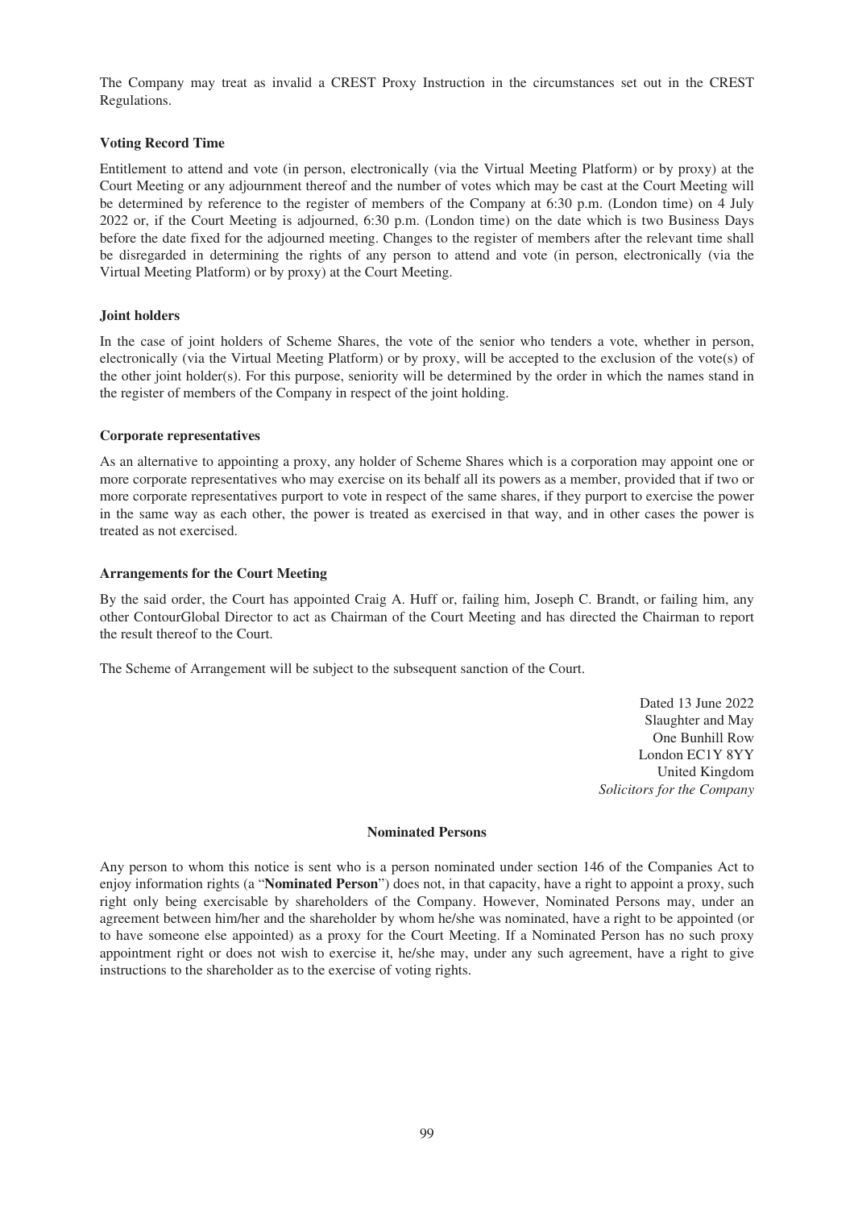The Company may treat as invalid a CREST Proxy Instruction in the circumstances set out in the CREST Regulations.

**Voting Record Time**

Entitlement to attend and vote (in person, electronically (via the Virtual Meeting Platform) or by proxy) at the Court Meeting or any adjournment thereof and the number of votes which may be cast at the Court Meeting will be determined by reference to the register of members of the Company at 6:30 p.m. (London time) on 4 July 2022 or, if the Court Meeting is adjourned, 6:30 p.m. (London time) on the date which is two Business Days before the date fixed for the adjourned meeting. Changes to the register of members after the relevant time shall be disregarded in determining the rights of any person to attend and vote (in person, electronically (via the Virtual Meeting Platform) or by proxy) at the Court Meeting.

**Joint holders**

In the case of joint holders of Scheme Shares, the vote of the senior who tenders a vote, whether in person, electronically (via the Virtual Meeting Platform) or by proxy, will be accepted to the exclusion of the vote(s) of the other joint holder(s). For this purpose, seniority will be determined by the order in which the names stand in the register of members of the Company in respect of the joint holding.

**Corporate representatives**

As an alternative to appointing a proxy, any holder of Scheme Shares which is a corporation may appoint one or more corporate representatives who may exercise on its behalf all its powers as a member, provided that if two or more corporate representatives purport to vote in respect of the same shares, if they purport to exercise the power in the same way as each other, the power is treated as exercised in that way, and in other cases the power is treated as not exercised.

**Arrangements for the Court Meeting**

By the said order, the Court has appointed Craig A. Huff or, failing him, Joseph C. Brandt, or failing him, any other ContourGlobal Director to act as Chairman of the Court Meeting and has directed the Chairman to report the result thereof to the Court.

The Scheme of Arrangement will be subject to the subsequent sanction of the Court.

Dated 13 June 2022
Slaughter and May
One Bunhill Row
London EC1Y 8YY
United Kingdom
*Solicitors for the Company*

**Nominated Persons**

Any person to whom this notice is sent who is a person nominated under section 146 of the Companies Act to enjoy information rights (a "**Nominated Person**") does not, in that capacity, have a right to appoint a proxy, such right only being exercisable by shareholders of the Company. However, Nominated Persons may, under an agreement between him/her and the shareholder by whom he/she was nominated, have a right to be appointed (or to have someone else appointed) as a proxy for the Court Meeting. If a Nominated Person has no such proxy appointment right or does not wish to exercise it, he/she may, under any such agreement, have a right to give instructions to the shareholder as to the exercise of voting rights.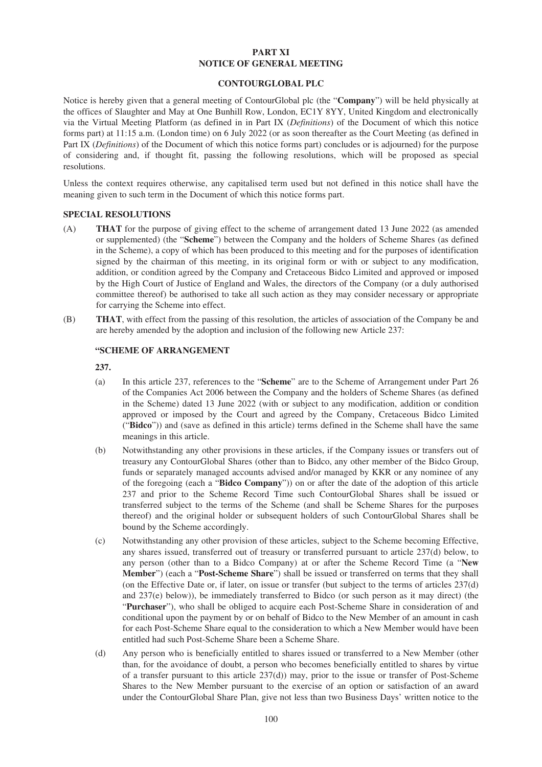# PART XI
# NOTICE OF GENERAL MEETING

## CONTOURGLOBAL PLC

Notice is hereby given that a general meeting of ContourGlobal plc (the "**Company**") will be held physically at the offices of Slaughter and May at One Bunhill Row, London, EC1Y 8YY, United Kingdom and electronically via the Virtual Meeting Platform (as defined in in Part IX (*Definitions*) of the Document of which this notice forms part) at 11:15 a.m. (London time) on 6 July 2022 (or as soon thereafter as the Court Meeting (as defined in Part IX (*Definitions*) of the Document of which this notice forms part) concludes or is adjourned) for the purpose of considering and, if thought fit, passing the following resolutions, which will be proposed as special resolutions.

Unless the context requires otherwise, any capitalised term used but not defined in this notice shall have the meaning given to such term in the Document of which this notice forms part.

### SPECIAL RESOLUTIONS

(A) **THAT** for the purpose of giving effect to the scheme of arrangement dated 13 June 2022 (as amended or supplemented) (the "**Scheme**") between the Company and the holders of Scheme Shares (as defined in the Scheme), a copy of which has been produced to this meeting and for the purposes of identification signed by the chairman of this meeting, in its original form or with or subject to any modification, addition, or condition agreed by the Company and Cretaceous Bidco Limited and approved or imposed by the High Court of Justice of England and Wales, the directors of the Company (or a duly authorised committee thereof) be authorised to take all such action as they may consider necessary or appropriate for carrying the Scheme into effect.

(B) **THAT**, with effect from the passing of this resolution, the articles of association of the Company be and are hereby amended by the adoption and inclusion of the following new Article 237:

**"SCHEME OF ARRANGEMENT**

**237.**

(a) In this article 237, references to the "**Scheme**" are to the Scheme of Arrangement under Part 26 of the Companies Act 2006 between the Company and the holders of Scheme Shares (as defined in the Scheme) dated 13 June 2022 (with or subject to any modification, addition or condition approved or imposed by the Court and agreed by the Company, Cretaceous Bidco Limited ("**Bidco**")) and (save as defined in this article) terms defined in the Scheme shall have the same meanings in this article.

(b) Notwithstanding any other provisions in these articles, if the Company issues or transfers out of treasury any ContourGlobal Shares (other than to Bidco, any other member of the Bidco Group, funds or separately managed accounts advised and/or managed by KKR or any nominee of any of the foregoing (each a "**Bidco Company**")) on or after the date of the adoption of this article 237 and prior to the Scheme Record Time such ContourGlobal Shares shall be issued or transferred subject to the terms of the Scheme (and shall be Scheme Shares for the purposes thereof) and the original holder or subsequent holders of such ContourGlobal Shares shall be bound by the Scheme accordingly.

(c) Notwithstanding any other provision of these articles, subject to the Scheme becoming Effective, any shares issued, transferred out of treasury or transferred pursuant to article 237(d) below, to any person (other than to a Bidco Company) at or after the Scheme Record Time (a "**New Member**") (each a "**Post-Scheme Share**") shall be issued or transferred on terms that they shall (on the Effective Date or, if later, on issue or transfer (but subject to the terms of articles 237(d) and 237(e) below)), be immediately transferred to Bidco (or such person as it may direct) (the "**Purchaser**"), who shall be obliged to acquire each Post-Scheme Share in consideration of and conditional upon the payment by or on behalf of Bidco to the New Member of an amount in cash for each Post-Scheme Share equal to the consideration to which a New Member would have been entitled had such Post-Scheme Share been a Scheme Share.

(d) Any person who is beneficially entitled to shares issued or transferred to a New Member (other than, for the avoidance of doubt, a person who becomes beneficially entitled to shares by virtue of a transfer pursuant to this article 237(d)) may, prior to the issue or transfer of Post-Scheme Shares to the New Member pursuant to the exercise of an option or satisfaction of an award under the ContourGlobal Share Plan, give not less than two Business Days' written notice to the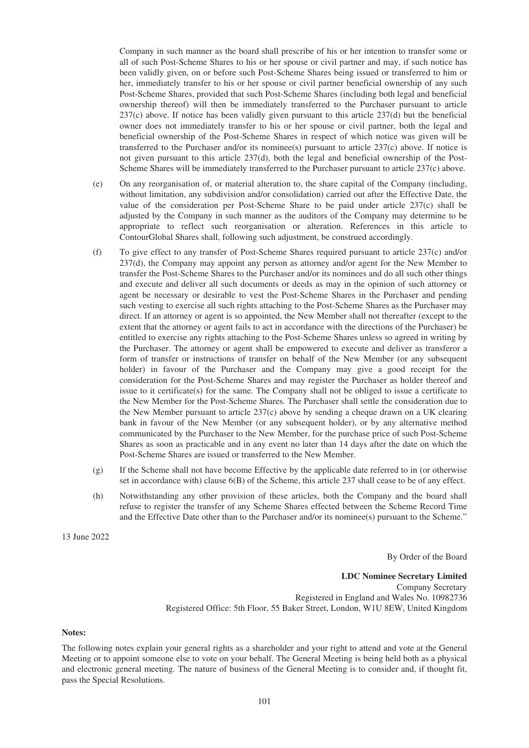Company in such manner as the board shall prescribe of his or her intention to transfer some or all of such Post-Scheme Shares to his or her spouse or civil partner and may, if such notice has been validly given, on or before such Post-Scheme Shares being issued or transferred to him or her, immediately transfer to his or her spouse or civil partner beneficial ownership of any such Post-Scheme Shares, provided that such Post-Scheme Shares (including both legal and beneficial ownership thereof) will then be immediately transferred to the Purchaser pursuant to article 237(c) above. If notice has been validly given pursuant to this article 237(d) but the beneficial owner does not immediately transfer to his or her spouse or civil partner, both the legal and beneficial ownership of the Post-Scheme Shares in respect of which notice was given will be transferred to the Purchaser and/or its nominee(s) pursuant to article 237(c) above. If notice is not given pursuant to this article 237(d), both the legal and beneficial ownership of the Post-Scheme Shares will be immediately transferred to the Purchaser pursuant to article 237(c) above.

(e) On any reorganisation of, or material alteration to, the share capital of the Company (including, without limitation, any subdivision and/or consolidation) carried out after the Effective Date, the value of the consideration per Post-Scheme Share to be paid under article 237(c) shall be adjusted by the Company in such manner as the auditors of the Company may determine to be appropriate to reflect such reorganisation or alteration. References in this article to ContourGlobal Shares shall, following such adjustment, be construed accordingly.

(f) To give effect to any transfer of Post-Scheme Shares required pursuant to article 237(c) and/or 237(d), the Company may appoint any person as attorney and/or agent for the New Member to transfer the Post-Scheme Shares to the Purchaser and/or its nominees and do all such other things and execute and deliver all such documents or deeds as may in the opinion of such attorney or agent be necessary or desirable to vest the Post-Scheme Shares in the Purchaser and pending such vesting to exercise all such rights attaching to the Post-Scheme Shares as the Purchaser may direct. If an attorney or agent is so appointed, the New Member shall not thereafter (except to the extent that the attorney or agent fails to act in accordance with the directions of the Purchaser) be entitled to exercise any rights attaching to the Post-Scheme Shares unless so agreed in writing by the Purchaser. The attorney or agent shall be empowered to execute and deliver as transferor a form of transfer or instructions of transfer on behalf of the New Member (or any subsequent holder) in favour of the Purchaser and the Company may give a good receipt for the consideration for the Post-Scheme Shares and may register the Purchaser as holder thereof and issue to it certificate(s) for the same. The Company shall not be obliged to issue a certificate to the New Member for the Post-Scheme Shares. The Purchaser shall settle the consideration due to the New Member pursuant to article 237(c) above by sending a cheque drawn on a UK clearing bank in favour of the New Member (or any subsequent holder), or by any alternative method communicated by the Purchaser to the New Member, for the purchase price of such Post-Scheme Shares as soon as practicable and in any event no later than 14 days after the date on which the Post-Scheme Shares are issued or transferred to the New Member.

(g) If the Scheme shall not have become Effective by the applicable date referred to in (or otherwise set in accordance with) clause 6(B) of the Scheme, this article 237 shall cease to be of any effect.

(h) Notwithstanding any other provision of these articles, both the Company and the board shall refuse to register the transfer of any Scheme Shares effected between the Scheme Record Time and the Effective Date other than to the Purchaser and/or its nominee(s) pursuant to the Scheme."

13 June 2022

By Order of the Board

**LDC Nominee Secretary Limited**
Company Secretary
Registered in England and Wales No. 10982736
Registered Office: 5th Floor, 55 Baker Street, London, W1U 8EW, United Kingdom

**Notes:**

The following notes explain your general rights as a shareholder and your right to attend and vote at the General Meeting or to appoint someone else to vote on your behalf. The General Meeting is being held both as a physical and electronic general meeting. The nature of business of the General Meeting is to consider and, if thought fit, pass the Special Resolutions.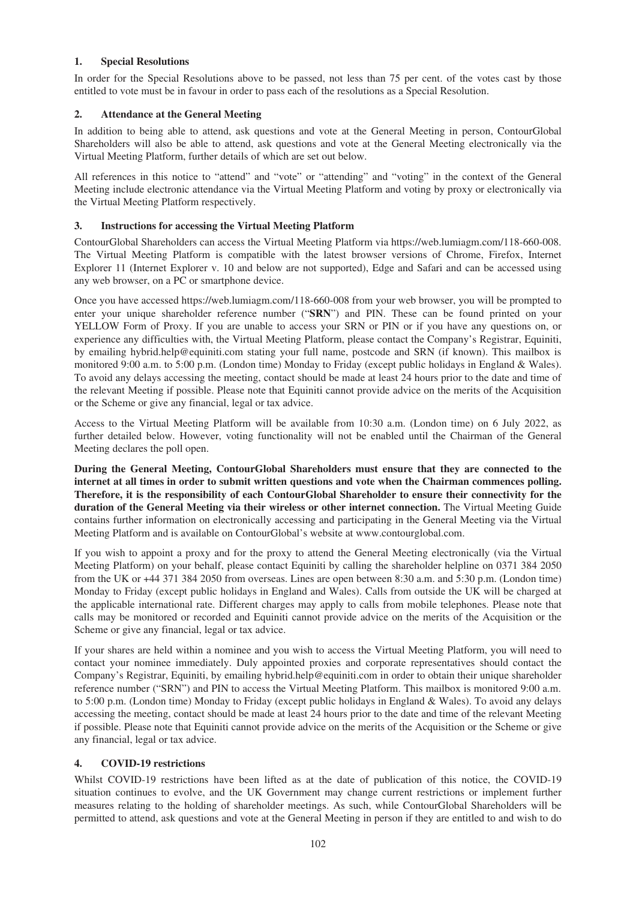## 1. Special Resolutions

In order for the Special Resolutions above to be passed, not less than 75 per cent. of the votes cast by those entitled to vote must be in favour in order to pass each of the resolutions as a Special Resolution.

## 2. Attendance at the General Meeting

In addition to being able to attend, ask questions and vote at the General Meeting in person, ContourGlobal Shareholders will also be able to attend, ask questions and vote at the General Meeting electronically via the Virtual Meeting Platform, further details of which are set out below.

All references in this notice to "attend" and "vote" or "attending" and "voting" in the context of the General Meeting include electronic attendance via the Virtual Meeting Platform and voting by proxy or electronically via the Virtual Meeting Platform respectively.

## 3. Instructions for accessing the Virtual Meeting Platform

ContourGlobal Shareholders can access the Virtual Meeting Platform via https://web.lumiagm.com/118-660-008. The Virtual Meeting Platform is compatible with the latest browser versions of Chrome, Firefox, Internet Explorer 11 (Internet Explorer v. 10 and below are not supported), Edge and Safari and can be accessed using any web browser, on a PC or smartphone device.

Once you have accessed https://web.lumiagm.com/118-660-008 from your web browser, you will be prompted to enter your unique shareholder reference number ("**SRN**") and PIN. These can be found printed on your YELLOW Form of Proxy. If you are unable to access your SRN or PIN or if you have any questions on, or experience any difficulties with, the Virtual Meeting Platform, please contact the Company's Registrar, Equiniti, by emailing hybrid.help@equiniti.com stating your full name, postcode and SRN (if known). This mailbox is monitored 9:00 a.m. to 5:00 p.m. (London time) Monday to Friday (except public holidays in England & Wales). To avoid any delays accessing the meeting, contact should be made at least 24 hours prior to the date and time of the relevant Meeting if possible. Please note that Equiniti cannot provide advice on the merits of the Acquisition or the Scheme or give any financial, legal or tax advice.

Access to the Virtual Meeting Platform will be available from 10:30 a.m. (London time) on 6 July 2022, as further detailed below. However, voting functionality will not be enabled until the Chairman of the General Meeting declares the poll open.

**During the General Meeting, ContourGlobal Shareholders must ensure that they are connected to the internet at all times in order to submit written questions and vote when the Chairman commences polling. Therefore, it is the responsibility of each ContourGlobal Shareholder to ensure their connectivity for the duration of the General Meeting via their wireless or other internet connection.** The Virtual Meeting Guide contains further information on electronically accessing and participating in the General Meeting via the Virtual Meeting Platform and is available on ContourGlobal's website at www.contourglobal.com.

If you wish to appoint a proxy and for the proxy to attend the General Meeting electronically (via the Virtual Meeting Platform) on your behalf, please contact Equiniti by calling the shareholder helpline on 0371 384 2050 from the UK or +44 371 384 2050 from overseas. Lines are open between 8:30 a.m. and 5:30 p.m. (London time) Monday to Friday (except public holidays in England and Wales). Calls from outside the UK will be charged at the applicable international rate. Different charges may apply to calls from mobile telephones. Please note that calls may be monitored or recorded and Equiniti cannot provide advice on the merits of the Acquisition or the Scheme or give any financial, legal or tax advice.

If your shares are held within a nominee and you wish to access the Virtual Meeting Platform, you will need to contact your nominee immediately. Duly appointed proxies and corporate representatives should contact the Company's Registrar, Equiniti, by emailing hybrid.help@equiniti.com in order to obtain their unique shareholder reference number ("SRN") and PIN to access the Virtual Meeting Platform. This mailbox is monitored 9:00 a.m. to 5:00 p.m. (London time) Monday to Friday (except public holidays in England & Wales). To avoid any delays accessing the meeting, contact should be made at least 24 hours prior to the date and time of the relevant Meeting if possible. Please note that Equiniti cannot provide advice on the merits of the Acquisition or the Scheme or give any financial, legal or tax advice.

## 4. COVID-19 restrictions

Whilst COVID-19 restrictions have been lifted as at the date of publication of this notice, the COVID-19 situation continues to evolve, and the UK Government may change current restrictions or implement further measures relating to the holding of shareholder meetings. As such, while ContourGlobal Shareholders will be permitted to attend, ask questions and vote at the General Meeting in person if they are entitled to and wish to do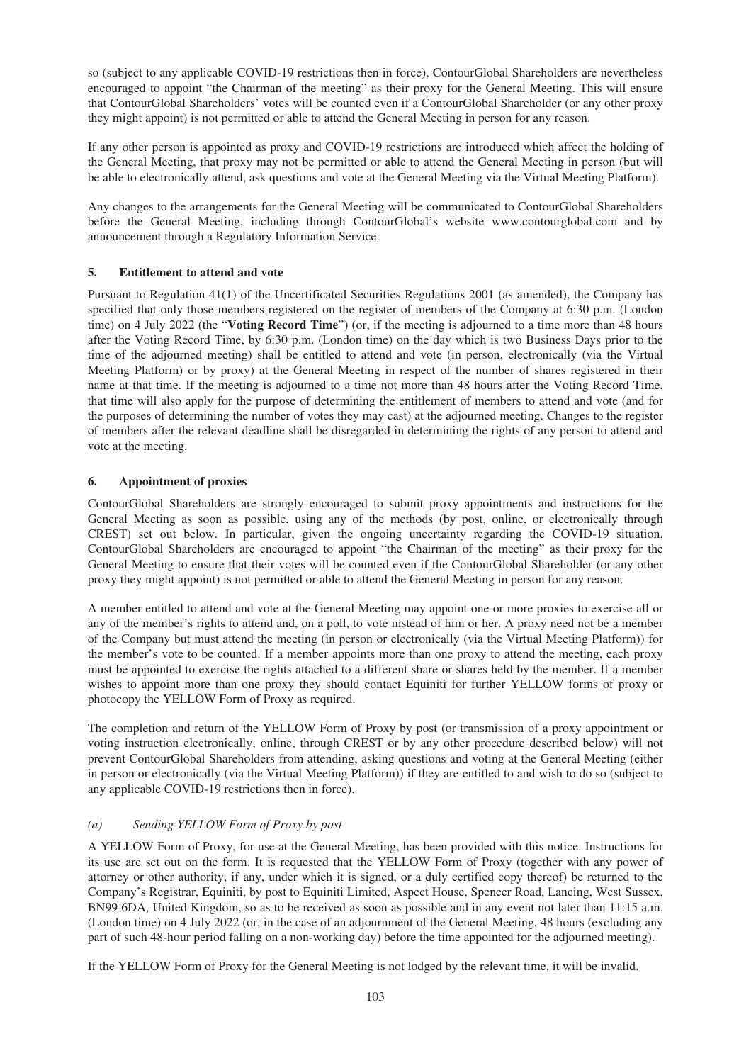so (subject to any applicable COVID-19 restrictions then in force), ContourGlobal Shareholders are nevertheless encouraged to appoint "the Chairman of the meeting" as their proxy for the General Meeting. This will ensure that ContourGlobal Shareholders' votes will be counted even if a ContourGlobal Shareholder (or any other proxy they might appoint) is not permitted or able to attend the General Meeting in person for any reason.

If any other person is appointed as proxy and COVID-19 restrictions are introduced which affect the holding of the General Meeting, that proxy may not be permitted or able to attend the General Meeting in person (but will be able to electronically attend, ask questions and vote at the General Meeting via the Virtual Meeting Platform).

Any changes to the arrangements for the General Meeting will be communicated to ContourGlobal Shareholders before the General Meeting, including through ContourGlobal's website www.contourglobal.com and by announcement through a Regulatory Information Service.

### 5. Entitlement to attend and vote

Pursuant to Regulation 41(1) of the Uncertificated Securities Regulations 2001 (as amended), the Company has specified that only those members registered on the register of members of the Company at 6:30 p.m. (London time) on 4 July 2022 (the "**Voting Record Time**") (or, if the meeting is adjourned to a time more than 48 hours after the Voting Record Time, by 6:30 p.m. (London time) on the day which is two Business Days prior to the time of the adjourned meeting) shall be entitled to attend and vote (in person, electronically (via the Virtual Meeting Platform) or by proxy) at the General Meeting in respect of the number of shares registered in their name at that time. If the meeting is adjourned to a time not more than 48 hours after the Voting Record Time, that time will also apply for the purpose of determining the entitlement of members to attend and vote (and for the purposes of determining the number of votes they may cast) at the adjourned meeting. Changes to the register of members after the relevant deadline shall be disregarded in determining the rights of any person to attend and vote at the meeting.

### 6. Appointment of proxies

ContourGlobal Shareholders are strongly encouraged to submit proxy appointments and instructions for the General Meeting as soon as possible, using any of the methods (by post, online, or electronically through CREST) set out below. In particular, given the ongoing uncertainty regarding the COVID-19 situation, ContourGlobal Shareholders are encouraged to appoint "the Chairman of the meeting" as their proxy for the General Meeting to ensure that their votes will be counted even if the ContourGlobal Shareholder (or any other proxy they might appoint) is not permitted or able to attend the General Meeting in person for any reason.

A member entitled to attend and vote at the General Meeting may appoint one or more proxies to exercise all or any of the member's rights to attend and, on a poll, to vote instead of him or her. A proxy need not be a member of the Company but must attend the meeting (in person or electronically (via the Virtual Meeting Platform)) for the member's vote to be counted. If a member appoints more than one proxy to attend the meeting, each proxy must be appointed to exercise the rights attached to a different share or shares held by the member. If a member wishes to appoint more than one proxy they should contact Equiniti for further YELLOW forms of proxy or photocopy the YELLOW Form of Proxy as required.

The completion and return of the YELLOW Form of Proxy by post (or transmission of a proxy appointment or voting instruction electronically, online, through CREST or by any other procedure described below) will not prevent ContourGlobal Shareholders from attending, asking questions and voting at the General Meeting (either in person or electronically (via the Virtual Meeting Platform)) if they are entitled to and wish to do so (subject to any applicable COVID-19 restrictions then in force).

*(a) Sending YELLOW Form of Proxy by post*

A YELLOW Form of Proxy, for use at the General Meeting, has been provided with this notice. Instructions for its use are set out on the form. It is requested that the YELLOW Form of Proxy (together with any power of attorney or other authority, if any, under which it is signed, or a duly certified copy thereof) be returned to the Company's Registrar, Equiniti, by post to Equiniti Limited, Aspect House, Spencer Road, Lancing, West Sussex, BN99 6DA, United Kingdom, so as to be received as soon as possible and in any event not later than 11:15 a.m. (London time) on 4 July 2022 (or, in the case of an adjournment of the General Meeting, 48 hours (excluding any part of such 48-hour period falling on a non-working day) before the time appointed for the adjourned meeting).

If the YELLOW Form of Proxy for the General Meeting is not lodged by the relevant time, it will be invalid.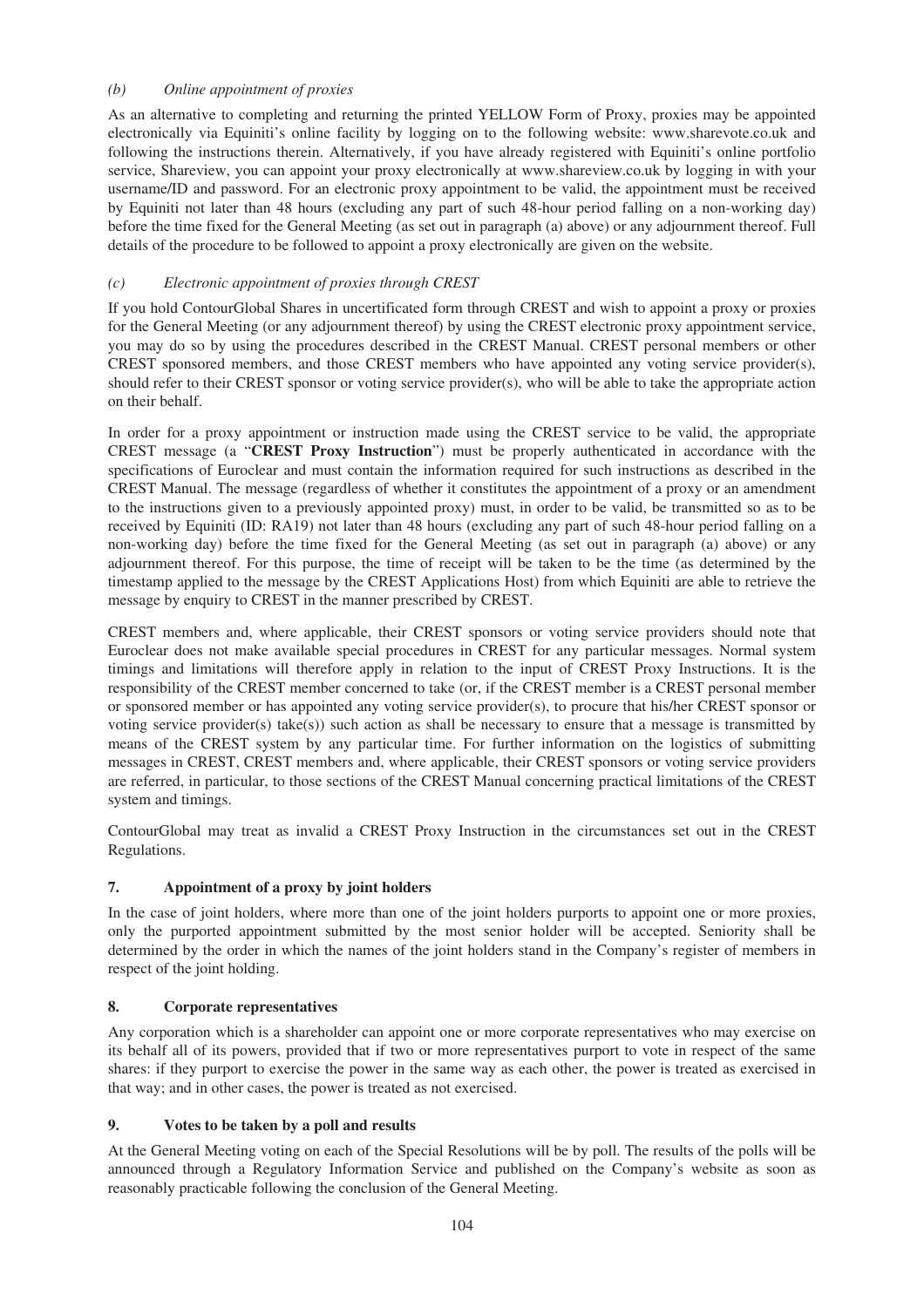*(b) Online appointment of proxies*

As an alternative to completing and returning the printed YELLOW Form of Proxy, proxies may be appointed electronically via Equiniti's online facility by logging on to the following website: www.sharevote.co.uk and following the instructions therein. Alternatively, if you have already registered with Equiniti's online portfolio service, Shareview, you can appoint your proxy electronically at www.shareview.co.uk by logging in with your username/ID and password. For an electronic proxy appointment to be valid, the appointment must be received by Equiniti not later than 48 hours (excluding any part of such 48-hour period falling on a non-working day) before the time fixed for the General Meeting (as set out in paragraph (a) above) or any adjournment thereof. Full details of the procedure to be followed to appoint a proxy electronically are given on the website.

*(c) Electronic appointment of proxies through CREST*

If you hold ContourGlobal Shares in uncertificated form through CREST and wish to appoint a proxy or proxies for the General Meeting (or any adjournment thereof) by using the CREST electronic proxy appointment service, you may do so by using the procedures described in the CREST Manual. CREST personal members or other CREST sponsored members, and those CREST members who have appointed any voting service provider(s), should refer to their CREST sponsor or voting service provider(s), who will be able to take the appropriate action on their behalf.

In order for a proxy appointment or instruction made using the CREST service to be valid, the appropriate CREST message (a "**CREST Proxy Instruction**") must be properly authenticated in accordance with the specifications of Euroclear and must contain the information required for such instructions as described in the CREST Manual. The message (regardless of whether it constitutes the appointment of a proxy or an amendment to the instructions given to a previously appointed proxy) must, in order to be valid, be transmitted so as to be received by Equiniti (ID: RA19) not later than 48 hours (excluding any part of such 48-hour period falling on a non-working day) before the time fixed for the General Meeting (as set out in paragraph (a) above) or any adjournment thereof. For this purpose, the time of receipt will be taken to be the time (as determined by the timestamp applied to the message by the CREST Applications Host) from which Equiniti are able to retrieve the message by enquiry to CREST in the manner prescribed by CREST.

CREST members and, where applicable, their CREST sponsors or voting service providers should note that Euroclear does not make available special procedures in CREST for any particular messages. Normal system timings and limitations will therefore apply in relation to the input of CREST Proxy Instructions. It is the responsibility of the CREST member concerned to take (or, if the CREST member is a CREST personal member or sponsored member or has appointed any voting service provider(s), to procure that his/her CREST sponsor or voting service provider(s) take(s)) such action as shall be necessary to ensure that a message is transmitted by means of the CREST system by any particular time. For further information on the logistics of submitting messages in CREST, CREST members and, where applicable, their CREST sponsors or voting service providers are referred, in particular, to those sections of the CREST Manual concerning practical limitations of the CREST system and timings.

ContourGlobal may treat as invalid a CREST Proxy Instruction in the circumstances set out in the CREST Regulations.

**7. Appointment of a proxy by joint holders**

In the case of joint holders, where more than one of the joint holders purports to appoint one or more proxies, only the purported appointment submitted by the most senior holder will be accepted. Seniority shall be determined by the order in which the names of the joint holders stand in the Company's register of members in respect of the joint holding.

**8. Corporate representatives**

Any corporation which is a shareholder can appoint one or more corporate representatives who may exercise on its behalf all of its powers, provided that if two or more representatives purport to vote in respect of the same shares: if they purport to exercise the power in the same way as each other, the power is treated as exercised in that way; and in other cases, the power is treated as not exercised.

**9. Votes to be taken by a poll and results**

At the General Meeting voting on each of the Special Resolutions will be by poll. The results of the polls will be announced through a Regulatory Information Service and published on the Company's website as soon as reasonably practicable following the conclusion of the General Meeting.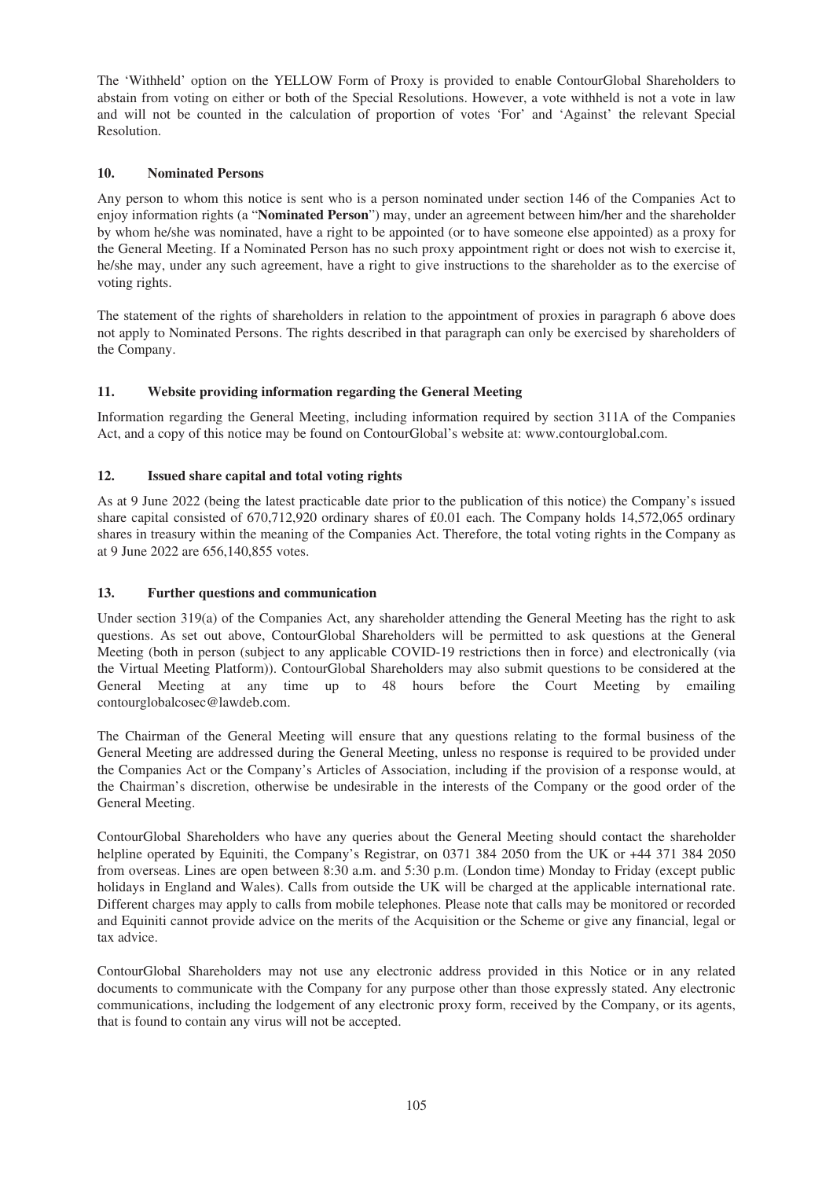The 'Withheld' option on the YELLOW Form of Proxy is provided to enable ContourGlobal Shareholders to abstain from voting on either or both of the Special Resolutions. However, a vote withheld is not a vote in law and will not be counted in the calculation of proportion of votes 'For' and 'Against' the relevant Special Resolution.

## 10. Nominated Persons

Any person to whom this notice is sent who is a person nominated under section 146 of the Companies Act to enjoy information rights (a "**Nominated Person**") may, under an agreement between him/her and the shareholder by whom he/she was nominated, have a right to be appointed (or to have someone else appointed) as a proxy for the General Meeting. If a Nominated Person has no such proxy appointment right or does not wish to exercise it, he/she may, under any such agreement, have a right to give instructions to the shareholder as to the exercise of voting rights.

The statement of the rights of shareholders in relation to the appointment of proxies in paragraph 6 above does not apply to Nominated Persons. The rights described in that paragraph can only be exercised by shareholders of the Company.

## 11. Website providing information regarding the General Meeting

Information regarding the General Meeting, including information required by section 311A of the Companies Act, and a copy of this notice may be found on ContourGlobal's website at: www.contourglobal.com.

## 12. Issued share capital and total voting rights

As at 9 June 2022 (being the latest practicable date prior to the publication of this notice) the Company's issued share capital consisted of 670,712,920 ordinary shares of £0.01 each. The Company holds 14,572,065 ordinary shares in treasury within the meaning of the Companies Act. Therefore, the total voting rights in the Company as at 9 June 2022 are 656,140,855 votes.

## 13. Further questions and communication

Under section 319(a) of the Companies Act, any shareholder attending the General Meeting has the right to ask questions. As set out above, ContourGlobal Shareholders will be permitted to ask questions at the General Meeting (both in person (subject to any applicable COVID-19 restrictions then in force) and electronically (via the Virtual Meeting Platform)). ContourGlobal Shareholders may also submit questions to be considered at the General Meeting at any time up to 48 hours before the Court Meeting by emailing contourglobalcosec@lawdeb.com.

The Chairman of the General Meeting will ensure that any questions relating to the formal business of the General Meeting are addressed during the General Meeting, unless no response is required to be provided under the Companies Act or the Company's Articles of Association, including if the provision of a response would, at the Chairman's discretion, otherwise be undesirable in the interests of the Company or the good order of the General Meeting.

ContourGlobal Shareholders who have any queries about the General Meeting should contact the shareholder helpline operated by Equiniti, the Company's Registrar, on 0371 384 2050 from the UK or +44 371 384 2050 from overseas. Lines are open between 8:30 a.m. and 5:30 p.m. (London time) Monday to Friday (except public holidays in England and Wales). Calls from outside the UK will be charged at the applicable international rate. Different charges may apply to calls from mobile telephones. Please note that calls may be monitored or recorded and Equiniti cannot provide advice on the merits of the Acquisition or the Scheme or give any financial, legal or tax advice.

ContourGlobal Shareholders may not use any electronic address provided in this Notice or in any related documents to communicate with the Company for any purpose other than those expressly stated. Any electronic communications, including the lodgement of any electronic proxy form, received by the Company, or its agents, that is found to contain any virus will not be accepted.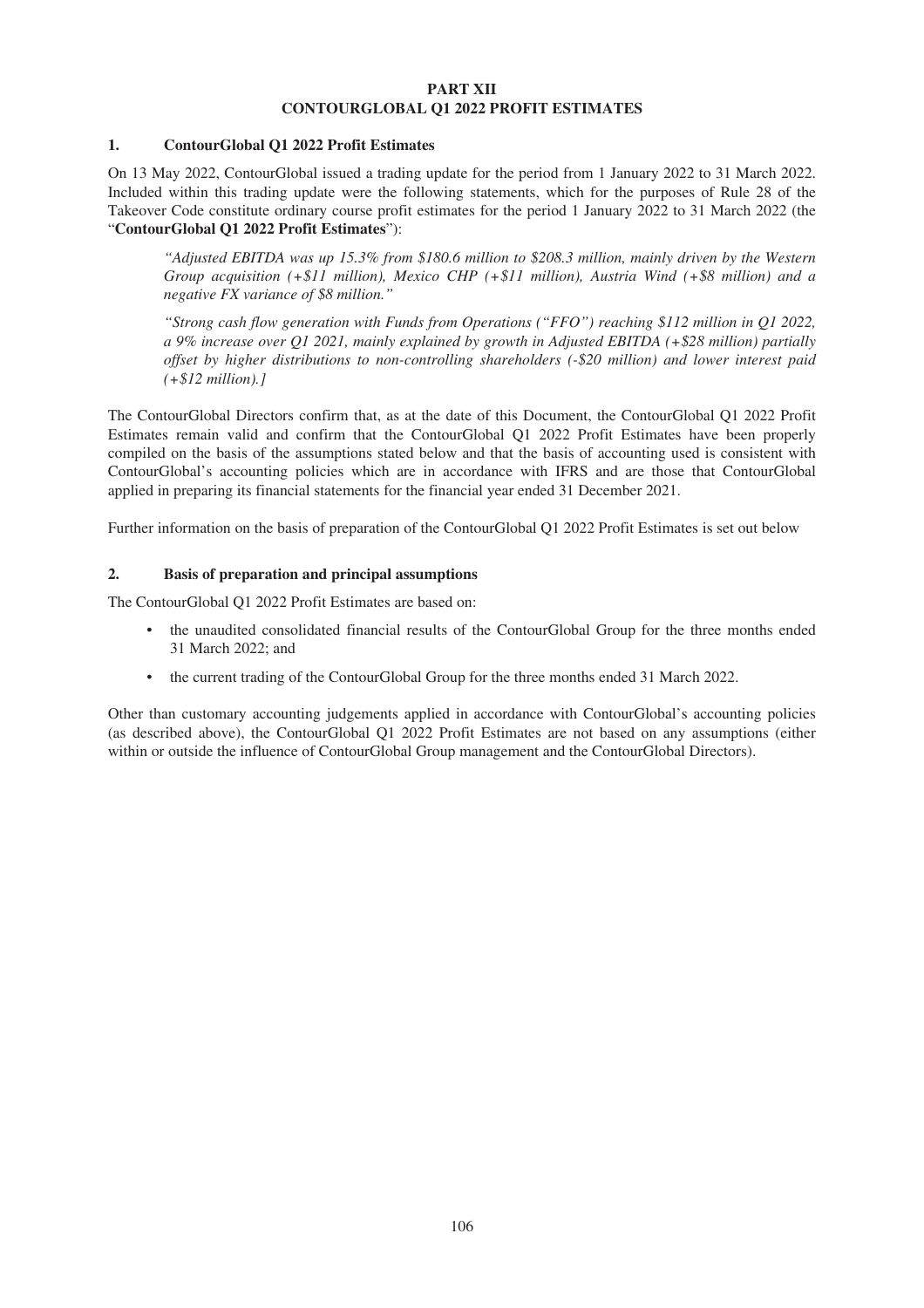# PART XII
# CONTOURGLOBAL Q1 2022 PROFIT ESTIMATES

## 1. ContourGlobal Q1 2022 Profit Estimates

On 13 May 2022, ContourGlobal issued a trading update for the period from 1 January 2022 to 31 March 2022. Included within this trading update were the following statements, which for the purposes of Rule 28 of the Takeover Code constitute ordinary course profit estimates for the period 1 January 2022 to 31 March 2022 (the "**ContourGlobal Q1 2022 Profit Estimates**"):

> *"Adjusted EBITDA was up 15.3% from $180.6 million to $208.3 million, mainly driven by the Western Group acquisition (+$11 million), Mexico CHP (+$11 million), Austria Wind (+$8 million) and a negative FX variance of $8 million."*
>
> *"Strong cash flow generation with Funds from Operations ("FFO") reaching $112 million in Q1 2022, a 9% increase over Q1 2021, mainly explained by growth in Adjusted EBITDA (+$28 million) partially offset by higher distributions to non-controlling shareholders (-$20 million) and lower interest paid (+$12 million).]*

The ContourGlobal Directors confirm that, as at the date of this Document, the ContourGlobal Q1 2022 Profit Estimates remain valid and confirm that the ContourGlobal Q1 2022 Profit Estimates have been properly compiled on the basis of the assumptions stated below and that the basis of accounting used is consistent with ContourGlobal's accounting policies which are in accordance with IFRS and are those that ContourGlobal applied in preparing its financial statements for the financial year ended 31 December 2021.

Further information on the basis of preparation of the ContourGlobal Q1 2022 Profit Estimates is set out below

## 2. Basis of preparation and principal assumptions

The ContourGlobal Q1 2022 Profit Estimates are based on:

- the unaudited consolidated financial results of the ContourGlobal Group for the three months ended 31 March 2022; and
- the current trading of the ContourGlobal Group for the three months ended 31 March 2022.

Other than customary accounting judgements applied in accordance with ContourGlobal's accounting policies (as described above), the ContourGlobal Q1 2022 Profit Estimates are not based on any assumptions (either within or outside the influence of ContourGlobal Group management and the ContourGlobal Directors).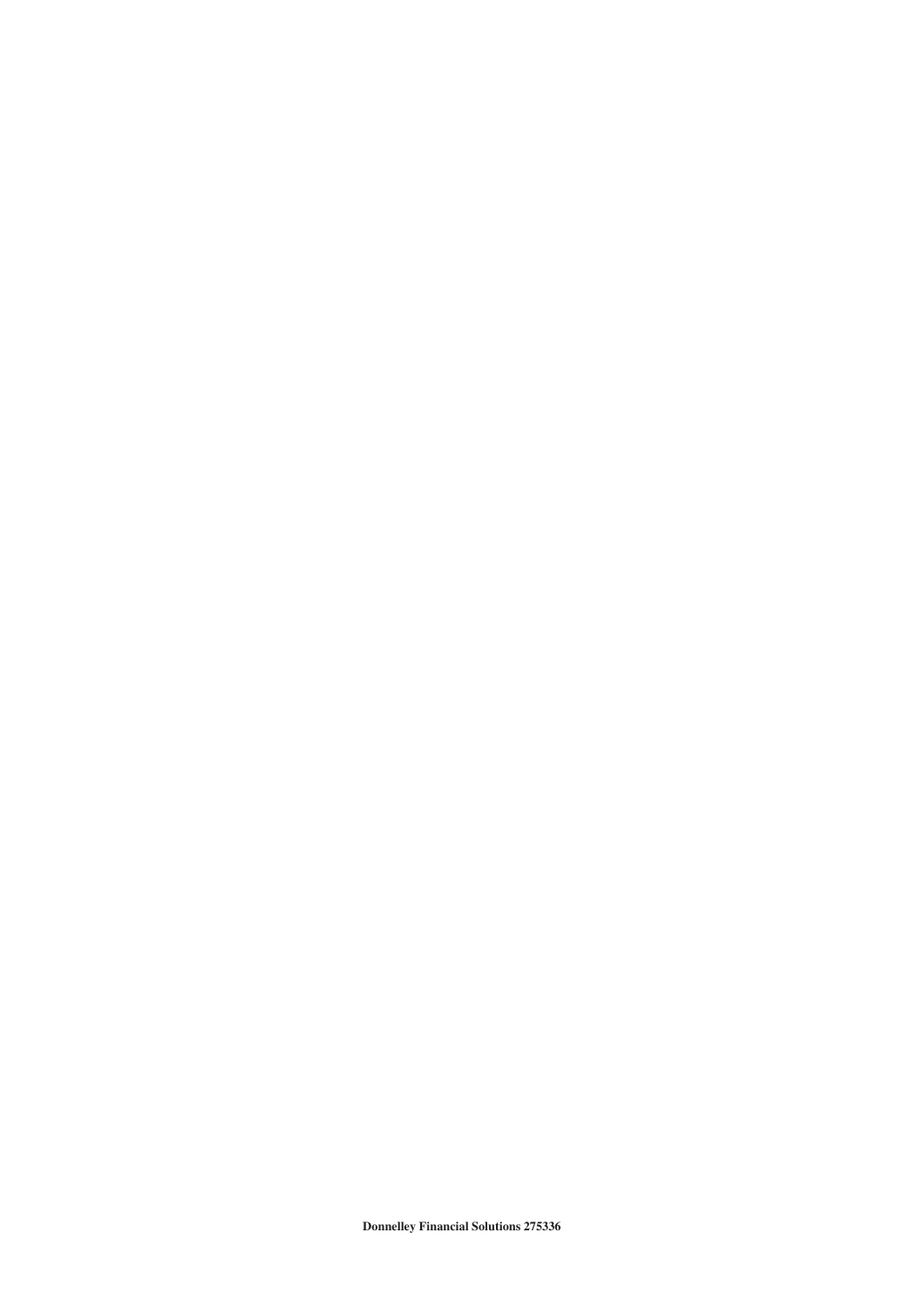**Donnelley Financial Solutions 275336**